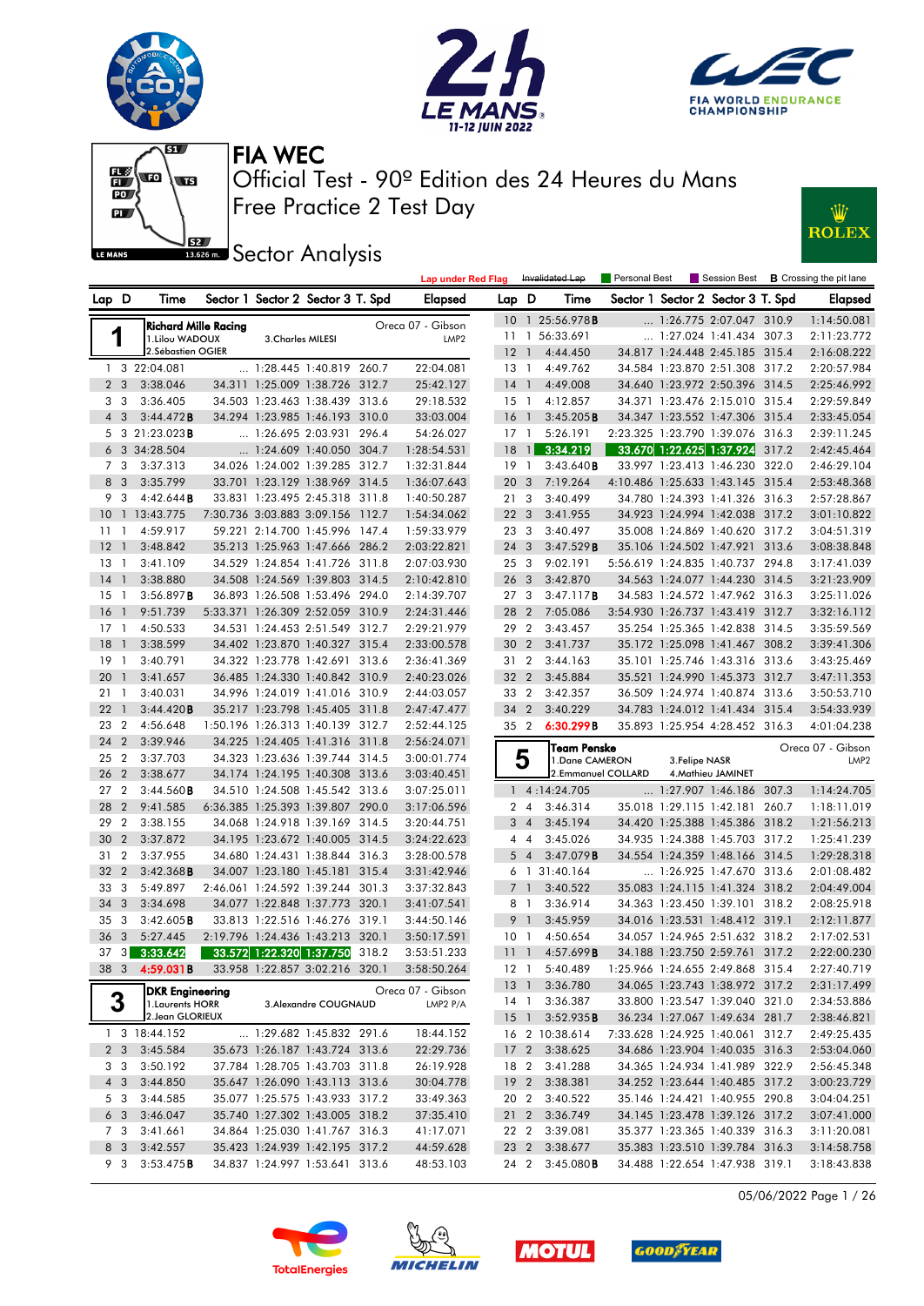# FIA WEC

## Official Test - 90º Edition des 24 Heures du Mans

## Free Practice 2 Test Day

## Sector Analysis

Lap under Red Flag | Invalidated Lap | Personal Best | Session Best | **B** Crossing the pit lane

### 1 — Richard Mille Racing — Oreca 07 - Gibson — LMP2

1.Lilou WADOUX, 2.Sébastien OGIER, 3.Charles MILESI

| Lap | D | Time | Sector 1 | Sector 2 | Sector 3 | T. Spd | Elapsed |
|---|---|---|---|---|---|---|---|
| 1 | 3 | 22:04.081 | ... | 1:28.445 | 1:40.819 | 260.7 | 22:04.081 |
| 2 | 3 | 3:38.046 | 34.311 | 1:25.009 | 1:38.726 | 312.7 | 25:42.127 |
| 3 | 3 | 3:36.405 | 34.503 | 1:23.463 | 1:38.439 | 313.6 | 29:18.532 |
| 4 | 3 | 3:44.472**B** | 34.294 | 1:23.985 | 1:46.193 | 310.0 | 33:03.004 |
| 5 | 3 | 21:23.023**B** | ... | 1:26.695 | 2:03.931 | 296.4 | 54:26.027 |
| 6 | 3 | 34:28.504 | ... | 1:24.609 | 1:40.050 | 304.7 | 1:28:54.531 |
| 7 | 3 | 3:37.313 | 34.026 | 1:24.002 | 1:39.285 | 312.7 | 1:32:31.844 |
| 8 | 3 | 3:35.799 | 33.701 | 1:23.129 | 1:38.969 | 314.5 | 1:36:07.643 |
| 9 | 3 | 4:42.644**B** | 33.831 | 1:23.495 | 2:45.318 | 311.8 | 1:40:50.287 |
| 10 | 1 | 13:43.775 | 7:30.736 | 3:03.883 | 3:09.156 | 112.7 | 1:54:34.062 |
| 11 | 1 | 4:59.917 | 59.221 | 2:14.700 | 1:45.996 | 147.4 | 1:59:33.979 |
| 12 | 1 | 3:48.842 | 35.213 | 1:25.963 | 1:47.666 | 286.2 | 2:03:22.821 |
| 13 | 1 | 3:41.109 | 34.529 | 1:24.854 | 1:41.726 | 311.8 | 2:07:03.930 |
| 14 | 1 | 3:38.880 | 34.508 | 1:24.569 | 1:39.803 | 314.5 | 2:10:42.810 |
| 15 | 1 | 3:56.897**B** | 36.893 | 1:26.508 | 1:53.496 | 294.0 | 2:14:39.707 |
| 16 | 1 | 9:51.739 | 5:33.371 | 1:26.309 | 2:52.059 | 310.9 | 2:24:31.446 |
| 17 | 1 | 4:50.533 | 34.531 | 1:24.453 | 2:51.549 | 312.7 | 2:29:21.979 |
| 18 | 1 | 3:38.599 | 34.402 | 1:23.870 | 1:40.327 | 315.4 | 2:33:00.578 |
| 19 | 1 | 3:40.791 | 34.322 | 1:23.778 | 1:42.691 | 313.6 | 2:36:41.369 |
| 20 | 1 | 3:41.657 | 36.485 | 1:24.330 | 1:40.842 | 310.9 | 2:40:23.026 |
| 21 | 1 | 3:40.031 | 34.996 | 1:24.019 | 1:41.016 | 310.9 | 2:44:03.057 |
| 22 | 1 | 3:44.420**B** | 35.217 | 1:23.798 | 1:45.405 | 311.8 | 2:47:47.477 |
| 23 | 2 | 4:56.648 | 1:50.196 | 1:26.313 | 1:40.139 | 312.7 | 2:52:44.125 |
| 24 | 2 | 3:39.946 | 34.225 | 1:24.405 | 1:41.316 | 311.8 | 2:56:24.071 |
| 25 | 2 | 3:37.703 | 34.323 | 1:23.636 | 1:39.744 | 314.5 | 3:00:01.774 |
| 26 | 2 | 3:38.677 | 34.174 | 1:24.195 | 1:40.308 | 313.6 | 3:03:40.451 |
| 27 | 2 | 3:44.560**B** | 34.510 | 1:24.508 | 1:45.542 | 313.6 | 3:07:25.011 |
| 28 | 2 | 9:41.585 | 6:36.385 | 1:25.393 | 1:39.807 | 290.0 | 3:17:06.596 |
| 29 | 2 | 3:38.155 | 34.068 | 1:24.918 | 1:39.169 | 314.5 | 3:20:44.751 |
| 30 | 2 | 3:37.872 | 34.195 | 1:23.672 | 1:40.005 | 314.5 | 3:24:22.623 |
| 31 | 2 | 3:37.955 | 34.680 | 1:24.431 | 1:38.844 | 316.3 | 3:28:00.578 |
| 32 | 2 | 3:42.368**B** | 34.007 | 1:23.180 | 1:45.181 | 315.4 | 3:31:42.946 |
| 33 | 3 | 5:49.897 | 2:46.061 | 1:24.592 | 1:39.244 | 301.3 | 3:37:32.843 |
| 34 | 3 | 3:34.698 | 34.077 | 1:22.848 | 1:37.773 | 320.1 | 3:41:07.541 |
| 35 | 3 | 3:42.605**B** | 33.813 | 1:22.516 | 1:46.276 | 319.1 | 3:44:50.146 |
| 36 | 3 | 5:27.445 | 2:19.776 | 1:24.436 | 1:43.213 | 320.1 | 3:50:17.591 |
| 37 | 3 | 3:33.642 | 33.572 | 1:22.320 | 1:37.750 | 318.2 | 3:53:51.233 |
| 38 | 3 | 4:59.031**B** | 33.958 | 1:22.857 | 3:02.216 | 320.1 | 3:58:50.264 |

### 3 — DKR Engineering — Oreca 07 - Gibson — LMP2 P/A

1.Laurents HORR, 2.Jean GLORIEUX, 3.Alexandre COUGNAUD

| Lap | D | Time | Sector 1 | Sector 2 | Sector 3 | T. Spd | Elapsed |
|---|---|---|---|---|---|---|---|
| 1 | 3 | 18:44.152 | ... | 1:29.682 | 1:45.832 | 291.6 | 18:44.152 |
| 2 | 3 | 3:45.584 | 35.673 | 1:26.187 | 1:43.724 | 313.6 | 22:29.736 |
| 3 | 3 | 3:50.192 | 37.784 | 1:28.705 | 1:43.703 | 311.8 | 26:19.928 |
| 4 | 3 | 3:44.850 | 35.647 | 1:26.090 | 1:43.113 | 313.6 | 30:04.778 |
| 5 | 3 | 3:44.585 | 35.077 | 1:25.575 | 1:43.933 | 317.2 | 33:49.363 |
| 6 | 3 | 3:46.047 | 35.740 | 1:27.302 | 1:43.005 | 318.2 | 37:35.410 |
| 7 | 3 | 3:41.661 | 34.864 | 1:25.030 | 1:41.767 | 316.3 | 41:17.071 |
| 8 | 3 | 3:42.557 | 35.423 | 1:24.939 | 1:42.195 | 317.2 | 44:59.628 |
| 9 | 3 | 3:53.475**B** | 34.837 | 1:24.997 | 1:53.641 | 313.6 | 48:53.103 |
| 10 | 1 | 25:56.978**B** | ... | 1:26.775 | 2:07.047 | 310.9 | 1:14:50.081 |
| 11 | 1 | 56:33.691 | ... | 1:27.024 | 1:41.434 | 307.3 | 2:11:23.772 |
| 12 | 1 | 4:44.450 | 34.817 | 1:24.448 | 2:45.185 | 315.4 | 2:16:08.222 |
| 13 | 1 | 4:49.762 | 34.584 | 1:23.870 | 2:51.308 | 317.2 | 2:20:57.984 |
| 14 | 1 | 4:49.008 | 34.640 | 1:23.972 | 2:50.396 | 314.5 | 2:25:46.992 |
| 15 | 1 | 4:12.857 | 34.371 | 1:23.476 | 2:15.010 | 315.4 | 2:29:59.849 |
| 16 | 1 | 3:45.205**B** | 34.347 | 1:23.552 | 1:47.306 | 315.4 | 2:33:45.054 |
| 17 | 1 | 5:26.191 | 2:23.325 | 1:23.790 | 1:39.076 | 316.3 | 2:39:11.245 |
| 18 | 1 | 3:34.219 | 33.670 | 1:22.625 | 1:37.924 | 317.2 | 2:42:45.464 |
| 19 | 1 | 3:43.640**B** | 33.997 | 1:23.413 | 1:46.230 | 322.0 | 2:46:29.104 |
| 20 | 3 | 7:19.264 | 4:10.486 | 1:25.633 | 1:43.145 | 315.4 | 2:53:48.368 |
| 21 | 3 | 3:40.499 | 34.780 | 1:24.393 | 1:41.326 | 316.3 | 2:57:28.867 |
| 22 | 3 | 3:41.955 | 34.923 | 1:24.994 | 1:42.038 | 317.2 | 3:01:10.822 |
| 23 | 3 | 3:40.497 | 35.008 | 1:24.869 | 1:40.620 | 317.2 | 3:04:51.319 |
| 24 | 3 | 3:47.529**B** | 35.106 | 1:24.502 | 1:47.921 | 313.6 | 3:08:38.848 |
| 25 | 3 | 9:02.191 | 5:56.619 | 1:24.835 | 1:40.737 | 294.8 | 3:17:41.039 |
| 26 | 3 | 3:42.870 | 34.563 | 1:24.077 | 1:44.230 | 314.5 | 3:21:23.909 |
| 27 | 3 | 3:47.117**B** | 34.583 | 1:24.572 | 1:47.962 | 316.3 | 3:25:11.026 |
| 28 | 2 | 7:05.086 | 3:54.930 | 1:26.737 | 1:43.419 | 312.7 | 3:32:16.112 |
| 29 | 2 | 3:43.457 | 35.254 | 1:25.365 | 1:42.838 | 314.5 | 3:35:59.569 |
| 30 | 2 | 3:41.737 | 35.172 | 1:25.098 | 1:41.467 | 308.2 | 3:39:41.306 |
| 31 | 2 | 3:44.163 | 35.101 | 1:25.746 | 1:43.316 | 313.6 | 3:43:25.469 |
| 32 | 2 | 3:45.884 | 35.521 | 1:24.990 | 1:45.373 | 312.7 | 3:47:11.353 |
| 33 | 2 | 3:42.357 | 36.509 | 1:24.974 | 1:40.874 | 313.6 | 3:50:53.710 |
| 34 | 2 | 3:40.229 | 34.783 | 1:24.012 | 1:41.434 | 315.4 | 3:54:33.939 |
| 35 | 2 | 6:30.299**B** | 35.893 | 1:25.954 | 4:28.452 | 316.3 | 4:01:04.238 |

### 5 — Team Penske — Oreca 07 - Gibson — LMP2

1.Dane CAMERON, 2.Emmanuel COLLARD, 3.Felipe NASR, 4.Mathieu JAMINET

| Lap | D | Time | Sector 1 | Sector 2 | Sector 3 | T. Spd | Elapsed |
|---|---|---|---|---|---|---|---|
| 1 | 4 | 1:14:24.705 | ... | 1:27.907 | 1:46.186 | 307.3 | 1:14:24.705 |
| 2 | 4 | 3:46.314 | 35.018 | 1:29.115 | 1:42.181 | 260.7 | 1:18:11.019 |
| 3 | 4 | 3:45.194 | 34.420 | 1:25.388 | 1:45.386 | 318.2 | 1:21:56.213 |
| 4 | 4 | 3:45.026 | 34.935 | 1:24.388 | 1:45.703 | 317.2 | 1:25:41.239 |
| 5 | 4 | 3:47.079**B** | 34.554 | 1:24.359 | 1:48.166 | 314.5 | 1:29:28.318 |
| 6 | 1 | 31:40.164 | ... | 1:26.925 | 1:47.670 | 313.6 | 2:01:08.482 |
| 7 | 1 | 3:40.522 | 35.083 | 1:24.115 | 1:41.324 | 318.2 | 2:04:49.004 |
| 8 | 1 | 3:36.914 | 34.363 | 1:23.450 | 1:39.101 | 318.2 | 2:08:25.918 |
| 9 | 1 | 3:45.959 | 34.016 | 1:23.531 | 1:48.412 | 319.1 | 2:12:11.877 |
| 10 | 1 | 4:50.654 | 34.057 | 1:24.965 | 2:51.632 | 318.2 | 2:17:02.531 |
| 11 | 1 | 4:57.699**B** | 34.188 | 1:23.750 | 2:59.761 | 317.2 | 2:22:00.230 |
| 12 | 1 | 5:40.489 | 1:25.966 | 1:24.655 | 2:49.868 | 315.4 | 2:27:40.719 |
| 13 | 1 | 3:36.780 | 34.065 | 1:23.743 | 1:38.972 | 317.2 | 2:31:17.499 |
| 14 | 1 | 3:36.387 | 33.800 | 1:23.547 | 1:39.040 | 321.0 | 2:34:53.886 |
| 15 | 1 | 3:52.935**B** | 36.234 | 1:27.067 | 1:49.634 | 281.7 | 2:38:46.821 |
| 16 | 2 | 10:38.614 | 7:33.628 | 1:24.925 | 1:40.061 | 312.7 | 2:49:25.435 |
| 17 | 2 | 3:38.625 | 34.686 | 1:23.904 | 1:40.035 | 316.3 | 2:53:04.060 |
| 18 | 2 | 3:41.288 | 34.365 | 1:24.934 | 1:41.989 | 322.9 | 2:56:45.348 |
| 19 | 2 | 3:38.381 | 34.252 | 1:23.644 | 1:40.485 | 317.2 | 3:00:23.729 |
| 20 | 2 | 3:40.522 | 35.146 | 1:24.421 | 1:40.955 | 290.8 | 3:04:04.251 |
| 21 | 2 | 3:36.749 | 34.145 | 1:23.478 | 1:39.126 | 317.2 | 3:07:41.000 |
| 22 | 2 | 3:39.081 | 35.377 | 1:23.365 | 1:40.339 | 316.3 | 3:11:20.081 |
| 23 | 2 | 3:38.677 | 35.383 | 1:23.510 | 1:39.784 | 316.3 | 3:14:58.758 |
| 24 | 2 | 3:45.080**B** | 34.488 | 1:22.654 | 1:47.938 | 319.1 | 3:18:43.838 |

05/06/2022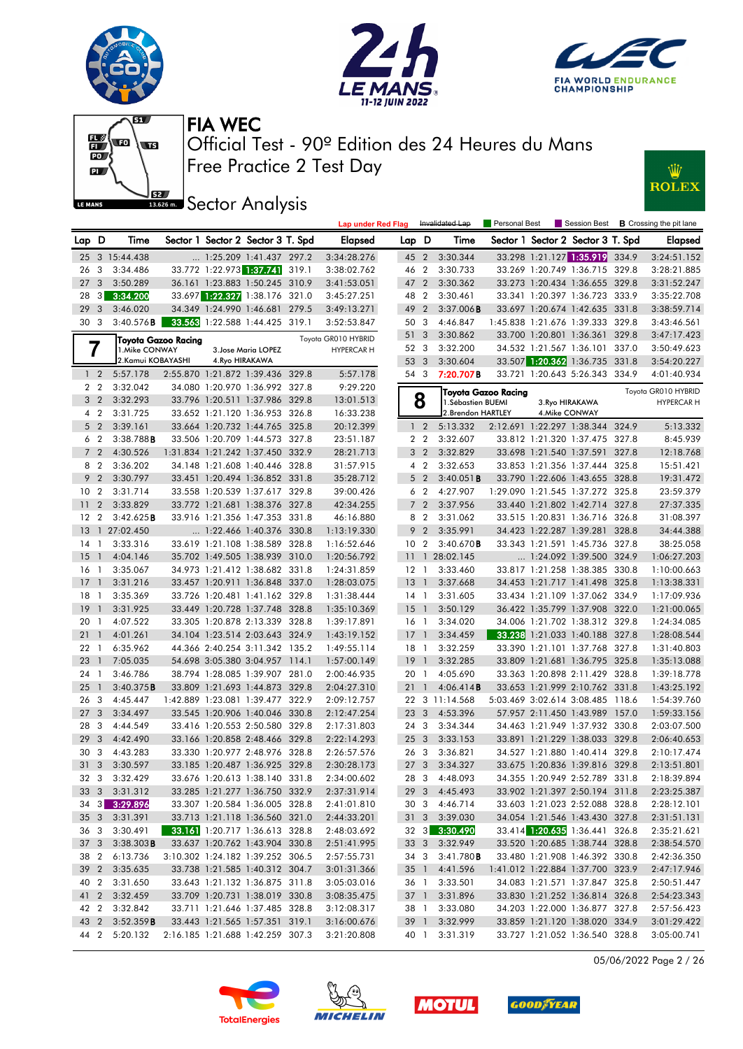# FIA WEC

## Official Test - 90º Edition des 24 Heures du Mans
## Free Practice 2 Test Day
## Sector Analysis

Lap under Red Flag | Invalidated Lap | Personal Best | Session Best | **B** Crossing the pit lane

| Lap | D | Time | Sector 1 | Sector 2 | Sector 3 | T. Spd | Elapsed |
|---|---|---|---|---|---|---|---|
| 25 | 3 | 15:44.438 | ... | 1:25.209 | 1:41.437 | 297.2 | 3:34:28.276 |
| 26 | 3 | 3:34.486 | 33.772 | 1:22.973 | 1:37.741 | 319.1 | 3:38:02.762 |
| 27 | 3 | 3:50.289 | 36.161 | 1:23.883 | 1:50.245 | 310.9 | 3:41:53.051 |
| 28 | 3 | 3:34.200 | 33.697 | 1:22.327 | 1:38.176 | 321.0 | 3:45:27.251 |
| 29 | 3 | 3:46.020 | 34.349 | 1:24.990 | 1:46.681 | 279.5 | 3:49:13.271 |
| 30 | 3 | 3:40.576B | 33.563 | 1:22.588 | 1:44.425 | 319.1 | 3:52:53.847 |

**7** — Toyota Gazoo Racing — Toyota GR010 HYBRID — HYPERCAR H
1.Mike CONWAY, 2.Kamui KOBAYASHI, 3.Jose Maria LOPEZ, 4.Ryo HIRAKAWA

| Lap | D | Time | Sector 1 | Sector 2 | Sector 3 | T. Spd | Elapsed |
|---|---|---|---|---|---|---|---|
| 1 | 2 | 5:57.178 | 2:55.870 | 1:21.872 | 1:39.436 | 329.8 | 5:57.178 |
| 2 | 2 | 3:32.042 | 34.080 | 1:20.970 | 1:36.992 | 327.8 | 9:29.220 |
| 3 | 2 | 3:32.293 | 33.796 | 1:20.511 | 1:37.986 | 329.8 | 13:01.513 |
| 4 | 2 | 3:31.725 | 33.652 | 1:21.120 | 1:36.953 | 326.8 | 16:33.238 |
| 5 | 2 | 3:39.161 | 33.664 | 1:20.732 | 1:44.765 | 325.8 | 20:12.399 |
| 6 | 2 | 3:38.788B | 33.506 | 1:20.709 | 1:44.573 | 327.8 | 23:51.187 |
| 7 | 2 | 4:30.526 | 1:31.834 | 1:21.242 | 1:37.450 | 332.9 | 28:21.713 |
| 8 | 2 | 3:36.202 | 34.148 | 1:21.608 | 1:40.446 | 328.8 | 31:57.915 |
| 9 | 2 | 3:30.797 | 33.451 | 1:20.494 | 1:36.852 | 331.8 | 35:28.712 |
| 10 | 2 | 3:31.714 | 33.558 | 1:20.539 | 1:37.617 | 329.8 | 39:00.426 |
| 11 | 2 | 3:33.829 | 33.772 | 1:21.681 | 1:38.376 | 327.8 | 42:34.255 |
| 12 | 2 | 3:42.625B | 33.916 | 1:21.356 | 1:47.353 | 331.8 | 46:16.880 |
| 13 | 1 | 27:02.450 | ... | 1:22.466 | 1:40.376 | 330.8 | 1:13:19.330 |
| 14 | 1 | 3:33.316 | 33.619 | 1:21.108 | 1:38.589 | 328.8 | 1:16:52.646 |
| 15 | 1 | 4:04.146 | 35.702 | 1:49.505 | 1:38.939 | 310.0 | 1:20:56.792 |
| 16 | 1 | 3:35.067 | 34.973 | 1:21.412 | 1:38.682 | 331.8 | 1:24:31.859 |
| 17 | 1 | 3:31.216 | 33.457 | 1:20.911 | 1:36.848 | 337.0 | 1:28:03.075 |
| 18 | 1 | 3:35.369 | 33.726 | 1:20.481 | 1:41.162 | 329.8 | 1:31:38.444 |
| 19 | 1 | 3:31.925 | 33.449 | 1:20.728 | 1:37.748 | 328.8 | 1:35:10.369 |
| 20 | 1 | 4:07.522 | 33.305 | 1:20.878 | 2:13.339 | 328.8 | 1:39:17.891 |
| 21 | 1 | 4:01.261 | 34.104 | 1:23.514 | 2:03.643 | 324.9 | 1:43:19.152 |
| 22 | 1 | 6:35.962 | 44.366 | 2:40.254 | 3:11.342 | 135.2 | 1:49:55.114 |
| 23 | 1 | 7:05.035 | 54.698 | 3:05.380 | 3:04.957 | 114.1 | 1:57:00.149 |
| 24 | 1 | 3:46.786 | 38.794 | 1:28.805 | 1:39.907 | 281.0 | 2:00:46.935 |
| 25 | 1 | 3:40.375B | 33.809 | 1:21.693 | 1:44.873 | 329.8 | 2:04:27.310 |
| 26 | 3 | 4:45.447 | 1:42.889 | 1:23.081 | 1:39.477 | 322.9 | 2:09:12.757 |
| 27 | 3 | 3:34.497 | 33.545 | 1:20.906 | 1:40.046 | 330.8 | 2:12:47.254 |
| 28 | 3 | 4:44.549 | 33.416 | 1:20.553 | 2:50.580 | 329.8 | 2:17:31.803 |
| 29 | 3 | 4:42.490 | 33.166 | 1:20.858 | 2:48.466 | 329.8 | 2:22:14.293 |
| 30 | 3 | 4:43.283 | 33.330 | 1:20.977 | 2:48.976 | 328.8 | 2:26:57.576 |
| 31 | 3 | 3:30.597 | 33.185 | 1:20.487 | 1:36.925 | 329.8 | 2:30:28.173 |
| 32 | 3 | 3:32.429 | 33.676 | 1:20.613 | 1:38.140 | 331.8 | 2:34:00.602 |
| 33 | 3 | 3:31.312 | 33.285 | 1:21.277 | 1:36.750 | 332.9 | 2:37:31.914 |
| 34 | 3 | 3:29.896 | 33.307 | 1:20.584 | 1:36.005 | 328.8 | 2:41:01.810 |
| 35 | 3 | 3:31.391 | 33.713 | 1:21.118 | 1:36.560 | 321.0 | 2:44:33.201 |
| 36 | 3 | 3:30.491 | 33.161 | 1:20.717 | 1:36.613 | 328.8 | 2:48:03.692 |
| 37 | 3 | 3:38.303B | 33.637 | 1:20.762 | 1:43.904 | 330.8 | 2:51:41.995 |
| 38 | 2 | 6:13.736 | 3:10.302 | 1:24.182 | 1:39.252 | 306.5 | 2:57:55.731 |
| 39 | 2 | 3:35.635 | 33.738 | 1:21.585 | 1:40.312 | 304.7 | 3:01:31.366 |
| 40 | 2 | 3:31.650 | 33.643 | 1:21.132 | 1:36.875 | 311.8 | 3:05:03.016 |
| 41 | 2 | 3:32.459 | 33.709 | 1:20.731 | 1:38.019 | 330.8 | 3:08:35.475 |
| 42 | 2 | 3:32.842 | 33.711 | 1:21.646 | 1:37.485 | 328.8 | 3:12:08.317 |
| 43 | 2 | 3:52.359B | 33.443 | 1:21.565 | 1:57.351 | 319.1 | 3:16:00.676 |
| 44 | 2 | 5:20.132 | 2:16.185 | 1:21.688 | 1:42.259 | 307.3 | 3:21:20.808 |
| 45 | 2 | 3:30.344 | 33.298 | 1:21.127 | 1:35.919 | 334.9 | 3:24:51.152 |
| 46 | 2 | 3:30.733 | 33.269 | 1:20.749 | 1:36.715 | 329.8 | 3:28:21.885 |
| 47 | 2 | 3:30.362 | 33.273 | 1:20.434 | 1:36.655 | 329.8 | 3:31:52.247 |
| 48 | 2 | 3:30.461 | 33.341 | 1:20.397 | 1:36.723 | 333.9 | 3:35:22.708 |
| 49 | 2 | 3:37.006B | 33.697 | 1:20.674 | 1:42.635 | 331.8 | 3:38:59.714 |
| 50 | 3 | 4:46.847 | 1:45.838 | 1:21.676 | 1:39.333 | 329.8 | 3:43:46.561 |
| 51 | 3 | 3:30.862 | 33.700 | 1:20.801 | 1:36.361 | 329.8 | 3:47:17.423 |
| 52 | 3 | 3:32.200 | 34.532 | 1:21.567 | 1:36.101 | 337.0 | 3:50:49.623 |
| 53 | 3 | 3:30.604 | 33.507 | 1:20.362 | 1:36.735 | 331.8 | 3:54:20.227 |
| 54 | 3 | 7:20.707B | 33.721 | 1:20.643 | 5:26.343 | 334.9 | 4:01:40.934 |

**8** — Toyota Gazoo Racing — Toyota GR010 HYBRID — HYPERCAR H
1.Sébastien BUEMI, 2.Brendon HARTLEY, 3.Ryo HIRAKAWA, 4.Mike CONWAY

| Lap | D | Time | Sector 1 | Sector 2 | Sector 3 | T. Spd | Elapsed |
|---|---|---|---|---|---|---|---|
| 1 | 2 | 5:13.332 | 2:12.691 | 1:22.297 | 1:38.344 | 324.9 | 5:13.332 |
| 2 | 2 | 3:32.607 | 33.812 | 1:21.320 | 1:37.475 | 327.8 | 8:45.939 |
| 3 | 2 | 3:32.829 | 33.698 | 1:21.540 | 1:37.591 | 327.8 | 12:18.768 |
| 4 | 2 | 3:32.653 | 33.853 | 1:21.356 | 1:37.444 | 325.8 | 15:51.421 |
| 5 | 2 | 3:40.051B | 33.790 | 1:22.606 | 1:43.655 | 328.8 | 19:31.472 |
| 6 | 2 | 4:27.907 | 1:29.090 | 1:21.545 | 1:37.272 | 325.8 | 23:59.379 |
| 7 | 2 | 3:37.956 | 33.440 | 1:21.802 | 1:42.714 | 327.8 | 27:37.335 |
| 8 | 2 | 3:31.062 | 33.515 | 1:20.831 | 1:36.716 | 326.8 | 31:08.397 |
| 9 | 2 | 3:35.991 | 34.423 | 1:22.287 | 1:39.281 | 328.8 | 34:44.388 |
| 10 | 2 | 3:40.670B | 33.343 | 1:21.591 | 1:45.736 | 327.8 | 38:25.058 |
| 11 | 1 | 28:02.145 | ... | 1:24.092 | 1:39.500 | 324.9 | 1:06:27.203 |
| 12 | 1 | 3:33.460 | 33.817 | 1:21.258 | 1:38.385 | 330.8 | 1:10:00.663 |
| 13 | 1 | 3:37.668 | 34.453 | 1:21.717 | 1:41.498 | 325.8 | 1:13:38.331 |
| 14 | 1 | 3:31.605 | 33.434 | 1:21.109 | 1:37.062 | 334.9 | 1:17:09.936 |
| 15 | 1 | 3:50.129 | 36.422 | 1:35.799 | 1:37.908 | 322.0 | 1:21:00.065 |
| 16 | 1 | 3:34.020 | 34.006 | 1:21.702 | 1:38.312 | 329.8 | 1:24:34.085 |
| 17 | 1 | 3:34.459 | 33.238 | 1:21.033 | 1:40.188 | 327.8 | 1:28:08.544 |
| 18 | 1 | 3:32.259 | 33.390 | 1:21.101 | 1:37.768 | 327.8 | 1:31:40.803 |
| 19 | 1 | 3:32.285 | 33.809 | 1:21.681 | 1:36.795 | 325.8 | 1:35:13.088 |
| 20 | 1 | 4:05.690 | 33.363 | 1:20.898 | 2:11.429 | 328.8 | 1:39:18.778 |
| 21 | 1 | 4:06.414B | 33.653 | 1:21.999 | 2:10.762 | 331.8 | 1:43:25.192 |
| 22 | 3 | 11:14.568 | 5:03.469 | 3:02.614 | 3:08.485 | 118.6 | 1:54:39.760 |
| 23 | 3 | 4:53.396 | 57.957 | 2:11.450 | 1:43.989 | 157.0 | 1:59:33.156 |
| 24 | 3 | 3:34.344 | 34.463 | 1:21.949 | 1:37.932 | 330.8 | 2:03:07.500 |
| 25 | 3 | 3:33.153 | 33.891 | 1:21.229 | 1:38.033 | 329.8 | 2:06:40.653 |
| 26 | 3 | 3:36.821 | 34.527 | 1:21.880 | 1:40.414 | 329.8 | 2:10:17.474 |
| 27 | 3 | 3:34.327 | 33.675 | 1:20.836 | 1:39.816 | 329.8 | 2:13:51.801 |
| 28 | 3 | 4:48.093 | 34.355 | 1:20.949 | 2:52.789 | 331.8 | 2:18:39.894 |
| 29 | 3 | 4:45.493 | 33.902 | 1:21.397 | 2:50.194 | 311.8 | 2:23:25.387 |
| 30 | 3 | 4:46.714 | 33.603 | 1:21.023 | 2:52.088 | 328.8 | 2:28:12.101 |
| 31 | 3 | 3:39.030 | 34.054 | 1:21.546 | 1:43.430 | 327.8 | 2:31:51.131 |
| 32 | 3 | 3:30.490 | 33.414 | 1:20.635 | 1:36.441 | 326.8 | 2:35:21.621 |
| 33 | 3 | 3:32.949 | 33.520 | 1:20.685 | 1:38.744 | 328.8 | 2:38:54.570 |
| 34 | 3 | 3:41.780B | 33.480 | 1:21.908 | 1:46.392 | 330.8 | 2:42:36.350 |
| 35 | 1 | 4:41.596 | 1:41.012 | 1:22.884 | 1:37.700 | 323.9 | 2:47:17.946 |
| 36 | 1 | 3:33.501 | 34.083 | 1:21.571 | 1:37.847 | 325.8 | 2:50:51.447 |
| 37 | 1 | 3:31.896 | 33.830 | 1:21.252 | 1:36.814 | 326.8 | 2:54:23.343 |
| 38 | 1 | 3:33.080 | 34.203 | 1:22.000 | 1:36.877 | 327.8 | 2:57:56.423 |
| 39 | 1 | 3:32.999 | 33.859 | 1:21.120 | 1:38.020 | 334.9 | 3:01:29.422 |
| 40 | 1 | 3:31.319 | 33.727 | 1:21.052 | 1:36.540 | 328.8 | 3:05:00.741 |

05/06/2022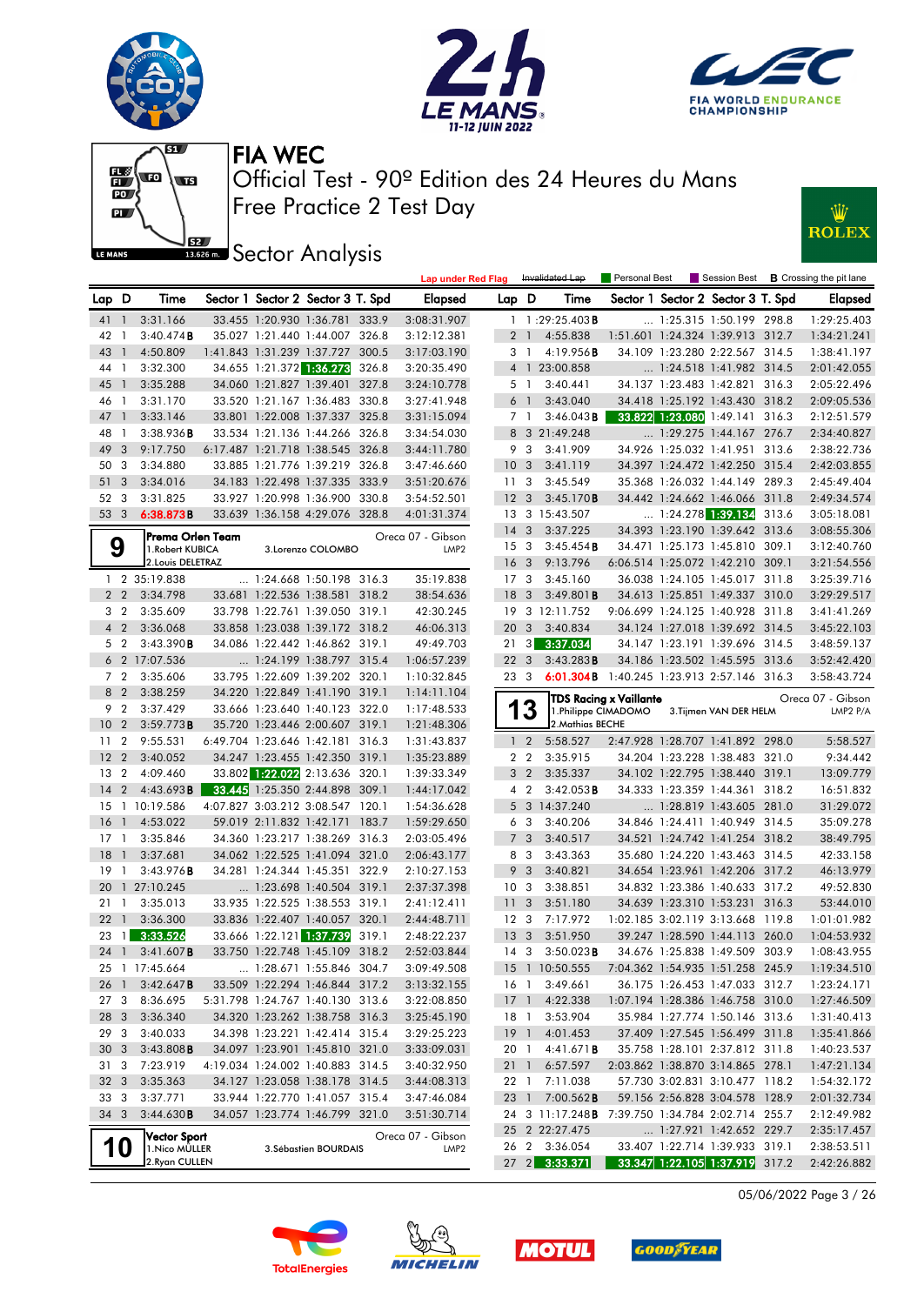# FIA WEC

Official Test - 90º Edition des 24 Heures du Mans

Free Practice 2 Test Day

## Sector Analysis

Lap under Red Flag | Invalidated Lap | Personal Best | Session Best | B Crossing the pit lane

| Lap | D | Time | Sector 1 | Sector 2 | Sector 3 | T. Spd | Elapsed |
|---|---|---|---|---|---|---|---|
| 41 | 1 | 3:31.166 | 33.455 | 1:20.930 | 1:36.781 | 333.9 | 3:08:31.907 |
| 42 | 1 | 3:40.474B | 35.027 | 1:21.440 | 1:44.007 | 326.8 | 3:12:12.381 |
| 43 | 1 | 4:50.809 | 1:41.843 | 1:31.239 | 1:37.727 | 300.5 | 3:17:03.190 |
| 44 | 1 | 3:32.300 | 34.655 | 1:21.372 | 1:36.273 | 326.8 | 3:20:35.490 |
| 45 | 1 | 3:35.288 | 34.060 | 1:21.827 | 1:39.401 | 327.8 | 3:24:10.778 |
| 46 | 1 | 3:31.170 | 33.520 | 1:21.167 | 1:36.483 | 330.8 | 3:27:41.948 |
| 47 | 1 | 3:33.146 | 33.801 | 1:22.008 | 1:37.337 | 325.8 | 3:31:15.094 |
| 48 | 1 | 3:38.936B | 33.534 | 1:21.136 | 1:44.266 | 326.8 | 3:34:54.030 |
| 49 | 3 | 9:17.750 | 6:17.487 | 1:21.718 | 1:38.545 | 326.8 | 3:44:11.780 |
| 50 | 3 | 3:34.880 | 33.885 | 1:21.776 | 1:39.219 | 326.8 | 3:47:46.660 |
| 51 | 3 | 3:34.016 | 34.183 | 1:22.498 | 1:37.335 | 333.9 | 3:51:20.676 |
| 52 | 3 | 3:31.825 | 33.927 | 1:20.998 | 1:36.900 | 330.8 | 3:54:52.501 |
| 53 | 3 | 6:38.873B | 33.639 | 1:36.158 | 4:29.076 | 328.8 | 4:01:31.374 |

**9 — Prema Orlen Team** — Oreca 07 - Gibson — LMP2
1.Robert KUBICA, 2.Louis DELETRAZ, 3.Lorenzo COLOMBO

| Lap | D | Time | Sector 1 | Sector 2 | Sector 3 | T. Spd | Elapsed |
|---|---|---|---|---|---|---|---|
| 1 | 2 | 35:19.838 | ... | 1:24.668 | 1:50.198 | 316.3 | 35:19.838 |
| 2 | 2 | 3:34.798 | 33.681 | 1:22.536 | 1:38.581 | 318.2 | 38:54.636 |
| 3 | 2 | 3:35.609 | 33.798 | 1:22.761 | 1:39.050 | 319.1 | 42:30.245 |
| 4 | 2 | 3:36.068 | 33.858 | 1:23.038 | 1:39.172 | 318.2 | 46:06.313 |
| 5 | 2 | 3:43.390B | 34.086 | 1:22.442 | 1:46.862 | 319.1 | 49:49.703 |
| 6 | 2 | 17:07.536 | ... | 1:24.199 | 1:38.797 | 315.4 | 1:06:57.239 |
| 7 | 2 | 3:35.606 | 33.795 | 1:22.609 | 1:39.202 | 320.1 | 1:10:32.845 |
| 8 | 2 | 3:38.259 | 34.220 | 1:22.849 | 1:41.190 | 319.1 | 1:14:11.104 |
| 9 | 2 | 3:37.429 | 33.666 | 1:23.640 | 1:40.123 | 322.0 | 1:17:48.533 |
| 10 | 2 | 3:59.773B | 35.720 | 1:23.446 | 2:00.607 | 319.1 | 1:21:48.306 |
| 11 | 2 | 9:55.531 | 6:49.704 | 1:23.646 | 1:42.181 | 316.3 | 1:31:43.837 |
| 12 | 2 | 3:40.052 | 34.247 | 1:23.455 | 1:42.350 | 319.1 | 1:35:23.889 |
| 13 | 2 | 4:09.460 | 33.802 | 1:22.022 | 2:13.636 | 320.1 | 1:39:33.349 |
| 14 | 2 | 4:43.693B | 33.445 | 1:25.350 | 2:44.898 | 309.1 | 1:44:17.042 |
| 15 | 1 | 10:19.586 | 4:07.827 | 3:03.212 | 3:08.547 | 120.1 | 1:54:36.628 |
| 16 | 1 | 4:53.022 | 59.019 | 2:11.832 | 1:42.171 | 183.7 | 1:59:29.650 |
| 17 | 1 | 3:35.846 | 34.360 | 1:23.217 | 1:38.269 | 316.3 | 2:03:05.496 |
| 18 | 1 | 3:37.681 | 34.062 | 1:22.525 | 1:41.094 | 321.0 | 2:06:43.177 |
| 19 | 1 | 3:43.976B | 34.281 | 1:24.344 | 1:45.351 | 322.9 | 2:10:27.153 |
| 20 | 1 | 27:10.245 | ... | 1:23.698 | 1:40.504 | 319.1 | 2:37:37.398 |
| 21 | 1 | 3:35.013 | 33.935 | 1:22.525 | 1:38.553 | 319.1 | 2:41:12.411 |
| 22 | 1 | 3:36.300 | 33.836 | 1:22.407 | 1:40.057 | 320.1 | 2:44:48.711 |
| 23 | 1 | 3:33.526 | 33.666 | 1:22.121 | 1:37.739 | 319.1 | 2:48:22.237 |
| 24 | 1 | 3:41.607B | 33.750 | 1:22.748 | 1:45.109 | 318.2 | 2:52:03.844 |
| 25 | 1 | 17:45.664 | ... | 1:28.671 | 1:55.846 | 304.7 | 3:09:49.508 |
| 26 | 1 | 3:42.647B | 33.509 | 1:22.294 | 1:46.844 | 317.2 | 3:13:32.155 |
| 27 | 3 | 8:36.695 | 5:31.798 | 1:24.767 | 1:40.130 | 313.6 | 3:22:08.850 |
| 28 | 3 | 3:36.340 | 34.320 | 1:23.262 | 1:38.758 | 316.3 | 3:25:45.190 |
| 29 | 3 | 3:40.033 | 34.398 | 1:23.221 | 1:42.414 | 315.4 | 3:29:25.223 |
| 30 | 3 | 3:43.808B | 34.097 | 1:23.901 | 1:45.810 | 321.0 | 3:33:09.031 |
| 31 | 3 | 7:23.919 | 4:19.034 | 1:24.002 | 1:40.883 | 314.5 | 3:40:32.950 |
| 32 | 3 | 3:35.363 | 34.127 | 1:23.058 | 1:38.178 | 314.5 | 3:44:08.313 |
| 33 | 3 | 3:37.771 | 33.944 | 1:22.770 | 1:41.057 | 315.4 | 3:47:46.084 |
| 34 | 3 | 3:44.630B | 34.057 | 1:23.774 | 1:46.799 | 321.0 | 3:51:30.714 |

**10 — Vector Sport** — Oreca 07 - Gibson — LMP2
1.Nico MÜLLER, 2.Ryan CULLEN, 3.Sébastien BOURDAIS

| Lap | D | Time | Sector 1 | Sector 2 | Sector 3 | T. Spd | Elapsed |
|---|---|---|---|---|---|---|---|
| 1 | 1 | :29:25.403B | ... | 1:25.315 | 1:50.199 | 298.8 | 1:29:25.403 |
| 2 | 1 | 4:55.838 | 1:51.601 | 1:24.324 | 1:39.913 | 312.7 | 1:34:21.241 |
| 3 | 1 | 4:19.956B | 34.109 | 1:23.280 | 2:22.567 | 314.5 | 1:38:41.197 |
| 4 | 1 | 23:00.858 | ... | 1:24.518 | 1:41.982 | 314.5 | 2:01:42.055 |
| 5 | 1 | 3:40.441 | 34.137 | 1:23.483 | 1:42.821 | 316.3 | 2:05:22.496 |
| 6 | 1 | 3:43.040 | 34.418 | 1:25.192 | 1:43.430 | 318.2 | 2:09:05.536 |
| 7 | 1 | 3:46.043B | 33.822 | 1:23.080 | 1:49.141 | 316.3 | 2:12:51.579 |
| 8 | 3 | 21:49.248 | ... | 1:29.275 | 1:44.167 | 276.7 | 2:34:40.827 |
| 9 | 3 | 3:41.909 | 34.926 | 1:25.032 | 1:41.951 | 313.6 | 2:38:22.736 |
| 10 | 3 | 3:41.119 | 34.397 | 1:24.472 | 1:42.250 | 315.4 | 2:42:03.855 |
| 11 | 3 | 3:45.549 | 35.368 | 1:26.032 | 1:44.149 | 289.3 | 2:45:49.404 |
| 12 | 3 | 3:45.170B | 34.442 | 1:24.662 | 1:46.066 | 311.8 | 2:49:34.574 |
| 13 | 3 | 15:43.507 | ... | 1:24.278 | 1:39.134 | 313.6 | 3:05:18.081 |
| 14 | 3 | 3:37.225 | 34.393 | 1:23.190 | 1:39.642 | 313.6 | 3:08:55.306 |
| 15 | 3 | 3:45.454B | 34.471 | 1:25.173 | 1:45.810 | 309.1 | 3:12:40.760 |
| 16 | 3 | 9:13.796 | 6:06.514 | 1:25.072 | 1:42.210 | 309.1 | 3:21:54.556 |
| 17 | 3 | 3:45.160 | 36.038 | 1:24.105 | 1:45.017 | 311.8 | 3:25:39.716 |
| 18 | 3 | 3:49.801B | 34.613 | 1:25.851 | 1:49.337 | 310.0 | 3:29:29.517 |
| 19 | 3 | 12:11.752 | 9:06.699 | 1:24.125 | 1:40.928 | 311.8 | 3:41:41.269 |
| 20 | 3 | 3:40.834 | 34.124 | 1:27.018 | 1:39.692 | 314.5 | 3:45:22.103 |
| 21 | 3 | 3:37.034 | 34.147 | 1:23.191 | 1:39.696 | 314.5 | 3:48:59.137 |
| 22 | 3 | 3:43.283B | 34.186 | 1:23.502 | 1:45.595 | 313.6 | 3:52:42.420 |
| 23 | 3 | 6:01.304B | 1:40.245 | 1:23.913 | 2:57.146 | 316.3 | 3:58:43.724 |

**13 — TDS Racing x Vaillante** — Oreca 07 - Gibson — LMP2 P/A
1.Philippe CIMADOMO, 2.Mathias BECHE, 3.Tijmen VAN DER HELM

| Lap | D | Time | Sector 1 | Sector 2 | Sector 3 | T. Spd | Elapsed |
|---|---|---|---|---|---|---|---|
| 1 | 2 | 5:58.527 | 2:47.928 | 1:28.707 | 1:41.892 | 298.0 | 5:58.527 |
| 2 | 2 | 3:35.915 | 34.204 | 1:23.228 | 1:38.483 | 321.0 | 9:34.442 |
| 3 | 2 | 3:35.337 | 34.102 | 1:22.795 | 1:38.440 | 319.1 | 13:09.779 |
| 4 | 2 | 3:42.053B | 34.333 | 1:23.359 | 1:44.361 | 318.2 | 16:51.832 |
| 5 | 3 | 14:37.240 | ... | 1:28.819 | 1:43.605 | 281.0 | 31:29.072 |
| 6 | 3 | 3:40.206 | 34.846 | 1:24.411 | 1:40.949 | 314.5 | 35:09.278 |
| 7 | 3 | 3:40.517 | 34.521 | 1:24.742 | 1:41.254 | 318.2 | 38:49.795 |
| 8 | 3 | 3:43.363 | 35.680 | 1:24.220 | 1:43.463 | 314.5 | 42:33.158 |
| 9 | 3 | 3:40.821 | 34.654 | 1:23.961 | 1:42.206 | 317.2 | 46:13.979 |
| 10 | 3 | 3:38.851 | 34.832 | 1:23.386 | 1:40.633 | 317.2 | 49:52.830 |
| 11 | 3 | 3:51.180 | 34.639 | 1:23.310 | 1:53.231 | 316.3 | 53:44.010 |
| 12 | 3 | 7:17.972 | 1:02.185 | 3:02.119 | 3:13.668 | 119.8 | 1:01:01.982 |
| 13 | 3 | 3:51.950 | 39.247 | 1:28.590 | 1:44.113 | 260.0 | 1:04:53.932 |
| 14 | 3 | 3:50.023B | 34.676 | 1:25.838 | 1:49.509 | 303.9 | 1:08:43.955 |
| 15 | 1 | 10:50.555 | 7:04.362 | 1:54.935 | 1:51.258 | 245.9 | 1:19:34.510 |
| 16 | 1 | 3:49.661 | 36.175 | 1:26.453 | 1:47.033 | 312.7 | 1:23:24.171 |
| 17 | 1 | 4:22.338 | 1:07.194 | 1:28.386 | 1:46.758 | 310.0 | 1:27:46.509 |
| 18 | 1 | 3:53.904 | 35.984 | 1:27.774 | 1:50.146 | 313.6 | 1:31:40.413 |
| 19 | 1 | 4:01.453 | 37.409 | 1:27.545 | 1:56.499 | 311.8 | 1:35:41.866 |
| 20 | 1 | 4:41.671B | 35.758 | 1:28.101 | 2:37.812 | 311.8 | 1:40:23.537 |
| 21 | 1 | 6:57.597 | 2:03.862 | 1:38.870 | 3:14.865 | 278.1 | 1:47:21.134 |
| 22 | 1 | 7:11.038 | 57.730 | 3:02.831 | 3:10.477 | 118.2 | 1:54:32.172 |
| 23 | 1 | 7:00.562B | 59.156 | 2:56.828 | 3:04.578 | 128.9 | 2:01:32.734 |
| 24 | 3 | 11:17.248B | 7:39.750 | 1:34.784 | 2:02.714 | 255.7 | 2:12:49.982 |
| 25 | 2 | 22:27.475 | ... | 1:27.921 | 1:42.652 | 229.7 | 2:35:17.457 |
| 26 | 2 | 3:36.054 | 33.407 | 1:22.714 | 1:39.933 | 319.1 | 2:38:53.511 |
| 27 | 2 | 3:33.371 | 33.347 | 1:22.105 | 1:37.919 | 317.2 | 2:42:26.882 |

05/06/2022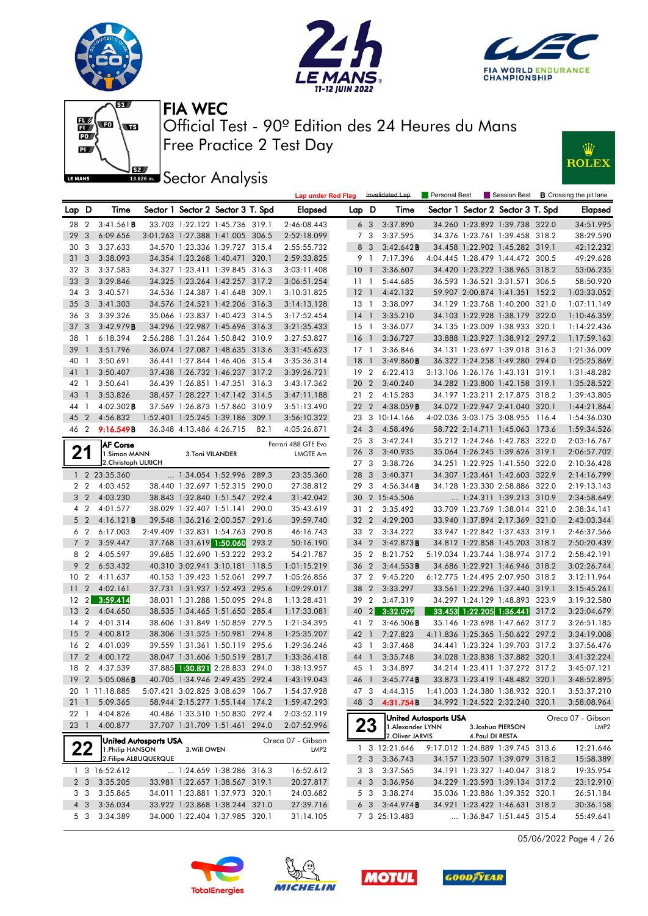# FIA WEC

Official Test - 90º Edition des 24 Heures du Mans

Free Practice 2 Test Day

## Sector Analysis

Lap under Red Flag | Invalidated Lap | Personal Best | Session Best | B Crossing the pit lane

| Lap | D | Time | Sector 1 | Sector 2 | Sector 3 | T. Spd | Elapsed |
|---|---|---|---|---|---|---|---|
| 28 | 2 | 3:41.561B | 33.703 | 1:22.122 | 1:45.736 | 319.1 | 2:46:08.443 |
| 29 | 3 | 6:09.656 | 3:01.263 | 1:27.388 | 1:41.005 | 306.5 | 2:52:18.099 |
| 30 | 3 | 3:37.633 | 34.570 | 1:23.336 | 1:39.727 | 315.4 | 2:55:55.732 |
| 31 | 3 | 3:38.093 | 34.354 | 1:23.268 | 1:40.471 | 320.1 | 2:59:33.825 |
| 32 | 3 | 3:37.583 | 34.327 | 1:23.411 | 1:39.845 | 316.3 | 3:03:11.408 |
| 33 | 3 | 3:39.846 | 34.325 | 1:23.264 | 1:42.257 | 317.2 | 3:06:51.254 |
| 34 | 3 | 3:40.571 | 34.536 | 1:24.387 | 1:41.648 | 309.1 | 3:10:31.825 |
| 35 | 3 | 3:41.303 | 34.576 | 1:24.521 | 1:42.206 | 316.3 | 3:14:13.128 |
| 36 | 3 | 3:39.326 | 35.066 | 1:23.837 | 1:40.423 | 314.5 | 3:17:52.454 |
| 37 | 3 | 3:42.979B | 34.296 | 1:22.987 | 1:45.696 | 316.3 | 3:21:35.433 |
| 38 | 1 | 6:18.394 | 2:56.288 | 1:31.264 | 1:50.842 | 310.9 | 3:27:53.827 |
| 39 | 1 | 3:51.796 | 36.074 | 1:27.087 | 1:48.635 | 313.6 | 3:31:45.623 |
| 40 | 1 | 3:50.691 | 36.441 | 1:27.844 | 1:46.406 | 315.4 | 3:35:36.314 |
| 41 | 1 | 3:50.407 | 37.438 | 1:26.732 | 1:46.237 | 317.2 | 3:39:26.721 |
| 42 | 1 | 3:50.641 | 36.439 | 1:26.851 | 1:47.351 | 316.3 | 3:43:17.362 |
| 43 | 1 | 3:53.826 | 38.457 | 1:28.227 | 1:47.142 | 314.5 | 3:47:11.188 |
| 44 | 1 | 4:02.302B | 37.569 | 1:26.873 | 1:57.860 | 310.9 | 3:51:13.490 |
| 45 | 2 | 4:56.832 | 1:52.401 | 1:25.245 | 1:39.186 | 309.1 | 3:56:10.322 |
| 46 | 2 | 9:16.549B | 36.348 | 4:13.486 | 4:26.715 | 82.1 | 4:05:26.871 |

### 21 AF Corse — Ferrari 488 GTE Evo — LMGTE Am
1.Simon MANN, 2.Christoph ULRICH, 3.Toni VILANDER

| Lap | D | Time | Sector 1 | Sector 2 | Sector 3 | T. Spd | Elapsed |
|---|---|---|---|---|---|---|---|
| 1 | 2 | 23:35.360 | ... | 1:34.054 | 1:52.996 | 289.3 | 23:35.360 |
| 2 | 2 | 4:03.452 | 38.440 | 1:32.697 | 1:52.315 | 290.0 | 27:38.812 |
| 3 | 2 | 4:03.230 | 38.843 | 1:32.840 | 1:51.547 | 292.4 | 31:42.042 |
| 4 | 2 | 4:01.577 | 38.029 | 1:32.407 | 1:51.141 | 290.0 | 35:43.619 |
| 5 | 2 | 4:16.121B | 39.548 | 1:36.216 | 2:00.357 | 291.6 | 39:59.740 |
| 6 | 2 | 6:17.003 | 2:49.409 | 1:32.831 | 1:54.763 | 290.8 | 46:16.743 |
| 7 | 2 | 3:59.447 | 37.768 | 1:31.619 | 1:50.060 | 293.2 | 50:16.190 |
| 8 | 2 | 4:05.597 | 39.685 | 1:32.690 | 1:53.222 | 293.2 | 54:21.787 |
| 9 | 2 | 6:53.432 | 40.310 | 3:02.941 | 3:10.181 | 118.5 | 1:01:15.219 |
| 10 | 2 | 4:11.637 | 40.153 | 1:39.423 | 1:52.061 | 299.7 | 1:05:26.856 |
| 11 | 2 | 4:02.161 | 37.731 | 1:31.937 | 1:52.493 | 295.6 | 1:09:29.017 |
| 12 | 2 | 3:59.414 | 38.031 | 1:31.288 | 1:50.095 | 294.8 | 1:13:28.431 |
| 13 | 2 | 4:04.650 | 38.535 | 1:34.465 | 1:51.650 | 285.4 | 1:17:33.081 |
| 14 | 2 | 4:01.314 | 38.606 | 1:31.849 | 1:50.859 | 279.5 | 1:21:34.395 |
| 15 | 2 | 4:00.812 | 38.306 | 1:31.525 | 1:50.981 | 294.8 | 1:25:35.207 |
| 16 | 2 | 4:01.039 | 39.559 | 1:31.361 | 1:50.119 | 295.6 | 1:29:36.246 |
| 17 | 2 | 4:00.172 | 38.047 | 1:31.606 | 1:50.519 | 281.7 | 1:33:36.418 |
| 18 | 2 | 4:37.539 | 37.885 | 1:30.821 | 2:28.833 | 294.0 | 1:38:13.957 |
| 19 | 2 | 5:05.086B | 40.705 | 1:34.946 | 2:49.435 | 292.4 | 1:43:19.043 |
| 20 | 1 | 11:18.885 | 5:07.421 | 3:02.825 | 3:08.639 | 106.7 | 1:54:37.928 |
| 21 | 1 | 5:09.365 | 58.944 | 2:15.277 | 1:55.144 | 174.2 | 1:59:47.293 |
| 22 | 1 | 4:04.826 | 40.486 | 1:33.510 | 1:50.830 | 292.4 | 2:03:52.119 |
| 23 | 1 | 4:00.877 | 37.707 | 1:31.709 | 1:51.461 | 294.0 | 2:07:52.996 |

### 22 United Autosports USA — Oreca 07 - Gibson — LMP2
1.Philip HANSON, 2.Filipe ALBUQUERQUE, 3.Will OWEN

| Lap | D | Time | Sector 1 | Sector 2 | Sector 3 | T. Spd | Elapsed |
|---|---|---|---|---|---|---|---|
| 1 | 3 | 16:52.612 | ... | 1:24.659 | 1:38.286 | 316.3 | 16:52.612 |
| 2 | 3 | 3:35.205 | 33.981 | 1:22.657 | 1:38.567 | 319.1 | 20:27.817 |
| 3 | 3 | 3:35.865 | 34.011 | 1:23.881 | 1:37.973 | 320.1 | 24:03.682 |
| 4 | 3 | 3:36.034 | 33.922 | 1:23.868 | 1:38.244 | 321.0 | 27:39.716 |
| 5 | 3 | 3:34.389 | 34.000 | 1:22.404 | 1:37.985 | 320.1 | 31:14.105 |
| 6 | 3 | 3:37.890 | 34.260 | 1:23.892 | 1:39.738 | 322.0 | 34:51.995 |
| 7 | 3 | 3:37.595 | 34.376 | 1:23.761 | 1:39.458 | 318.2 | 38:29.590 |
| 8 | 3 | 3:42.642B | 34.458 | 1:22.902 | 1:45.282 | 319.1 | 42:12.232 |
| 9 | 1 | 7:17.396 | 4:04.445 | 1:28.479 | 1:44.472 | 300.5 | 49:29.628 |
| 10 | 1 | 3:36.607 | 34.420 | 1:23.222 | 1:38.965 | 318.2 | 53:06.235 |
| 11 | 1 | 5:44.685 | 36.593 | 1:36.521 | 3:31.571 | 306.5 | 58:50.920 |
| 12 | 1 | 4:42.132 | 59.907 | 2:00.874 | 1:41.351 | 152.2 | 1:03:33.052 |
| 13 | 1 | 3:38.097 | 34.129 | 1:23.768 | 1:40.200 | 321.0 | 1:07:11.149 |
| 14 | 1 | 3:35.210 | 34.103 | 1:22.928 | 1:38.179 | 322.0 | 1:10:46.359 |
| 15 | 1 | 3:36.077 | 34.135 | 1:23.009 | 1:38.933 | 320.1 | 1:14:22.436 |
| 16 | 1 | 3:36.727 | 33.888 | 1:23.927 | 1:38.912 | 297.2 | 1:17:59.163 |
| 17 | 1 | 3:36.846 | 34.131 | 1:23.697 | 1:39.018 | 316.3 | 1:21:36.009 |
| 18 | 1 | 3:49.860B | 36.322 | 1:24.258 | 1:49.280 | 294.0 | 1:25:25.869 |
| 19 | 2 | 6:22.413 | 3:13.106 | 1:26.176 | 1:43.131 | 319.1 | 1:31:48.282 |
| 20 | 2 | 3:40.240 | 34.282 | 1:23.800 | 1:42.158 | 319.1 | 1:35:28.522 |
| 21 | 2 | 4:15.283 | 34.197 | 1:23.211 | 2:17.875 | 318.2 | 1:39:43.805 |
| 22 | 2 | 4:38.059B | 34.072 | 1:22.947 | 2:41.040 | 320.1 | 1:44:21.864 |
| 23 | 3 | 10:14.166 | 4:02.036 | 3:03.175 | 3:08.955 | 116.4 | 1:54:36.030 |
| 24 | 3 | 4:58.496 | 58.722 | 2:14.711 | 1:45.063 | 173.6 | 1:59:34.526 |
| 25 | 3 | 3:42.241 | 35.212 | 1:24.246 | 1:42.783 | 322.0 | 2:03:16.767 |
| 26 | 3 | 3:40.935 | 35.064 | 1:26.245 | 1:39.626 | 319.1 | 2:06:57.702 |
| 27 | 3 | 3:38.726 | 34.251 | 1:22.925 | 1:41.550 | 322.0 | 2:10:36.428 |
| 28 | 3 | 3:40.371 | 34.307 | 1:23.461 | 1:42.603 | 322.9 | 2:14:16.799 |
| 29 | 3 | 4:56.344B | 34.128 | 1:23.357 | 2:58.886 | 322.0 | 2:19:13.143 |
| 30 | 2 | 15:45.506 | ... | 1:24.311 | 1:39.213 | 310.9 | 2:34:58.649 |
| 31 | 2 | 3:35.492 | 33.709 | 1:23.769 | 1:38.014 | 321.0 | 2:38:34.141 |
| 32 | 2 | 4:29.203 | 33.940 | 1:37.894 | 2:17.369 | 321.0 | 2:43:03.344 |
| 33 | 2 | 3:34.222 | 33.947 | 1:22.842 | 1:37.433 | 319.1 | 2:46:37.566 |
| 34 | 2 | 3:42.873B | 34.812 | 1:22.858 | 1:45.203 | 318.2 | 2:50:20.439 |
| 35 | 2 | 8:21.752 | 5:19.034 | 1:23.744 | 1:38.974 | 317.2 | 2:58:42.191 |
| 36 | 2 | 3:44.553B | 34.686 | 1:22.921 | 1:46.946 | 318.2 | 3:02:26.744 |
| 37 | 2 | 9:45.220 | 6:12.775 | 1:24.495 | 2:07.950 | 318.2 | 3:12:11.964 |
| 38 | 2 | 3:33.297 | 33.561 | 1:22.296 | 1:37.440 | 319.1 | 3:15:45.261 |
| 39 | 2 | 3:47.319 | 34.297 | 1:24.129 | 1:48.893 | 323.9 | 3:19:32.580 |
| 40 | 2 | 3:32.099 | 33.453 | 1:22.205 | 1:36.441 | 317.2 | 3:23:04.679 |
| 41 | 2 | 3:46.506B | 35.146 | 1:23.698 | 1:47.662 | 317.2 | 3:26:51.185 |
| 42 | 1 | 7:27.823 | 4:11.836 | 1:25.365 | 1:50.622 | 297.2 | 3:34:19.008 |
| 43 | 1 | 3:37.468 | 34.441 | 1:23.324 | 1:39.703 | 317.2 | 3:37:56.476 |
| 44 | 1 | 3:35.748 | 34.028 | 1:23.838 | 1:37.882 | 320.1 | 3:41:32.224 |
| 45 | 1 | 3:34.897 | 34.214 | 1:23.411 | 1:37.272 | 317.2 | 3:45:07.121 |
| 46 | 1 | 3:45.774B | 33.873 | 1:23.419 | 1:48.482 | 320.1 | 3:48:52.895 |
| 47 | 3 | 4:44.315 | 1:41.003 | 1:24.380 | 1:38.932 | 320.1 | 3:53:37.210 |
| 48 | 3 | 4:31.754B | 34.992 | 1:24.522 | 2:32.240 | 320.1 | 3:58:08.964 |

### 23 United Autosports USA — Oreca 07 - Gibson — LMP2
1.Alexander LYNN, 2.Oliver JARVIS, 3.Joshua PIERSON, 4.Paul DI RESTA

| Lap | D | Time | Sector 1 | Sector 2 | Sector 3 | T. Spd | Elapsed |
|---|---|---|---|---|---|---|---|
| 1 | 3 | 12:21.646 | 9:17.012 | 1:24.889 | 1:39.745 | 313.6 | 12:21.646 |
| 2 | 3 | 3:36.743 | 34.157 | 1:23.507 | 1:39.079 | 318.2 | 15:58.389 |
| 3 | 3 | 3:37.565 | 34.191 | 1:23.327 | 1:40.047 | 318.2 | 19:35.954 |
| 4 | 3 | 3:36.956 | 34.229 | 1:23.593 | 1:39.134 | 317.2 | 23:12.910 |
| 5 | 3 | 3:38.274 | 35.036 | 1:23.886 | 1:39.352 | 320.1 | 26:51.184 |
| 6 | 3 | 3:44.974B | 34.921 | 1:23.422 | 1:46.631 | 318.2 | 30:36.158 |
| 7 | 3 | 25:13.483 | ... | 1:36.847 | 1:51.445 | 315.4 | 55:49.641 |

05/06/2022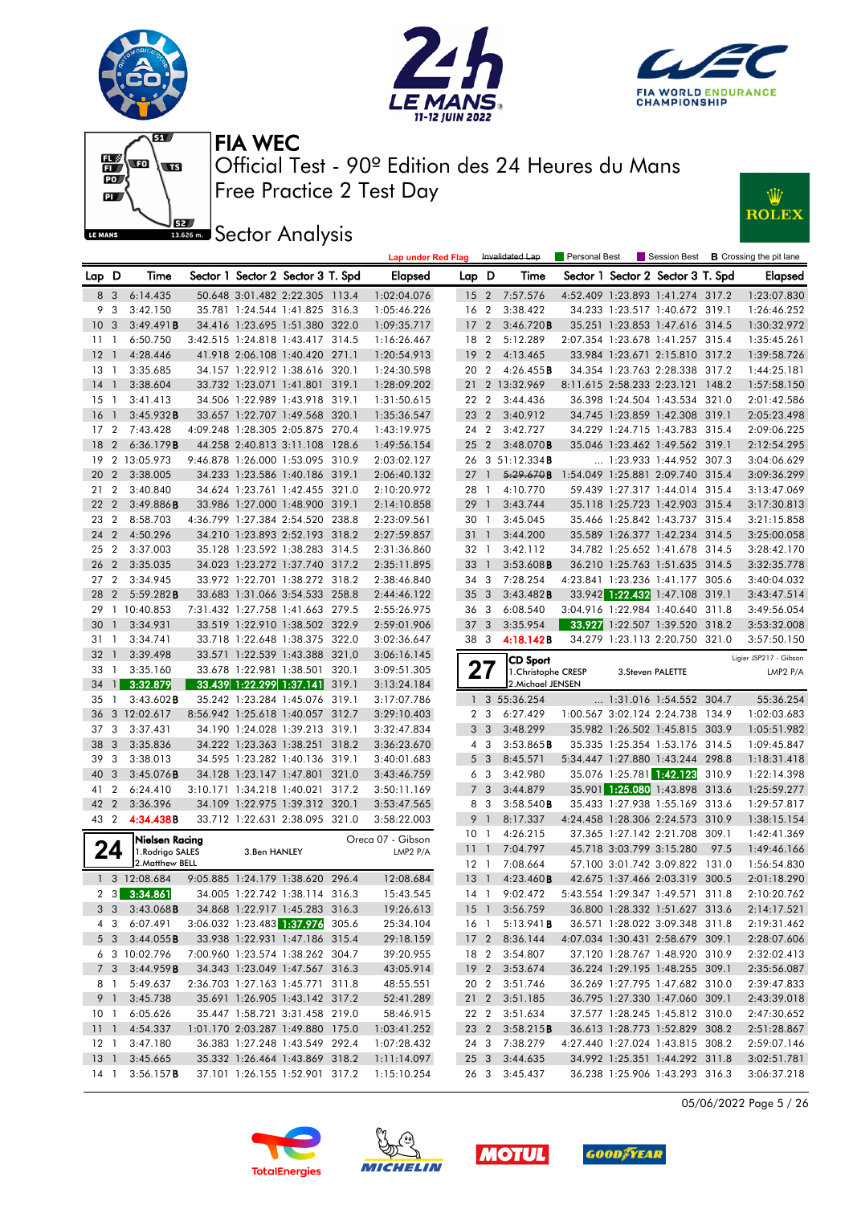# FIA WEC

## Official Test - 90º Edition des 24 Heures du Mans
## Free Practice 2 Test Day

## Sector Analysis

Lap under Red Flag | Invalidated Lap | Personal Best | Session Best | B Crossing the pit lane

| Lap | D | Time | Sector 1 | Sector 2 | Sector 3 | T. Spd | Elapsed |
|---|---|---|---|---|---|---|---|
| 8 | 3 | 6:14.435 | 50.648 | 3:01.482 | 2:22.305 | 113.4 | 1:02:04.076 |
| 9 | 3 | 3:42.150 | 35.781 | 1:24.544 | 1:41.825 | 316.3 | 1:05:46.226 |
| 10 | 3 | 3:49.491B | 34.416 | 1:23.695 | 1:51.380 | 322.0 | 1:09:35.717 |
| 11 | 1 | 6:50.750 | 3:42.515 | 1:24.818 | 1:43.417 | 314.5 | 1:16:26.467 |
| 12 | 1 | 4:28.446 | 41.918 | 2:06.108 | 1:40.420 | 271.1 | 1:20:54.913 |
| 13 | 1 | 3:35.685 | 34.157 | 1:22.912 | 1:38.616 | 320.1 | 1:24:30.598 |
| 14 | 1 | 3:38.604 | 33.732 | 1:23.071 | 1:41.801 | 319.1 | 1:28:09.202 |
| 15 | 1 | 3:41.413 | 34.506 | 1:22.989 | 1:43.918 | 319.1 | 1:31:50.615 |
| 16 | 1 | 3:45.932B | 33.657 | 1:22.707 | 1:49.568 | 320.1 | 1:35:36.547 |
| 17 | 2 | 7:43.428 | 4:09.248 | 1:28.305 | 2:05.875 | 270.4 | 1:43:19.975 |
| 18 | 2 | 6:36.179B | 44.258 | 2:40.813 | 3:11.108 | 128.6 | 1:49:56.154 |
| 19 | 2 | 13:05.973 | 9:46.878 | 1:26.000 | 1:53.095 | 310.9 | 2:03:02.127 |
| 20 | 2 | 3:38.005 | 34.233 | 1:23.586 | 1:40.186 | 319.1 | 2:06:40.132 |
| 21 | 2 | 3:40.840 | 34.624 | 1:23.761 | 1:42.455 | 321.0 | 2:10:20.972 |
| 22 | 2 | 3:49.886B | 33.986 | 1:27.000 | 1:48.900 | 319.1 | 2:14:10.858 |
| 23 | 2 | 8:58.703 | 4:36.799 | 1:27.384 | 2:54.520 | 238.8 | 2:23:09.561 |
| 24 | 2 | 4:50.296 | 34.210 | 1:23.893 | 2:52.193 | 318.2 | 2:27:59.857 |
| 25 | 2 | 3:37.003 | 35.128 | 1:23.592 | 1:38.283 | 314.5 | 2:31:36.860 |
| 26 | 2 | 3:35.035 | 34.023 | 1:23.272 | 1:37.740 | 317.2 | 2:35:11.895 |
| 27 | 2 | 3:34.945 | 33.972 | 1:22.701 | 1:38.272 | 318.2 | 2:38:46.840 |
| 28 | 2 | 5:59.282B | 33.683 | 1:31.066 | 3:54.533 | 258.8 | 2:44:46.122 |
| 29 | 1 | 10:40.853 | 7:31.432 | 1:27.758 | 1:41.663 | 279.5 | 2:55:26.975 |
| 30 | 1 | 3:34.931 | 33.519 | 1:22.910 | 1:38.502 | 322.9 | 2:59:01.906 |
| 31 | 1 | 3:34.741 | 33.718 | 1:22.648 | 1:38.375 | 322.0 | 3:02:36.647 |
| 32 | 1 | 3:39.498 | 33.571 | 1:22.539 | 1:43.388 | 321.0 | 3:06:16.145 |
| 33 | 1 | 3:35.160 | 33.678 | 1:22.981 | 1:38.501 | 320.1 | 3:09:51.305 |
| 34 | 1 | 3:32.879 | 33.439 | 1:22.299 | 1:37.141 | 319.1 | 3:13:24.184 |
| 35 | 1 | 3:43.602B | 35.242 | 1:23.284 | 1:45.076 | 319.1 | 3:17:07.786 |
| 36 | 3 | 12:02.617 | 8:56.942 | 1:25.618 | 1:40.057 | 312.7 | 3:29:10.403 |
| 37 | 3 | 3:37.431 | 34.190 | 1:24.028 | 1:39.213 | 319.1 | 3:32:47.834 |
| 38 | 3 | 3:35.836 | 34.222 | 1:23.363 | 1:38.251 | 318.2 | 3:36:23.670 |
| 39 | 3 | 3:38.013 | 34.595 | 1:23.282 | 1:40.136 | 319.1 | 3:40:01.683 |
| 40 | 3 | 3:45.076B | 34.128 | 1:23.147 | 1:47.801 | 321.0 | 3:43:46.759 |
| 41 | 2 | 6:24.410 | 3:10.171 | 1:34.218 | 1:40.021 | 317.2 | 3:50:11.169 |
| 42 | 2 | 3:36.396 | 34.109 | 1:22.975 | 1:39.312 | 320.1 | 3:53:47.565 |
| 43 | 2 | 4:34.438B | 33.712 | 1:22.631 | 2:38.095 | 321.0 | 3:58:22.003 |

**24** Nielsen Racing — Oreca 07 - Gibson — LMP2 P/A
1. Rodrigo SALES, 2. Matthew BELL, 3. Ben HANLEY

| Lap | D | Time | Sector 1 | Sector 2 | Sector 3 | T. Spd | Elapsed |
|---|---|---|---|---|---|---|---|
| 1 | 3 | 12:08.684 | 9:05.885 | 1:24.179 | 1:38.620 | 296.4 | 12:08.684 |
| 2 | 3 | 3:34.861 | 34.005 | 1:22.742 | 1:38.114 | 316.3 | 15:43.545 |
| 3 | 3 | 3:43.068B | 34.868 | 1:22.917 | 1:45.283 | 316.3 | 19:26.613 |
| 4 | 3 | 6:07.491 | 3:06.032 | 1:23.483 | 1:37.976 | 305.6 | 25:34.104 |
| 5 | 3 | 3:44.055B | 33.938 | 1:22.931 | 1:47.186 | 315.4 | 29:18.159 |
| 6 | 3 | 10:02.796 | 7:00.960 | 1:23.574 | 1:38.262 | 304.7 | 39:20.955 |
| 7 | 3 | 3:44.959B | 34.343 | 1:23.049 | 1:47.567 | 316.3 | 43:05.914 |
| 8 | 1 | 5:49.637 | 2:36.703 | 1:27.168 | 1:45.771 | 311.8 | 48:55.551 |
| 9 | 1 | 3:45.738 | 35.691 | 1:26.905 | 1:43.142 | 317.2 | 52:41.289 |
| 10 | 1 | 6:05.626 | 35.447 | 1:58.721 | 3:31.458 | 219.0 | 58:46.915 |
| 11 | 1 | 4:54.337 | 1:01.170 | 2:03.287 | 1:49.880 | 175.0 | 1:03:41.252 |
| 12 | 1 | 3:47.180 | 36.383 | 1:27.248 | 1:43.549 | 292.4 | 1:07:28.432 |
| 13 | 1 | 3:45.665 | 35.332 | 1:26.464 | 1:43.869 | 318.2 | 1:11:14.097 |
| 14 | 1 | 3:56.157B | 37.101 | 1:26.155 | 1:52.901 | 317.2 | 1:15:10.254 |
| 15 | 2 | 7:57.576 | 4:52.409 | 1:23.893 | 1:41.274 | 317.2 | 1:23:07.830 |
| 16 | 2 | 3:38.422 | 34.233 | 1:23.517 | 1:40.672 | 319.1 | 1:26:46.252 |
| 17 | 2 | 3:46.720B | 35.251 | 1:23.853 | 1:47.616 | 314.5 | 1:30:32.972 |
| 18 | 2 | 5:12.289 | 2:07.354 | 1:23.678 | 1:41.257 | 315.4 | 1:35:45.261 |
| 19 | 2 | 4:13.465 | 33.984 | 1:23.671 | 2:15.810 | 317.2 | 1:39:58.726 |
| 20 | 2 | 4:26.455B | 34.354 | 1:23.763 | 2:28.338 | 317.2 | 1:44:25.181 |
| 21 | 2 | 13:32.969 | 8:11.615 | 2:58.233 | 2:23.121 | 148.2 | 1:57:58.150 |
| 22 | 2 | 3:44.436 | 36.398 | 1:24.504 | 1:43.534 | 321.0 | 2:01:42.586 |
| 23 | 2 | 3:40.912 | 34.745 | 1:23.859 | 1:42.308 | 319.1 | 2:05:23.498 |
| 24 | 2 | 3:42.727 | 34.229 | 1:24.715 | 1:43.783 | 315.4 | 2:09:06.225 |
| 25 | 2 | 3:48.070B | 35.046 | 1:23.462 | 1:49.562 | 319.1 | 2:12:54.295 |
| 26 | 3 | 51:12.334B | ... | 1:23.933 | 1:44.952 | 307.3 | 3:04:06.629 |
| 27 | 1 | 5:29.670B | 1:54.049 | 1:25.881 | 2:09.740 | 315.4 | 3:09:36.299 |
| 28 | 1 | 4:10.770 | 59.439 | 1:27.317 | 1:44.014 | 315.4 | 3:13:47.069 |
| 29 | 1 | 3:43.744 | 35.118 | 1:25.723 | 1:42.903 | 315.4 | 3:17:30.813 |
| 30 | 1 | 3:45.045 | 35.466 | 1:25.842 | 1:43.737 | 315.4 | 3:21:15.858 |
| 31 | 1 | 3:44.200 | 35.589 | 1:26.377 | 1:42.234 | 314.5 | 3:25:00.058 |
| 32 | 1 | 3:42.112 | 34.782 | 1:25.652 | 1:41.678 | 314.5 | 3:28:42.170 |
| 33 | 1 | 3:53.608B | 36.210 | 1:25.763 | 1:51.635 | 314.5 | 3:32:35.778 |
| 34 | 3 | 7:28.254 | 4:23.841 | 1:23.236 | 1:41.177 | 305.6 | 3:40:04.032 |
| 35 | 3 | 3:43.482B | 33.942 | 1:22.432 | 1:47.108 | 319.1 | 3:43:47.514 |
| 36 | 3 | 6:08.540 | 3:04.916 | 1:22.984 | 1:40.640 | 311.8 | 3:49:56.054 |
| 37 | 3 | 3:35.954 | 33.927 | 1:22.507 | 1:39.520 | 318.2 | 3:53:32.008 |
| 38 | 3 | 4:18.142B | 34.279 | 1:23.113 | 2:20.750 | 321.0 | 3:57:50.150 |

**27** CD Sport — Ligier JSP217 - Gibson — LMP2 P/A
1. Christophe CRESP, 2. Michael JENSEN, 3. Steven PALETTE

| Lap | D | Time | Sector 1 | Sector 2 | Sector 3 | T. Spd | Elapsed |
|---|---|---|---|---|---|---|---|
| 1 | 3 | 55:36.254 | ... | 1:31.016 | 1:54.552 | 304.7 | 55:36.254 |
| 2 | 3 | 6:27.429 | 1:00.567 | 3:02.124 | 2:24.738 | 134.9 | 1:02:03.683 |
| 3 | 3 | 3:48.299 | 35.982 | 1:26.502 | 1:45.815 | 303.9 | 1:05:51.982 |
| 4 | 3 | 3:53.865B | 35.335 | 1:25.354 | 1:53.176 | 314.5 | 1:09:45.847 |
| 5 | 3 | 8:45.571 | 5:34.447 | 1:27.880 | 1:43.244 | 298.8 | 1:18:31.418 |
| 6 | 3 | 3:42.980 | 35.076 | 1:25.781 | 1:42.123 | 310.9 | 1:22:14.398 |
| 7 | 3 | 3:44.879 | 35.901 | 1:25.080 | 1:43.898 | 313.6 | 1:25:59.277 |
| 8 | 3 | 3:58.540B | 35.433 | 1:27.938 | 1:55.169 | 313.6 | 1:29:57.817 |
| 9 | 1 | 8:17.337 | 4:24.458 | 1:28.306 | 2:24.573 | 310.9 | 1:38:15.154 |
| 10 | 1 | 4:26.215 | 37.365 | 1:27.142 | 2:21.708 | 309.1 | 1:42:41.369 |
| 11 | 1 | 7:04.797 | 45.718 | 3:03.799 | 3:15.280 | 97.5 | 1:49:46.166 |
| 12 | 1 | 7:08.664 | 57.100 | 3:01.742 | 3:09.822 | 131.0 | 1:56:54.830 |
| 13 | 1 | 4:23.460B | 42.675 | 1:37.466 | 2:03.319 | 300.5 | 2:01:18.290 |
| 14 | 1 | 9:02.472 | 5:43.554 | 1:29.347 | 1:49.571 | 311.8 | 2:10:20.762 |
| 15 | 1 | 3:56.759 | 36.800 | 1:28.332 | 1:51.627 | 313.6 | 2:14:17.521 |
| 16 | 1 | 5:13.941B | 36.571 | 1:28.022 | 3:09.348 | 311.8 | 2:19:31.462 |
| 17 | 2 | 8:36.144 | 4:07.034 | 1:30.431 | 2:58.679 | 309.1 | 2:28:07.606 |
| 18 | 2 | 3:54.807 | 37.120 | 1:28.767 | 1:48.920 | 310.9 | 2:32:02.413 |
| 19 | 2 | 3:53.674 | 36.224 | 1:29.195 | 1:48.255 | 309.1 | 2:35:56.087 |
| 20 | 2 | 3:51.746 | 36.269 | 1:27.795 | 1:47.682 | 310.0 | 2:39:47.833 |
| 21 | 2 | 3:51.185 | 36.795 | 1:27.330 | 1:47.060 | 309.1 | 2:43:39.018 |
| 22 | 2 | 3:51.634 | 37.577 | 1:28.245 | 1:45.812 | 310.0 | 2:47:30.652 |
| 23 | 2 | 3:58.215B | 36.613 | 1:28.773 | 1:52.829 | 308.2 | 2:51:28.867 |
| 24 | 3 | 7:38.279 | 4:27.440 | 1:27.024 | 1:43.815 | 308.2 | 2:59:07.146 |
| 25 | 3 | 3:44.635 | 34.992 | 1:25.351 | 1:44.292 | 311.8 | 3:02:51.781 |
| 26 | 3 | 3:45.437 | 36.238 | 1:25.906 | 1:43.293 | 316.3 | 3:06:37.218 |

05/06/2022 Page 5 / 26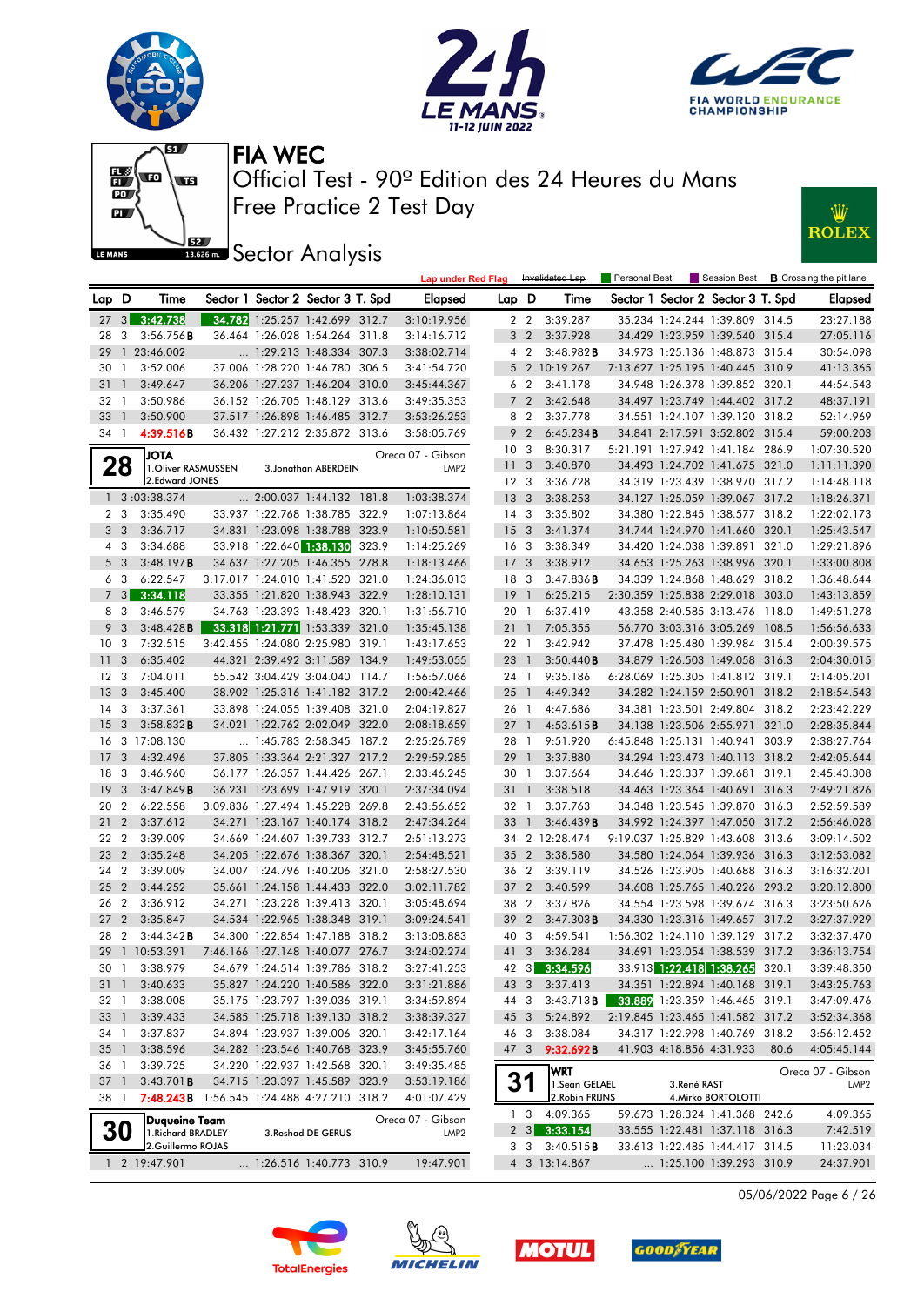# FIA WEC

## Official Test - 90º Edition des 24 Heures du Mans

## Free Practice 2 Test Day

### Sector Analysis

Lap under Red Flag | Invalidated Lap | Personal Best | Session Best | B Crossing the pit lane

| Lap | D | Time | Sector 1 | Sector 2 | Sector 3 | T. Spd | Elapsed |
|---|---|---|---|---|---|---|---|
| 27 | 3 | 3:42.738 | 34.782 | 1:25.257 | 1:42.699 | 312.7 | 3:10:19.956 |
| 28 | 3 | 3:56.756B | 36.464 | 1:26.028 | 1:54.264 | 311.8 | 3:14:16.712 |
| 29 | 1 | 23:46.002 | ... | 1:29.213 | 1:48.334 | 307.3 | 3:38:02.714 |
| 30 | 1 | 3:52.006 | 37.006 | 1:28.220 | 1:46.780 | 306.5 | 3:41:54.720 |
| 31 | 1 | 3:49.647 | 36.206 | 1:27.237 | 1:46.204 | 310.0 | 3:45:44.367 |
| 32 | 1 | 3:50.986 | 36.152 | 1:26.705 | 1:48.129 | 313.6 | 3:49:35.353 |
| 33 | 1 | 3:50.900 | 37.517 | 1:26.898 | 1:46.485 | 312.7 | 3:53:26.253 |
| 34 | 1 | 4:39.516B | 36.432 | 1:27.212 | 2:35.872 | 313.6 | 3:58:05.769 |

**28** JOTA — Oreca 07 - Gibson — LMP2
1.Oliver RASMUSSEN, 2.Edward JONES, 3.Jonathan ABERDEIN

| Lap | D | Time | Sector 1 | Sector 2 | Sector 3 | T. Spd | Elapsed |
|---|---|---|---|---|---|---|---|
| 1 | 3 | :03:38.374 | ... | 2:00.037 | 1:44.132 | 181.8 | 1:03:38.374 |
| 2 | 3 | 3:35.490 | 33.937 | 1:22.768 | 1:38.785 | 322.9 | 1:07:13.864 |
| 3 | 3 | 3:36.717 | 34.831 | 1:23.098 | 1:38.788 | 323.9 | 1:10:50.581 |
| 4 | 3 | 3:34.688 | 33.918 | 1:22.640 | 1:38.130 | 323.9 | 1:14:25.269 |
| 5 | 3 | 3:48.197B | 34.637 | 1:27.205 | 1:46.355 | 278.8 | 1:18:13.466 |
| 6 | 3 | 6:22.547 | 3:17.017 | 1:24.010 | 1:41.520 | 321.0 | 1:24:36.013 |
| 7 | 3 | 3:34.118 | 33.355 | 1:21.820 | 1:38.943 | 322.9 | 1:28:10.131 |
| 8 | 3 | 3:46.579 | 34.763 | 1:23.393 | 1:48.423 | 320.1 | 1:31:56.710 |
| 9 | 3 | 3:48.428B | 33.318 | 1:21.771 | 1:53.339 | 321.0 | 1:35:45.138 |
| 10 | 3 | 7:32.515 | 3:42.455 | 1:24.080 | 2:25.980 | 319.1 | 1:43:17.653 |
| 11 | 3 | 6:35.402 | 44.321 | 2:39.492 | 3:11.589 | 134.9 | 1:49:53.055 |
| 12 | 3 | 7:04.011 | 55.542 | 3:04.429 | 3:04.040 | 114.7 | 1:56:57.066 |
| 13 | 3 | 3:45.400 | 38.902 | 1:25.316 | 1:41.182 | 317.2 | 2:00:42.466 |
| 14 | 3 | 3:37.361 | 33.898 | 1:24.055 | 1:39.408 | 321.0 | 2:04:19.827 |
| 15 | 3 | 3:58.832B | 34.021 | 1:22.762 | 2:02.049 | 322.0 | 2:08:18.659 |
| 16 | 3 | 17:08.130 | ... | 1:45.783 | 2:58.345 | 187.2 | 2:25:26.789 |
| 17 | 3 | 4:32.496 | 37.805 | 1:33.364 | 2:21.327 | 217.2 | 2:29:59.285 |
| 18 | 3 | 3:46.960 | 36.177 | 1:26.357 | 1:44.426 | 267.1 | 2:33:46.245 |
| 19 | 3 | 3:47.849B | 36.231 | 1:23.699 | 1:47.919 | 320.1 | 2:37:34.094 |
| 20 | 2 | 6:22.558 | 3:09.836 | 1:27.494 | 1:45.228 | 269.8 | 2:43:56.652 |
| 21 | 2 | 3:37.612 | 34.271 | 1:23.167 | 1:40.174 | 318.2 | 2:47:34.264 |
| 22 | 2 | 3:39.009 | 34.669 | 1:24.607 | 1:39.733 | 312.7 | 2:51:13.273 |
| 23 | 2 | 3:35.248 | 34.205 | 1:22.676 | 1:38.367 | 320.1 | 2:54:48.521 |
| 24 | 2 | 3:39.009 | 34.007 | 1:24.796 | 1:40.206 | 321.0 | 2:58:27.530 |
| 25 | 2 | 3:44.252 | 35.661 | 1:24.158 | 1:44.433 | 322.0 | 3:02:11.782 |
| 26 | 2 | 3:36.912 | 34.271 | 1:23.228 | 1:39.413 | 320.1 | 3:05:48.694 |
| 27 | 2 | 3:35.847 | 34.534 | 1:22.965 | 1:38.348 | 319.1 | 3:09:24.541 |
| 28 | 2 | 3:44.342B | 34.300 | 1:22.854 | 1:47.188 | 318.2 | 3:13:08.883 |
| 29 | 1 | 10:53.391 | 7:46.166 | 1:27.148 | 1:40.077 | 276.7 | 3:24:02.274 |
| 30 | 1 | 3:38.979 | 34.679 | 1:24.514 | 1:39.786 | 318.2 | 3:27:41.253 |
| 31 | 1 | 3:40.633 | 35.827 | 1:24.220 | 1:40.586 | 322.0 | 3:31:21.886 |
| 32 | 1 | 3:38.008 | 35.175 | 1:23.797 | 1:39.036 | 319.1 | 3:34:59.894 |
| 33 | 1 | 3:39.433 | 34.585 | 1:25.718 | 1:39.130 | 318.2 | 3:38:39.327 |
| 34 | 1 | 3:37.837 | 34.894 | 1:23.937 | 1:39.006 | 320.1 | 3:42:17.164 |
| 35 | 1 | 3:38.596 | 34.282 | 1:23.546 | 1:40.768 | 323.9 | 3:45:55.760 |
| 36 | 1 | 3:39.725 | 34.220 | 1:22.937 | 1:42.568 | 320.1 | 3:49:35.485 |
| 37 | 1 | 3:43.701B | 34.715 | 1:23.397 | 1:45.589 | 323.9 | 3:53:19.186 |
| 38 | 1 | 7:48.243B | 1:56.545 | 1:24.488 | 4:27.210 | 318.2 | 4:01:07.429 |

**30** Duqueine Team — Oreca 07 - Gibson — LMP2
1.Richard BRADLEY, 2.Guillermo ROJAS, 3.Reshad DE GERUS

| Lap | D | Time | Sector 1 | Sector 2 | Sector 3 | T. Spd | Elapsed |
|---|---|---|---|---|---|---|---|
| 1 | 2 | 19:47.901 | ... | 1:26.516 | 1:40.773 | 310.9 | 19:47.901 |
| 2 | 2 | 3:39.287 | 35.234 | 1:24.244 | 1:39.809 | 314.5 | 23:27.188 |
| 3 | 2 | 3:37.928 | 34.429 | 1:23.959 | 1:39.540 | 315.4 | 27:05.116 |
| 4 | 2 | 3:48.982B | 34.973 | 1:25.136 | 1:48.873 | 315.4 | 30:54.098 |
| 5 | 2 | 10:19.267 | 7:13.627 | 1:25.195 | 1:40.445 | 310.9 | 41:13.365 |
| 6 | 2 | 3:41.178 | 34.948 | 1:26.378 | 1:39.852 | 320.1 | 44:54.543 |
| 7 | 2 | 3:42.648 | 34.497 | 1:23.749 | 1:44.402 | 317.2 | 48:37.191 |
| 8 | 2 | 3:37.778 | 34.551 | 1:24.107 | 1:39.120 | 318.2 | 52:14.969 |
| 9 | 2 | 6:45.234B | 34.841 | 2:17.591 | 3:52.802 | 315.4 | 59:00.203 |
| 10 | 3 | 8:30.317 | 5:21.191 | 1:27.942 | 1:41.184 | 286.9 | 1:07:30.520 |
| 11 | 3 | 3:40.870 | 34.493 | 1:24.702 | 1:41.675 | 321.0 | 1:11:11.390 |
| 12 | 3 | 3:36.728 | 34.319 | 1:23.439 | 1:38.970 | 317.2 | 1:14:48.118 |
| 13 | 3 | 3:38.253 | 34.127 | 1:25.059 | 1:39.067 | 317.2 | 1:18:26.371 |
| 14 | 3 | 3:35.802 | 34.380 | 1:22.845 | 1:38.577 | 318.2 | 1:22:02.173 |
| 15 | 3 | 3:41.374 | 34.744 | 1:24.970 | 1:41.660 | 320.1 | 1:25:43.547 |
| 16 | 3 | 3:38.349 | 34.420 | 1:24.038 | 1:39.891 | 321.0 | 1:29:21.896 |
| 17 | 3 | 3:38.912 | 34.653 | 1:25.263 | 1:38.996 | 320.1 | 1:33:00.808 |
| 18 | 3 | 3:47.836B | 34.339 | 1:24.868 | 1:48.629 | 318.2 | 1:36:48.644 |
| 19 | 1 | 6:25.215 | 2:30.359 | 1:25.838 | 2:29.018 | 303.0 | 1:43:13.859 |
| 20 | 1 | 6:37.419 | 43.358 | 2:40.585 | 3:13.476 | 118.0 | 1:49:51.278 |
| 21 | 1 | 7:05.355 | 56.770 | 3:03.316 | 3:05.269 | 108.5 | 1:56:56.633 |
| 22 | 1 | 3:42.942 | 37.478 | 1:25.480 | 1:39.984 | 315.4 | 2:00:39.575 |
| 23 | 1 | 3:50.440B | 34.879 | 1:26.503 | 1:49.058 | 316.3 | 2:04:30.015 |
| 24 | 1 | 9:35.186 | 6:28.069 | 1:25.305 | 1:41.812 | 319.1 | 2:14:05.201 |
| 25 | 1 | 4:49.342 | 34.282 | 1:24.159 | 2:50.901 | 318.2 | 2:18:54.543 |
| 26 | 1 | 4:47.686 | 34.381 | 1:23.501 | 2:49.804 | 318.2 | 2:23:42.229 |
| 27 | 1 | 4:53.615B | 34.138 | 1:23.506 | 2:55.971 | 321.0 | 2:28:35.844 |
| 28 | 1 | 9:51.920 | 6:45.848 | 1:25.131 | 1:40.941 | 303.9 | 2:38:27.764 |
| 29 | 1 | 3:37.880 | 34.294 | 1:23.473 | 1:40.113 | 318.2 | 2:42:05.644 |
| 30 | 1 | 3:37.664 | 34.646 | 1:23.337 | 1:39.681 | 319.1 | 2:45:43.308 |
| 31 | 1 | 3:38.518 | 34.463 | 1:23.364 | 1:40.691 | 316.3 | 2:49:21.826 |
| 32 | 1 | 3:37.763 | 34.348 | 1:23.545 | 1:39.870 | 316.3 | 2:52:59.589 |
| 33 | 1 | 3:46.439B | 34.992 | 1:24.397 | 1:47.050 | 317.2 | 2:56:46.028 |
| 34 | 2 | 12:28.474 | 9:19.037 | 1:25.829 | 1:43.608 | 313.6 | 3:09:14.502 |
| 35 | 2 | 3:38.580 | 34.580 | 1:24.064 | 1:39.936 | 316.3 | 3:12:53.082 |
| 36 | 2 | 3:39.119 | 34.526 | 1:23.905 | 1:40.688 | 316.3 | 3:16:32.201 |
| 37 | 2 | 3:40.599 | 34.608 | 1:25.765 | 1:40.226 | 293.2 | 3:20:12.800 |
| 38 | 2 | 3:37.826 | 34.554 | 1:23.598 | 1:39.674 | 316.3 | 3:23:50.626 |
| 39 | 2 | 3:47.303B | 34.330 | 1:23.316 | 1:49.657 | 317.2 | 3:27:37.929 |
| 40 | 3 | 4:59.541 | 1:56.302 | 1:24.110 | 1:39.129 | 317.2 | 3:32:37.470 |
| 41 | 3 | 3:36.284 | 34.691 | 1:23.054 | 1:38.539 | 317.2 | 3:36:13.754 |
| 42 | 3 | 3:34.596 | 33.913 | 1:22.418 | 1:38.265 | 320.1 | 3:39:48.350 |
| 43 | 3 | 3:37.413 | 34.351 | 1:22.894 | 1:40.168 | 319.1 | 3:43:25.763 |
| 44 | 3 | 3:43.713B | 33.889 | 1:23.359 | 1:46.465 | 319.1 | 3:47:09.476 |
| 45 | 3 | 5:24.892 | 2:19.845 | 1:23.465 | 1:41.582 | 317.2 | 3:52:34.368 |
| 46 | 3 | 3:38.084 | 34.317 | 1:22.998 | 1:40.769 | 318.2 | 3:56:12.452 |
| 47 | 3 | 9:32.692B | 41.903 | 4:18.856 | 4:31.933 | 80.6 | 4:05:45.144 |

**31** WRT — Oreca 07 - Gibson — LMP2
1.Sean GELAEL, 2.Robin FRIJNS, 3.René RAST, 4.Mirko BORTOLOTTI

| Lap | D | Time | Sector 1 | Sector 2 | Sector 3 | T. Spd | Elapsed |
|---|---|---|---|---|---|---|---|
| 1 | 3 | 4:09.365 | 59.673 | 1:28.324 | 1:41.368 | 242.6 | 4:09.365 |
| 2 | 3 | 3:33.154 | 33.555 | 1:22.481 | 1:37.118 | 316.3 | 7:42.519 |
| 3 | 3 | 3:40.515B | 33.613 | 1:22.485 | 1:44.417 | 314.5 | 11:23.034 |
| 4 | 3 | 13:14.867 | ... | 1:25.100 | 1:39.293 | 310.9 | 24:37.901 |

05/06/2022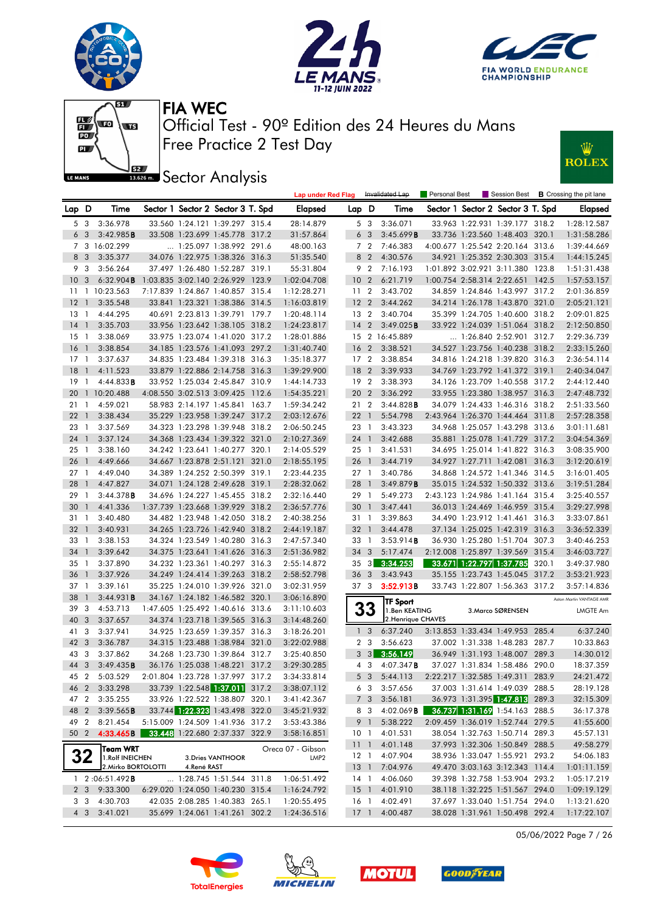# FIA WEC

Official Test - 90º Edition des 24 Heures du Mans

Free Practice 2 Test Day

## Sector Analysis

Lap under Red Flag | Invalidated Lap | Personal Best | Session Best | B Crossing the pit lane

| Lap | D | Time | Sector 1 | Sector 2 | Sector 3 | T. Spd | Elapsed |
|---|---|---|---|---|---|---|---|
| 5 | 3 | 3:36.978 | 33.560 | 1:24.121 | 1:39.297 | 315.4 | 28:14.879 |
| 6 | 3 | 3:42.985B | 33.508 | 1:23.699 | 1:45.778 | 317.2 | 31:57.864 |
| 7 | 3 | 16:02.299 | ... | 1:25.097 | 1:38.992 | 291.6 | 48:00.163 |
| 8 | 3 | 3:35.377 | 34.076 | 1:22.975 | 1:38.326 | 316.3 | 51:35.540 |
| 9 | 3 | 3:56.264 | 37.497 | 1:26.480 | 1:52.287 | 319.1 | 55:31.804 |
| 10 | 3 | 6:32.904B | 1:03.835 | 3:02.140 | 2:26.929 | 123.9 | 1:02:04.708 |
| 11 | 1 | 10:23.563 | 7:17.839 | 1:24.867 | 1:40.857 | 315.4 | 1:12:28.271 |
| 12 | 1 | 3:35.548 | 33.841 | 1:23.321 | 1:38.386 | 314.5 | 1:16:03.819 |
| 13 | 1 | 4:44.295 | 40.691 | 2:23.813 | 1:39.791 | 179.7 | 1:20:48.114 |
| 14 | 1 | 3:35.703 | 33.956 | 1:23.642 | 1:38.105 | 318.2 | 1:24:23.817 |
| 15 | 1 | 3:38.069 | 33.975 | 1:23.074 | 1:41.020 | 317.2 | 1:28:01.886 |
| 16 | 1 | 3:38.854 | 34.185 | 1:23.576 | 1:41.093 | 297.2 | 1:31:40.740 |
| 17 | 1 | 3:37.637 | 34.835 | 1:23.484 | 1:39.318 | 316.3 | 1:35:18.377 |
| 18 | 1 | 4:11.523 | 33.879 | 1:22.886 | 2:14.758 | 316.3 | 1:39:29.900 |
| 19 | 1 | 4:44.833B | 33.952 | 1:25.034 | 2:45.847 | 310.9 | 1:44:14.733 |
| 20 | 1 | 10:20.488 | 4:08.550 | 3:02.513 | 3:09.425 | 112.6 | 1:54:35.221 |
| 21 | 1 | 4:59.021 | 58.983 | 2:14.197 | 1:45.841 | 163.7 | 1:59:34.242 |
| 22 | 1 | 3:38.434 | 35.229 | 1:23.958 | 1:39.247 | 317.2 | 2:03:12.676 |
| 23 | 1 | 3:37.569 | 34.323 | 1:23.298 | 1:39.948 | 318.2 | 2:06:50.245 |
| 24 | 1 | 3:37.124 | 34.368 | 1:23.434 | 1:39.322 | 321.0 | 2:10:27.369 |
| 25 | 1 | 3:38.160 | 34.242 | 1:23.641 | 1:40.277 | 320.1 | 2:14:05.529 |
| 26 | 1 | 4:49.666 | 34.667 | 1:23.878 | 2:51.121 | 321.0 | 2:18:55.195 |
| 27 | 1 | 4:49.040 | 34.389 | 1:24.252 | 2:50.399 | 319.1 | 2:23:44.235 |
| 28 | 1 | 4:47.827 | 34.071 | 1:24.128 | 2:49.628 | 319.1 | 2:28:32.062 |
| 29 | 1 | 3:44.378B | 34.696 | 1:24.227 | 1:45.455 | 318.2 | 2:32:16.440 |
| 30 | 1 | 4:41.336 | 1:37.739 | 1:23.668 | 1:39.929 | 318.2 | 2:36:57.776 |
| 31 | 1 | 3:40.480 | 34.482 | 1:23.948 | 1:42.050 | 318.2 | 2:40:38.256 |
| 32 | 1 | 3:40.931 | 34.265 | 1:23.726 | 1:42.940 | 318.2 | 2:44:19.187 |
| 33 | 1 | 3:38.153 | 34.324 | 1:23.549 | 1:40.280 | 316.3 | 2:47:57.340 |
| 34 | 1 | 3:39.642 | 34.375 | 1:23.641 | 1:41.626 | 316.3 | 2:51:36.982 |
| 35 | 1 | 3:37.890 | 34.232 | 1:23.361 | 1:40.297 | 316.3 | 2:55:14.872 |
| 36 | 1 | 3:37.926 | 34.249 | 1:24.414 | 1:39.263 | 318.2 | 2:58:52.798 |
| 37 | 1 | 3:39.161 | 35.225 | 1:24.010 | 1:39.926 | 321.0 | 3:02:31.959 |
| 38 | 1 | 3:44.931B | 34.167 | 1:24.182 | 1:46.582 | 320.1 | 3:06:16.890 |
| 39 | 3 | 4:53.713 | 1:47.605 | 1:25.492 | 1:40.616 | 313.6 | 3:11:10.603 |
| 40 | 3 | 3:37.657 | 34.374 | 1:23.718 | 1:39.565 | 316.3 | 3:14:48.260 |
| 41 | 3 | 3:37.941 | 34.925 | 1:23.659 | 1:39.357 | 316.3 | 3:18:26.201 |
| 42 | 3 | 3:36.787 | 34.315 | 1:23.488 | 1:38.984 | 321.0 | 3:22:02.988 |
| 43 | 3 | 3:37.862 | 34.268 | 1:23.730 | 1:39.864 | 312.7 | 3:25:40.850 |
| 44 | 3 | 3:49.435B | 36.176 | 1:25.038 | 1:48.221 | 317.2 | 3:29:30.285 |
| 45 | 2 | 5:03.529 | 2:01.804 | 1:23.728 | 1:37.997 | 317.2 | 3:34:33.814 |
| 46 | 2 | 3:33.298 | 33.739 | 1:22.548 | 1:37.011 | 317.2 | 3:38:07.112 |
| 47 | 2 | 3:35.255 | 33.926 | 1:22.522 | 1:38.807 | 320.1 | 3:41:42.367 |
| 48 | 2 | 3:39.565B | 33.744 | 1:22.323 | 1:43.498 | 322.0 | 3:45:21.932 |
| 49 | 2 | 8:21.454 | 5:15.009 | 1:24.509 | 1:41.936 | 317.2 | 3:53:43.386 |
| 50 | 2 | 4:33.465B | 33.448 | 1:22.680 | 2:37.337 | 322.9 | 3:58:16.851 |

**32** Team WRT — Oreca 07 - Gibson — LMP2
1.Rolf INEICHEN, 2.Mirko BORTOLOTTI, 3.Dries VANTHOOR, 4.René RAST

| Lap | D | Time | Sector 1 | Sector 2 | Sector 3 | T. Spd | Elapsed |
|---|---|---|---|---|---|---|---|
| 1 | 2 | :06:51.492B | ... | 1:28.745 | 1:51.544 | 311.8 | 1:06:51.492 |
| 2 | 3 | 9:33.300 | 6:29.020 | 1:24.050 | 1:40.230 | 315.4 | 1:16:24.792 |
| 3 | 3 | 4:30.703 | 42.035 | 2:08.285 | 1:40.383 | 265.1 | 1:20:55.495 |
| 4 | 3 | 3:41.021 | 35.699 | 1:24.061 | 1:41.261 | 302.2 | 1:24:36.516 |
| 5 | 3 | 3:36.071 | 33.963 | 1:22.931 | 1:39.177 | 318.2 | 1:28:12.587 |
| 6 | 3 | 3:45.699B | 33.736 | 1:23.560 | 1:48.403 | 320.1 | 1:31:58.286 |
| 7 | 2 | 7:46.383 | 4:00.677 | 1:25.542 | 2:20.164 | 313.6 | 1:39:44.669 |
| 8 | 2 | 4:30.576 | 34.921 | 1:25.352 | 2:30.303 | 315.4 | 1:44:15.245 |
| 9 | 2 | 7:16.193 | 1:01.892 | 3:02.921 | 3:11.380 | 123.8 | 1:51:31.438 |
| 10 | 2 | 6:21.719 | 1:00.754 | 2:58.314 | 2:22.651 | 142.5 | 1:57:53.157 |
| 11 | 2 | 3:43.702 | 34.859 | 1:24.846 | 1:43.997 | 317.2 | 2:01:36.859 |
| 12 | 2 | 3:44.262 | 34.214 | 1:26.178 | 1:43.870 | 321.0 | 2:05:21.121 |
| 13 | 2 | 3:40.704 | 35.399 | 1:24.705 | 1:40.600 | 318.2 | 2:09:01.825 |
| 14 | 2 | 3:49.025B | 33.922 | 1:24.039 | 1:51.064 | 318.2 | 2:12:50.850 |
| 15 | 2 | 16:45.889 | ... | 1:26.840 | 2:52.901 | 312.7 | 2:29:36.739 |
| 16 | 2 | 3:38.521 | 34.527 | 1:23.756 | 1:40.238 | 318.2 | 2:33:15.260 |
| 17 | 2 | 3:38.854 | 34.816 | 1:24.218 | 1:39.820 | 316.3 | 2:36:54.114 |
| 18 | 2 | 3:39.933 | 34.769 | 1:23.792 | 1:41.372 | 319.1 | 2:40:34.047 |
| 19 | 2 | 3:38.393 | 34.126 | 1:23.709 | 1:40.558 | 317.2 | 2:44:12.440 |
| 20 | 2 | 3:36.292 | 33.955 | 1:23.380 | 1:38.957 | 316.3 | 2:47:48.732 |
| 21 | 2 | 3:44.828B | 34.079 | 1:24.433 | 1:46.316 | 318.2 | 2:51:33.560 |
| 22 | 1 | 5:54.798 | 2:43.964 | 1:26.370 | 1:44.464 | 311.8 | 2:57:28.358 |
| 23 | 1 | 3:43.323 | 34.968 | 1:25.057 | 1:43.298 | 313.6 | 3:01:11.681 |
| 24 | 1 | 3:42.688 | 35.881 | 1:25.078 | 1:41.729 | 317.2 | 3:04:54.369 |
| 25 | 1 | 3:41.531 | 34.695 | 1:25.014 | 1:41.822 | 316.3 | 3:08:35.900 |
| 26 | 1 | 3:44.719 | 34.927 | 1:27.711 | 1:42.081 | 316.3 | 3:12:20.619 |
| 27 | 1 | 3:40.786 | 34.868 | 1:24.572 | 1:41.346 | 314.5 | 3:16:01.405 |
| 28 | 1 | 3:49.879B | 35.015 | 1:24.532 | 1:50.332 | 313.6 | 3:19:51.284 |
| 29 | 1 | 5:49.273 | 2:43.123 | 1:24.986 | 1:41.164 | 315.4 | 3:25:40.557 |
| 30 | 1 | 3:47.441 | 36.013 | 1:24.469 | 1:46.959 | 315.4 | 3:29:27.998 |
| 31 | 1 | 3:39.863 | 34.490 | 1:23.912 | 1:41.461 | 316.3 | 3:33:07.861 |
| 32 | 1 | 3:44.478 | 37.134 | 1:25.025 | 1:42.319 | 316.3 | 3:36:52.339 |
| 33 | 1 | 3:53.914B | 36.930 | 1:25.280 | 1:51.704 | 307.3 | 3:40:46.253 |
| 34 | 3 | 5:17.474 | 2:12.008 | 1:25.897 | 1:39.569 | 315.4 | 3:46:03.727 |
| 35 | 3 | 3:34.253 | 33.671 | 1:22.797 | 1:37.785 | 320.1 | 3:49:37.980 |
| 36 | 3 | 3:43.943 | 35.155 | 1:23.743 | 1:45.045 | 317.2 | 3:53:21.923 |
| 37 | 3 | 3:52.913B | 33.743 | 1:22.807 | 1:56.363 | 317.2 | 3:57:14.836 |

**33** TF Sport — Aston Martin VANTAGE AMR — LMGTE Am
1.Ben KEATING, 2.Henrique CHAVES, 3.Marco SØRENSEN

| Lap | D | Time | Sector 1 | Sector 2 | Sector 3 | T. Spd | Elapsed |
|---|---|---|---|---|---|---|---|
| 1 | 3 | 6:37.240 | 3:13.853 | 1:33.434 | 1:49.953 | 285.4 | 6:37.240 |
| 2 | 3 | 3:56.623 | 37.002 | 1:31.338 | 1:48.283 | 287.7 | 10:33.863 |
| 3 | 3 | 3:56.149 | 36.949 | 1:31.193 | 1:48.007 | 289.3 | 14:30.012 |
| 4 | 3 | 4:07.347B | 37.027 | 1:31.834 | 1:58.486 | 290.0 | 18:37.359 |
| 5 | 3 | 5:44.113 | 2:22.217 | 1:32.585 | 1:49.311 | 283.9 | 24:21.472 |
| 6 | 3 | 3:57.656 | 37.003 | 1:31.614 | 1:49.039 | 288.5 | 28:19.128 |
| 7 | 3 | 3:56.181 | 36.973 | 1:31.395 | 1:47.813 | 289.3 | 32:15.309 |
| 8 | 3 | 4:02.069B | 36.737 | 1:31.169 | 1:54.163 | 288.5 | 36:17.378 |
| 9 | 1 | 5:38.222 | 2:09.459 | 1:36.019 | 1:52.744 | 279.5 | 41:55.600 |
| 10 | 1 | 4:01.531 | 38.054 | 1:32.763 | 1:50.714 | 289.3 | 45:57.131 |
| 11 | 1 | 4:01.148 | 37.993 | 1:32.306 | 1:50.849 | 288.5 | 49:58.279 |
| 12 | 1 | 4:07.904 | 38.936 | 1:33.047 | 1:55.921 | 293.2 | 54:06.183 |
| 13 | 1 | 7:04.976 | 49.470 | 3:03.163 | 3:12.343 | 114.4 | 1:01:11.159 |
| 14 | 1 | 4:06.060 | 39.398 | 1:32.758 | 1:53.904 | 293.2 | 1:05:17.219 |
| 15 | 1 | 4:01.910 | 38.118 | 1:32.225 | 1:51.567 | 294.0 | 1:09:19.129 |
| 16 | 1 | 4:02.491 | 37.697 | 1:33.040 | 1:51.754 | 294.0 | 1:13:21.620 |
| 17 | 1 | 4:00.487 | 38.028 | 1:31.961 | 1:50.498 | 292.4 | 1:17:22.107 |

05/06/2022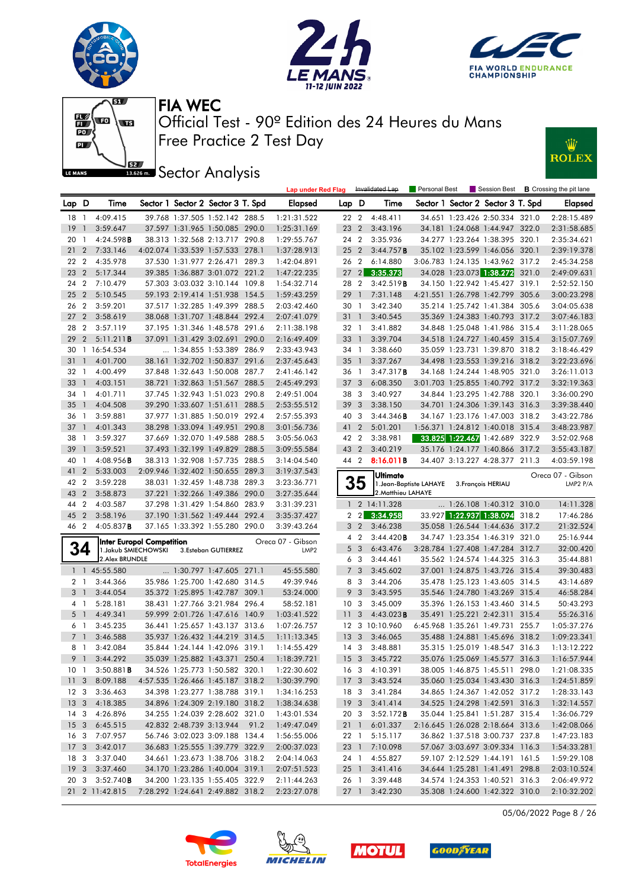# FIA WEC

## Official Test - 90º Edition des 24 Heures du Mans

## Free Practice 2 Test Day

## Sector Analysis

Lap under Red Flag | Invalidated Lap | Personal Best | Session Best | B Crossing the pit lane

| Lap | D | Time | Sector 1 | Sector 2 | Sector 3 | T. Spd | Elapsed |
|---|---|---|---|---|---|---|---|
| 18 | 1 | 4:09.415 | 39.768 | 1:37.505 | 1:52.142 | 288.5 | 1:21:31.522 |
| 19 | 1 | 3:59.647 | 37.597 | 1:31.965 | 1:50.085 | 290.0 | 1:25:31.169 |
| 20 | 1 | 4:24.598B | 38.313 | 1:32.568 | 2:13.717 | 290.8 | 1:29:55.767 |
| 21 | 2 | 7:33.146 | 4:02.074 | 1:33.539 | 1:57.533 | 278.1 | 1:37:28.913 |
| 22 | 2 | 4:35.978 | 37.530 | 1:31.977 | 2:26.471 | 289.3 | 1:42:04.891 |
| 23 | 2 | 5:17.344 | 39.385 | 1:36.887 | 3:01.072 | 221.2 | 1:47:22.235 |
| 24 | 2 | 7:10.479 | 57.303 | 3:03.032 | 3:10.144 | 109.8 | 1:54:32.714 |
| 25 | 2 | 5:10.545 | 59.193 | 2:19.414 | 1:51.938 | 154.5 | 1:59:43.259 |
| 26 | 2 | 3:59.201 | 37.517 | 1:32.285 | 1:49.399 | 288.5 | 2:03:42.460 |
| 27 | 2 | 3:58.619 | 38.068 | 1:31.707 | 1:48.844 | 292.4 | 2:07:41.079 |
| 28 | 2 | 3:57.119 | 37.195 | 1:31.346 | 1:48.578 | 291.6 | 2:11:38.198 |
| 29 | 2 | 5:11.211B | 37.091 | 1:31.429 | 3:02.691 | 290.0 | 2:16:49.409 |
| 30 | 1 | 16:54.534 | ... | 1:34.855 | 1:53.389 | 286.9 | 2:33:43.943 |
| 31 | 1 | 4:01.700 | 38.161 | 1:32.702 | 1:50.837 | 291.6 | 2:37:45.643 |
| 32 | 1 | 4:00.499 | 37.848 | 1:32.643 | 1:50.008 | 287.7 | 2:41:46.142 |
| 33 | 1 | 4:03.151 | 38.721 | 1:32.863 | 1:51.567 | 288.5 | 2:45:49.293 |
| 34 | 1 | 4:01.711 | 37.745 | 1:32.943 | 1:51.023 | 290.8 | 2:49:51.004 |
| 35 | 1 | 4:04.508 | 39.290 | 1:33.607 | 1:51.611 | 288.5 | 2:53:55.512 |
| 36 | 1 | 3:59.881 | 37.977 | 1:31.885 | 1:50.019 | 292.4 | 2:57:55.393 |
| 37 | 1 | 4:01.343 | 38.298 | 1:33.094 | 1:49.951 | 290.8 | 3:01:56.736 |
| 38 | 1 | 3:59.327 | 37.669 | 1:32.070 | 1:49.588 | 288.5 | 3:05:56.063 |
| 39 | 1 | 3:59.521 | 37.493 | 1:32.199 | 1:49.829 | 288.5 | 3:09:55.584 |
| 40 | 1 | 4:08.956B | 38.313 | 1:32.908 | 1:57.735 | 288.5 | 3:14:04.540 |
| 41 | 2 | 5:33.003 | 2:09.946 | 1:32.402 | 1:50.655 | 289.3 | 3:19:37.543 |
| 42 | 2 | 3:59.228 | 38.031 | 1:32.459 | 1:48.738 | 289.3 | 3:23:36.771 |
| 43 | 2 | 3:58.873 | 37.221 | 1:32.266 | 1:49.386 | 290.0 | 3:27:35.644 |
| 44 | 2 | 4:03.587 | 37.298 | 1:31.429 | 1:54.860 | 283.9 | 3:31:39.231 |
| 45 | 2 | 3:58.196 | 37.190 | 1:31.562 | 1:49.444 | 292.4 | 3:35:37.427 |
| 46 | 2 | 4:05.837B | 37.165 | 1:33.392 | 1:55.280 | 290.0 | 3:39:43.264 |

### 34 Inter Europol Competition — Oreca 07 - Gibson — LMP2

1.Jakub SMIECHOWSKI 2.Alex BRUNDLE 3.Esteban GUTIERREZ

| Lap | D | Time | Sector 1 | Sector 2 | Sector 3 | T. Spd | Elapsed |
|---|---|---|---|---|---|---|---|
| 1 | 1 | 45:55.580 | ... | 1:30.797 | 1:47.605 | 271.1 | 45:55.580 |
| 2 | 1 | 3:44.366 | 35.986 | 1:25.700 | 1:42.680 | 314.5 | 49:39.946 |
| 3 | 1 | 3:44.054 | 35.372 | 1:25.895 | 1:42.787 | 309.1 | 53:24.000 |
| 4 | 1 | 5:28.181 | 38.431 | 1:27.766 | 3:21.984 | 296.4 | 58:52.181 |
| 5 | 1 | 4:49.341 | 59.999 | 2:01.726 | 1:47.616 | 140.9 | 1:03:41.522 |
| 6 | 1 | 3:45.235 | 36.441 | 1:25.657 | 1:43.137 | 313.6 | 1:07:26.757 |
| 7 | 1 | 3:46.588 | 35.937 | 1:26.432 | 1:44.219 | 314.5 | 1:11:13.345 |
| 8 | 1 | 3:42.084 | 35.844 | 1:24.144 | 1:42.096 | 319.1 | 1:14:55.429 |
| 9 | 1 | 3:44.292 | 35.039 | 1:25.882 | 1:43.371 | 250.4 | 1:18:39.721 |
| 10 | 1 | 3:50.881B | 34.526 | 1:25.773 | 1:50.582 | 320.1 | 1:22:30.602 |
| 11 | 3 | 8:09.188 | 4:57.535 | 1:26.466 | 1:45.187 | 318.2 | 1:30:39.790 |
| 12 | 3 | 3:36.463 | 34.398 | 1:23.277 | 1:38.788 | 319.1 | 1:34:16.253 |
| 13 | 3 | 4:18.385 | 34.896 | 1:24.309 | 2:19.180 | 318.2 | 1:38:34.638 |
| 14 | 3 | 4:26.896 | 34.255 | 1:24.039 | 2:28.602 | 321.0 | 1:43:01.534 |
| 15 | 3 | 6:45.515 | 42.832 | 2:48.739 | 3:13.944 | 91.2 | 1:49:47.049 |
| 16 | 3 | 7:07.957 | 56.746 | 3:02.023 | 3:09.188 | 134.4 | 1:56:55.006 |
| 17 | 3 | 3:42.017 | 36.683 | 1:25.555 | 1:39.779 | 322.9 | 2:00:37.023 |
| 18 | 3 | 3:37.040 | 34.661 | 1:23.673 | 1:38.706 | 318.2 | 2:04:14.063 |
| 19 | 3 | 3:37.460 | 34.170 | 1:23.286 | 1:40.004 | 319.1 | 2:07:51.523 |
| 20 | 3 | 3:52.740B | 34.200 | 1:23.135 | 1:55.405 | 322.9 | 2:11:44.263 |
| 21 | 2 | 11:42.815 | 7:28.292 | 1:24.641 | 2:49.882 | 318.2 | 2:23:27.078 |
| 22 | 2 | 4:48.411 | 34.651 | 1:23.426 | 2:50.334 | 321.0 | 2:28:15.489 |
| 23 | 2 | 3:43.196 | 34.181 | 1:24.068 | 1:44.947 | 322.0 | 2:31:58.685 |
| 24 | 2 | 3:35.936 | 34.277 | 1:23.264 | 1:38.395 | 320.1 | 2:35:34.621 |
| 25 | 2 | 3:44.757B | 35.102 | 1:23.599 | 1:46.056 | 320.1 | 2:39:19.378 |
| 26 | 2 | 6:14.880 | 3:06.783 | 1:24.135 | 1:43.962 | 317.2 | 2:45:34.258 |
| 27 | 2 | 3:35.373 | 34.028 | 1:23.073 | 1:38.272 | 321.0 | 2:49:09.631 |
| 28 | 2 | 3:42.519B | 34.150 | 1:22.942 | 1:45.427 | 319.1 | 2:52:52.150 |
| 29 | 1 | 7:31.148 | 4:21.551 | 1:26.798 | 1:42.799 | 305.6 | 3:00:23.298 |
| 30 | 1 | 3:42.340 | 35.214 | 1:25.742 | 1:41.384 | 305.6 | 3:04:05.638 |
| 31 | 1 | 3:40.545 | 35.369 | 1:24.383 | 1:40.793 | 317.2 | 3:07:46.183 |
| 32 | 1 | 3:41.882 | 34.848 | 1:25.048 | 1:41.986 | 315.4 | 3:11:28.065 |
| 33 | 1 | 3:39.704 | 34.518 | 1:24.727 | 1:40.459 | 315.4 | 3:15:07.769 |
| 34 | 1 | 3:38.660 | 35.059 | 1:23.731 | 1:39.870 | 318.2 | 3:18:46.429 |
| 35 | 1 | 3:37.267 | 34.498 | 1:23.553 | 1:39.216 | 318.2 | 3:22:23.696 |
| 36 | 1 | 3:47.317B | 34.168 | 1:24.244 | 1:48.905 | 321.0 | 3:26:11.013 |
| 37 | 3 | 6:08.350 | 3:01.703 | 1:25.855 | 1:40.792 | 317.2 | 3:32:19.363 |
| 38 | 3 | 3:40.927 | 34.844 | 1:23.295 | 1:42.788 | 320.1 | 3:36:00.290 |
| 39 | 3 | 3:38.150 | 34.701 | 1:24.306 | 1:39.143 | 316.3 | 3:39:38.440 |
| 40 | 3 | 3:44.346B | 34.167 | 1:23.176 | 1:47.003 | 318.2 | 3:43:22.786 |
| 41 | 2 | 5:01.201 | 1:56.371 | 1:24.812 | 1:40.018 | 315.4 | 3:48:23.987 |
| 42 | 2 | 3:38.981 | 33.825 | 1:22.467 | 1:42.689 | 322.9 | 3:52:02.968 |
| 43 | 2 | 3:40.219 | 35.176 | 1:24.177 | 1:40.866 | 317.2 | 3:55:43.187 |
| 44 | 2 | 8:16.011B | 34.407 | 3:13.227 | 4:28.377 | 211.3 | 4:03:59.198 |

### 35 Ultimate — Oreca 07 - Gibson — LMP2 P/A

1.Jean-Baptiste LAHAYE 2.Matthieu LAHAYE 3.François HERIAU

| Lap | D | Time | Sector 1 | Sector 2 | Sector 3 | T. Spd | Elapsed |
|---|---|---|---|---|---|---|---|
| 1 | 2 | 14:11.328 | ... | 1:26.108 | 1:40.312 | 310.0 | 14:11.328 |
| 2 | 2 | 3:34.958 | 33.927 | 1:22.937 | 1:38.094 | 318.2 | 17:46.286 |
| 3 | 2 | 3:46.238 | 35.058 | 1:26.544 | 1:44.636 | 317.2 | 21:32.524 |
| 4 | 2 | 3:44.420B | 34.747 | 1:23.354 | 1:46.319 | 321.0 | 25:16.944 |
| 5 | 3 | 6:43.476 | 3:28.784 | 1:27.408 | 1:47.284 | 312.7 | 32:00.420 |
| 6 | 3 | 3:44.461 | 35.562 | 1:24.574 | 1:44.325 | 316.3 | 35:44.881 |
| 7 | 3 | 3:45.602 | 37.001 | 1:24.875 | 1:43.726 | 315.4 | 39:30.483 |
| 8 | 3 | 3:44.206 | 35.478 | 1:25.123 | 1:43.605 | 314.5 | 43:14.689 |
| 9 | 3 | 3:43.595 | 35.546 | 1:24.780 | 1:43.269 | 315.4 | 46:58.284 |
| 10 | 3 | 3:45.009 | 35.396 | 1:26.153 | 1:43.460 | 314.5 | 50:43.293 |
| 11 | 3 | 4:43.023B | 35.491 | 1:25.221 | 2:42.311 | 315.4 | 55:26.316 |
| 12 | 3 | 10:10.960 | 6:45.968 | 1:35.261 | 1:49.731 | 255.7 | 1:05:37.276 |
| 13 | 3 | 3:46.065 | 35.488 | 1:24.881 | 1:45.696 | 318.2 | 1:09:23.341 |
| 14 | 3 | 3:48.881 | 35.315 | 1:25.019 | 1:48.547 | 316.3 | 1:13:12.222 |
| 15 | 3 | 3:45.722 | 35.076 | 1:25.069 | 1:45.577 | 316.3 | 1:16:57.944 |
| 16 | 3 | 4:10.391 | 38.005 | 1:46.875 | 1:45.511 | 298.0 | 1:21:08.335 |
| 17 | 3 | 3:43.524 | 35.060 | 1:25.034 | 1:43.430 | 316.3 | 1:24:51.859 |
| 18 | 3 | 3:41.284 | 34.865 | 1:24.367 | 1:42.052 | 317.2 | 1:28:33.143 |
| 19 | 3 | 3:41.414 | 34.525 | 1:24.298 | 1:42.591 | 316.3 | 1:32:14.557 |
| 20 | 3 | 3:52.172B | 35.044 | 1:25.841 | 1:51.287 | 315.4 | 1:36:06.729 |
| 21 | 1 | 6:01.337 | 2:16.645 | 1:26.028 | 2:18.664 | 313.6 | 1:42:08.066 |
| 22 | 1 | 5:15.117 | 36.862 | 1:37.518 | 3:00.737 | 237.8 | 1:47:23.183 |
| 23 | 1 | 7:10.098 | 57.067 | 3:03.697 | 3:09.334 | 116.3 | 1:54:33.281 |
| 24 | 1 | 4:55.827 | 59.107 | 2:12.529 | 1:44.191 | 161.5 | 1:59:29.108 |
| 25 | 1 | 3:41.416 | 34.644 | 1:25.281 | 1:41.491 | 298.8 | 2:03:10.524 |
| 26 | 1 | 3:39.448 | 34.574 | 1:24.353 | 1:40.521 | 316.3 | 2:06:49.972 |
| 27 | 1 | 3:42.230 | 35.308 | 1:24.600 | 1:42.322 | 310.0 | 2:10:32.202 |

05/06/2022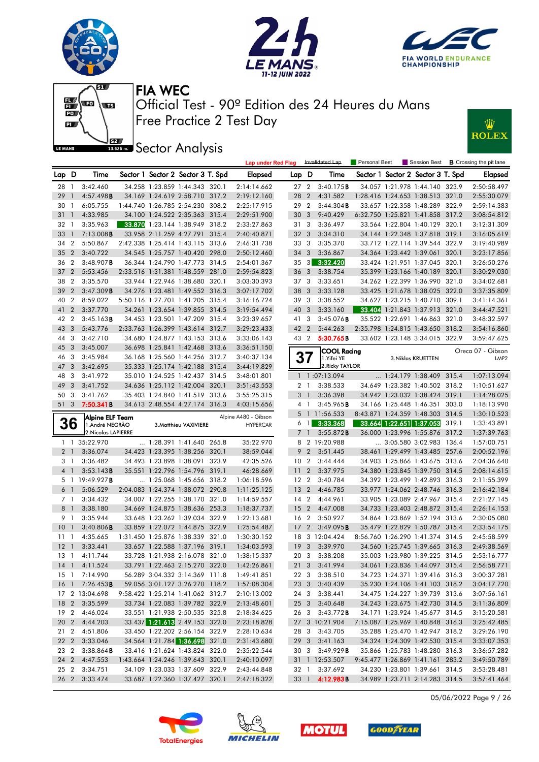# FIA WEC

## Official Test - 90º Edition des 24 Heures du Mans

## Free Practice 2 Test Day

## Sector Analysis

Lap under Red Flag | Invalidated Lap | Personal Best | Session Best | **B** Crossing the pit lane

| Lap | D | Time | Sector 1 | Sector 2 | Sector 3 | T. Spd | Elapsed |
|---|---|---|---|---|---|---|---|
| 28 | 1 | 3:42.460 | 34.258 | 1:23.859 | 1:44.343 | 320.1 | 2:14:14.662 |
| 29 | 1 | 4:57.498**B** | 34.169 | 1:24.619 | 2:58.710 | 317.2 | 2:19:12.160 |
| 30 | 1 | 6:05.755 | 1:44.740 | 1:26.785 | 2:54.230 | 308.2 | 2:25:17.915 |
| 31 | 1 | 4:33.985 | 34.100 | 1:24.522 | 2:35.363 | 315.4 | 2:29:51.900 |
| 32 | 1 | 3:35.963 | 33.870 | 1:23.144 | 1:38.949 | 318.2 | 2:33:27.863 |
| 33 | 1 | 7:13.008**B** | 33.958 | 2:11.259 | 4:27.791 | 315.4 | 2:40:40.871 |
| 34 | 2 | 5:50.867 | 2:42.338 | 1:25.414 | 1:43.115 | 313.6 | 2:46:31.738 |
| 35 | 2 | 3:40.722 | 34.545 | 1:25.757 | 1:40.420 | 298.0 | 2:50:12.460 |
| 36 | 2 | 3:48.907**B** | 36.344 | 1:24.790 | 1:47.773 | 314.5 | 2:54:01.367 |
| 37 | 2 | 5:53.456 | 2:33.516 | 1:31.381 | 1:48.559 | 281.0 | 2:59:54.823 |
| 38 | 2 | 3:35.570 | 33.944 | 1:22.946 | 1:38.680 | 320.1 | 3:03:30.393 |
| 39 | 2 | 3:47.309**B** | 34.276 | 1:23.481 | 1:49.552 | 316.3 | 3:07:17.702 |
| 40 | 2 | 8:59.022 | 5:50.116 | 1:27.701 | 1:41.205 | 315.4 | 3:16:16.724 |
| 41 | 2 | 3:37.770 | 34.261 | 1:23.654 | 1:39.855 | 314.5 | 3:19:54.494 |
| 42 | 2 | 3:45.163**B** | 34.453 | 1:23.501 | 1:47.209 | 315.4 | 3:23:39.657 |
| 43 | 3 | 5:43.776 | 2:33.763 | 1:26.399 | 1:43.614 | 312.7 | 3:29:23.433 |
| 44 | 3 | 3:42.710 | 34.680 | 1:24.877 | 1:43.153 | 313.6 | 3:33:06.143 |
| 45 | 3 | 3:45.007 | 36.698 | 1:25.841 | 1:42.468 | 313.6 | 3:36:51.150 |
| 46 | 3 | 3:45.984 | 36.168 | 1:25.560 | 1:44.256 | 312.7 | 3:40:37.134 |
| 47 | 3 | 3:42.695 | 35.333 | 1:25.174 | 1:42.188 | 315.4 | 3:44:19.829 |
| 48 | 3 | 3:41.972 | 35.010 | 1:24.525 | 1:42.437 | 314.5 | 3:48:01.801 |
| 49 | 3 | 3:41.752 | 34.636 | 1:25.112 | 1:42.004 | 320.1 | 3:51:43.553 |
| 50 | 3 | 3:41.762 | 35.403 | 1:24.840 | 1:41.519 | 313.6 | 3:55:25.315 |
| 51 | 3 | 7:50.341**B** | 34.613 | 2:48.554 | 4:27.174 | 316.3 | 4:03:15.656 |

**36 — Alpine ELF Team** — Alpine A480 - Gibson — HYPERCAR
1.André NEGRÃO, 2.Nicolas LAPIERRE, 3.Matthieu VAXIVIERE

| Lap | D | Time | Sector 1 | Sector 2 | Sector 3 | T. Spd | Elapsed |
|---|---|---|---|---|---|---|---|
| 1 | 1 | 35:22.970 | ... | 1:28.391 | 1:41.640 | 265.8 | 35:22.970 |
| 2 | 1 | 3:36.074 | 34.423 | 1:23.395 | 1:38.256 | 320.1 | 38:59.044 |
| 3 | 1 | 3:36.482 | 34.493 | 1:23.898 | 1:38.091 | 323.9 | 42:35.526 |
| 4 | 1 | 3:53.143**B** | 35.551 | 1:22.796 | 1:54.796 | 319.1 | 46:28.669 |
| 5 | 1 | 19:49.927**B** | ... | 1:25.068 | 1:45.656 | 318.2 | 1:06:18.596 |
| 6 | 1 | 5:06.529 | 2:04.083 | 1:24.374 | 1:38.072 | 290.8 | 1:11:25.125 |
| 7 | 1 | 3:34.432 | 34.007 | 1:22.255 | 1:38.170 | 321.0 | 1:14:59.557 |
| 8 | 1 | 3:38.180 | 34.669 | 1:24.875 | 1:38.636 | 253.3 | 1:18:37.737 |
| 9 | 1 | 3:35.944 | 33.648 | 1:23.262 | 1:39.034 | 322.9 | 1:22:13.681 |
| 10 | 1 | 3:40.806**B** | 33.859 | 1:22.072 | 1:44.875 | 322.9 | 1:25:54.487 |
| 11 | 1 | 4:35.665 | 1:31.450 | 1:25.876 | 1:38.339 | 321.0 | 1:30:30.152 |
| 12 | 1 | 3:33.441 | 33.657 | 1:22.588 | 1:37.196 | 319.1 | 1:34:03.593 |
| 13 | 1 | 4:11.744 | 33.728 | 1:21.938 | 2:16.078 | 321.0 | 1:38:15.337 |
| 14 | 1 | 4:11.524 | 33.791 | 1:22.463 | 2:15.270 | 322.0 | 1:42:26.861 |
| 15 | 1 | 7:14.990 | 56.289 | 3:04.332 | 3:14.369 | 111.8 | 1:49:41.851 |
| 16 | 1 | 7:26.453**B** | 59.056 | 3:01.127 | 3:26.270 | 118.2 | 1:57:08.304 |
| 17 | 2 | 13:04.698 | 9:58.422 | 1:25.214 | 1:41.062 | 312.7 | 2:10:13.002 |
| 18 | 2 | 3:35.599 | 33.734 | 1:22.083 | 1:39.782 | 322.9 | 2:13:48.601 |
| 19 | 2 | 4:46.024 | 33.551 | 1:21.938 | 2:50.535 | 325.8 | 2:18:34.625 |
| 20 | 2 | 4:44.203 | 33.437 | 1:21.613 | 2:49.153 | 322.0 | 2:23:18.828 |
| 21 | 2 | 4:51.806 | 33.450 | 1:22.202 | 2:56.154 | 322.9 | 2:28:10.634 |
| 22 | 2 | 3:33.046 | 34.564 | 1:21.784 | 1:36.698 | 321.0 | 2:31:43.680 |
| 23 | 2 | 3:38.864**B** | 33.416 | 1:21.624 | 1:43.824 | 322.0 | 2:35:22.544 |
| 24 | 2 | 4:47.553 | 1:43.664 | 1:24.246 | 1:39.643 | 320.1 | 2:40:10.097 |
| 25 | 2 | 3:34.751 | 34.109 | 1:23.033 | 1:37.609 | 322.9 | 2:43:44.848 |
| 26 | 2 | 3:33.474 | 33.687 | 1:22.360 | 1:37.427 | 320.1 | 2:47:18.322 |
| 27 | 2 | 3:40.175**B** | 34.057 | 1:21.978 | 1:44.140 | 323.9 | 2:50:58.497 |
| 28 | 2 | 4:31.582 | 1:28.416 | 1:24.653 | 1:38.513 | 321.0 | 2:55:30.079 |
| 29 | 2 | 3:44.304**B** | 33.657 | 1:22.358 | 1:48.289 | 322.9 | 2:59:14.383 |
| 30 | 3 | 9:40.429 | 6:32.750 | 1:25.821 | 1:41.858 | 317.2 | 3:08:54.812 |
| 31 | 3 | 3:36.497 | 33.564 | 1:22.804 | 1:40.129 | 320.1 | 3:12:31.309 |
| 32 | 3 | 3:34.310 | 34.144 | 1:22.348 | 1:37.818 | 319.1 | 3:16:05.619 |
| 33 | 3 | 3:35.370 | 33.712 | 1:22.114 | 1:39.544 | 322.9 | 3:19:40.989 |
| 34 | 3 | 3:36.867 | 34.364 | 1:23.442 | 1:39.061 | 320.1 | 3:23:17.856 |
| 35 | 3 | 3:32.420 | 33.424 | 1:21.951 | 1:37.045 | 320.1 | 3:26:50.276 |
| 36 | 3 | 3:38.754 | 35.399 | 1:23.166 | 1:40.189 | 320.1 | 3:30:29.030 |
| 37 | 3 | 3:33.651 | 34.262 | 1:22.399 | 1:36.990 | 321.0 | 3:34:02.681 |
| 38 | 3 | 3:33.128 | 33.425 | 1:21.678 | 1:38.025 | 322.0 | 3:37:35.809 |
| 39 | 3 | 3:38.552 | 34.627 | 1:23.215 | 1:40.710 | 309.1 | 3:41:14.361 |
| 40 | 3 | 3:33.160 | 33.404 | 1:21.843 | 1:37.913 | 321.0 | 3:44:47.521 |
| 41 | 3 | 3:45.076**B** | 35.522 | 1:22.691 | 1:46.863 | 321.0 | 3:48:32.597 |
| 42 | 2 | 5:44.263 | 2:35.798 | 1:24.815 | 1:43.650 | 318.2 | 3:54:16.860 |
| 43 | 2 | 5:30.765**B** | 33.602 | 1:23.148 | 3:34.015 | 322.9 | 3:59:47.625 |

**37 — COOL Racing** — Oreca 07 - Gibson — LMP2
1.Yifei YE, 2.Ricky TAYLOR, 3.Niklas KRUETTEN

| Lap | D | Time | Sector 1 | Sector 2 | Sector 3 | T. Spd | Elapsed |
|---|---|---|---|---|---|---|---|
| 1 | 1 | 1:07:13.094 | ... | 1:24.179 | 1:38.409 | 315.4 | 1:07:13.094 |
| 2 | 1 | 3:38.533 | 34.649 | 1:23.382 | 1:40.502 | 318.2 | 1:10:51.627 |
| 3 | 1 | 3:36.398 | 34.942 | 1:23.032 | 1:38.424 | 319.1 | 1:14:28.025 |
| 4 | 1 | 3:45.965**B** | 34.166 | 1:25.448 | 1:46.351 | 303.0 | 1:18:13.990 |
| 5 | 1 | 11:56.533 | 8:43.871 | 1:24.359 | 1:48.303 | 314.5 | 1:30:10.523 |
| 6 | 1 | 3:33.368 | 33.664 | 1:22.651 | 1:37.053 | 319.1 | 1:33:43.891 |
| 7 | 1 | 3:55.872**B** | 36.000 | 1:23.996 | 1:55.876 | 317.2 | 1:37:39.763 |
| 8 | 2 | 19:20.988 | ... | 3:05.580 | 3:02.983 | 136.4 | 1:57:00.751 |
| 9 | 2 | 3:51.445 | 38.461 | 1:29.499 | 1:43.485 | 257.6 | 2:00:52.196 |
| 10 | 2 | 3:44.444 | 34.903 | 1:25.866 | 1:43.675 | 313.6 | 2:04:36.640 |
| 11 | 2 | 3:37.975 | 34.380 | 1:23.845 | 1:39.750 | 314.5 | 2:08:14.615 |
| 12 | 2 | 3:40.784 | 34.392 | 1:23.499 | 1:42.893 | 316.3 | 2:11:55.399 |
| 13 | 2 | 4:46.785 | 33.977 | 1:24.062 | 2:48.746 | 316.3 | 2:16:42.184 |
| 14 | 2 | 4:44.961 | 33.905 | 1:23.089 | 2:47.967 | 315.4 | 2:21:27.145 |
| 15 | 2 | 4:47.008 | 34.733 | 1:23.403 | 2:48.872 | 315.4 | 2:26:14.153 |
| 16 | 2 | 3:50.927 | 34.864 | 1:23.869 | 1:52.194 | 313.6 | 2:30:05.080 |
| 17 | 2 | 3:49.095**B** | 35.479 | 1:22.829 | 1:50.787 | 315.4 | 2:33:54.175 |
| 18 | 3 | 12:04.424 | 8:56.760 | 1:26.290 | 1:41.374 | 314.5 | 2:45:58.599 |
| 19 | 3 | 3:39.970 | 34.560 | 1:25.745 | 1:39.665 | 316.3 | 2:49:38.569 |
| 20 | 3 | 3:38.208 | 35.003 | 1:23.980 | 1:39.225 | 314.5 | 2:53:16.777 |
| 21 | 3 | 3:41.994 | 34.061 | 1:23.836 | 1:44.097 | 315.4 | 2:56:58.771 |
| 22 | 3 | 3:38.510 | 34.723 | 1:24.371 | 1:39.416 | 316.3 | 3:00:37.281 |
| 23 | 3 | 3:40.439 | 35.230 | 1:24.106 | 1:41.103 | 318.2 | 3:04:17.720 |
| 24 | 3 | 3:38.441 | 34.475 | 1:24.227 | 1:39.739 | 313.6 | 3:07:56.161 |
| 25 | 3 | 3:40.648 | 34.243 | 1:23.675 | 1:42.730 | 314.5 | 3:11:36.809 |
| 26 | 3 | 3:43.772**B** | 34.171 | 1:23.924 | 1:45.677 | 314.5 | 3:15:20.581 |
| 27 | 3 | 10:21.904 | 7:15.087 | 1:25.969 | 1:40.848 | 316.3 | 3:25:42.485 |
| 28 | 3 | 3:43.705 | 35.288 | 1:25.470 | 1:42.947 | 318.2 | 3:29:26.190 |
| 29 | 3 | 3:41.163 | 34.324 | 1:24.309 | 1:42.530 | 315.4 | 3:33:07.353 |
| 30 | 3 | 3:49.929**B** | 35.866 | 1:25.783 | 1:48.280 | 316.3 | 3:36:57.282 |
| 31 | 1 | 12:53.507 | 9:45.477 | 1:26.869 | 1:41.161 | 283.2 | 3:49:50.789 |
| 32 | 1 | 3:37.692 | 34.230 | 1:23.801 | 1:39.661 | 314.5 | 3:53:28.481 |
| 33 | 1 | 4:12.983**B** | 34.989 | 1:23.711 | 2:14.283 | 314.5 | 3:57:41.464 |

05/06/2022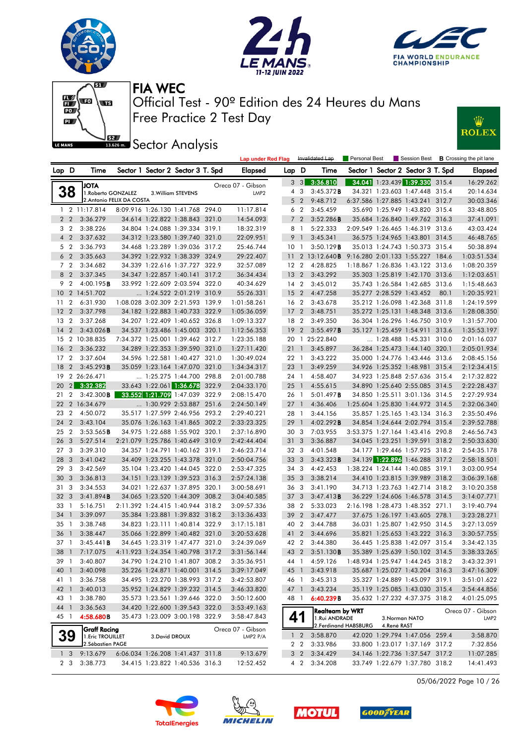# FIA WEC

Official Test - 90º Edition des 24 Heures du Mans

Free Practice 2 Test Day

## Sector Analysis

Lap under Red Flag | Invalidated Lap | Personal Best | Session Best | B Crossing the pit lane

### 38 JOTA — Oreca 07 - Gibson — LMP2

1.Roberto GONZALEZ, 2.Antonio FELIX DA COSTA, 3.William STEVENS

| Lap | D | Time | Sector 1 | Sector 2 | Sector 3 | T. Spd | Elapsed |
|---|---|---|---|---|---|---|---|
| 1 | 2 | 11:17.814 | 8:09.916 | 1:26.130 | 1:41.768 | 294.0 | 11:17.814 |
| 2 | 2 | 3:36.279 | 34.614 | 1:22.822 | 1:38.843 | 321.0 | 14:54.093 |
| 3 | 2 | 3:38.226 | 34.804 | 1:24.088 | 1:39.334 | 319.1 | 18:32.319 |
| 4 | 2 | 3:37.632 | 34.312 | 1:23.580 | 1:39.740 | 321.0 | 22:09.951 |
| 5 | 2 | 3:36.793 | 34.468 | 1:23.289 | 1:39.036 | 317.2 | 25:46.744 |
| 6 | 2 | 3:35.663 | 34.392 | 1:22.932 | 1:38.339 | 324.9 | 29:22.407 |
| 7 | 2 | 3:34.682 | 34.339 | 1:22.616 | 1:37.727 | 322.9 | 32:57.089 |
| 8 | 2 | 3:37.345 | 34.347 | 1:22.857 | 1:40.141 | 317.2 | 36:34.434 |
| 9 | 2 | 4:00.195B | 33.992 | 1:22.609 | 2:03.594 | 322.0 | 40:34.629 |
| 10 | 2 | 14:51.702 | ... | 1:24.522 | 2:01.219 | 310.9 | 55:26.331 |
| 11 | 2 | 6:31.930 | 1:08.028 | 3:02.309 | 2:21.593 | 139.9 | 1:01:58.261 |
| 12 | 2 | 3:37.798 | 34.182 | 1:22.883 | 1:40.733 | 322.9 | 1:05:36.059 |
| 13 | 2 | 3:37.268 | 34.207 | 1:22.409 | 1:40.652 | 326.8 | 1:09:13.327 |
| 14 | 2 | 3:43.026B | 34.537 | 1:23.486 | 1:45.003 | 320.1 | 1:12:56.353 |
| 15 | 2 | 10:38.835 | 7:34.372 | 1:25.001 | 1:39.462 | 312.7 | 1:23:35.188 |
| 16 | 2 | 3:36.232 | 34.289 | 1:22.353 | 1:39.590 | 321.0 | 1:27:11.420 |
| 17 | 2 | 3:37.604 | 34.596 | 1:22.581 | 1:40.427 | 321.0 | 1:30:49.024 |
| 18 | 2 | 3:45.293B | 35.059 | 1:23.164 | 1:47.070 | 321.0 | 1:34:34.317 |
| 19 | 2 | 26:26.471 | ... | 1:25.275 | 1:44.700 | 298.8 | 2:01:00.788 |
| 20 | 2 | 3:32.382 | 33.643 | 1:22.061 | 1:36.678 | 322.9 | 2:04:33.170 |
| 21 | 2 | 3:42.300B | 33.552 | 1:21.709 | 1:47.039 | 322.9 | 2:08:15.470 |
| 22 | 2 | 16:34.679 | ... | 1:30.929 | 2:53.887 | 251.6 | 2:24:50.149 |
| 23 | 2 | 4:50.072 | 35.517 | 1:27.599 | 2:46.956 | 293.2 | 2:29:40.221 |
| 24 | 2 | 3:43.104 | 35.076 | 1:26.163 | 1:41.865 | 302.2 | 2:33:23.325 |
| 25 | 2 | 3:53.565B | 34.975 | 1:22.688 | 1:55.902 | 320.1 | 2:37:16.890 |
| 26 | 3 | 5:27.514 | 2:21.079 | 1:25.786 | 1:40.649 | 310.9 | 2:42:44.404 |
| 27 | 3 | 3:39.310 | 34.357 | 1:24.791 | 1:40.162 | 319.1 | 2:46:23.714 |
| 28 | 3 | 3:41.042 | 34.409 | 1:23.255 | 1:43.378 | 321.0 | 2:50:04.756 |
| 29 | 3 | 3:42.569 | 35.104 | 1:23.420 | 1:44.045 | 322.0 | 2:53:47.325 |
| 30 | 3 | 3:36.813 | 34.151 | 1:23.139 | 1:39.523 | 316.3 | 2:57:24.138 |
| 31 | 3 | 3:34.553 | 34.021 | 1:22.637 | 1:37.895 | 320.1 | 3:00:58.691 |
| 32 | 3 | 3:41.894B | 34.065 | 1:23.520 | 1:44.309 | 308.2 | 3:04:40.585 |
| 33 | 1 | 5:16.751 | 2:11.392 | 1:24.415 | 1:40.944 | 318.2 | 3:09:57.336 |
| 34 | 1 | 3:39.097 | 35.384 | 1:23.881 | 1:39.832 | 318.2 | 3:13:36.433 |
| 35 | 1 | 3:38.748 | 34.823 | 1:23.111 | 1:40.814 | 322.9 | 3:17:15.181 |
| 36 | 1 | 3:38.447 | 35.066 | 1:22.899 | 1:40.482 | 321.0 | 3:20:53.628 |
| 37 | 1 | 3:45.441B | 34.645 | 1:23.319 | 1:47.477 | 321.0 | 3:24:39.069 |
| 38 | 1 | 7:17.075 | 4:11.923 | 1:24.354 | 1:40.798 | 317.2 | 3:31:56.144 |
| 39 | 1 | 3:40.807 | 34.790 | 1:24.210 | 1:41.807 | 308.2 | 3:35:36.951 |
| 40 | 1 | 3:40.098 | 35.226 | 1:24.871 | 1:40.001 | 314.5 | 3:39:17.049 |
| 41 | 1 | 3:36.758 | 34.495 | 1:23.270 | 1:38.993 | 317.2 | 3:42:53.807 |
| 42 | 1 | 3:40.013 | 35.952 | 1:24.829 | 1:39.232 | 314.5 | 3:46:33.820 |
| 43 | 1 | 3:38.780 | 35.573 | 1:23.561 | 1:39.646 | 322.0 | 3:50:12.600 |
| 44 | 1 | 3:36.563 | 34.420 | 1:22.600 | 1:39.543 | 322.0 | 3:53:49.163 |
| 45 | 1 | 4:58.680B | 35.473 | 1:23.009 | 3:00.198 | 322.9 | 3:58:47.843 |

### 39 Graff Racing — Oreca 07 - Gibson — LMP2 P/A

1.Eric TROUILLET, 2.Sébastien PAGE, 3.David DROUX

| Lap | D | Time | Sector 1 | Sector 2 | Sector 3 | T. Spd | Elapsed |
|---|---|---|---|---|---|---|---|
| 1 | 3 | 9:13.679 | 6:06.034 | 1:26.208 | 1:41.437 | 311.8 | 9:13.679 |
| 2 | 3 | 3:38.773 | 34.415 | 1:23.822 | 1:40.536 | 316.3 | 12:52.452 |
| 3 | 3 | 3:36.810 | 34.041 | 1:23.439 | 1:39.330 | 315.4 | 16:29.262 |
| 4 | 3 | 3:45.372B | 34.321 | 1:23.603 | 1:47.448 | 315.4 | 20:14.634 |
| 5 | 2 | 9:48.712 | 6:37.586 | 1:27.885 | 1:43.241 | 312.7 | 30:03.346 |
| 6 | 2 | 3:45.459 | 35.690 | 1:25.949 | 1:43.820 | 315.4 | 33:48.805 |
| 7 | 2 | 3:52.286B | 35.684 | 1:26.840 | 1:49.762 | 316.3 | 37:41.091 |
| 8 | 1 | 5:22.333 | 2:09.549 | 1:26.465 | 1:46.319 | 313.6 | 43:03.424 |
| 9 | 1 | 3:45.341 | 36.575 | 1:24.965 | 1:43.801 | 314.5 | 46:48.765 |
| 10 | 1 | 3:50.129B | 35.013 | 1:24.743 | 1:50.373 | 315.4 | 50:38.894 |
| 11 | 2 | 13:12.640B | 9:16.280 | 2:01.133 | 1:55.227 | 184.6 | 1:03:51.534 |
| 12 | 2 | 4:28.825 | 1:18.867 | 1:26.836 | 1:43.122 | 313.6 | 1:08:20.359 |
| 13 | 2 | 3:43.292 | 35.303 | 1:25.819 | 1:42.170 | 313.6 | 1:12:03.651 |
| 14 | 2 | 3:45.012 | 35.743 | 1:26.584 | 1:42.685 | 313.6 | 1:15:48.663 |
| 15 | 2 | 4:47.258 | 35.277 | 2:28.529 | 1:43.452 | 80.1 | 1:20:35.921 |
| 16 | 2 | 3:43.678 | 35.212 | 1:26.098 | 1:42.368 | 311.8 | 1:24:19.599 |
| 17 | 2 | 3:48.751 | 35.272 | 1:25.131 | 1:48.348 | 313.6 | 1:28:08.350 |
| 18 | 2 | 3:49.350 | 36.304 | 1:26.296 | 1:46.750 | 310.9 | 1:31:57.700 |
| 19 | 2 | 3:55.497B | 35.127 | 1:25.459 | 1:54.911 | 313.6 | 1:35:53.197 |
| 20 | 1 | 25:22.840 | ... | 1:28.488 | 1:45.331 | 310.0 | 2:01:16.037 |
| 21 | 1 | 3:45.897 | 36.284 | 1:25.473 | 1:44.140 | 320.1 | 2:05:01.934 |
| 22 | 1 | 3:43.222 | 35.000 | 1:24.776 | 1:43.446 | 313.6 | 2:08:45.156 |
| 23 | 1 | 3:49.259 | 34.926 | 1:25.352 | 1:48.981 | 315.4 | 2:12:34.415 |
| 24 | 1 | 4:58.407 | 34.923 | 1:25.848 | 2:57.636 | 315.4 | 2:17:32.822 |
| 25 | 1 | 4:55.615 | 34.890 | 1:25.640 | 2:55.085 | 314.5 | 2:22:28.437 |
| 26 | 1 | 5:01.497B | 34.850 | 1:25.511 | 3:01.136 | 314.5 | 2:27:29.934 |
| 27 | 1 | 4:36.406 | 1:25.604 | 1:25.830 | 1:44.972 | 314.5 | 2:32:06.340 |
| 28 | 1 | 3:44.156 | 35.857 | 1:25.165 | 1:43.134 | 316.3 | 2:35:50.496 |
| 29 | 1 | 4:02.292B | 34.854 | 1:24.644 | 2:02.794 | 315.4 | 2:39:52.788 |
| 30 | 3 | 7:03.955 | 3:53.375 | 1:27.164 | 1:43.416 | 290.8 | 2:46:56.743 |
| 31 | 3 | 3:36.887 | 34.045 | 1:23.251 | 1:39.591 | 318.2 | 2:50:33.630 |
| 32 | 3 | 4:01.548 | 34.177 | 1:29.446 | 1:57.925 | 318.2 | 2:54:35.178 |
| 33 | 3 | 3:43.323B | 34.139 | 1:22.896 | 1:46.288 | 317.2 | 2:58:18.501 |
| 34 | 3 | 4:42.453 | 1:38.224 | 1:24.144 | 1:40.085 | 319.1 | 3:03:00.954 |
| 35 | 3 | 3:38.214 | 34.410 | 1:23.815 | 1:39.989 | 318.2 | 3:06:39.168 |
| 36 | 3 | 3:41.190 | 34.713 | 1:23.763 | 1:42.714 | 318.2 | 3:10:20.358 |
| 37 | 3 | 3:47.413B | 36.229 | 1:24.606 | 1:46.578 | 314.5 | 3:14:07.771 |
| 38 | 2 | 5:33.023 | 2:16.198 | 1:28.473 | 1:48.352 | 271.1 | 3:19:40.794 |
| 39 | 2 | 3:47.477 | 37.675 | 1:26.197 | 1:43.605 | 278.1 | 3:23:28.271 |
| 40 | 2 | 3:44.788 | 36.031 | 1:25.807 | 1:42.950 | 314.5 | 3:27:13.059 |
| 41 | 2 | 3:44.696 | 35.821 | 1:25.653 | 1:43.222 | 316.3 | 3:30:57.755 |
| 42 | 2 | 3:44.380 | 36.445 | 1:25.838 | 1:42.097 | 315.4 | 3:34:42.135 |
| 43 | 2 | 3:51.130B | 35.389 | 1:25.639 | 1:50.102 | 314.5 | 3:38:33.265 |
| 44 | 1 | 4:59.126 | 1:48.934 | 1:25.947 | 1:44.245 | 318.2 | 3:43:32.391 |
| 45 | 1 | 3:43.918 | 35.687 | 1:25.027 | 1:43.204 | 316.3 | 3:47:16.309 |
| 46 | 1 | 3:45.313 | 35.327 | 1:24.889 | 1:45.097 | 319.1 | 3:51:01.622 |
| 47 | 1 | 3:43.234 | 35.119 | 1:25.085 | 1:43.030 | 315.4 | 3:54:44.856 |
| 48 | 1 | 6:40.239B | 35.632 | 1:27.232 | 4:37.375 | 318.2 | 4:01:25.095 |

### 41 Realteam by WRT — Oreca 07 - Gibson — LMP2

1.Rui ANDRADE, 2.Ferdinand HABSBURG, 3.Norman NATO, 4.René RAST

| Lap | D | Time | Sector 1 | Sector 2 | Sector 3 | T. Spd | Elapsed |
|---|---|---|---|---|---|---|---|
| 1 | 2 | 3:58.870 | 42.020 | 1:29.794 | 1:47.056 | 259.4 | 3:58.870 |
| 2 | 2 | 3:33.986 | 33.800 | 1:23.017 | 1:37.169 | 317.2 | 7:32.856 |
| 3 | 2 | 3:34.429 | 34.146 | 1:22.736 | 1:37.547 | 317.2 | 11:07.285 |
| 4 | 2 | 3:34.208 | 33.749 | 1:22.679 | 1:37.780 | 318.2 | 14:41.493 |

05/06/2022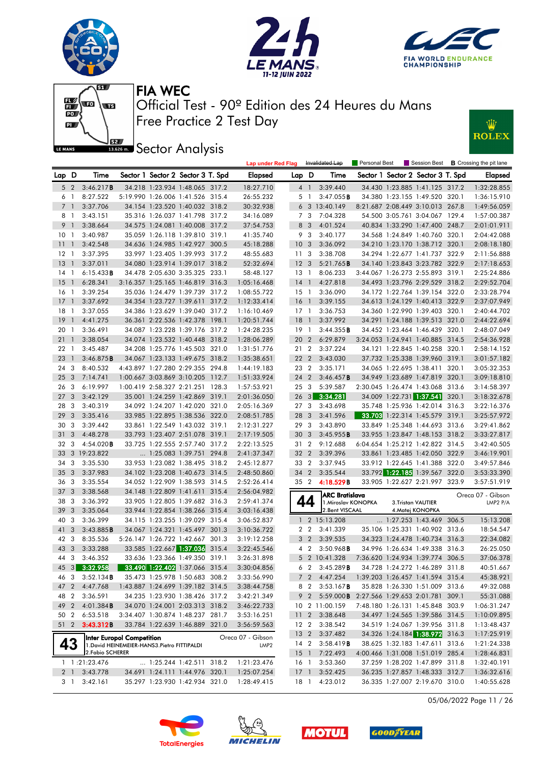# FIA WEC

## Official Test - 90º Edition des 24 Heures du Mans

## Free Practice 2 Test Day

## Sector Analysis

Lap under Red Flag | Invalidated Lap | Personal Best | Session Best | **B** Crossing the pit lane

| Lap | D | Time | Sector 1 | Sector 2 | Sector 3 | T. Spd | Elapsed |
|---|---|---|---|---|---|---|---|
| 5 | 2 | 3:46.217**B** | 34.218 | 1:23.934 | 1:48.065 | 317.2 | 18:27.710 |
| 6 | 1 | 8:27.522 | 5:19.990 | 1:26.006 | 1:41.526 | 315.4 | 26:55.232 |
| 7 | 1 | 3:37.706 | 34.154 | 1:23.520 | 1:40.032 | 318.2 | 30:32.938 |
| 8 | 1 | 3:43.151 | 35.316 | 1:26.037 | 1:41.798 | 317.2 | 34:16.089 |
| 9 | 1 | 3:38.664 | 34.575 | 1:24.081 | 1:40.008 | 317.2 | 37:54.753 |
| 10 | 1 | 3:40.987 | 35.059 | 1:26.118 | 1:39.810 | 319.1 | 41:35.740 |
| 11 | 1 | 3:42.548 | 34.636 | 1:24.985 | 1:42.927 | 300.5 | 45:18.288 |
| 12 | 1 | 3:37.395 | 33.997 | 1:23.405 | 1:39.993 | 317.2 | 48:55.683 |
| 13 | 1 | 3:37.011 | 34.080 | 1:23.914 | 1:39.017 | 318.2 | 52:32.694 |
| 14 | 1 | 6:15.433**B** | 34.478 | 2:05.630 | 3:35.325 | 233.1 | 58:48.127 |
| 15 | 1 | 6:28.341 | 3:16.357 | 1:25.165 | 1:46.819 | 316.3 | 1:05:16.468 |
| 16 | 1 | 3:39.254 | 35.036 | 1:24.479 | 1:39.739 | 317.2 | 1:08:55.722 |
| 17 | 1 | 3:37.692 | 34.354 | 1:23.727 | 1:39.611 | 317.2 | 1:12:33.414 |
| 18 | 1 | 3:37.055 | 34.386 | 1:23.629 | 1:39.040 | 317.2 | 1:16:10.469 |
| 19 | 1 | 4:41.275 | 36.361 | 2:22.536 | 1:42.378 | 198.1 | 1:20:51.744 |
| 20 | 1 | 3:36.491 | 34.087 | 1:23.228 | 1:39.176 | 317.2 | 1:24:28.235 |
| 21 | 1 | 3:38.054 | 34.074 | 1:23.532 | 1:40.448 | 318.2 | 1:28:06.289 |
| 22 | 1 | 3:45.487 | 34.208 | 1:25.776 | 1:45.503 | 321.0 | 1:31:51.776 |
| 23 | 1 | 3:46.875**B** | 34.067 | 1:23.133 | 1:49.675 | 318.2 | 1:35:38.651 |
| 24 | 3 | 8:40.532 | 4:43.897 | 1:27.280 | 2:29.355 | 294.8 | 1:44:19.183 |
| 25 | 3 | 7:14.741 | 1:00.667 | 3:03.869 | 3:10.205 | 112.7 | 1:51:33.924 |
| 26 | 3 | 6:19.997 | 1:00.419 | 2:58.327 | 2:21.251 | 128.3 | 1:57:53.921 |
| 27 | 3 | 3:42.129 | 35.001 | 1:24.259 | 1:42.869 | 319.1 | 2:01:36.050 |
| 28 | 3 | 3:40.319 | 34.092 | 1:24.207 | 1:42.020 | 321.0 | 2:05:16.369 |
| 29 | 3 | 3:35.416 | 33.985 | 1:22.895 | 1:38.536 | 322.0 | 2:08:51.785 |
| 30 | 3 | 3:39.442 | 33.861 | 1:22.549 | 1:43.032 | 319.1 | 2:12:31.227 |
| 31 | 3 | 4:48.278 | 33.793 | 1:23.407 | 2:51.078 | 319.1 | 2:17:19.505 |
| 32 | 3 | 4:54.020**B** | 33.725 | 1:22.555 | 2:57.740 | 317.2 | 2:22:13.525 |
| 33 | 3 | 19:23.822 | ... | 1:25.083 | 1:39.751 | 294.8 | 2:41:37.347 |
| 34 | 3 | 3:35.530 | 33.953 | 1:23.082 | 1:38.495 | 318.2 | 2:45:12.877 |
| 35 | 3 | 3:37.983 | 34.102 | 1:23.208 | 1:40.673 | 314.5 | 2:48:50.860 |
| 36 | 3 | 3:35.554 | 34.052 | 1:22.909 | 1:38.593 | 314.5 | 2:52:26.414 |
| 37 | 3 | 3:38.568 | 34.148 | 1:22.809 | 1:41.611 | 315.4 | 2:56:04.982 |
| 38 | 3 | 3:36.392 | 33.905 | 1:22.805 | 1:39.682 | 316.3 | 2:59:41.374 |
| 39 | 3 | 3:35.064 | 33.944 | 1:22.854 | 1:38.266 | 315.4 | 3:03:16.438 |
| 40 | 3 | 3:36.399 | 34.115 | 1:23.255 | 1:39.029 | 315.4 | 3:06:52.837 |
| 41 | 3 | 3:43.885**B** | 34.067 | 1:24.321 | 1:45.497 | 301.3 | 3:10:36.722 |
| 42 | 3 | 8:35.536 | 5:26.147 | 1:26.722 | 1:42.667 | 301.3 | 3:19:12.258 |
| 43 | 3 | 3:33.288 | 33.585 | 1:22.667 | 1:37.036 | 315.4 | 3:22:45.546 |
| 44 | 3 | 3:46.352 | 33.636 | 1:23.366 | 1:49.350 | 319.1 | 3:26:31.898 |
| 45 | 3 | 3:32.958 | 33.490 | 1:22.402 | 1:37.066 | 315.4 | 3:30:04.856 |
| 46 | 3 | 3:52.134**B** | 35.473 | 1:25.978 | 1:50.683 | 308.2 | 3:33:56.990 |
| 47 | 2 | 4:47.768 | 1:43.887 | 1:24.699 | 1:39.182 | 314.5 | 3:38:44.758 |
| 48 | 2 | 3:36.591 | 34.235 | 1:23.930 | 1:38.426 | 317.2 | 3:42:21.349 |
| 49 | 2 | 4:01.384**B** | 34.070 | 1:24.001 | 2:03.313 | 318.2 | 3:46:22.733 |
| 50 | 2 | 6:53.518 | 3:34.407 | 1:30.874 | 1:48.237 | 281.7 | 3:53:16.251 |
| 51 | 2 | 3:43.312**B** | 33.784 | 1:22.639 | 1:46.889 | 321.0 | 3:56:59.563 |

**43** Inter Europol Competition — Oreca 07 - Gibson — LMP2
1.David HEINEMEIER-HANS 3.Pietro FITTIPALDI
2.Fabio SCHERER

| Lap | D | Time | Sector 1 | Sector 2 | Sector 3 | T. Spd | Elapsed |
|---|---|---|---|---|---|---|---|
| 1 | 1 | :21:23.476 | ... | 1:25.244 | 1:42.511 | 318.2 | 1:21:23.476 |
| 2 | 1 | 3:43.778 | 34.691 | 1:24.111 | 1:44.976 | 320.1 | 1:25:07.254 |
| 3 | 1 | 3:42.161 | 35.297 | 1:23.930 | 1:42.934 | 321.0 | 1:28:49.415 |
| 4 | 1 | 3:39.440 | 34.430 | 1:23.885 | 1:41.125 | 317.2 | 1:32:28.855 |
| 5 | 1 | 3:47.055**B** | 34.380 | 1:23.155 | 1:49.520 | 320.1 | 1:36:15.910 |
| 6 | 3 | 13:40.149 | 8:21.687 | 2:08.449 | 3:10.013 | 267.8 | 1:49:56.059 |
| 7 | 3 | 7:04.328 | 54.500 | 3:05.761 | 3:04.067 | 129.4 | 1:57:00.387 |
| 8 | 3 | 4:01.524 | 40.834 | 1:33.290 | 1:47.400 | 248.7 | 2:01:01.911 |
| 9 | 3 | 3:40.177 | 34.568 | 1:24.849 | 1:40.760 | 320.1 | 2:04:42.088 |
| 10 | 3 | 3:36.092 | 34.210 | 1:23.170 | 1:38.712 | 320.1 | 2:08:18.180 |
| 11 | 3 | 3:38.708 | 34.294 | 1:22.677 | 1:41.737 | 322.9 | 2:11:56.888 |
| 12 | 3 | 5:21.765**B** | 34.140 | 1:23.843 | 3:23.782 | 322.9 | 2:17:18.653 |
| 13 | 1 | 8:06.233 | 3:44.067 | 1:26.273 | 2:55.893 | 319.1 | 2:25:24.886 |
| 14 | 1 | 4:27.818 | 34.493 | 1:23.796 | 2:29.529 | 318.2 | 2:29:52.704 |
| 15 | 1 | 3:36.090 | 34.172 | 1:22.764 | 1:39.154 | 322.0 | 2:33:28.794 |
| 16 | 1 | 3:39.155 | 34.613 | 1:24.129 | 1:40.413 | 322.9 | 2:37:07.949 |
| 17 | 1 | 3:36.753 | 34.360 | 1:22.990 | 1:39.403 | 320.1 | 2:40:44.702 |
| 18 | 1 | 3:37.992 | 34.291 | 1:24.188 | 1:39.513 | 321.0 | 2:44:22.694 |
| 19 | 1 | 3:44.355**B** | 34.452 | 1:23.464 | 1:46.439 | 320.1 | 2:48:07.049 |
| 20 | 2 | 6:29.879 | 3:24.053 | 1:24.941 | 1:40.885 | 314.5 | 2:54:36.928 |
| 21 | 2 | 3:37.224 | 34.121 | 1:22.845 | 1:40.258 | 320.1 | 2:58:14.152 |
| 22 | 2 | 3:43.030 | 37.732 | 1:25.338 | 1:39.960 | 319.1 | 3:01:57.182 |
| 23 | 2 | 3:35.171 | 34.065 | 1:22.695 | 1:38.411 | 320.1 | 3:05:32.353 |
| 24 | 2 | 3:46.457**B** | 34.949 | 1:23.689 | 1:47.819 | 320.1 | 3:09:18.810 |
| 25 | 3 | 5:39.587 | 2:30.045 | 1:26.474 | 1:43.068 | 313.6 | 3:14:58.397 |
| 26 | 3 | 3:34.281 | 34.009 | 1:22.731 | 1:37.541 | 320.1 | 3:18:32.678 |
| 27 | 3 | 3:43.698 | 35.748 | 1:25.936 | 1:42.014 | 316.3 | 3:22:16.376 |
| 28 | 3 | 3:41.596 | 33.703 | 1:22.314 | 1:45.579 | 319.1 | 3:25:57.972 |
| 29 | 3 | 3:43.890 | 33.849 | 1:25.348 | 1:44.693 | 313.6 | 3:29:41.862 |
| 30 | 3 | 3:45.955**B** | 33.955 | 1:23.847 | 1:48.153 | 318.2 | 3:33:27.817 |
| 31 | 2 | 9:12.688 | 6:04.654 | 1:25.212 | 1:42.822 | 314.5 | 3:42:40.505 |
| 32 | 2 | 3:39.396 | 33.861 | 1:23.485 | 1:42.050 | 322.9 | 3:46:19.901 |
| 33 | 2 | 3:37.945 | 33.912 | 1:22.645 | 1:41.388 | 322.0 | 3:49:57.846 |
| 34 | 2 | 3:35.544 | 33.792 | 1:22.185 | 1:39.567 | 322.0 | 3:53:33.390 |
| 35 | 2 | 4:18.529**B** | 33.905 | 1:22.627 | 2:21.997 | 323.9 | 3:57:51.919 |

**44** ARC Bratislava — Oreca 07 - Gibson — LMP2 P/A
1.Miroslav KONOPKA 3.Tristan VAUTIER
2.Bent VISCAAL 4.Matej KONOPKA

| Lap | D | Time | Sector 1 | Sector 2 | Sector 3 | T. Spd | Elapsed |
|---|---|---|---|---|---|---|---|
| 1 | 2 | 15:13.208 | ... | 1:27.253 | 1:43.469 | 306.5 | 15:13.208 |
| 2 | 2 | 3:41.339 | 35.106 | 1:25.331 | 1:40.902 | 313.6 | 18:54.547 |
| 3 | 2 | 3:39.535 | 34.323 | 1:24.478 | 1:40.734 | 316.3 | 22:34.082 |
| 4 | 2 | 3:50.968**B** | 34.996 | 1:26.634 | 1:49.338 | 316.3 | 26:25.050 |
| 5 | 2 | 10:41.328 | 7:36.620 | 1:24.934 | 1:39.774 | 306.5 | 37:06.378 |
| 6 | 2 | 3:45.289**B** | 34.728 | 1:24.272 | 1:46.289 | 311.8 | 40:51.667 |
| 7 | 2 | 4:47.254 | 1:39.203 | 1:26.457 | 1:41.594 | 315.4 | 45:38.921 |
| 8 | 2 | 3:53.167**B** | 35.828 | 1:26.330 | 1:51.009 | 313.6 | 49:32.088 |
| 9 | 2 | 5:59.000**B** | 2:27.566 | 1:29.653 | 2:01.781 | 309.1 | 55:31.088 |
| 10 | 2 | 11:00.159 | 7:48.180 | 1:26.131 | 1:45.848 | 303.9 | 1:06:31.247 |
| 11 | 2 | 3:38.648 | 34.497 | 1:24.565 | 1:39.586 | 314.5 | 1:10:09.895 |
| 12 | 2 | 3:38.542 | 34.519 | 1:24.067 | 1:39.956 | 311.8 | 1:13:48.437 |
| 13 | 2 | 3:37.482 | 34.326 | 1:24.184 | 1:38.972 | 316.3 | 1:17:25.919 |
| 14 | 2 | 3:58.419**B** | 38.625 | 1:32.183 | 1:47.611 | 313.6 | 1:21:24.338 |
| 15 | 1 | 7:22.493 | 4:00.466 | 1:31.008 | 1:51.019 | 285.4 | 1:28:46.831 |
| 16 | 1 | 3:53.360 | 37.259 | 1:28.202 | 1:47.899 | 311.8 | 1:32:40.191 |
| 17 | 1 | 3:52.425 | 36.235 | 1:27.857 | 1:48.333 | 312.7 | 1:36:32.616 |
| 18 | 1 | 4:23.012 | 36.335 | 1:27.007 | 2:19.670 | 310.0 | 1:40:55.628 |

05/06/2022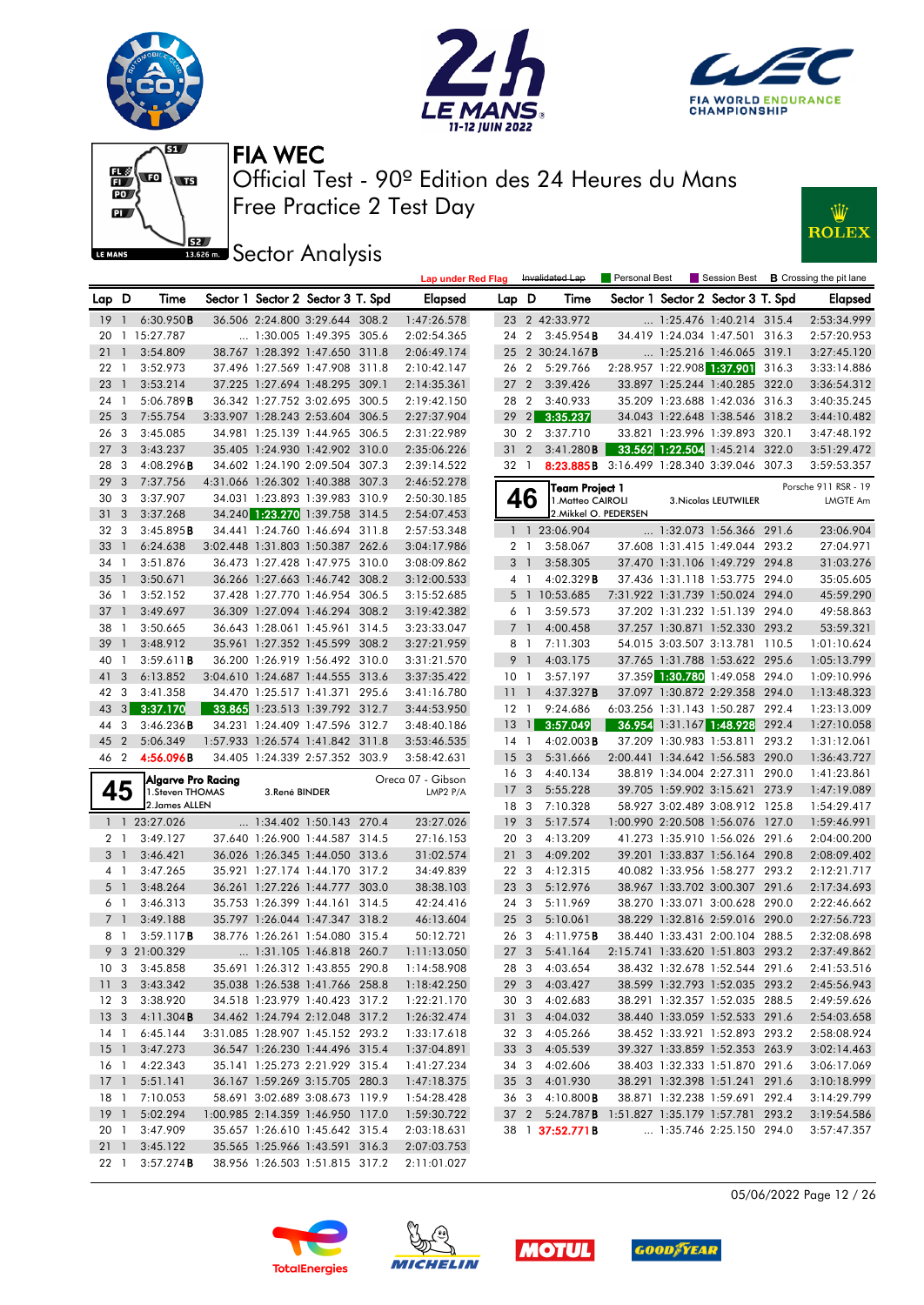# FIA WEC

## Official Test - 90º Edition des 24 Heures du Mans
## Free Practice 2 Test Day

## Sector Analysis

Lap under Red Flag | Invalidated Lap | Personal Best | Session Best | **B** Crossing the pit lane

| Lap | D | Time | Sector 1 | Sector 2 | Sector 3 | T. Spd | Elapsed |
|---|---|---|---|---|---|---|---|
| 19 | 1 | 6:30.950**B** | 36.506 | 2:24.800 | 3:29.644 | 308.2 | 1:47:26.578 |
| 20 | 1 | 15:27.787 | ... | 1:30.005 | 1:49.395 | 305.6 | 2:02:54.365 |
| 21 | 1 | 3:54.809 | 38.767 | 1:28.392 | 1:47.650 | 311.8 | 2:06:49.174 |
| 22 | 1 | 3:52.973 | 37.496 | 1:27.569 | 1:47.908 | 311.8 | 2:10:42.147 |
| 23 | 1 | 3:53.214 | 37.225 | 1:27.694 | 1:48.295 | 309.1 | 2:14:35.361 |
| 24 | 1 | 5:06.789**B** | 36.342 | 1:27.752 | 3:02.695 | 300.5 | 2:19:42.150 |
| 25 | 3 | 7:55.754 | 3:33.907 | 1:28.243 | 2:53.604 | 306.5 | 2:27:37.904 |
| 26 | 3 | 3:45.085 | 34.981 | 1:25.139 | 1:44.965 | 306.5 | 2:31:22.989 |
| 27 | 3 | 3:43.237 | 35.405 | 1:24.930 | 1:42.902 | 310.0 | 2:35:06.226 |
| 28 | 3 | 4:08.296**B** | 34.602 | 1:24.190 | 2:09.504 | 307.3 | 2:39:14.522 |
| 29 | 3 | 7:37.756 | 4:31.066 | 1:26.302 | 1:40.388 | 307.3 | 2:46:52.278 |
| 30 | 3 | 3:37.907 | 34.031 | 1:23.893 | 1:39.983 | 310.9 | 2:50:30.185 |
| 31 | 3 | 3:37.268 | 34.240 | 1:23.270 | 1:39.758 | 314.5 | 2:54:07.453 |
| 32 | 3 | 3:45.895**B** | 34.441 | 1:24.760 | 1:46.694 | 311.8 | 2:57:53.348 |
| 33 | 1 | 6:24.638 | 3:02.448 | 1:31.803 | 1:50.387 | 262.6 | 3:04:17.986 |
| 34 | 1 | 3:51.876 | 36.473 | 1:27.428 | 1:47.975 | 310.0 | 3:08:09.862 |
| 35 | 1 | 3:50.671 | 36.266 | 1:27.663 | 1:46.742 | 308.2 | 3:12:00.533 |
| 36 | 1 | 3:52.152 | 37.428 | 1:27.770 | 1:46.954 | 306.5 | 3:15:52.685 |
| 37 | 1 | 3:49.697 | 36.309 | 1:27.094 | 1:46.294 | 308.2 | 3:19:42.382 |
| 38 | 1 | 3:50.665 | 36.643 | 1:28.061 | 1:45.961 | 314.5 | 3:23:33.047 |
| 39 | 1 | 3:48.912 | 35.961 | 1:27.352 | 1:45.599 | 308.2 | 3:27:21.959 |
| 40 | 1 | 3:59.611**B** | 36.200 | 1:26.919 | 1:56.492 | 310.0 | 3:31:21.570 |
| 41 | 3 | 6:13.852 | 3:04.610 | 1:24.687 | 1:44.555 | 313.6 | 3:37:35.422 |
| 42 | 3 | 3:41.358 | 34.470 | 1:25.517 | 1:41.371 | 295.6 | 3:41:16.780 |
| 43 | 3 | 3:37.170 | 33.865 | 1:23.513 | 1:39.792 | 312.7 | 3:44:53.950 |
| 44 | 3 | 3:46.236**B** | 34.231 | 1:24.409 | 1:47.596 | 312.7 | 3:48:40.186 |
| 45 | 2 | 5:06.349 | 1:57.933 | 1:26.574 | 1:41.842 | 311.8 | 3:53:46.535 |
| 46 | 2 | 4:56.096**B** | 34.405 | 1:24.339 | 2:57.352 | 303.9 | 3:58:42.631 |

### 45 — Algarve Pro Racing — Oreca 07 - Gibson — LMP2 P/A
1.Steven THOMAS, 2.James ALLEN, 3.René BINDER

| Lap | D | Time | Sector 1 | Sector 2 | Sector 3 | T. Spd | Elapsed |
|---|---|---|---|---|---|---|---|
| 1 | 1 | 23:27.026 | ... | 1:34.402 | 1:50.143 | 270.4 | 23:27.026 |
| 2 | 1 | 3:49.127 | 37.640 | 1:26.900 | 1:44.587 | 314.5 | 27:16.153 |
| 3 | 1 | 3:46.421 | 36.026 | 1:26.345 | 1:44.050 | 313.6 | 31:02.574 |
| 4 | 1 | 3:47.265 | 35.921 | 1:27.174 | 1:44.170 | 317.2 | 34:49.839 |
| 5 | 1 | 3:48.264 | 36.261 | 1:27.226 | 1:44.777 | 303.0 | 38:38.103 |
| 6 | 1 | 3:46.313 | 35.753 | 1:26.399 | 1:44.161 | 314.5 | 42:24.416 |
| 7 | 1 | 3:49.188 | 35.797 | 1:26.044 | 1:47.347 | 318.2 | 46:13.604 |
| 8 | 1 | 3:59.117**B** | 38.776 | 1:26.261 | 1:54.080 | 315.4 | 50:12.721 |
| 9 | 3 | 21:00.329 | ... | 1:31.105 | 1:46.818 | 260.7 | 1:11:13.050 |
| 10 | 3 | 3:45.858 | 35.691 | 1:26.312 | 1:43.855 | 290.8 | 1:14:58.908 |
| 11 | 3 | 3:43.342 | 35.038 | 1:26.538 | 1:41.766 | 258.8 | 1:18:42.250 |
| 12 | 3 | 3:38.920 | 34.518 | 1:23.979 | 1:40.423 | 317.2 | 1:22:21.170 |
| 13 | 3 | 4:11.304**B** | 34.462 | 1:24.794 | 2:12.048 | 317.2 | 1:26:32.474 |
| 14 | 1 | 6:45.144 | 3:31.085 | 1:28.907 | 1:45.152 | 293.2 | 1:33:17.618 |
| 15 | 1 | 3:47.273 | 36.547 | 1:26.230 | 1:44.496 | 315.4 | 1:37:04.891 |
| 16 | 1 | 4:22.343 | 35.141 | 1:25.273 | 2:21.929 | 315.4 | 1:41:27.234 |
| 17 | 1 | 5:51.141 | 36.167 | 1:59.269 | 3:15.705 | 280.3 | 1:47:18.375 |
| 18 | 1 | 7:10.053 | 58.691 | 3:02.689 | 3:08.673 | 119.9 | 1:54:28.428 |
| 19 | 1 | 5:02.294 | 1:00.985 | 2:14.359 | 1:46.950 | 117.0 | 1:59:30.722 |
| 20 | 1 | 3:47.909 | 35.657 | 1:26.610 | 1:45.642 | 315.4 | 2:03:18.631 |
| 21 | 1 | 3:45.122 | 35.565 | 1:25.966 | 1:43.591 | 316.3 | 2:07:03.753 |
| 22 | 1 | 3:57.274**B** | 38.956 | 1:26.503 | 1:51.815 | 317.2 | 2:11:01.027 |
| 23 | 2 | 42:33.972 | ... | 1:25.476 | 1:40.214 | 315.4 | 2:53:34.999 |
| 24 | 2 | 3:45.954**B** | 34.419 | 1:24.034 | 1:47.501 | 316.3 | 2:57:20.953 |
| 25 | 2 | 30:24.167**B** | ... | 1:25.216 | 1:46.065 | 319.1 | 3:27:45.120 |
| 26 | 2 | 5:29.766 | 2:28.957 | 1:22.908 | 1:37.901 | 316.3 | 3:33:14.886 |
| 27 | 2 | 3:39.426 | 33.897 | 1:25.244 | 1:40.285 | 322.0 | 3:36:54.312 |
| 28 | 2 | 3:40.933 | 35.209 | 1:23.688 | 1:42.036 | 316.3 | 3:40:35.245 |
| 29 | 2 | 3:35.237 | 34.043 | 1:22.648 | 1:38.546 | 318.2 | 3:44:10.482 |
| 30 | 2 | 3:37.710 | 33.821 | 1:23.996 | 1:39.893 | 320.1 | 3:47:48.192 |
| 31 | 2 | 3:41.280**B** | 33.562 | 1:22.504 | 1:45.214 | 322.0 | 3:51:29.472 |
| 32 | 1 | 8:23.885**B** | 3:16.499 | 1:28.340 | 3:39.046 | 307.3 | 3:59:53.357 |

### 46 — Team Project 1 — Porsche 911 RSR - 19 — LMGTE Am
1.Matteo CAIROLI, 2.Mikkel O. PEDERSEN, 3.Nicolas LEUTWILER

| Lap | D | Time | Sector 1 | Sector 2 | Sector 3 | T. Spd | Elapsed |
|---|---|---|---|---|---|---|---|
| 1 | 1 | 23:06.904 | ... | 1:32.073 | 1:56.366 | 291.6 | 23:06.904 |
| 2 | 1 | 3:58.067 | 37.608 | 1:31.415 | 1:49.044 | 293.2 | 27:04.971 |
| 3 | 1 | 3:58.305 | 37.470 | 1:31.106 | 1:49.729 | 294.8 | 31:03.276 |
| 4 | 1 | 4:02.329**B** | 37.436 | 1:31.118 | 1:53.775 | 294.0 | 35:05.605 |
| 5 | 1 | 10:53.685 | 7:31.922 | 1:31.739 | 1:50.024 | 294.0 | 45:59.290 |
| 6 | 1 | 3:59.573 | 37.202 | 1:31.232 | 1:51.139 | 294.0 | 49:58.863 |
| 7 | 1 | 4:00.458 | 37.257 | 1:30.871 | 1:52.330 | 293.2 | 53:59.321 |
| 8 | 1 | 7:11.303 | 54.015 | 3:03.507 | 3:13.781 | 110.5 | 1:01:10.624 |
| 9 | 1 | 4:03.175 | 37.765 | 1:31.788 | 1:53.622 | 295.6 | 1:05:13.799 |
| 10 | 1 | 3:57.197 | 37.359 | 1:30.780 | 1:49.058 | 294.0 | 1:09:10.996 |
| 11 | 1 | 4:37.327**B** | 37.097 | 1:30.872 | 2:29.358 | 294.0 | 1:13:48.323 |
| 12 | 1 | 9:24.686 | 6:03.256 | 1:31.143 | 1:50.287 | 292.4 | 1:23:13.009 |
| 13 | 1 | 3:57.049 | 36.954 | 1:31.167 | 1:48.928 | 292.4 | 1:27:10.058 |
| 14 | 1 | 4:02.003**B** | 37.209 | 1:30.983 | 1:53.811 | 293.2 | 1:31:12.061 |
| 15 | 3 | 5:31.666 | 2:00.441 | 1:34.642 | 1:56.583 | 290.0 | 1:36:43.727 |
| 16 | 3 | 4:40.134 | 38.819 | 1:34.004 | 2:27.311 | 290.0 | 1:41:23.861 |
| 17 | 3 | 5:55.228 | 39.705 | 1:59.902 | 3:15.621 | 273.9 | 1:47:19.089 |
| 18 | 3 | 7:10.328 | 58.927 | 3:02.489 | 3:08.912 | 125.8 | 1:54:29.417 |
| 19 | 3 | 5:17.574 | 1:00.990 | 2:20.508 | 1:56.076 | 127.0 | 1:59:46.991 |
| 20 | 3 | 4:13.209 | 41.273 | 1:35.910 | 1:56.026 | 291.6 | 2:04:00.200 |
| 21 | 3 | 4:09.202 | 39.201 | 1:33.837 | 1:56.164 | 290.8 | 2:08:09.402 |
| 22 | 3 | 4:12.315 | 40.082 | 1:33.956 | 1:58.277 | 293.2 | 2:12:21.717 |
| 23 | 3 | 5:12.976 | 38.967 | 1:33.702 | 3:00.307 | 291.6 | 2:17:34.693 |
| 24 | 3 | 5:11.969 | 38.270 | 1:33.071 | 3:00.628 | 290.0 | 2:22:46.662 |
| 25 | 3 | 5:10.061 | 38.229 | 1:32.816 | 2:59.016 | 290.0 | 2:27:56.723 |
| 26 | 3 | 4:11.975**B** | 38.440 | 1:33.431 | 2:00.104 | 288.5 | 2:32:08.698 |
| 27 | 3 | 5:41.164 | 2:15.741 | 1:33.620 | 1:51.803 | 293.2 | 2:37:49.862 |
| 28 | 3 | 4:03.654 | 38.432 | 1:32.678 | 1:52.544 | 291.6 | 2:41:53.516 |
| 29 | 3 | 4:03.427 | 38.599 | 1:32.793 | 1:52.035 | 293.2 | 2:45:56.943 |
| 30 | 3 | 4:02.683 | 38.291 | 1:32.357 | 1:52.035 | 288.5 | 2:49:59.626 |
| 31 | 3 | 4:04.032 | 38.440 | 1:33.059 | 1:52.533 | 291.6 | 2:54:03.658 |
| 32 | 3 | 4:05.266 | 38.452 | 1:33.921 | 1:52.893 | 293.2 | 2:58:08.924 |
| 33 | 3 | 4:05.539 | 39.327 | 1:33.859 | 1:52.353 | 263.9 | 3:02:14.463 |
| 34 | 3 | 4:02.606 | 38.403 | 1:32.333 | 1:51.870 | 291.6 | 3:06:17.069 |
| 35 | 3 | 4:01.930 | 38.291 | 1:32.398 | 1:51.241 | 291.6 | 3:10:18.999 |
| 36 | 3 | 4:10.800**B** | 38.871 | 1:32.238 | 1:59.691 | 292.4 | 3:14:29.799 |
| 37 | 2 | 5:24.787**B** | 1:51.827 | 1:35.179 | 1:57.781 | 293.2 | 3:19:54.586 |
| 38 | 1 | 37:52.771**B** | ... | 1:35.746 | 2:25.150 | 294.0 | 3:57:47.357 |

05/06/2022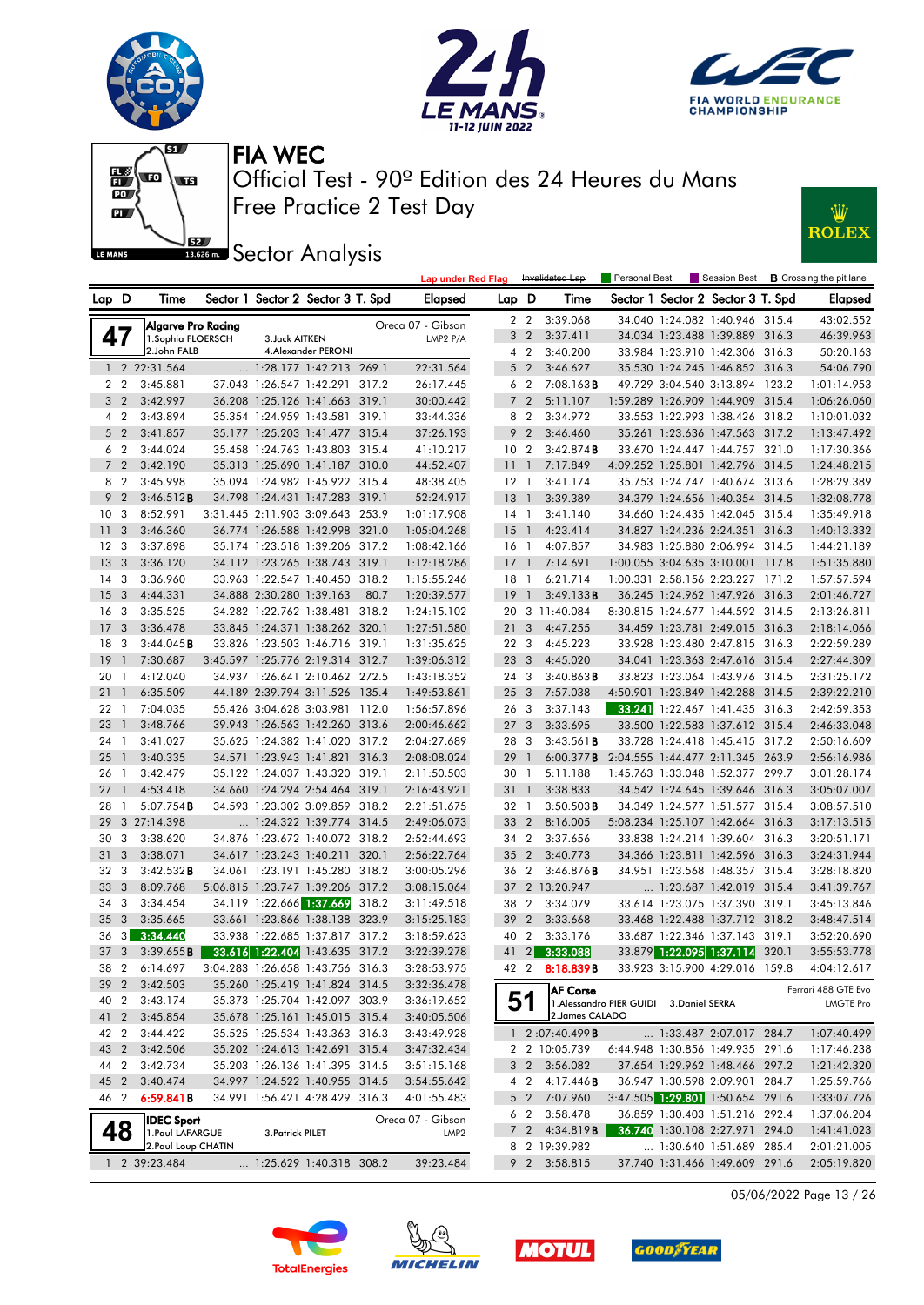# FIA WEC

## Official Test - 90º Edition des 24 Heures du Mans
## Free Practice 2 Test Day
## Sector Analysis

Lap under Red Flag | Invalidated Lap | Personal Best | Session Best | **B** Crossing the pit lane

### 47 — Algarve Pro Racing — Oreca 07 - Gibson — LMP2 P/A
1.Sophia FLOERSCH, 2.John FALB, 3.Jack AITKEN, 4.Alexander PERONI

| Lap | D | Time | Sector 1 | Sector 2 | Sector 3 | T. Spd | Elapsed |
|---|---|---|---|---|---|---|---|
| 1 | 2 | 22:31.564 | ... | 1:28.177 | 1:42.213 | 269.1 | 22:31.564 |
| 2 | 2 | 3:45.881 | 37.043 | 1:26.547 | 1:42.291 | 317.2 | 26:17.445 |
| 3 | 2 | 3:42.997 | 36.208 | 1:25.126 | 1:41.663 | 319.1 | 30:00.442 |
| 4 | 2 | 3:43.894 | 35.354 | 1:24.959 | 1:43.581 | 319.1 | 33:44.336 |
| 5 | 2 | 3:41.857 | 35.177 | 1:25.203 | 1:41.477 | 315.4 | 37:26.193 |
| 6 | 2 | 3:44.024 | 35.458 | 1:24.763 | 1:43.803 | 315.4 | 41:10.217 |
| 7 | 2 | 3:42.190 | 35.313 | 1:25.690 | 1:41.187 | 310.0 | 44:52.407 |
| 8 | 2 | 3:45.998 | 35.094 | 1:24.982 | 1:45.922 | 315.4 | 48:38.405 |
| 9 | 2 | 3:46.512**B** | 34.798 | 1:24.431 | 1:47.283 | 319.1 | 52:24.917 |
| 10 | 3 | 8:52.991 | 3:31.445 | 2:11.903 | 3:09.643 | 253.9 | 1:01:17.908 |
| 11 | 3 | 3:46.360 | 36.774 | 1:26.588 | 1:42.998 | 321.0 | 1:05:04.268 |
| 12 | 3 | 3:37.898 | 35.174 | 1:23.518 | 1:39.206 | 317.2 | 1:08:42.166 |
| 13 | 3 | 3:36.120 | 34.112 | 1:23.265 | 1:38.743 | 319.1 | 1:12:18.286 |
| 14 | 3 | 3:36.960 | 33.963 | 1:22.547 | 1:40.450 | 318.2 | 1:15:55.246 |
| 15 | 3 | 4:44.331 | 34.888 | 2:30.280 | 1:39.163 | 80.7 | 1:20:39.577 |
| 16 | 3 | 3:35.525 | 34.282 | 1:22.762 | 1:38.481 | 318.2 | 1:24:15.102 |
| 17 | 3 | 3:36.478 | 33.845 | 1:24.371 | 1:38.262 | 320.1 | 1:27:51.580 |
| 18 | 3 | 3:44.045**B** | 33.826 | 1:23.503 | 1:46.716 | 319.1 | 1:31:35.625 |
| 19 | 1 | 7:30.687 | 3:45.597 | 1:25.776 | 2:19.314 | 312.7 | 1:39:06.312 |
| 20 | 1 | 4:12.040 | 34.937 | 1:26.641 | 2:10.462 | 272.5 | 1:43:18.352 |
| 21 | 1 | 6:35.509 | 44.189 | 2:39.794 | 3:11.526 | 135.4 | 1:49:53.861 |
| 22 | 1 | 7:04.035 | 55.426 | 3:04.628 | 3:03.981 | 112.0 | 1:56:57.896 |
| 23 | 1 | 3:48.766 | 39.943 | 1:26.563 | 1:42.260 | 313.6 | 2:00:46.662 |
| 24 | 1 | 3:41.027 | 35.625 | 1:24.382 | 1:41.020 | 317.2 | 2:04:27.689 |
| 25 | 1 | 3:40.335 | 34.571 | 1:23.943 | 1:41.821 | 316.3 | 2:08:08.024 |
| 26 | 1 | 3:42.479 | 35.122 | 1:24.037 | 1:43.320 | 319.1 | 2:11:50.503 |
| 27 | 1 | 4:53.418 | 34.660 | 1:24.294 | 2:54.464 | 319.1 | 2:16:43.921 |
| 28 | 1 | 5:07.754**B** | 34.593 | 1:23.302 | 3:09.859 | 318.2 | 2:21:51.675 |
| 29 | 3 | 27:14.398 | ... | 1:24.322 | 1:39.774 | 314.5 | 2:49:06.073 |
| 30 | 3 | 3:38.620 | 34.876 | 1:23.672 | 1:40.072 | 318.2 | 2:52:44.693 |
| 31 | 3 | 3:38.071 | 34.617 | 1:23.243 | 1:40.211 | 320.1 | 2:56:22.764 |
| 32 | 3 | 3:42.532**B** | 34.061 | 1:23.191 | 1:45.280 | 318.2 | 3:00:05.296 |
| 33 | 3 | 8:09.768 | 5:06.815 | 1:23.747 | 1:39.206 | 317.2 | 3:08:15.064 |
| 34 | 3 | 3:34.454 | 34.119 | 1:22.666 | 1:37.669 | 318.2 | 3:11:49.518 |
| 35 | 3 | 3:35.665 | 33.661 | 1:23.866 | 1:38.138 | 323.9 | 3:15:25.183 |
| 36 | 3 | 3:34.440 | 33.938 | 1:22.685 | 1:37.817 | 317.2 | 3:18:59.623 |
| 37 | 3 | 3:39.655**B** | 33.616 | 1:22.404 | 1:43.635 | 317.2 | 3:22:39.278 |
| 38 | 2 | 6:14.697 | 3:04.283 | 1:26.658 | 1:43.756 | 316.3 | 3:28:53.975 |
| 39 | 2 | 3:42.503 | 35.260 | 1:25.419 | 1:41.824 | 314.5 | 3:32:36.478 |
| 40 | 2 | 3:43.174 | 35.373 | 1:25.704 | 1:42.097 | 303.9 | 3:36:19.652 |
| 41 | 2 | 3:45.854 | 35.678 | 1:25.161 | 1:45.015 | 315.4 | 3:40:05.506 |
| 42 | 2 | 3:44.422 | 35.525 | 1:25.534 | 1:43.363 | 316.3 | 3:43:49.928 |
| 43 | 2 | 3:42.506 | 35.202 | 1:24.613 | 1:42.691 | 315.4 | 3:47:32.434 |
| 44 | 2 | 3:42.734 | 35.203 | 1:26.136 | 1:41.395 | 314.5 | 3:51:15.168 |
| 45 | 2 | 3:40.474 | 34.997 | 1:24.522 | 1:40.955 | 314.5 | 3:54:55.642 |
| 46 | 2 | 6:59.841**B** | 34.991 | 1:56.421 | 4:28.429 | 316.3 | 4:01:55.483 |

### 48 — IDEC Sport — Oreca 07 - Gibson — LMP2
1.Paul LAFARGUE, 2.Paul Loup CHATIN, 3.Patrick PILET

| Lap | D | Time | Sector 1 | Sector 2 | Sector 3 | T. Spd | Elapsed |
|---|---|---|---|---|---|---|---|
| 1 | 2 | 39:23.484 | ... | 1:25.629 | 1:40.318 | 308.2 | 39:23.484 |
| 2 | 2 | 3:39.068 | 34.040 | 1:24.082 | 1:40.946 | 315.4 | 43:02.552 |
| 3 | 2 | 3:37.411 | 34.034 | 1:23.488 | 1:39.889 | 316.3 | 46:39.963 |
| 4 | 2 | 3:40.200 | 33.984 | 1:23.910 | 1:42.306 | 316.3 | 50:20.163 |
| 5 | 2 | 3:46.627 | 35.530 | 1:24.245 | 1:46.852 | 316.3 | 54:06.790 |
| 6 | 2 | 7:08.163**B** | 49.729 | 3:04.540 | 3:13.894 | 123.2 | 1:01:14.953 |
| 7 | 2 | 5:11.107 | 1:59.289 | 1:26.909 | 1:44.909 | 315.4 | 1:06:26.060 |
| 8 | 2 | 3:34.972 | 33.553 | 1:22.993 | 1:38.426 | 318.2 | 1:10:01.032 |
| 9 | 2 | 3:46.460 | 35.261 | 1:23.636 | 1:47.563 | 317.2 | 1:13:47.492 |
| 10 | 2 | 3:42.874**B** | 33.670 | 1:24.447 | 1:44.757 | 321.0 | 1:17:30.366 |
| 11 | 1 | 7:17.849 | 4:09.252 | 1:25.801 | 1:42.796 | 314.5 | 1:24:48.215 |
| 12 | 1 | 3:41.174 | 35.753 | 1:24.747 | 1:40.674 | 313.6 | 1:28:29.389 |
| 13 | 1 | 3:39.389 | 34.379 | 1:24.656 | 1:40.354 | 314.5 | 1:32:08.778 |
| 14 | 1 | 3:41.140 | 34.660 | 1:24.435 | 1:42.045 | 315.4 | 1:35:49.918 |
| 15 | 1 | 4:23.414 | 34.827 | 1:24.236 | 2:24.351 | 316.3 | 1:40:13.332 |
| 16 | 1 | 4:07.857 | 34.983 | 1:25.880 | 2:06.994 | 314.5 | 1:44:21.189 |
| 17 | 1 | 7:14.691 | 1:00.055 | 3:04.635 | 3:10.001 | 117.8 | 1:51:35.880 |
| 18 | 1 | 6:21.714 | 1:00.331 | 2:58.156 | 2:23.227 | 171.2 | 1:57:57.594 |
| 19 | 1 | 3:49.133**B** | 36.245 | 1:24.962 | 1:47.926 | 316.3 | 2:01:46.727 |
| 20 | 3 | 11:40.084 | 8:30.815 | 1:24.677 | 1:44.592 | 314.5 | 2:13:26.811 |
| 21 | 3 | 4:47.255 | 34.459 | 1:23.781 | 2:49.015 | 316.3 | 2:18:14.066 |
| 22 | 3 | 4:45.223 | 33.928 | 1:23.480 | 2:47.815 | 316.3 | 2:22:59.289 |
| 23 | 3 | 4:45.020 | 34.041 | 1:23.363 | 2:47.616 | 315.4 | 2:27:44.309 |
| 24 | 3 | 3:40.863**B** | 33.823 | 1:23.064 | 1:43.976 | 314.5 | 2:31:25.172 |
| 25 | 3 | 7:57.038 | 4:50.901 | 1:23.849 | 1:42.288 | 314.5 | 2:39:22.210 |
| 26 | 3 | 3:37.143 | 33.241 | 1:22.467 | 1:41.435 | 316.3 | 2:42:59.353 |
| 27 | 3 | 3:33.695 | 33.500 | 1:22.583 | 1:37.612 | 315.4 | 2:46:33.048 |
| 28 | 3 | 3:43.561**B** | 33.728 | 1:24.418 | 1:45.415 | 317.2 | 2:50:16.609 |
| 29 | 1 | 6:00.377**B** | 2:04.555 | 1:44.477 | 2:11.345 | 263.9 | 2:56:16.986 |
| 30 | 1 | 5:11.188 | 1:45.763 | 1:33.048 | 1:52.377 | 299.7 | 3:01:28.174 |
| 31 | 1 | 3:38.833 | 34.542 | 1:24.645 | 1:39.646 | 316.3 | 3:05:07.007 |
| 32 | 1 | 3:50.503**B** | 34.349 | 1:24.577 | 1:51.577 | 315.4 | 3:08:57.510 |
| 33 | 2 | 8:16.005 | 5:08.234 | 1:25.107 | 1:42.664 | 316.3 | 3:17:13.515 |
| 34 | 2 | 3:37.656 | 33.838 | 1:24.214 | 1:39.604 | 316.3 | 3:20:51.171 |
| 35 | 2 | 3:40.773 | 34.366 | 1:23.811 | 1:42.596 | 316.3 | 3:24:31.944 |
| 36 | 2 | 3:46.876**B** | 34.951 | 1:23.568 | 1:48.357 | 315.4 | 3:28:18.820 |
| 37 | 2 | 13:20.947 | ... | 1:23.687 | 1:42.019 | 315.4 | 3:41:39.767 |
| 38 | 2 | 3:34.079 | 33.614 | 1:23.075 | 1:37.390 | 319.1 | 3:45:13.846 |
| 39 | 2 | 3:33.668 | 33.468 | 1:22.488 | 1:37.712 | 318.2 | 3:48:47.514 |
| 40 | 2 | 3:33.176 | 33.687 | 1:22.346 | 1:37.143 | 319.1 | 3:52:20.690 |
| 41 | 2 | 3:33.088 | 33.879 | 1:22.095 | 1:37.114 | 320.1 | 3:55:53.778 |
| 42 | 2 | 8:18.839**B** | 33.923 | 3:15.900 | 4:29.016 | 159.8 | 4:04:12.617 |

### 51 — AF Corse — Ferrari 488 GTE Evo — LMGTE Pro
1.Alessandro PIER GUIDI, 2.James CALADO, 3.Daniel SERRA

| Lap | D | Time | Sector 1 | Sector 2 | Sector 3 | T. Spd | Elapsed |
|---|---|---|---|---|---|---|---|
| 1 | 2 | 1:07:40.499**B** | ... | 1:33.487 | 2:07.017 | 284.7 | 1:07:40.499 |
| 2 | 2 | 10:05.739 | 6:44.948 | 1:30.856 | 1:49.935 | 291.6 | 1:17:46.238 |
| 3 | 2 | 3:56.082 | 37.654 | 1:29.962 | 1:48.466 | 297.2 | 1:21:42.320 |
| 4 | 2 | 4:17.446**B** | 36.947 | 1:30.598 | 2:09.901 | 284.7 | 1:25:59.766 |
| 5 | 2 | 7:07.960 | 3:47.505 | 1:29.801 | 1:50.654 | 291.6 | 1:33:07.726 |
| 6 | 2 | 3:58.478 | 36.859 | 1:30.403 | 1:51.216 | 292.4 | 1:37:06.204 |
| 7 | 2 | 4:34.819**B** | 36.740 | 1:30.108 | 2:27.971 | 294.0 | 1:41:41.023 |
| 8 | 2 | 19:39.982 | ... | 1:30.640 | 1:51.689 | 285.4 | 2:01:21.005 |
| 9 | 2 | 3:58.815 | 37.740 | 1:31.466 | 1:49.609 | 291.6 | 2:05:19.820 |

05/06/2022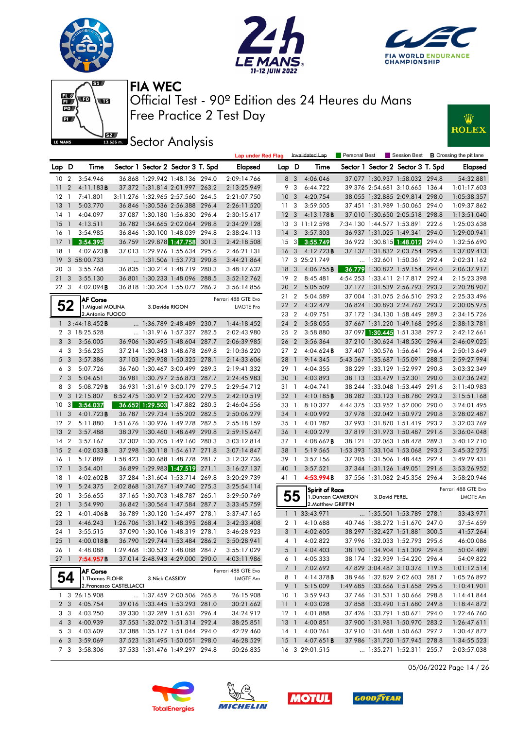# FIA WEC

Official Test - 90º Edition des 24 Heures du Mans

Free Practice 2 Test Day

## Sector Analysis

Lap under Red Flag | Invalidated Lap | Personal Best | Session Best | B Crossing the pit lane

| Lap | D | Time | Sector 1 | Sector 2 | Sector 3 | T. Spd | Elapsed |
|---|---|---|---|---|---|---|---|
| 10 | 2 | 3:54.946 | 36.868 | 1:29.942 | 1:48.136 | 294.0 | 2:09:14.766 |
| 11 | 2 | 4:11.183B | 37.372 | 1:31.814 | 2:01.997 | 263.2 | 2:13:25.949 |
| 12 | 1 | 7:41.801 | 3:11.276 | 1:32.965 | 2:57.560 | 264.5 | 2:21:07.750 |
| 13 | 1 | 5:03.770 | 36.846 | 1:30.536 | 2:56.388 | 296.4 | 2:26:11.520 |
| 14 | 1 | 4:04.097 | 37.087 | 1:30.180 | 1:56.830 | 296.4 | 2:30:15.617 |
| 15 | 1 | 4:13.511 | 36.782 | 1:34.665 | 2:02.064 | 298.8 | 2:34:29.128 |
| 16 | 1 | 3:54.985 | 36.846 | 1:30.100 | 1:48.039 | 294.8 | 2:38:24.113 |
| 17 | 1 | 3:54.395 | 36.759 | 1:29.878 | 1:47.758 | 301.3 | 2:42:18.508 |
| 18 | 1 | 4:02.623B | 37.013 | 1:29.976 | 1:55.634 | 295.6 | 2:46:21.131 |
| 19 | 3 | 58:00.733 | ... | 1:31.506 | 1:53.773 | 290.8 | 3:44:21.864 |
| 20 | 3 | 3:55.768 | 36.835 | 1:30.214 | 1:48.719 | 280.3 | 3:48:17.632 |
| 21 | 3 | 3:55.130 | 36.801 | 1:30.233 | 1:48.096 | 288.5 | 3:52:12.762 |
| 22 | 3 | 4:02.094B | 36.818 | 1:30.204 | 1:55.072 | 286.2 | 3:56:14.856 |

**52** AF Corse — Ferrari 488 GTE Evo — LMGTE Pro
1.Miguel MOLINA, 2.Antonio FUOCO, 3.Davide RIGON

| Lap | D | Time | Sector 1 | Sector 2 | Sector 3 | T. Spd | Elapsed |
|---|---|---|---|---|---|---|---|
| 1 | 3 | :44:18.452B | ... | 1:36.789 | 2:48.489 | 230.7 | 1:44:18.452 |
| 2 | 3 | 18:25.528 | ... | 1:31.916 | 1:57.327 | 282.5 | 2:02:43.980 |
| 3 | 3 | 3:56.005 | 36.906 | 1:30.495 | 1:48.604 | 287.7 | 2:06:39.985 |
| 4 | 3 | 3:56.235 | 37.214 | 1:30.343 | 1:48.678 | 269.8 | 2:10:36.220 |
| 5 | 3 | 3:57.386 | 37.103 | 1:29.958 | 1:50.325 | 278.1 | 2:14:33.606 |
| 6 | 3 | 5:07.726 | 36.760 | 1:30.467 | 3:00.499 | 289.3 | 2:19:41.332 |
| 7 | 3 | 5:04.651 | 36.981 | 1:30.797 | 2:56.873 | 287.7 | 2:24:45.983 |
| 8 | 3 | 5:08.729B | 36.931 | 1:31.619 | 3:00.179 | 279.5 | 2:29:54.712 |
| 9 | 3 | 12:15.807 | 8:52.475 | 1:30.912 | 1:52.420 | 279.5 | 2:42:10.519 |
| 10 | 3 | 3:54.037 | 36.652 | 1:29.503 | 1:47.882 | 280.3 | 2:46:04.556 |
| 11 | 3 | 4:01.723B | 36.787 | 1:29.734 | 1:55.202 | 282.5 | 2:50:06.279 |
| 12 | 2 | 5:11.880 | 1:51.676 | 1:30.926 | 1:49.278 | 282.5 | 2:55:18.159 |
| 13 | 2 | 3:57.488 | 38.379 | 1:30.460 | 1:48.649 | 290.8 | 2:59:15.647 |
| 14 | 2 | 3:57.167 | 37.302 | 1:30.705 | 1:49.160 | 280.3 | 3:03:12.814 |
| 15 | 2 | 4:02.033B | 37.298 | 1:30.118 | 1:54.617 | 271.8 | 3:07:14.847 |
| 16 | 1 | 5:17.889 | 1:58.423 | 1:30.688 | 1:48.778 | 281.7 | 3:12:32.736 |
| 17 | 1 | 3:54.401 | 36.899 | 1:29.983 | 1:47.519 | 271.1 | 3:16:27.137 |
| 18 | 1 | 4:02.602B | 37.284 | 1:31.604 | 1:53.714 | 269.8 | 3:20:29.739 |
| 19 | 1 | 5:24.375 | 2:02.868 | 1:31.767 | 1:49.740 | 275.3 | 3:25:54.114 |
| 20 | 1 | 3:56.655 | 37.165 | 1:30.703 | 1:48.787 | 265.1 | 3:29:50.769 |
| 21 | 1 | 3:54.990 | 36.842 | 1:30.564 | 1:47.584 | 287.7 | 3:33:45.759 |
| 22 | 1 | 4:01.406B | 36.789 | 1:30.120 | 1:54.497 | 278.1 | 3:37:47.165 |
| 23 | 1 | 4:46.243 | 1:26.706 | 1:31.142 | 1:48.395 | 268.4 | 3:42:33.408 |
| 24 | 1 | 3:55.515 | 37.090 | 1:30.106 | 1:48.319 | 278.1 | 3:46:28.923 |
| 25 | 1 | 4:00.018B | 36.790 | 1:29.744 | 1:53.484 | 286.2 | 3:50:28.941 |
| 26 | 1 | 4:48.088 | 1:29.468 | 1:30.532 | 1:48.088 | 284.7 | 3:55:17.029 |
| 27 | 1 | 7:54.957B | 37.014 | 2:48.943 | 4:29.000 | 290.0 | 4:03:11.986 |

**54** AF Corse — Ferrari 488 GTE Evo — LMGTE Am
1.Thomas FLOHR, 2.Francesco CASTELLACCI, 3.Nick CASSIDY

| Lap | D | Time | Sector 1 | Sector 2 | Sector 3 | T. Spd | Elapsed |
|---|---|---|---|---|---|---|---|
| 1 | 3 | 26:15.908 | ... | 1:37.459 | 2:00.506 | 265.8 | 26:15.908 |
| 2 | 3 | 4:05.754 | 39.016 | 1:33.445 | 1:53.293 | 281.0 | 30:21.662 |
| 3 | 3 | 4:03.250 | 39.330 | 1:32.289 | 1:51.631 | 296.4 | 34:24.912 |
| 4 | 3 | 4:00.939 | 37.553 | 1:32.072 | 1:51.314 | 292.4 | 38:25.851 |
| 5 | 3 | 4:03.609 | 37.388 | 1:35.177 | 1:51.044 | 294.0 | 42:29.460 |
| 6 | 3 | 3:59.069 | 37.523 | 1:31.495 | 1:50.051 | 298.0 | 46:28.529 |
| 7 | 3 | 3:58.306 | 37.533 | 1:31.476 | 1:49.297 | 294.8 | 50:26.835 |
| 8 | 3 | 4:06.046 | 37.077 | 1:30.937 | 1:58.032 | 294.8 | 54:32.881 |
| 9 | 3 | 6:44.722 | 39.376 | 2:54.681 | 3:10.665 | 136.4 | 1:01:17.603 |
| 10 | 3 | 4:20.754 | 38.055 | 1:32.885 | 2:09.814 | 298.0 | 1:05:38.357 |
| 11 | 3 | 3:59.505 | 37.451 | 1:31.989 | 1:50.065 | 294.0 | 1:09:37.862 |
| 12 | 3 | 4:13.178B | 37.010 | 1:30.650 | 2:05.518 | 298.8 | 1:13:51.040 |
| 13 | 3 | 11:12.598 | 7:34.130 | 1:44.577 | 1:53.891 | 222.6 | 1:25:03.638 |
| 14 | 3 | 3:57.303 | 36.937 | 1:31.025 | 1:49.341 | 294.0 | 1:29:00.941 |
| 15 | 3 | 3:55.749 | 36.922 | 1:30.815 | 1:48.012 | 294.0 | 1:32:56.690 |
| 16 | 3 | 4:12.723B | 37.137 | 1:31.832 | 2:03.754 | 295.6 | 1:37:09.413 |
| 17 | 3 | 25:21.749 | ... | 1:32.601 | 1:50.361 | 292.4 | 2:02:31.162 |
| 18 | 3 | 4:06.755B | 36.779 | 1:30.822 | 1:59.154 | 294.0 | 2:06:37.917 |
| 19 | 2 | 8:45.481 | 4:54.253 | 1:33.411 | 2:17.817 | 292.4 | 2:15:23.398 |
| 20 | 2 | 5:05.509 | 37.177 | 1:31.539 | 2:56.793 | 293.2 | 2:20:28.907 |
| 21 | 2 | 5:04.589 | 37.004 | 1:31.075 | 2:56.510 | 293.2 | 2:25:33.496 |
| 22 | 2 | 4:32.479 | 36.824 | 1:30.893 | 2:24.762 | 293.2 | 2:30:05.975 |
| 23 | 2 | 4:09.751 | 37.172 | 1:34.130 | 1:58.449 | 289.3 | 2:34:15.726 |
| 24 | 2 | 3:58.055 | 37.667 | 1:31.220 | 1:49.168 | 295.6 | 2:38:13.781 |
| 25 | 2 | 3:58.880 | 37.097 | 1:30.445 | 1:51.338 | 297.2 | 2:42:12.661 |
| 26 | 2 | 3:56.364 | 37.210 | 1:30.624 | 1:48.530 | 296.4 | 2:46:09.025 |
| 27 | 2 | 4:04.624B | 37.407 | 1:30.576 | 1:56.641 | 296.4 | 2:50:13.649 |
| 28 | 1 | 9:14.345 | 5:43.567 | 1:35.687 | 1:55.091 | 288.5 | 2:59:27.994 |
| 29 | 1 | 4:04.355 | 38.229 | 1:33.129 | 1:52.997 | 290.8 | 3:03:32.349 |
| 30 | 1 | 4:03.893 | 38.113 | 1:33.479 | 1:52.301 | 290.0 | 3:07:36.242 |
| 31 | 1 | 4:04.741 | 38.244 | 1:33.048 | 1:53.449 | 291.6 | 3:11:40.983 |
| 32 | 1 | 4:10.185B | 38.282 | 1:33.123 | 1:58.780 | 293.2 | 3:15:51.168 |
| 33 | 1 | 8:10.327 | 4:44.375 | 1:33.952 | 1:52.000 | 290.0 | 3:24:01.495 |
| 34 | 1 | 4:00.992 | 37.978 | 1:32.042 | 1:50.972 | 290.8 | 3:28:02.487 |
| 35 | 1 | 4:01.282 | 37.993 | 1:31.870 | 1:51.419 | 293.2 | 3:32:03.769 |
| 36 | 1 | 4:00.279 | 37.819 | 1:31.973 | 1:50.487 | 291.6 | 3:36:04.048 |
| 37 | 1 | 4:08.662B | 38.121 | 1:32.063 | 1:58.478 | 289.3 | 3:40:12.710 |
| 38 | 1 | 5:19.565 | 1:53.393 | 1:33.104 | 1:53.068 | 293.2 | 3:45:32.275 |
| 39 | 1 | 3:57.156 | 37.205 | 1:31.506 | 1:48.445 | 292.4 | 3:49:29.431 |
| 40 | 1 | 3:57.521 | 37.344 | 1:31.126 | 1:49.051 | 291.6 | 3:53:26.952 |
| 41 | 1 | 4:53.994B | 37.556 | 1:31.082 | 2:45.356 | 296.4 | 3:58:20.946 |

**55** Spirit of Race — Ferrari 488 GTE Evo — LMGTE Am
1.Duncan CAMERON, 2.Matthew GRIFFIN, 3.David PEREL

| Lap | D | Time | Sector 1 | Sector 2 | Sector 3 | T. Spd | Elapsed |
|---|---|---|---|---|---|---|---|
| 1 | 1 | 33:43.971 | ... | 1:35.501 | 1:53.789 | 278.1 | 33:43.971 |
| 2 | 1 | 4:10.688 | 40.746 | 1:38.272 | 1:51.670 | 247.0 | 37:54.659 |
| 3 | 1 | 4:02.605 | 38.297 | 1:32.427 | 1:51.881 | 300.5 | 41:57.264 |
| 4 | 1 | 4:02.822 | 37.996 | 1:32.033 | 1:52.793 | 295.6 | 46:00.086 |
| 5 | 1 | 4:04.403 | 38.190 | 1:34.904 | 1:51.309 | 294.8 | 50:04.489 |
| 6 | 1 | 4:05.333 | 38.174 | 1:32.939 | 1:54.220 | 294.8 | 54:09.822 |
| 7 | 1 | 7:02.692 | 47.829 | 3:04.487 | 3:10.376 | 119.5 | 1:01:12.514 |
| 8 | 1 | 4:14.378B | 38.946 | 1:32.829 | 2:02.603 | 281.7 | 1:05:26.892 |
| 9 | 1 | 5:15.009 | 1:49.685 | 1:33.666 | 1:51.658 | 295.6 | 1:10:41.901 |
| 10 | 1 | 3:59.943 | 37.746 | 1:31.531 | 1:50.666 | 298.8 | 1:14:41.844 |
| 11 | 1 | 4:03.028 | 37.858 | 1:33.490 | 1:51.680 | 249.8 | 1:18:44.872 |
| 12 | 1 | 4:01.888 | 37.426 | 1:33.791 | 1:50.671 | 294.0 | 1:22:46.760 |
| 13 | 1 | 4:00.851 | 37.900 | 1:31.981 | 1:50.970 | 283.2 | 1:26:47.611 |
| 14 | 1 | 4:00.261 | 37.910 | 1:31.688 | 1:50.663 | 297.2 | 1:30:47.872 |
| 15 | 1 | 4:07.651B | 37.986 | 1:31.720 | 1:57.945 | 278.8 | 1:34:55.523 |
| 16 | 3 | 29:01.515 | ... | 1:35.271 | 1:52.311 | 255.7 | 2:03:57.038 |

05/06/2022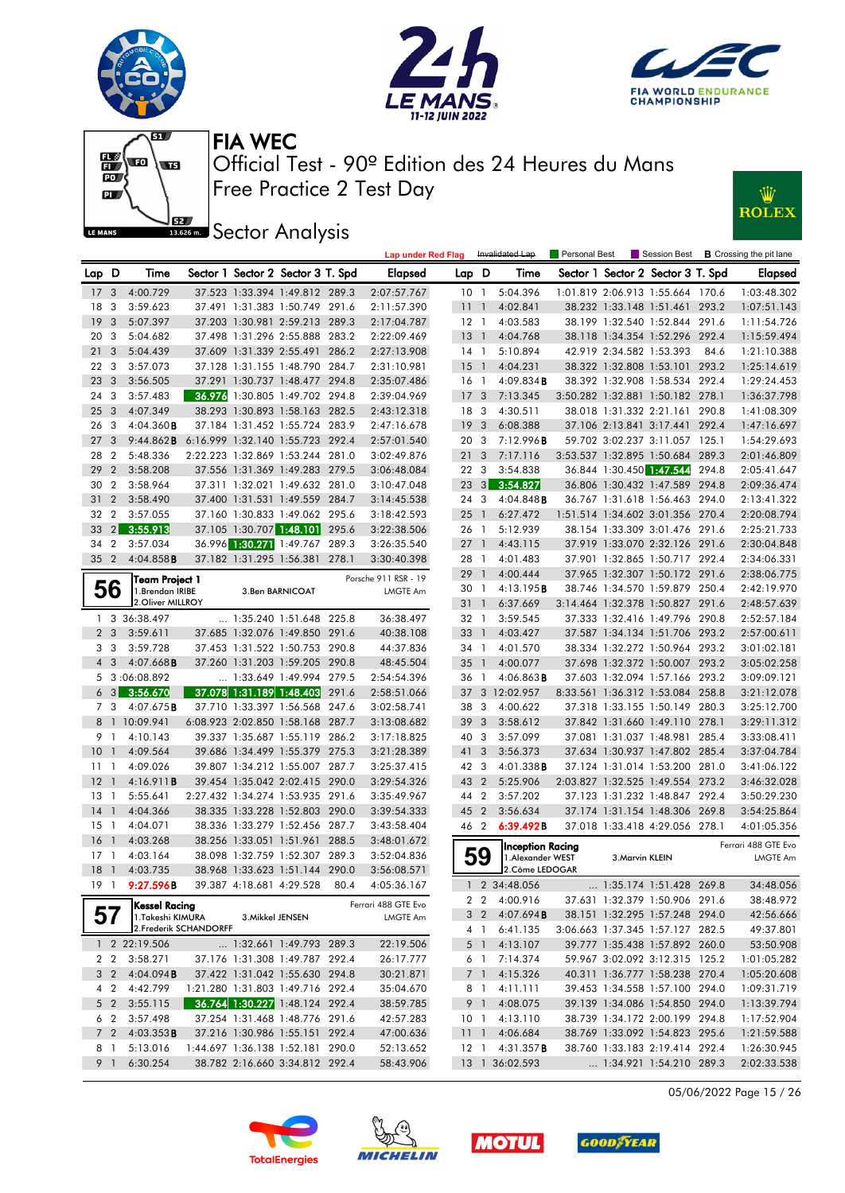# FIA WEC

Official Test - 90º Edition des 24 Heures du Mans
Free Practice 2 Test Day

## Sector Analysis

Lap under Red Flag | Invalidated Lap | Personal Best | Session Best | B Crossing the pit lane

| Lap | D | Time | Sector 1 | Sector 2 | Sector 3 | T. Spd | Elapsed |
|---|---|---|---|---|---|---|---|
| 17 | 3 | 4:00.729 | 37.523 | 1:33.394 | 1:49.812 | 289.3 | 2:07:57.767 |
| 18 | 3 | 3:59.623 | 37.491 | 1:31.383 | 1:50.749 | 291.6 | 2:11:57.390 |
| 19 | 3 | 5:07.397 | 37.203 | 1:30.981 | 2:59.213 | 289.3 | 2:17:04.787 |
| 20 | 3 | 5:04.682 | 37.498 | 1:31.296 | 2:55.888 | 283.2 | 2:22:09.469 |
| 21 | 3 | 5:04.439 | 37.609 | 1:31.339 | 2:55.491 | 286.2 | 2:27:13.908 |
| 22 | 3 | 3:57.073 | 37.128 | 1:31.155 | 1:48.790 | 284.7 | 2:31:10.981 |
| 23 | 3 | 3:56.505 | 37.291 | 1:30.737 | 1:48.477 | 294.8 | 2:35:07.486 |
| 24 | 3 | 3:57.483 | 36.976 | 1:30.805 | 1:49.702 | 294.8 | 2:39:04.969 |
| 25 | 3 | 4:07.349 | 38.293 | 1:30.893 | 1:58.163 | 282.5 | 2:43:12.318 |
| 26 | 3 | 4:04.360B | 37.184 | 1:31.452 | 1:55.724 | 283.9 | 2:47:16.678 |
| 27 | 3 | 9:44.862B | 6:16.999 | 1:32.140 | 1:55.723 | 292.4 | 2:57:01.540 |
| 28 | 2 | 5:48.336 | 2:22.223 | 1:32.869 | 1:53.244 | 281.0 | 3:02:49.876 |
| 29 | 2 | 3:58.208 | 37.556 | 1:31.369 | 1:49.283 | 279.5 | 3:06:48.084 |
| 30 | 2 | 3:58.964 | 37.311 | 1:32.021 | 1:49.632 | 281.0 | 3:10:47.048 |
| 31 | 2 | 3:58.490 | 37.400 | 1:31.531 | 1:49.559 | 284.7 | 3:14:45.538 |
| 32 | 2 | 3:57.055 | 37.160 | 1:30.833 | 1:49.062 | 295.6 | 3:18:42.593 |
| 33 | 2 | 3:55.913 | 37.105 | 1:30.707 | 1:48.101 | 295.6 | 3:22:38.506 |
| 34 | 2 | 3:57.034 | 36.996 | 1:30.271 | 1:49.767 | 289.3 | 3:26:35.540 |
| 35 | 2 | 4:04.858B | 37.182 | 1:31.295 | 1:56.381 | 278.1 | 3:30:40.398 |

**56** Team Project 1 — Porsche 911 RSR - 19 — LMGTE Am
1.Brendan IRIBE, 2.Oliver MILLROY, 3.Ben BARNICOAT

| Lap | D | Time | Sector 1 | Sector 2 | Sector 3 | T. Spd | Elapsed |
|---|---|---|---|---|---|---|---|
| 1 | 3 | 36:38.497 | ... | 1:35.240 | 1:51.648 | 225.8 | 36:38.497 |
| 2 | 3 | 3:59.611 | 37.685 | 1:32.076 | 1:49.850 | 291.6 | 40:38.108 |
| 3 | 3 | 3:59.728 | 37.453 | 1:31.522 | 1:50.753 | 290.8 | 44:37.836 |
| 4 | 3 | 4:07.668B | 37.260 | 1:31.203 | 1:59.205 | 290.8 | 48:45.504 |
| 5 | 3 | :06:08.892 | ... | 1:33.649 | 1:49.994 | 279.5 | 2:54:54.396 |
| 6 | 3 | 3:56.670 | 37.078 | 1:31.189 | 1:48.403 | 291.6 | 2:58:51.066 |
| 7 | 3 | 4:07.675B | 37.710 | 1:33.397 | 1:56.568 | 247.6 | 3:02:58.741 |
| 8 | 1 | 10:09.941 | 6:08.923 | 2:02.850 | 1:58.168 | 287.7 | 3:13:08.682 |
| 9 | 1 | 4:10.143 | 39.337 | 1:35.687 | 1:55.119 | 286.2 | 3:17:18.825 |
| 10 | 1 | 4:09.564 | 39.686 | 1:34.499 | 1:55.379 | 275.3 | 3:21:28.389 |
| 11 | 1 | 4:09.026 | 39.807 | 1:34.212 | 1:55.007 | 287.7 | 3:25:37.415 |
| 12 | 1 | 4:16.911B | 39.454 | 1:35.042 | 2:02.415 | 290.0 | 3:29:54.326 |
| 13 | 1 | 5:55.641 | 2:27.432 | 1:34.274 | 1:53.935 | 291.6 | 3:35:49.967 |
| 14 | 1 | 4:04.366 | 38.335 | 1:33.228 | 1:52.803 | 290.0 | 3:39:54.333 |
| 15 | 1 | 4:04.071 | 38.336 | 1:33.279 | 1:52.456 | 287.7 | 3:43:58.404 |
| 16 | 1 | 4:03.268 | 38.256 | 1:33.051 | 1:51.961 | 288.5 | 3:48:01.672 |
| 17 | 1 | 4:03.164 | 38.098 | 1:32.759 | 1:52.307 | 289.3 | 3:52:04.836 |
| 18 | 1 | 4:03.735 | 38.968 | 1:33.623 | 1:51.144 | 290.0 | 3:56:08.571 |
| 19 | 1 | 9:27.596B | 39.387 | 4:18.681 | 4:29.528 | 80.4 | 4:05:36.167 |

**57** Kessel Racing — Ferrari 488 GTE Evo — LMGTE Am
1.Takeshi KIMURA, 2.Frederik SCHANDORFF, 3.Mikkel JENSEN

| Lap | D | Time | Sector 1 | Sector 2 | Sector 3 | T. Spd | Elapsed |
|---|---|---|---|---|---|---|---|
| 1 | 2 | 22:19.506 | ... | 1:32.661 | 1:49.793 | 289.3 | 22:19.506 |
| 2 | 2 | 3:58.271 | 37.176 | 1:31.308 | 1:49.787 | 292.4 | 26:17.777 |
| 3 | 2 | 4:04.094B | 37.422 | 1:31.042 | 1:55.630 | 294.8 | 30:21.871 |
| 4 | 2 | 4:42.799 | 1:21.280 | 1:31.803 | 1:49.716 | 292.4 | 35:04.670 |
| 5 | 2 | 3:55.115 | 36.764 | 1:30.227 | 1:48.124 | 292.4 | 38:59.785 |
| 6 | 2 | 3:57.498 | 37.254 | 1:31.468 | 1:48.776 | 291.6 | 42:57.283 |
| 7 | 2 | 4:03.353B | 37.216 | 1:30.986 | 1:55.151 | 292.4 | 47:00.636 |
| 8 | 1 | 5:13.016 | 1:44.697 | 1:36.138 | 1:52.181 | 290.0 | 52:13.652 |
| 9 | 1 | 6:30.254 | 38.782 | 2:16.660 | 3:34.812 | 292.4 | 58:43.906 |
| 10 | 1 | 5:04.396 | 1:01.819 | 2:06.913 | 1:55.664 | 170.6 | 1:03:48.302 |
| 11 | 1 | 4:02.841 | 38.232 | 1:33.148 | 1:51.461 | 293.2 | 1:07:51.143 |
| 12 | 1 | 4:03.583 | 38.199 | 1:32.540 | 1:52.844 | 291.6 | 1:11:54.726 |
| 13 | 1 | 4:04.768 | 38.118 | 1:34.354 | 1:52.296 | 292.4 | 1:15:59.494 |
| 14 | 1 | 5:10.894 | 42.919 | 2:34.582 | 1:53.393 | 84.6 | 1:21:10.388 |
| 15 | 1 | 4:04.231 | 38.322 | 1:32.808 | 1:53.101 | 293.2 | 1:25:14.619 |
| 16 | 1 | 4:09.834B | 38.392 | 1:32.908 | 1:58.534 | 292.4 | 1:29:24.453 |
| 17 | 3 | 7:13.345 | 3:50.282 | 1:32.881 | 1:50.182 | 278.1 | 1:36:37.798 |
| 18 | 3 | 4:30.511 | 38.018 | 1:31.332 | 2:21.161 | 290.8 | 1:41:08.309 |
| 19 | 3 | 6:08.388 | 37.106 | 2:13.841 | 3:17.441 | 292.4 | 1:47:16.697 |
| 20 | 3 | 7:12.996B | 59.702 | 3:02.237 | 3:11.057 | 125.1 | 1:54:29.693 |
| 21 | 3 | 7:17.116 | 3:53.537 | 1:32.895 | 1:50.684 | 289.3 | 2:01:46.809 |
| 22 | 3 | 3:54.838 | 36.844 | 1:30.450 | 1:47.544 | 294.8 | 2:05:41.647 |
| 23 | 3 | 3:54.827 | 36.806 | 1:30.432 | 1:47.589 | 294.8 | 2:09:36.474 |
| 24 | 3 | 4:04.848B | 36.767 | 1:31.618 | 1:56.463 | 294.0 | 2:13:41.322 |
| 25 | 1 | 6:27.472 | 1:51.514 | 1:34.602 | 3:01.356 | 270.4 | 2:20:08.794 |
| 26 | 1 | 5:12.939 | 38.154 | 1:33.309 | 3:01.476 | 291.6 | 2:25:21.733 |
| 27 | 1 | 4:43.115 | 37.919 | 1:33.070 | 2:32.126 | 291.6 | 2:30:04.848 |
| 28 | 1 | 4:01.483 | 37.901 | 1:32.865 | 1:50.717 | 292.4 | 2:34:06.331 |
| 29 | 1 | 4:00.444 | 37.965 | 1:32.307 | 1:50.172 | 291.6 | 2:38:06.775 |
| 30 | 1 | 4:13.195B | 38.746 | 1:34.570 | 1:59.879 | 250.4 | 2:42:19.970 |
| 31 | 1 | 6:37.669 | 3:14.464 | 1:32.378 | 1:50.827 | 291.6 | 2:48:57.639 |
| 32 | 1 | 3:59.545 | 37.333 | 1:32.416 | 1:49.796 | 290.8 | 2:52:57.184 |
| 33 | 1 | 4:03.427 | 37.587 | 1:34.134 | 1:51.706 | 293.2 | 2:57:00.611 |
| 34 | 1 | 4:01.570 | 38.334 | 1:32.272 | 1:50.964 | 293.2 | 3:01:02.181 |
| 35 | 1 | 4:00.077 | 37.698 | 1:32.372 | 1:50.007 | 293.2 | 3:05:02.258 |
| 36 | 1 | 4:06.863B | 37.603 | 1:32.094 | 1:57.166 | 293.2 | 3:09:09.121 |
| 37 | 3 | 12:02.957 | 8:33.561 | 1:36.312 | 1:53.084 | 258.8 | 3:21:12.078 |
| 38 | 3 | 4:00.622 | 37.318 | 1:33.155 | 1:50.149 | 280.3 | 3:25:12.700 |
| 39 | 3 | 3:58.612 | 37.842 | 1:31.660 | 1:49.110 | 278.1 | 3:29:11.312 |
| 40 | 3 | 3:57.099 | 37.081 | 1:31.037 | 1:48.981 | 285.4 | 3:33:08.411 |
| 41 | 3 | 3:56.373 | 37.634 | 1:30.937 | 1:47.802 | 285.4 | 3:37:04.784 |
| 42 | 3 | 4:01.338B | 37.124 | 1:31.014 | 1:53.200 | 281.0 | 3:41:06.122 |
| 43 | 2 | 5:25.906 | 2:03.827 | 1:32.525 | 1:49.554 | 273.2 | 3:46:32.028 |
| 44 | 2 | 3:57.202 | 37.123 | 1:31.232 | 1:48.847 | 292.4 | 3:50:29.230 |
| 45 | 2 | 3:56.634 | 37.174 | 1:31.154 | 1:48.306 | 269.8 | 3:54:25.864 |
| 46 | 2 | 6:39.492B | 37.018 | 1:33.418 | 4:29.056 | 278.1 | 4:01:05.356 |

**59** Inception Racing — Ferrari 488 GTE Evo — LMGTE Am
1.Alexander WEST, 2.Côme LEDOGAR, 3.Marvin KLEIN

| Lap | D | Time | Sector 1 | Sector 2 | Sector 3 | T. Spd | Elapsed |
|---|---|---|---|---|---|---|---|
| 1 | 2 | 34:48.056 | ... | 1:35.174 | 1:51.428 | 269.8 | 34:48.056 |
| 2 | 2 | 4:00.916 | 37.631 | 1:32.379 | 1:50.906 | 291.6 | 38:48.972 |
| 3 | 2 | 4:07.694B | 38.151 | 1:32.295 | 1:57.248 | 294.0 | 42:56.666 |
| 4 | 1 | 6:41.135 | 3:06.663 | 1:37.345 | 1:57.127 | 282.5 | 49:37.801 |
| 5 | 1 | 4:13.107 | 39.777 | 1:35.438 | 1:57.892 | 260.0 | 53:50.908 |
| 6 | 1 | 7:14.374 | 59.967 | 3:02.092 | 3:12.315 | 125.2 | 1:01:05.282 |
| 7 | 1 | 4:15.326 | 40.311 | 1:36.777 | 1:58.238 | 270.4 | 1:05:20.608 |
| 8 | 1 | 4:11.111 | 39.453 | 1:34.558 | 1:57.100 | 294.0 | 1:09:31.719 |
| 9 | 1 | 4:08.075 | 39.139 | 1:34.086 | 1:54.850 | 294.0 | 1:13:39.794 |
| 10 | 1 | 4:13.110 | 38.739 | 1:34.172 | 2:00.199 | 294.8 | 1:17:52.904 |
| 11 | 1 | 4:06.684 | 38.769 | 1:33.092 | 1:54.823 | 295.6 | 1:21:59.588 |
| 12 | 1 | 4:31.357B | 38.760 | 1:33.183 | 2:19.414 | 292.4 | 1:26:30.945 |
| 13 | 1 | 36:02.593 | ... | 1:34.921 | 1:54.210 | 289.3 | 2:02:33.538 |

05/06/2022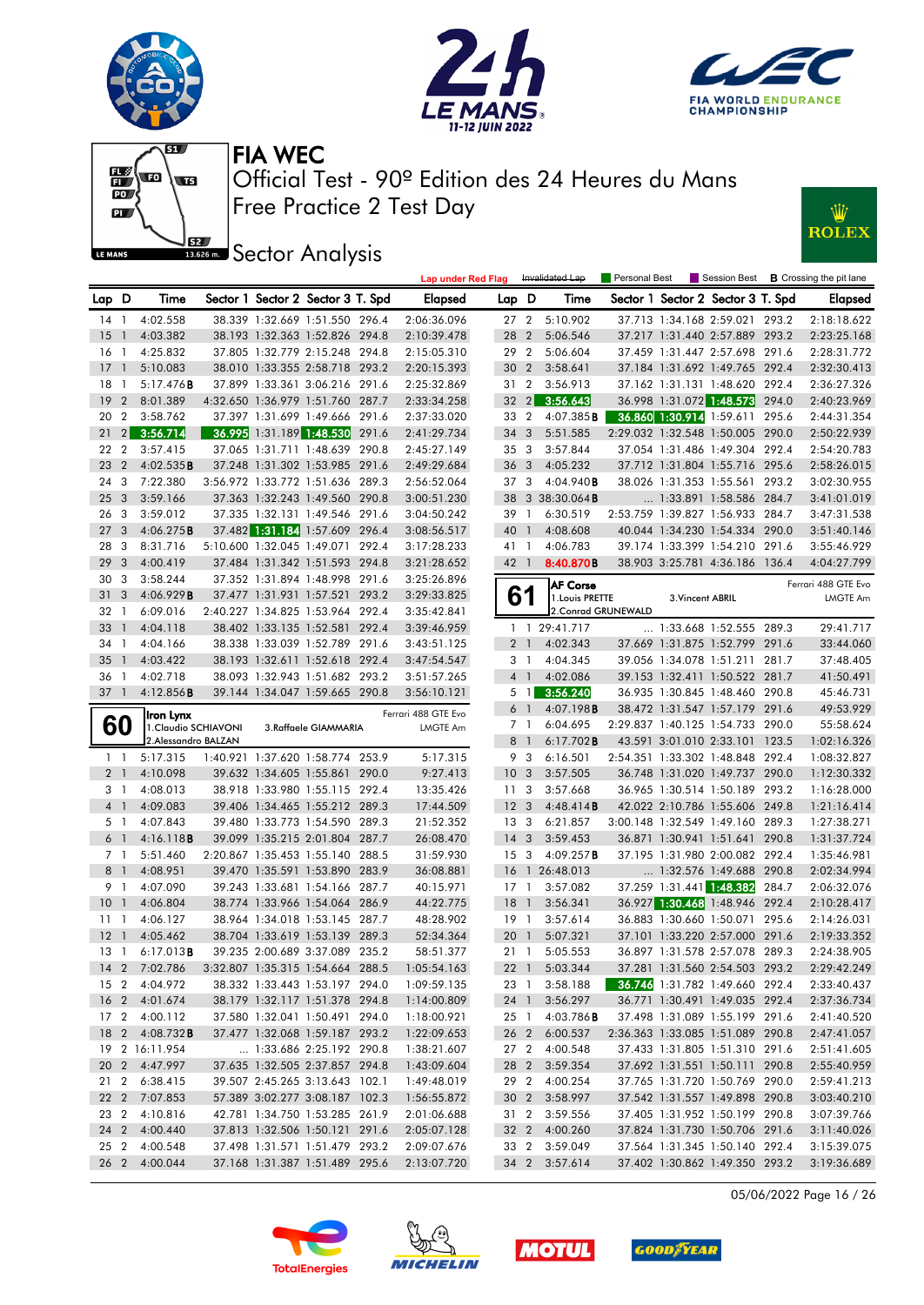# FIA WEC

## Official Test - 90º Edition des 24 Heures du Mans
## Free Practice 2 Test Day

## Sector Analysis

Lap under Red Flag | Invalidated Lap | Personal Best | Session Best | **B** Crossing the pit lane

| Lap | D | Time | Sector 1 | Sector 2 | Sector 3 | T. Spd | Elapsed |
|---|---|---|---|---|---|---|---|
| 14 | 1 | 4:02.558 | 38.339 | 1:32.669 | 1:51.550 | 296.4 | 2:06:36.096 |
| 15 | 1 | 4:03.382 | 38.193 | 1:32.363 | 1:52.826 | 294.8 | 2:10:39.478 |
| 16 | 1 | 4:25.832 | 37.805 | 1:32.779 | 2:15.248 | 294.8 | 2:15:05.310 |
| 17 | 1 | 5:10.083 | 38.010 | 1:33.355 | 2:58.718 | 293.2 | 2:20:15.393 |
| 18 | 1 | 5:17.476**B** | 37.899 | 1:33.361 | 3:06.216 | 291.6 | 2:25:32.869 |
| 19 | 2 | 8:01.389 | 4:32.650 | 1:36.979 | 1:51.760 | 287.7 | 2:33:34.258 |
| 20 | 2 | 3:58.762 | 37.397 | 1:31.699 | 1:49.666 | 291.6 | 2:37:33.020 |
| 21 | 2 | 3:56.714 | 36.995 | 1:31.189 | 1:48.530 | 291.6 | 2:41:29.734 |
| 22 | 2 | 3:57.415 | 37.065 | 1:31.711 | 1:48.639 | 290.8 | 2:45:27.149 |
| 23 | 2 | 4:02.535**B** | 37.248 | 1:31.302 | 1:53.985 | 291.6 | 2:49:29.684 |
| 24 | 3 | 7:22.380 | 3:56.972 | 1:33.772 | 1:51.636 | 289.3 | 2:56:52.064 |
| 25 | 3 | 3:59.166 | 37.363 | 1:32.243 | 1:49.560 | 290.8 | 3:00:51.230 |
| 26 | 3 | 3:59.012 | 37.335 | 1:32.131 | 1:49.546 | 291.6 | 3:04:50.242 |
| 27 | 3 | 4:06.275**B** | 37.482 | 1:31.184 | 1:57.609 | 296.4 | 3:08:56.517 |
| 28 | 3 | 8:31.716 | 5:10.600 | 1:32.045 | 1:49.071 | 292.4 | 3:17:28.233 |
| 29 | 3 | 4:00.419 | 37.484 | 1:31.342 | 1:51.593 | 294.8 | 3:21:28.652 |
| 30 | 3 | 3:58.244 | 37.352 | 1:31.894 | 1:48.998 | 291.6 | 3:25:26.896 |
| 31 | 3 | 4:06.929**B** | 37.477 | 1:31.931 | 1:57.521 | 293.2 | 3:29:33.825 |
| 32 | 1 | 6:09.016 | 2:40.227 | 1:34.825 | 1:53.964 | 292.4 | 3:35:42.841 |
| 33 | 1 | 4:04.118 | 38.402 | 1:33.135 | 1:52.581 | 292.4 | 3:39:46.959 |
| 34 | 1 | 4:04.166 | 38.338 | 1:33.039 | 1:52.789 | 291.6 | 3:43:51.125 |
| 35 | 1 | 4:03.422 | 38.193 | 1:32.611 | 1:52.618 | 292.4 | 3:47:54.547 |
| 36 | 1 | 4:02.718 | 38.093 | 1:32.943 | 1:51.682 | 293.2 | 3:51:57.265 |
| 37 | 1 | 4:12.856**B** | 39.144 | 1:34.047 | 1:59.665 | 290.8 | 3:56:10.121 |

### 60 Iron Lynx — Ferrari 488 GTE Evo — LMGTE Am
1.Claudio SCHIAVONI, 2.Alessandro BALZAN, 3.Raffaele GIAMMARIA

| Lap | D | Time | Sector 1 | Sector 2 | Sector 3 | T. Spd | Elapsed |
|---|---|---|---|---|---|---|---|
| 1 | 1 | 5:17.315 | 1:40.921 | 1:37.620 | 1:58.774 | 253.9 | 5:17.315 |
| 2 | 1 | 4:10.098 | 39.632 | 1:34.605 | 1:55.861 | 290.0 | 9:27.413 |
| 3 | 1 | 4:08.013 | 38.918 | 1:33.980 | 1:55.115 | 292.4 | 13:35.426 |
| 4 | 1 | 4:09.083 | 39.406 | 1:34.465 | 1:55.212 | 289.3 | 17:44.509 |
| 5 | 1 | 4:07.843 | 39.480 | 1:33.773 | 1:54.590 | 289.3 | 21:52.352 |
| 6 | 1 | 4:16.118**B** | 39.099 | 1:35.215 | 2:01.804 | 287.7 | 26:08.470 |
| 7 | 1 | 5:51.460 | 2:20.867 | 1:35.453 | 1:55.140 | 288.5 | 31:59.930 |
| 8 | 1 | 4:08.951 | 39.470 | 1:35.591 | 1:53.890 | 283.9 | 36:08.881 |
| 9 | 1 | 4:07.090 | 39.243 | 1:33.681 | 1:54.166 | 287.7 | 40:15.971 |
| 10 | 1 | 4:06.804 | 38.774 | 1:33.966 | 1:54.064 | 286.9 | 44:22.775 |
| 11 | 1 | 4:06.127 | 38.964 | 1:34.018 | 1:53.145 | 287.7 | 48:28.902 |
| 12 | 1 | 4:05.462 | 38.704 | 1:33.619 | 1:53.139 | 289.3 | 52:34.364 |
| 13 | 1 | 6:17.013**B** | 39.235 | 2:00.689 | 3:37.089 | 235.2 | 58:51.377 |
| 14 | 2 | 7:02.786 | 3:32.807 | 1:35.315 | 1:54.664 | 288.5 | 1:05:54.163 |
| 15 | 2 | 4:04.972 | 38.332 | 1:33.443 | 1:53.197 | 294.0 | 1:09:59.135 |
| 16 | 2 | 4:01.674 | 38.179 | 1:32.117 | 1:51.378 | 294.8 | 1:14:00.809 |
| 17 | 2 | 4:00.112 | 37.580 | 1:32.041 | 1:50.491 | 294.0 | 1:18:00.921 |
| 18 | 2 | 4:08.732**B** | 37.477 | 1:32.068 | 1:59.187 | 293.2 | 1:22:09.653 |
| 19 | 2 | 16:11.954 | ... | 1:33.686 | 2:25.192 | 290.8 | 1:38:21.607 |
| 20 | 2 | 4:47.997 | 37.635 | 1:32.505 | 2:37.857 | 294.8 | 1:43:09.604 |
| 21 | 2 | 6:38.415 | 39.507 | 2:45.265 | 3:13.643 | 102.1 | 1:49:48.019 |
| 22 | 2 | 7:07.853 | 57.389 | 3:02.277 | 3:08.187 | 102.3 | 1:56:55.872 |
| 23 | 2 | 4:10.816 | 42.781 | 1:34.750 | 1:53.285 | 261.9 | 2:01:06.688 |
| 24 | 2 | 4:00.440 | 37.813 | 1:32.506 | 1:50.121 | 291.6 | 2:05:07.128 |
| 25 | 2 | 4:00.548 | 37.498 | 1:31.571 | 1:51.479 | 293.2 | 2:09:07.676 |
| 26 | 2 | 4:00.044 | 37.168 | 1:31.387 | 1:51.489 | 295.6 | 2:13:07.720 |
| 27 | 2 | 5:10.902 | 37.713 | 1:34.168 | 2:59.021 | 293.2 | 2:18:18.622 |
| 28 | 2 | 5:06.546 | 37.217 | 1:31.440 | 2:57.889 | 293.2 | 2:23:25.168 |
| 29 | 2 | 5:06.604 | 37.459 | 1:31.447 | 2:57.698 | 291.6 | 2:28:31.772 |
| 30 | 2 | 3:58.641 | 37.184 | 1:31.692 | 1:49.765 | 292.4 | 2:32:30.413 |
| 31 | 2 | 3:56.913 | 37.162 | 1:31.131 | 1:48.620 | 292.4 | 2:36:27.326 |
| 32 | 2 | 3:56.643 | 36.998 | 1:31.072 | 1:48.573 | 294.0 | 2:40:23.969 |
| 33 | 2 | 4:07.385**B** | 36.860 | 1:30.914 | 1:59.611 | 295.6 | 2:44:31.354 |
| 34 | 3 | 5:51.585 | 2:29.032 | 1:32.548 | 1:50.005 | 290.0 | 2:50:22.939 |
| 35 | 3 | 3:57.844 | 37.054 | 1:31.486 | 1:49.304 | 292.4 | 2:54:20.783 |
| 36 | 3 | 4:05.232 | 37.712 | 1:31.804 | 1:55.716 | 295.6 | 2:58:26.015 |
| 37 | 3 | 4:04.940**B** | 38.026 | 1:31.353 | 1:55.561 | 293.2 | 3:02:30.955 |
| 38 | 3 | 38:30.064**B** | ... | 1:33.891 | 1:58.586 | 284.7 | 3:41:01.019 |
| 39 | 1 | 6:30.519 | 2:53.759 | 1:39.827 | 1:56.933 | 284.7 | 3:47:31.538 |
| 40 | 1 | 4:08.608 | 40.044 | 1:34.230 | 1:54.334 | 290.0 | 3:51:40.146 |
| 41 | 1 | 4:06.783 | 39.174 | 1:33.399 | 1:54.210 | 291.6 | 3:55:46.929 |
| 42 | 1 | 8:40.870**B** | 38.903 | 3:25.781 | 4:36.186 | 136.4 | 4:04:27.799 |

### 61 AF Corse — Ferrari 488 GTE Evo — LMGTE Am
1.Louis PRETTE, 2.Conrad GRUNEWALD, 3.Vincent ABRIL

| Lap | D | Time | Sector 1 | Sector 2 | Sector 3 | T. Spd | Elapsed |
|---|---|---|---|---|---|---|---|
| 1 | 1 | 29:41.717 | ... | 1:33.668 | 1:52.555 | 289.3 | 29:41.717 |
| 2 | 1 | 4:02.343 | 37.669 | 1:31.875 | 1:52.799 | 291.6 | 33:44.060 |
| 3 | 1 | 4:04.345 | 39.056 | 1:34.078 | 1:51.211 | 281.7 | 37:48.405 |
| 4 | 1 | 4:02.086 | 39.153 | 1:32.411 | 1:50.522 | 281.7 | 41:50.491 |
| 5 | 1 | 3:56.240 | 36.935 | 1:30.845 | 1:48.460 | 290.8 | 45:46.731 |
| 6 | 1 | 4:07.198**B** | 38.472 | 1:31.547 | 1:57.179 | 291.6 | 49:53.929 |
| 7 | 1 | 6:04.695 | 2:29.837 | 1:40.125 | 1:54.733 | 290.0 | 55:58.624 |
| 8 | 1 | 6:17.702**B** | 43.591 | 3:01.010 | 2:33.101 | 123.5 | 1:02:16.326 |
| 9 | 3 | 6:16.501 | 2:54.351 | 1:33.302 | 1:48.848 | 292.4 | 1:08:32.827 |
| 10 | 3 | 3:57.505 | 36.748 | 1:31.020 | 1:49.737 | 290.0 | 1:12:30.332 |
| 11 | 3 | 3:57.668 | 36.965 | 1:30.514 | 1:50.189 | 293.2 | 1:16:28.000 |
| 12 | 3 | 4:48.414**B** | 42.022 | 2:10.786 | 1:55.606 | 249.8 | 1:21:16.414 |
| 13 | 3 | 6:21.857 | 3:00.148 | 1:32.549 | 1:49.160 | 289.3 | 1:27:38.271 |
| 14 | 3 | 3:59.453 | 36.871 | 1:30.941 | 1:51.641 | 290.8 | 1:31:37.724 |
| 15 | 3 | 4:09.257**B** | 37.195 | 1:31.980 | 2:00.082 | 292.4 | 1:35:46.981 |
| 16 | 1 | 26:48.013 | ... | 1:32.576 | 1:49.688 | 290.8 | 2:02:34.994 |
| 17 | 1 | 3:57.082 | 37.259 | 1:31.441 | 1:48.382 | 284.7 | 2:06:32.076 |
| 18 | 1 | 3:56.341 | 36.927 | 1:30.468 | 1:48.946 | 292.4 | 2:10:28.417 |
| 19 | 1 | 3:57.614 | 36.883 | 1:30.660 | 1:50.071 | 295.6 | 2:14:26.031 |
| 20 | 1 | 5:07.321 | 37.101 | 1:33.220 | 2:57.000 | 291.6 | 2:19:33.352 |
| 21 | 1 | 5:05.553 | 36.897 | 1:31.578 | 2:57.078 | 289.3 | 2:24:38.905 |
| 22 | 1 | 5:03.344 | 37.281 | 1:31.560 | 2:54.503 | 293.2 | 2:29:42.249 |
| 23 | 1 | 3:58.188 | 36.746 | 1:31.782 | 1:49.660 | 292.4 | 2:33:40.437 |
| 24 | 1 | 3:56.297 | 36.771 | 1:30.491 | 1:49.035 | 292.4 | 2:37:36.734 |
| 25 | 1 | 4:03.786**B** | 37.498 | 1:31.089 | 1:55.199 | 291.6 | 2:41:40.520 |
| 26 | 2 | 6:00.537 | 2:36.363 | 1:33.085 | 1:51.089 | 290.8 | 2:47:41.057 |
| 27 | 2 | 4:00.548 | 37.433 | 1:31.805 | 1:51.310 | 291.6 | 2:51:41.605 |
| 28 | 2 | 3:59.354 | 37.692 | 1:31.551 | 1:50.111 | 290.8 | 2:55:40.959 |
| 29 | 2 | 4:00.254 | 37.765 | 1:31.720 | 1:50.769 | 290.0 | 2:59:41.213 |
| 30 | 2 | 3:58.997 | 37.542 | 1:31.557 | 1:49.898 | 290.8 | 3:03:40.210 |
| 31 | 2 | 3:59.556 | 37.405 | 1:31.952 | 1:50.199 | 290.8 | 3:07:39.766 |
| 32 | 2 | 4:00.260 | 37.824 | 1:31.730 | 1:50.706 | 291.6 | 3:11:40.026 |
| 33 | 2 | 3:59.049 | 37.564 | 1:31.345 | 1:50.140 | 292.4 | 3:15:39.075 |
| 34 | 2 | 3:57.614 | 37.402 | 1:30.862 | 1:49.350 | 293.2 | 3:19:36.689 |

05/06/2022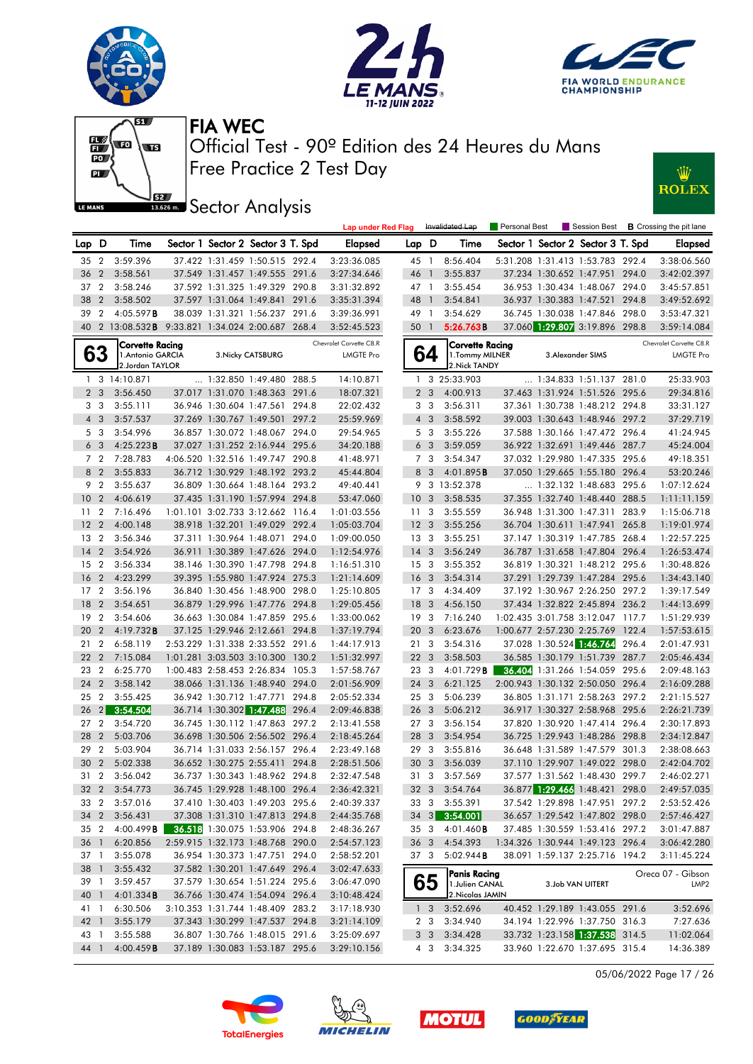# FIA WEC

## Official Test - 90º Edition des 24 Heures du Mans

## Free Practice 2 Test Day

## Sector Analysis

Lap under Red Flag | Invalidated Lap | Personal Best | Session Best | **B** Crossing the pit lane

| Lap | D | Time | Sector 1 | Sector 2 | Sector 3 | T. Spd | Elapsed |
|---|---|---|---|---|---|---|---|
| 35 | 2 | 3:59.396 | 37.422 | 1:31.459 | 1:50.515 | 292.4 | 3:23:36.085 |
| 36 | 2 | 3:58.561 | 37.549 | 1:31.457 | 1:49.555 | 291.6 | 3:27:34.646 |
| 37 | 2 | 3:58.246 | 37.592 | 1:31.325 | 1:49.329 | 290.8 | 3:31:32.892 |
| 38 | 2 | 3:58.502 | 37.597 | 1:31.064 | 1:49.841 | 291.6 | 3:35:31.394 |
| 39 | 2 | 4:05.597**B** | 38.039 | 1:31.321 | 1:56.237 | 291.6 | 3:39:36.991 |
| 40 | 2 | 13:08.532**B** | 9:33.821 | 1:34.024 | 2:00.687 | 268.4 | 3:52:45.523 |

**63** Corvette Racing — Chevrolet Corvette C8.R — LMGTE Pro
1.Antonio GARCIA 2.Jordan TAYLOR 3.Nicky CATSBURG

| Lap | D | Time | Sector 1 | Sector 2 | Sector 3 | T. Spd | Elapsed |
|---|---|---|---|---|---|---|---|
| 1 | 3 | 14:10.871 | ... | 1:32.850 | 1:49.480 | 288.5 | 14:10.871 |
| 2 | 3 | 3:56.450 | 37.017 | 1:31.070 | 1:48.363 | 291.6 | 18:07.321 |
| 3 | 3 | 3:55.111 | 36.946 | 1:30.604 | 1:47.561 | 294.8 | 22:02.432 |
| 4 | 3 | 3:57.537 | 37.269 | 1:30.767 | 1:49.501 | 297.2 | 25:59.969 |
| 5 | 3 | 3:54.996 | 36.857 | 1:30.072 | 1:48.067 | 294.0 | 29:54.965 |
| 6 | 3 | 4:25.223**B** | 37.027 | 1:31.252 | 2:16.944 | 295.6 | 34:20.188 |
| 7 | 2 | 7:28.783 | 4:06.520 | 1:32.516 | 1:49.747 | 290.8 | 41:48.971 |
| 8 | 2 | 3:55.833 | 36.712 | 1:30.929 | 1:48.192 | 293.2 | 45:44.804 |
| 9 | 2 | 3:55.637 | 36.809 | 1:30.664 | 1:48.164 | 293.2 | 49:40.441 |
| 10 | 2 | 4:06.619 | 37.435 | 1:31.190 | 1:57.994 | 294.8 | 53:47.060 |
| 11 | 2 | 7:16.496 | 1:01.101 | 3:02.733 | 3:12.662 | 116.4 | 1:01:03.556 |
| 12 | 2 | 4:00.148 | 38.918 | 1:32.201 | 1:49.029 | 292.4 | 1:05:03.704 |
| 13 | 2 | 3:56.346 | 37.311 | 1:30.964 | 1:48.071 | 294.0 | 1:09:00.050 |
| 14 | 2 | 3:54.926 | 36.911 | 1:30.389 | 1:47.626 | 294.0 | 1:12:54.976 |
| 15 | 2 | 3:56.334 | 38.146 | 1:30.390 | 1:47.798 | 294.8 | 1:16:51.310 |
| 16 | 2 | 4:23.299 | 39.395 | 1:55.980 | 1:47.924 | 275.3 | 1:21:14.609 |
| 17 | 2 | 3:56.196 | 36.840 | 1:30.456 | 1:48.900 | 298.0 | 1:25:10.805 |
| 18 | 2 | 3:54.651 | 36.879 | 1:29.996 | 1:47.776 | 294.8 | 1:29:05.456 |
| 19 | 2 | 3:54.606 | 36.663 | 1:30.084 | 1:47.859 | 295.6 | 1:33:00.062 |
| 20 | 2 | 4:19.732**B** | 37.125 | 1:29.946 | 2:12.661 | 294.8 | 1:37:19.794 |
| 21 | 2 | 6:58.119 | 2:53.229 | 1:31.338 | 2:33.552 | 291.6 | 1:44:17.913 |
| 22 | 2 | 7:15.084 | 1:01.281 | 3:03.503 | 3:10.300 | 130.2 | 1:51:32.997 |
| 23 | 2 | 6:25.770 | 1:00.483 | 2:58.453 | 2:26.834 | 105.3 | 1:57:58.767 |
| 24 | 2 | 3:58.142 | 38.066 | 1:31.136 | 1:48.940 | 294.0 | 2:01:56.909 |
| 25 | 2 | 3:55.425 | 36.942 | 1:30.712 | 1:47.771 | 294.8 | 2:05:52.334 |
| 26 | 2 | 3:54.504 | 36.714 | 1:30.302 | 1:47.488 | 296.4 | 2:09:46.838 |
| 27 | 2 | 3:54.720 | 36.745 | 1:30.112 | 1:47.863 | 297.2 | 2:13:41.558 |
| 28 | 2 | 5:03.706 | 36.698 | 1:30.506 | 2:56.502 | 296.4 | 2:18:45.264 |
| 29 | 2 | 5:03.904 | 36.714 | 1:31.033 | 2:56.157 | 296.4 | 2:23:49.168 |
| 30 | 2 | 5:02.338 | 36.652 | 1:30.275 | 2:55.411 | 294.8 | 2:28:51.506 |
| 31 | 2 | 3:56.042 | 36.737 | 1:30.343 | 1:48.962 | 294.8 | 2:32:47.548 |
| 32 | 2 | 3:54.773 | 36.745 | 1:29.928 | 1:48.100 | 296.4 | 2:36:42.321 |
| 33 | 2 | 3:57.016 | 37.410 | 1:30.403 | 1:49.203 | 295.6 | 2:40:39.337 |
| 34 | 2 | 3:56.431 | 37.308 | 1:31.310 | 1:47.813 | 294.8 | 2:44:35.768 |
| 35 | 2 | 4:00.499**B** | 36.518 | 1:30.075 | 1:53.906 | 294.8 | 2:48:36.267 |
| 36 | 1 | 6:20.856 | 2:59.915 | 1:32.173 | 1:48.768 | 290.0 | 2:54:57.123 |
| 37 | 1 | 3:55.078 | 36.954 | 1:30.373 | 1:47.751 | 294.0 | 2:58:52.201 |
| 38 | 1 | 3:55.432 | 37.582 | 1:30.201 | 1:47.649 | 296.4 | 3:02:47.633 |
| 39 | 1 | 3:59.457 | 37.579 | 1:30.654 | 1:51.224 | 295.6 | 3:06:47.090 |
| 40 | 1 | 4:01.334**B** | 36.766 | 1:30.474 | 1:54.094 | 296.4 | 3:10:48.424 |
| 41 | 1 | 6:30.506 | 3:10.353 | 1:31.744 | 1:48.409 | 283.2 | 3:17:18.930 |
| 42 | 1 | 3:55.179 | 37.343 | 1:30.299 | 1:47.537 | 294.8 | 3:21:14.109 |
| 43 | 1 | 3:55.588 | 36.807 | 1:30.766 | 1:48.015 | 291.6 | 3:25:09.697 |
| 44 | 1 | 4:00.459**B** | 37.189 | 1:30.083 | 1:53.187 | 295.6 | 3:29:10.156 |
| 45 | 1 | 8:56.404 | 5:31.208 | 1:31.413 | 1:53.783 | 292.4 | 3:38:06.560 |
| 46 | 1 | 3:55.837 | 37.234 | 1:30.652 | 1:47.951 | 294.0 | 3:42:02.397 |
| 47 | 1 | 3:55.454 | 36.953 | 1:30.434 | 1:48.067 | 294.0 | 3:45:57.851 |
| 48 | 1 | 3:54.841 | 36.937 | 1:30.383 | 1:47.521 | 294.8 | 3:49:52.692 |
| 49 | 1 | 3:54.629 | 36.745 | 1:30.038 | 1:47.846 | 298.0 | 3:53:47.321 |
| 50 | 1 | 5:26.763**B** | 37.060 | 1:29.807 | 3:19.896 | 298.8 | 3:59:14.084 |

**64** Corvette Racing — Chevrolet Corvette C8.R — LMGTE Pro
1.Tommy MILNER 2.Nick TANDY 3.Alexander SIMS

| Lap | D | Time | Sector 1 | Sector 2 | Sector 3 | T. Spd | Elapsed |
|---|---|---|---|---|---|---|---|
| 1 | 3 | 25:33.903 | ... | 1:34.833 | 1:51.137 | 281.0 | 25:33.903 |
| 2 | 3 | 4:00.913 | 37.463 | 1:31.924 | 1:51.526 | 295.6 | 29:34.816 |
| 3 | 3 | 3:56.311 | 37.361 | 1:30.738 | 1:48.212 | 294.8 | 33:31.127 |
| 4 | 3 | 3:58.592 | 39.003 | 1:30.643 | 1:48.946 | 297.2 | 37:29.719 |
| 5 | 3 | 3:55.226 | 37.588 | 1:30.166 | 1:47.472 | 296.4 | 41:24.945 |
| 6 | 3 | 3:59.059 | 36.922 | 1:32.691 | 1:49.446 | 287.7 | 45:24.004 |
| 7 | 3 | 3:54.347 | 37.032 | 1:29.980 | 1:47.335 | 295.6 | 49:18.351 |
| 8 | 3 | 4:01.895**B** | 37.050 | 1:29.665 | 1:55.180 | 296.4 | 53:20.246 |
| 9 | 3 | 13:52.378 | ... | 1:32.140 | 1:48.683 | 295.6 | 1:07:12.624 |
| 10 | 3 | 3:58.535 | 37.355 | 1:32.740 | 1:48.440 | 288.5 | 1:11:11.159 |
| 11 | 3 | 3:55.559 | 36.948 | 1:31.300 | 1:47.311 | 283.9 | 1:15:06.718 |
| 12 | 3 | 3:55.256 | 36.704 | 1:30.611 | 1:47.941 | 265.8 | 1:19:01.974 |
| 13 | 3 | 3:55.251 | 37.147 | 1:30.319 | 1:47.785 | 268.4 | 1:22:57.225 |
| 14 | 3 | 3:56.249 | 36.787 | 1:31.658 | 1:47.804 | 296.4 | 1:26:53.474 |
| 15 | 3 | 3:55.352 | 36.819 | 1:30.321 | 1:48.212 | 295.6 | 1:30:48.826 |
| 16 | 3 | 3:54.314 | 37.291 | 1:29.739 | 1:47.284 | 295.6 | 1:34:43.140 |
| 17 | 3 | 4:34.409 | 37.192 | 1:30.967 | 2:26.250 | 297.2 | 1:39:17.549 |
| 18 | 3 | 4:56.150 | 37.434 | 1:32.822 | 2:45.894 | 236.2 | 1:44:13.699 |
| 19 | 3 | 7:16.240 | 1:02.435 | 3:01.758 | 3:12.047 | 117.7 | 1:51:29.939 |
| 20 | 3 | 6:23.676 | 1:00.677 | 2:57.230 | 2:25.769 | 122.4 | 1:57:53.615 |
| 21 | 3 | 3:54.316 | 37.028 | 1:30.524 | 1:46.764 | 296.4 | 2:01:47.931 |
| 22 | 3 | 3:58.503 | 36.585 | 1:30.179 | 1:51.739 | 287.7 | 2:05:46.434 |
| 23 | 3 | 4:01.729**B** | 36.404 | 1:31.266 | 1:54.059 | 295.6 | 2:09:48.163 |
| 24 | 3 | 6:21.125 | 2:00.943 | 1:30.132 | 2:50.050 | 296.4 | 2:16:09.288 |
| 25 | 3 | 5:06.239 | 36.805 | 1:31.171 | 2:58.263 | 297.2 | 2:21:15.527 |
| 26 | 3 | 5:06.212 | 36.917 | 1:30.327 | 2:58.968 | 295.6 | 2:26:21.739 |
| 27 | 3 | 3:56.154 | 37.820 | 1:30.920 | 1:47.414 | 296.4 | 2:30:17.893 |
| 28 | 3 | 3:54.954 | 36.725 | 1:29.943 | 1:48.286 | 298.8 | 2:34:12.847 |
| 29 | 3 | 3:55.816 | 36.648 | 1:31.589 | 1:47.579 | 301.3 | 2:38:08.663 |
| 30 | 3 | 3:56.039 | 37.110 | 1:29.907 | 1:49.022 | 298.0 | 2:42:04.702 |
| 31 | 3 | 3:57.569 | 37.577 | 1:31.562 | 1:48.430 | 299.7 | 2:46:02.271 |
| 32 | 3 | 3:54.764 | 36.877 | 1:29.466 | 1:48.421 | 298.0 | 2:49:57.035 |
| 33 | 3 | 3:55.391 | 37.542 | 1:29.898 | 1:47.951 | 297.2 | 2:53:52.426 |
| 34 | 3 | 3:54.001 | 36.657 | 1:29.542 | 1:47.802 | 298.0 | 2:57:46.427 |
| 35 | 3 | 4:01.460**B** | 37.485 | 1:30.559 | 1:53.416 | 297.2 | 3:01:47.887 |
| 36 | 3 | 4:54.393 | 1:34.326 | 1:30.944 | 1:49.123 | 296.4 | 3:06:42.280 |
| 37 | 3 | 5:02.944**B** | 38.091 | 1:59.137 | 2:25.716 | 194.2 | 3:11:45.224 |

**65** Panis Racing — Oreca 07 - Gibson — LMP2
1.Julien CANAL 2.Nicolas JAMIN 3.Job VAN UITERT

| Lap | D | Time | Sector 1 | Sector 2 | Sector 3 | T. Spd | Elapsed |
|---|---|---|---|---|---|---|---|
| 1 | 3 | 3:52.696 | 40.452 | 1:29.189 | 1:43.055 | 291.6 | 3:52.696 |
| 2 | 3 | 3:34.940 | 34.194 | 1:22.996 | 1:37.750 | 316.3 | 7:27.636 |
| 3 | 3 | 3:34.428 | 33.732 | 1:23.158 | 1:37.538 | 314.5 | 11:02.064 |
| 4 | 3 | 3:34.325 | 33.960 | 1:22.670 | 1:37.695 | 315.4 | 14:36.389 |

05/06/2022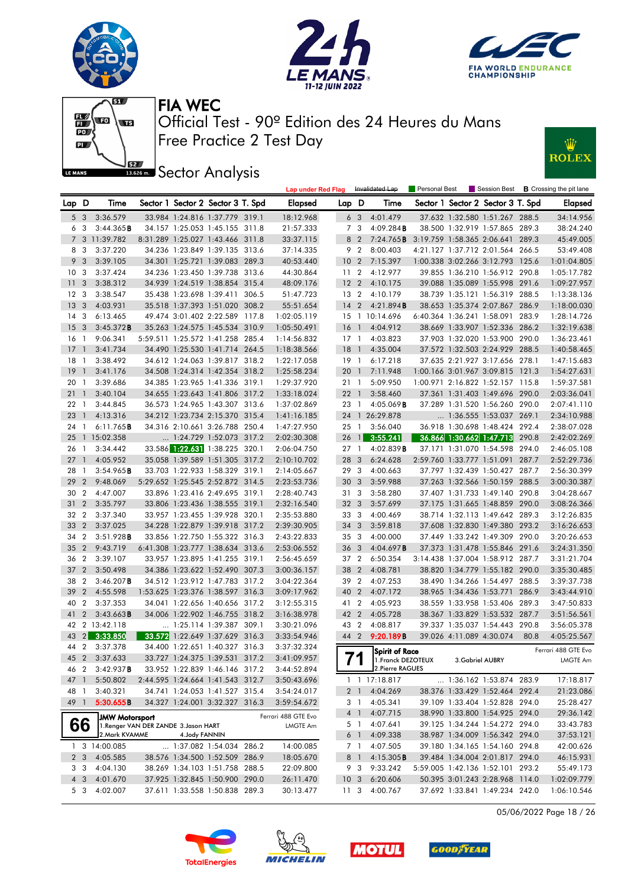# FIA WEC

Official Test - 90º Edition des 24 Heures du Mans

Free Practice 2 Test Day

## Sector Analysis

Lap under Red Flag | Invalidated Lap | Personal Best | Session Best | B Crossing the pit lane

| Lap | D | Time | Sector 1 | Sector 2 | Sector 3 | T. Spd | Elapsed |
|---|---|---|---|---|---|---|---|
| 5 | 3 | 3:36.579 | 33.984 | 1:24.816 | 1:37.779 | 319.1 | 18:12.968 |
| 6 | 3 | 3:44.365B | 34.157 | 1:25.053 | 1:45.155 | 311.8 | 21:57.333 |
| 7 | 3 | 11:39.782 | 8:31.289 | 1:25.027 | 1:43.466 | 311.8 | 33:37.115 |
| 8 | 3 | 3:37.220 | 34.236 | 1:23.849 | 1:39.135 | 313.6 | 37:14.335 |
| 9 | 3 | 3:39.105 | 34.301 | 1:25.721 | 1:39.083 | 289.3 | 40:53.440 |
| 10 | 3 | 3:37.424 | 34.236 | 1:23.450 | 1:39.738 | 313.6 | 44:30.864 |
| 11 | 3 | 3:38.312 | 34.939 | 1:24.519 | 1:38.854 | 315.4 | 48:09.176 |
| 12 | 3 | 3:38.547 | 35.438 | 1:23.698 | 1:39.411 | 306.5 | 51:47.723 |
| 13 | 3 | 4:03.931 | 35.518 | 1:37.393 | 1:51.020 | 308.2 | 55:51.654 |
| 14 | 3 | 6:13.465 | 49.474 | 3:01.402 | 2:22.589 | 117.8 | 1:02:05.119 |
| 15 | 3 | 3:45.372B | 35.263 | 1:24.575 | 1:45.534 | 310.9 | 1:05:50.491 |
| 16 | 1 | 9:06.341 | 5:59.511 | 1:25.572 | 1:41.258 | 285.4 | 1:14:56.832 |
| 17 | 1 | 3:41.734 | 34.490 | 1:25.530 | 1:41.714 | 264.5 | 1:18:38.566 |
| 18 | 1 | 3:38.492 | 34.612 | 1:24.063 | 1:39.817 | 318.2 | 1:22:17.058 |
| 19 | 1 | 3:41.176 | 34.508 | 1:24.314 | 1:42.354 | 318.2 | 1:25:58.234 |
| 20 | 1 | 3:39.686 | 34.385 | 1:23.965 | 1:41.336 | 319.1 | 1:29:37.920 |
| 21 | 1 | 3:40.104 | 34.655 | 1:23.643 | 1:41.806 | 317.2 | 1:33:18.024 |
| 22 | 1 | 3:44.845 | 36.573 | 1:24.965 | 1:43.307 | 313.6 | 1:37:02.869 |
| 23 | 1 | 4:13.316 | 34.212 | 1:23.734 | 2:15.370 | 315.4 | 1:41:16.185 |
| 24 | 1 | 6:11.765B | 34.316 | 2:10.661 | 3:26.788 | 250.4 | 1:47:27.950 |
| 25 | 1 | 15:02.358 | ... | 1:24.729 | 1:52.073 | 317.2 | 2:02:30.308 |
| 26 | 1 | 3:34.442 | 33.586 | 1:22.631 | 1:38.225 | 320.1 | 2:06:04.750 |
| 27 | 1 | 4:05.952 | 35.058 | 1:39.589 | 1:51.305 | 317.2 | 2:10:10.702 |
| 28 | 1 | 3:54.965B | 33.703 | 1:22.933 | 1:58.329 | 319.1 | 2:14:05.667 |
| 29 | 2 | 9:48.069 | 5:29.652 | 1:25.545 | 2:52.872 | 314.5 | 2:23:53.736 |
| 30 | 2 | 4:47.007 | 33.896 | 1:23.416 | 2:49.695 | 319.1 | 2:28:40.743 |
| 31 | 2 | 3:35.797 | 33.806 | 1:23.436 | 1:38.555 | 319.1 | 2:32:16.540 |
| 32 | 2 | 3:37.340 | 33.957 | 1:23.455 | 1:39.928 | 320.1 | 2:35:53.880 |
| 33 | 2 | 3:37.025 | 34.228 | 1:22.879 | 1:39.918 | 317.2 | 2:39:30.905 |
| 34 | 2 | 3:51.928B | 33.856 | 1:22.750 | 1:55.322 | 316.3 | 2:43:22.833 |
| 35 | 2 | 9:43.719 | 6:41.308 | 1:23.777 | 1:38.634 | 313.6 | 2:53:06.552 |
| 36 | 2 | 3:39.107 | 33.957 | 1:23.895 | 1:41.255 | 319.1 | 2:56:45.659 |
| 37 | 2 | 3:50.498 | 34.386 | 1:23.622 | 1:52.490 | 307.3 | 3:00:36.157 |
| 38 | 2 | 3:46.207B | 34.512 | 1:23.912 | 1:47.783 | 317.2 | 3:04:22.364 |
| 39 | 2 | 4:55.598 | 1:53.625 | 1:23.376 | 1:38.597 | 316.3 | 3:09:17.962 |
| 40 | 2 | 3:37.353 | 34.041 | 1:22.656 | 1:40.656 | 317.2 | 3:12:55.315 |
| 41 | 2 | 3:43.663B | 34.006 | 1:22.902 | 1:46.755 | 318.2 | 3:16:38.978 |
| 42 | 2 | 13:42.118 | ... | 1:25.114 | 1:39.387 | 309.1 | 3:30:21.096 |
| 43 | 2 | 3:33.850 | 33.572 | 1:22.649 | 1:37.629 | 316.3 | 3:33:54.946 |
| 44 | 2 | 3:37.378 | 34.400 | 1:22.651 | 1:40.327 | 316.3 | 3:37:32.324 |
| 45 | 2 | 3:37.633 | 33.727 | 1:24.375 | 1:39.531 | 317.2 | 3:41:09.957 |
| 46 | 2 | 3:42.937B | 33.952 | 1:22.839 | 1:46.146 | 317.2 | 3:44:52.894 |
| 47 | 1 | 5:50.802 | 2:44.595 | 1:24.664 | 1:41.543 | 312.7 | 3:50:43.696 |
| 48 | 1 | 3:40.321 | 34.741 | 1:24.053 | 1:41.527 | 315.4 | 3:54:24.017 |
| 49 | 1 | 5:30.655B | 34.327 | 1:24.001 | 3:32.327 | 316.3 | 3:59:54.672 |

**66** JMW Motorsport — Ferrari 488 GTE Evo — LMGTE Am
1.Renger VAN DER ZANDE, 2.Mark KVAMME, 3.Jason HART, 4.Jody FANNIN

| Lap | D | Time | Sector 1 | Sector 2 | Sector 3 | T. Spd | Elapsed |
|---|---|---|---|---|---|---|---|
| 1 | 3 | 14:00.085 | ... | 1:37.082 | 1:54.034 | 286.2 | 14:00.085 |
| 2 | 3 | 4:05.585 | 38.576 | 1:34.500 | 1:52.509 | 286.9 | 18:05.670 |
| 3 | 3 | 4:04.130 | 38.269 | 1:34.130 | 1:51.731 | 288.5 | 22:09.800 |
| 4 | 3 | 4:01.670 | 37.925 | 1:32.845 | 1:50.900 | 290.0 | 26:11.470 |
| 5 | 3 | 4:02.007 | 37.611 | 1:33.558 | 1:50.838 | 289.3 | 30:13.477 |
| 6 | 3 | 4:01.479 | 37.632 | 1:32.580 | 1:51.267 | 288.5 | 34:14.956 |
| 7 | 3 | 4:09.284B | 38.500 | 1:32.919 | 1:57.865 | 289.3 | 38:24.240 |
| 8 | 2 | 7:24.765B | 3:19.759 | 1:58.365 | 2:06.641 | 289.3 | 45:49.005 |
| 9 | 2 | 8:00.403 | 4:21.127 | 1:37.712 | 2:01.564 | 266.5 | 53:49.408 |
| 10 | 2 | 7:15.397 | 1:00.338 | 3:02.266 | 3:12.793 | 125.6 | 1:01:04.805 |
| 11 | 2 | 4:12.977 | 39.855 | 1:36.210 | 1:56.912 | 290.8 | 1:05:17.782 |
| 12 | 2 | 4:10.175 | 39.088 | 1:35.089 | 1:55.998 | 291.6 | 1:09:27.957 |
| 13 | 2 | 4:10.179 | 38.739 | 1:35.121 | 1:56.319 | 288.5 | 1:13:38.136 |
| 14 | 2 | 4:21.894B | 38.653 | 1:35.374 | 2:07.867 | 286.9 | 1:18:00.030 |
| 15 | 1 | 10:14.696 | 6:40.364 | 1:36.241 | 1:58.091 | 283.9 | 1:28:14.726 |
| 16 | 1 | 4:04.912 | 38.669 | 1:33.907 | 1:52.336 | 286.2 | 1:32:19.638 |
| 17 | 1 | 4:03.823 | 37.903 | 1:32.020 | 1:53.900 | 290.0 | 1:36:23.461 |
| 18 | 1 | 4:35.004 | 37.572 | 1:32.503 | 2:24.929 | 288.5 | 1:40:58.465 |
| 19 | 1 | 6:17.218 | 37.635 | 2:21.927 | 3:17.656 | 278.1 | 1:47:15.683 |
| 20 | 1 | 7:11.948 | 1:00.166 | 3:01.967 | 3:09.815 | 121.3 | 1:54:27.631 |
| 21 | 1 | 5:09.950 | 1:00.971 | 2:16.822 | 1:52.157 | 115.8 | 1:59:37.581 |
| 22 | 1 | 3:58.460 | 37.361 | 1:31.403 | 1:49.696 | 290.0 | 2:03:36.041 |
| 23 | 1 | 4:05.069B | 37.289 | 1:31.520 | 1:56.260 | 290.0 | 2:07:41.110 |
| 24 | 1 | 26:29.878 | ... | 1:36.555 | 1:53.037 | 269.1 | 2:34:10.988 |
| 25 | 1 | 3:56.040 | 36.918 | 1:30.698 | 1:48.424 | 292.4 | 2:38:07.028 |
| 26 | 1 | 3:55.241 | 36.866 | 1:30.662 | 1:47.713 | 290.8 | 2:42:02.269 |
| 27 | 1 | 4:02.839B | 37.171 | 1:31.070 | 1:54.598 | 294.0 | 2:46:05.108 |
| 28 | 3 | 6:24.628 | 2:59.760 | 1:33.777 | 1:51.091 | 287.7 | 2:52:29.736 |
| 29 | 3 | 4:00.663 | 37.797 | 1:32.439 | 1:50.427 | 287.7 | 2:56:30.399 |
| 30 | 3 | 3:59.988 | 37.263 | 1:32.566 | 1:50.159 | 288.5 | 3:00:30.387 |
| 31 | 3 | 3:58.280 | 37.407 | 1:31.733 | 1:49.140 | 290.8 | 3:04:28.667 |
| 32 | 3 | 3:57.699 | 37.175 | 1:31.665 | 1:48.859 | 290.0 | 3:08:26.366 |
| 33 | 3 | 4:00.469 | 38.714 | 1:32.113 | 1:49.642 | 289.3 | 3:12:26.835 |
| 34 | 3 | 3:59.818 | 37.608 | 1:32.830 | 1:49.380 | 293.2 | 3:16:26.653 |
| 35 | 3 | 4:00.000 | 37.449 | 1:33.242 | 1:49.309 | 290.0 | 3:20:26.653 |
| 36 | 3 | 4:04.697B | 37.373 | 1:31.478 | 1:55.846 | 291.6 | 3:24:31.350 |
| 37 | 2 | 6:50.354 | 3:14.438 | 1:37.004 | 1:58.912 | 287.7 | 3:31:21.704 |
| 38 | 2 | 4:08.781 | 38.820 | 1:34.779 | 1:55.182 | 290.0 | 3:35:30.485 |
| 39 | 2 | 4:07.253 | 38.490 | 1:34.266 | 1:54.497 | 288.5 | 3:39:37.738 |
| 40 | 2 | 4:07.172 | 38.965 | 1:34.436 | 1:53.771 | 286.9 | 3:43:44.910 |
| 41 | 2 | 4:05.923 | 38.559 | 1:33.958 | 1:53.406 | 289.3 | 3:47:50.833 |
| 42 | 2 | 4:05.728 | 38.367 | 1:33.829 | 1:53.532 | 287.7 | 3:51:56.561 |
| 43 | 2 | 4:08.817 | 39.337 | 1:35.037 | 1:54.443 | 290.8 | 3:56:05.378 |
| 44 | 2 | 9:20.189B | 39.026 | 4:11.089 | 4:30.074 | 80.8 | 4:05:25.567 |

**71** Spirit of Race — Ferrari 488 GTE Evo — LMGTE Am
1.Franck DEZOTEUX, 2.Pierre RAGUES, 3.Gabriel AUBRY

| Lap | D | Time | Sector 1 | Sector 2 | Sector 3 | T. Spd | Elapsed |
|---|---|---|---|---|---|---|---|
| 1 | 1 | 17:18.817 | ... | 1:36.162 | 1:53.874 | 283.9 | 17:18.817 |
| 2 | 1 | 4:04.269 | 38.376 | 1:33.429 | 1:52.464 | 292.4 | 21:23.086 |
| 3 | 1 | 4:05.341 | 39.109 | 1:33.404 | 1:52.828 | 294.0 | 25:28.427 |
| 4 | 1 | 4:07.715 | 38.990 | 1:33.800 | 1:54.925 | 294.0 | 29:36.142 |
| 5 | 1 | 4:07.641 | 39.125 | 1:34.244 | 1:54.272 | 294.0 | 33:43.783 |
| 6 | 1 | 4:09.338 | 38.987 | 1:34.009 | 1:56.342 | 294.0 | 37:53.121 |
| 7 | 1 | 4:07.505 | 39.180 | 1:34.165 | 1:54.160 | 294.8 | 42:00.626 |
| 8 | 1 | 4:15.305B | 39.484 | 1:34.004 | 2:01.817 | 294.0 | 46:15.931 |
| 9 | 3 | 9:33.242 | 5:59.005 | 1:42.136 | 1:52.101 | 293.2 | 55:49.173 |
| 10 | 3 | 6:20.606 | 50.395 | 3:01.243 | 2:28.968 | 114.0 | 1:02:09.779 |
| 11 | 3 | 4:00.767 | 37.692 | 1:33.841 | 1:49.234 | 242.0 | 1:06:10.546 |

05/06/2022 Page 18 / 26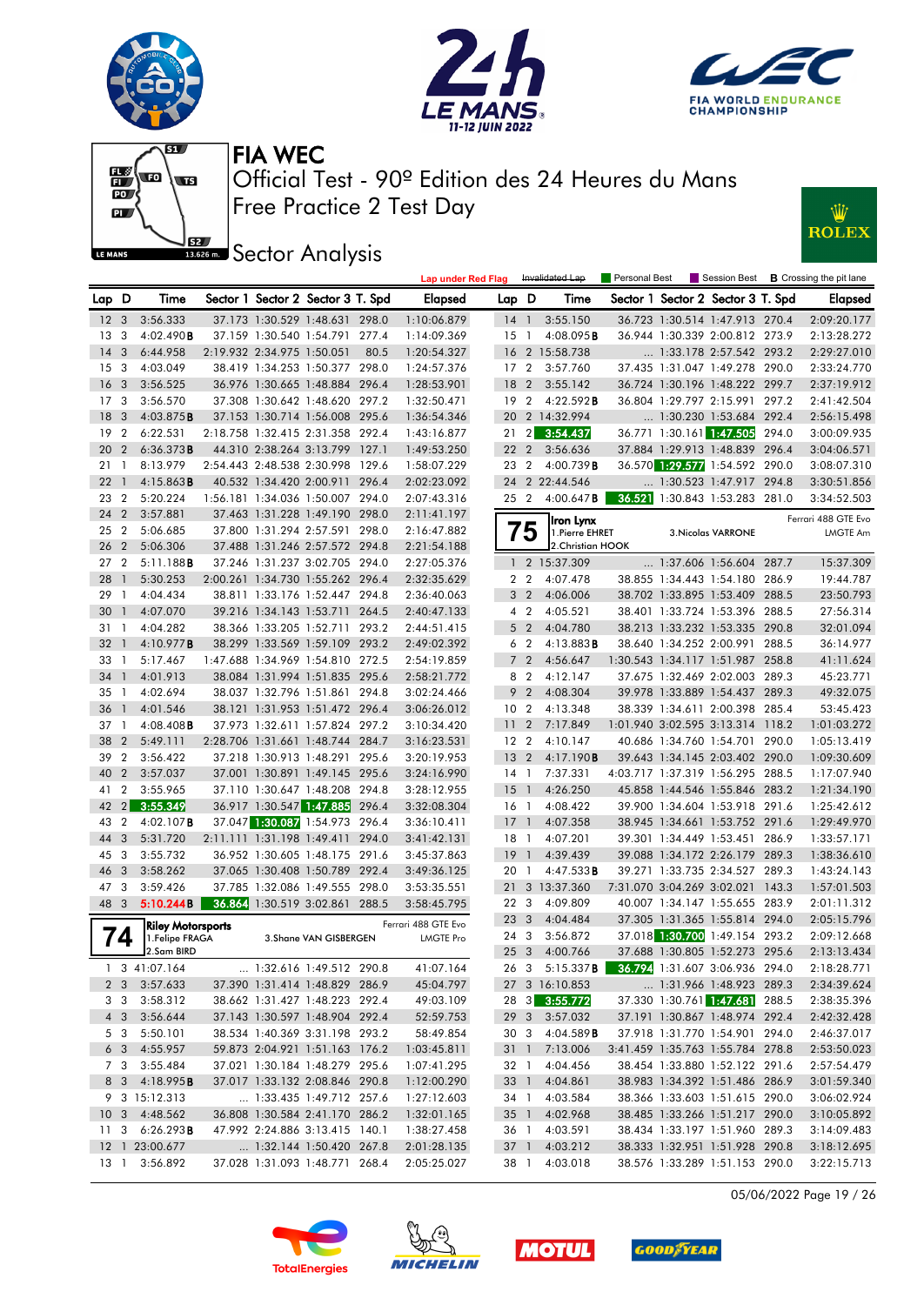# FIA WEC

## Official Test - 90º Edition des 24 Heures du Mans

## Free Practice 2 Test Day

## Sector Analysis

Lap under Red Flag | Invalidated Lap | Personal Best | Session Best | B Crossing the pit lane

| Lap | D | Time | Sector 1 | Sector 2 | Sector 3 | T. Spd | Elapsed |
|---|---|---|---|---|---|---|---|
| 12 | 3 | 3:56.333 | 37.173 | 1:30.529 | 1:48.631 | 298.0 | 1:10:06.879 |
| 13 | 3 | 4:02.490B | 37.159 | 1:30.540 | 1:54.791 | 277.4 | 1:14:09.369 |
| 14 | 3 | 6:44.958 | 2:19.932 | 2:34.975 | 1:50.051 | 80.5 | 1:20:54.327 |
| 15 | 3 | 4:03.049 | 38.419 | 1:34.253 | 1:50.377 | 298.0 | 1:24:57.376 |
| 16 | 3 | 3:56.525 | 36.976 | 1:30.665 | 1:48.884 | 296.4 | 1:28:53.901 |
| 17 | 3 | 3:56.570 | 37.308 | 1:30.642 | 1:48.620 | 297.2 | 1:32:50.471 |
| 18 | 3 | 4:03.875B | 37.153 | 1:30.714 | 1:56.008 | 295.6 | 1:36:54.346 |
| 19 | 2 | 6:22.531 | 2:18.758 | 1:32.415 | 2:31.358 | 292.4 | 1:43:16.877 |
| 20 | 2 | 6:36.373B | 44.310 | 2:38.264 | 3:13.799 | 127.1 | 1:49:53.250 |
| 21 | 1 | 8:13.979 | 2:54.443 | 2:48.538 | 2:30.998 | 129.6 | 1:58:07.229 |
| 22 | 1 | 4:15.863B | 40.532 | 1:34.420 | 2:00.911 | 296.4 | 2:02:23.092 |
| 23 | 2 | 5:20.224 | 1:56.181 | 1:34.036 | 1:50.007 | 294.0 | 2:07:43.316 |
| 24 | 2 | 3:57.881 | 37.463 | 1:31.228 | 1:49.190 | 298.0 | 2:11:41.197 |
| 25 | 2 | 5:06.685 | 37.800 | 1:31.294 | 2:57.591 | 298.0 | 2:16:47.882 |
| 26 | 2 | 5:06.306 | 37.488 | 1:31.246 | 2:57.572 | 294.8 | 2:21:54.188 |
| 27 | 2 | 5:11.188B | 37.246 | 1:31.255 | 3:02.705 | 294.0 | 2:27:05.376 |
| 28 | 1 | 5:30.253 | 2:00.261 | 1:34.730 | 1:55.262 | 296.4 | 2:32:35.629 |
| 29 | 1 | 4:04.434 | 38.811 | 1:33.176 | 1:52.447 | 294.8 | 2:36:40.063 |
| 30 | 1 | 4:07.070 | 39.216 | 1:34.143 | 1:53.711 | 264.5 | 2:40:47.133 |
| 31 | 1 | 4:04.282 | 38.366 | 1:33.205 | 1:52.711 | 293.2 | 2:44:51.415 |
| 32 | 1 | 4:10.977B | 38.299 | 1:33.569 | 1:59.109 | 293.2 | 2:49:02.392 |
| 33 | 1 | 5:17.467 | 1:47.688 | 1:34.969 | 1:54.810 | 272.5 | 2:54:19.859 |
| 34 | 1 | 4:01.913 | 38.084 | 1:31.994 | 1:51.835 | 295.6 | 2:58:21.772 |
| 35 | 1 | 4:02.694 | 38.037 | 1:32.796 | 1:51.861 | 294.8 | 3:02:24.466 |
| 36 | 1 | 4:01.546 | 38.121 | 1:31.953 | 1:51.472 | 296.4 | 3:06:26.012 |
| 37 | 1 | 4:08.408B | 37.973 | 1:32.611 | 1:57.824 | 297.2 | 3:10:34.420 |
| 38 | 2 | 5:49.111 | 2:28.706 | 1:31.661 | 1:48.744 | 284.7 | 3:16:23.531 |
| 39 | 2 | 3:56.422 | 37.218 | 1:30.913 | 1:48.291 | 295.6 | 3:20:19.953 |
| 40 | 2 | 3:57.037 | 37.001 | 1:30.891 | 1:49.145 | 295.6 | 3:24:16.990 |
| 41 | 2 | 3:55.965 | 37.110 | 1:30.647 | 1:48.208 | 294.8 | 3:28:12.955 |
| 42 | 2 | 3:55.349 | 36.917 | 1:30.547 | 1:47.885 | 296.4 | 3:32:08.304 |
| 43 | 2 | 4:02.107B | 37.047 | 1:30.087 | 1:54.973 | 296.4 | 3:36:10.411 |
| 44 | 3 | 5:31.720 | 2:11.111 | 1:31.198 | 1:49.411 | 294.0 | 3:41:42.131 |
| 45 | 3 | 3:55.732 | 36.952 | 1:30.605 | 1:48.175 | 291.6 | 3:45:37.863 |
| 46 | 3 | 3:58.262 | 37.065 | 1:30.408 | 1:50.789 | 292.4 | 3:49:36.125 |
| 47 | 3 | 3:59.426 | 37.785 | 1:32.086 | 1:49.555 | 298.0 | 3:53:35.551 |
| 48 | 3 | 5:10.244B | 36.864 | 1:30.519 | 3:02.861 | 288.5 | 3:58:45.795 |

**74 — Riley Motorsports** — Ferrari 488 GTE Evo — LMGTE Pro
1.Felipe FRAGA, 2.Sam BIRD, 3.Shane VAN GISBERGEN

| Lap | D | Time | Sector 1 | Sector 2 | Sector 3 | T. Spd | Elapsed |
|---|---|---|---|---|---|---|---|
| 1 | 3 | 41:07.164 | ... | 1:32.616 | 1:49.512 | 290.8 | 41:07.164 |
| 2 | 3 | 3:57.633 | 37.390 | 1:31.414 | 1:48.829 | 286.9 | 45:04.797 |
| 3 | 3 | 3:58.312 | 38.662 | 1:31.427 | 1:48.223 | 292.4 | 49:03.109 |
| 4 | 3 | 3:56.644 | 37.143 | 1:30.597 | 1:48.904 | 292.4 | 52:59.753 |
| 5 | 3 | 5:50.101 | 38.534 | 1:40.369 | 3:31.198 | 293.2 | 58:49.854 |
| 6 | 3 | 4:55.957 | 59.873 | 2:04.921 | 1:51.163 | 176.2 | 1:03:45.811 |
| 7 | 3 | 3:55.484 | 37.021 | 1:30.184 | 1:48.279 | 295.6 | 1:07:41.295 |
| 8 | 3 | 4:18.995B | 37.017 | 1:33.132 | 2:08.846 | 290.8 | 1:12:00.290 |
| 9 | 3 | 15:12.313 | ... | 1:33.435 | 1:49.712 | 257.6 | 1:27:12.603 |
| 10 | 3 | 4:48.562 | 36.808 | 1:30.584 | 2:41.170 | 286.2 | 1:32:01.165 |
| 11 | 3 | 6:26.293B | 47.992 | 2:24.886 | 3:13.415 | 140.1 | 1:38:27.458 |
| 12 | 1 | 23:00.677 | ... | 1:32.144 | 1:50.420 | 267.8 | 2:01:28.135 |
| 13 | 1 | 3:56.892 | 37.028 | 1:31.093 | 1:48.771 | 268.4 | 2:05:25.027 |
| 14 | 1 | 3:55.150 | 36.723 | 1:30.514 | 1:47.913 | 270.4 | 2:09:20.177 |
| 15 | 1 | 4:08.095B | 36.944 | 1:30.339 | 2:00.812 | 273.9 | 2:13:28.272 |
| 16 | 2 | 15:58.738 | ... | 1:33.178 | 2:57.542 | 293.2 | 2:29:27.010 |
| 17 | 2 | 3:57.760 | 37.435 | 1:31.047 | 1:49.278 | 290.0 | 2:33:24.770 |
| 18 | 2 | 3:55.142 | 36.724 | 1:30.196 | 1:48.222 | 299.7 | 2:37:19.912 |
| 19 | 2 | 4:22.592B | 36.804 | 1:29.797 | 2:15.991 | 297.2 | 2:41:42.504 |
| 20 | 2 | 14:32.994 | ... | 1:30.230 | 1:53.684 | 292.4 | 2:56:15.498 |
| 21 | 2 | 3:54.437 | 36.771 | 1:30.161 | 1:47.505 | 294.0 | 3:00:09.935 |
| 22 | 2 | 3:56.636 | 37.884 | 1:29.913 | 1:48.839 | 296.4 | 3:04:06.571 |
| 23 | 2 | 4:00.739B | 36.570 | 1:29.577 | 1:54.592 | 290.0 | 3:08:07.310 |
| 24 | 2 | 22:44.546 | ... | 1:30.523 | 1:47.917 | 294.8 | 3:30:51.856 |
| 25 | 2 | 4:00.647B | 36.521 | 1:30.843 | 1:53.283 | 281.0 | 3:34:52.503 |

**75 — Iron Lynx** — Ferrari 488 GTE Evo — LMGTE Am
1.Pierre EHRET, 2.Christian HOOK, 3.Nicolas VARRONE

| Lap | D | Time | Sector 1 | Sector 2 | Sector 3 | T. Spd | Elapsed |
|---|---|---|---|---|---|---|---|
| 1 | 2 | 15:37.309 | ... | 1:37.606 | 1:56.604 | 287.7 | 15:37.309 |
| 2 | 2 | 4:07.478 | 38.855 | 1:34.443 | 1:54.180 | 286.9 | 19:44.787 |
| 3 | 2 | 4:06.006 | 38.702 | 1:33.895 | 1:53.409 | 288.5 | 23:50.793 |
| 4 | 2 | 4:05.521 | 38.401 | 1:33.724 | 1:53.396 | 288.5 | 27:56.314 |
| 5 | 2 | 4:04.780 | 38.213 | 1:33.232 | 1:53.335 | 290.8 | 32:01.094 |
| 6 | 2 | 4:13.883B | 38.640 | 1:34.252 | 2:00.991 | 288.5 | 36:14.977 |
| 7 | 2 | 4:56.647 | 1:30.543 | 1:34.117 | 1:51.987 | 258.8 | 41:11.624 |
| 8 | 2 | 4:12.147 | 37.675 | 1:32.469 | 2:02.003 | 289.3 | 45:23.771 |
| 9 | 2 | 4:08.304 | 39.978 | 1:33.889 | 1:54.437 | 289.3 | 49:32.075 |
| 10 | 2 | 4:13.348 | 38.339 | 1:34.611 | 2:00.398 | 285.4 | 53:45.423 |
| 11 | 2 | 7:17.849 | 1:01.940 | 3:02.595 | 3:13.314 | 118.2 | 1:01:03.272 |
| 12 | 2 | 4:10.147 | 40.686 | 1:34.760 | 1:54.701 | 290.0 | 1:05:13.419 |
| 13 | 2 | 4:17.190B | 39.643 | 1:34.145 | 2:03.402 | 290.0 | 1:09:30.609 |
| 14 | 1 | 7:37.331 | 4:03.717 | 1:37.319 | 1:56.295 | 288.5 | 1:17:07.940 |
| 15 | 1 | 4:26.250 | 45.858 | 1:44.546 | 1:55.846 | 283.2 | 1:21:34.190 |
| 16 | 1 | 4:08.422 | 39.900 | 1:34.604 | 1:53.918 | 291.6 | 1:25:42.612 |
| 17 | 1 | 4:07.358 | 38.945 | 1:34.661 | 1:53.752 | 291.6 | 1:29:49.970 |
| 18 | 1 | 4:07.201 | 39.301 | 1:34.449 | 1:53.451 | 286.9 | 1:33:57.171 |
| 19 | 1 | 4:39.439 | 39.088 | 1:34.172 | 2:26.179 | 289.3 | 1:38:36.610 |
| 20 | 1 | 4:47.533B | 39.271 | 1:33.735 | 2:34.527 | 289.3 | 1:43:24.143 |
| 21 | 3 | 13:37.360 | 7:31.070 | 3:04.269 | 3:02.021 | 143.3 | 1:57:01.503 |
| 22 | 3 | 4:09.809 | 40.007 | 1:34.147 | 1:55.655 | 283.9 | 2:01:11.312 |
| 23 | 3 | 4:04.484 | 37.305 | 1:31.365 | 1:55.814 | 294.0 | 2:05:15.796 |
| 24 | 3 | 3:56.872 | 37.018 | 1:30.700 | 1:49.154 | 293.2 | 2:09:12.668 |
| 25 | 3 | 4:00.766 | 37.688 | 1:30.805 | 1:52.273 | 295.6 | 2:13:13.434 |
| 26 | 3 | 5:15.337B | 36.794 | 1:31.607 | 3:06.936 | 294.0 | 2:18:28.771 |
| 27 | 3 | 16:10.853 | ... | 1:31.966 | 1:48.923 | 289.3 | 2:34:39.624 |
| 28 | 3 | 3:55.772 | 37.330 | 1:30.761 | 1:47.681 | 288.5 | 2:38:35.396 |
| 29 | 3 | 3:57.032 | 37.191 | 1:30.867 | 1:48.974 | 292.4 | 2:42:32.428 |
| 30 | 3 | 4:04.589B | 37.918 | 1:31.770 | 1:54.901 | 294.0 | 2:46:37.017 |
| 31 | 1 | 7:13.006 | 3:41.459 | 1:35.763 | 1:55.784 | 278.8 | 2:53:50.023 |
| 32 | 1 | 4:04.456 | 38.454 | 1:33.880 | 1:52.122 | 291.6 | 2:57:54.479 |
| 33 | 1 | 4:04.861 | 38.983 | 1:34.392 | 1:51.486 | 286.9 | 3:01:59.340 |
| 34 | 1 | 4:03.584 | 38.366 | 1:33.603 | 1:51.615 | 290.0 | 3:06:02.924 |
| 35 | 1 | 4:02.968 | 38.485 | 1:33.266 | 1:51.217 | 290.0 | 3:10:05.892 |
| 36 | 1 | 4:03.591 | 38.434 | 1:33.197 | 1:51.960 | 289.3 | 3:14:09.483 |
| 37 | 1 | 4:03.212 | 38.333 | 1:32.951 | 1:51.928 | 290.8 | 3:18:12.695 |
| 38 | 1 | 4:03.018 | 38.576 | 1:33.289 | 1:51.153 | 290.0 | 3:22:15.713 |

05/06/2022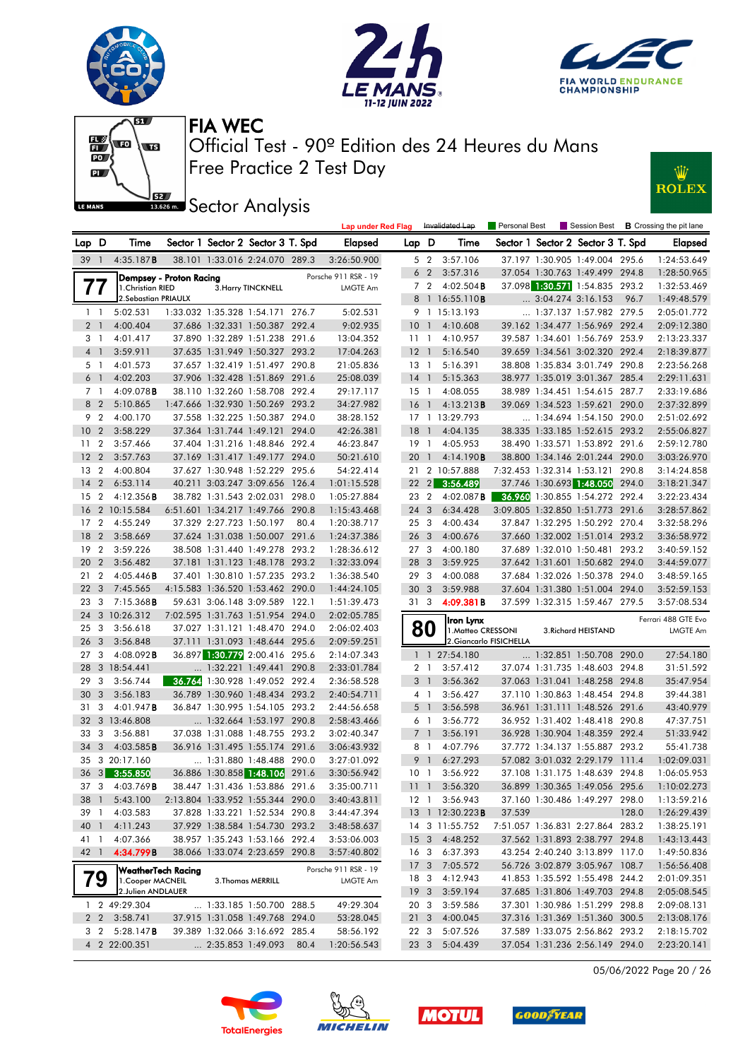# FIA WEC

## Official Test - 90º Edition des 24 Heures du Mans
## Free Practice 2 Test Day

## Sector Analysis

Lap under Red Flag | Invalidated Lap | Personal Best | Session Best | B Crossing the pit lane

| Lap | D | Time | Sector 1 | Sector 2 | Sector 3 | T. Spd | Elapsed |
|---|---|---|---|---|---|---|---|
| 39 | 1 | 4:35.187B | 38.101 | 1:33.016 | 2:24.070 | 289.3 | 3:26:50.900 |

**77 - Dempsey - Proton Racing** — Porsche 911 RSR - 19 — LMGTE Am
1.Christian RIED, 2.Sebastian PRIAULX, 3.Harry TINCKNELL

| Lap | D | Time | Sector 1 | Sector 2 | Sector 3 | T. Spd | Elapsed |
|---|---|---|---|---|---|---|---|
| 1 | 1 | 5:02.531 | 1:33.032 | 1:35.328 | 1:54.171 | 276.7 | 5:02.531 |
| 2 | 1 | 4:00.404 | 37.686 | 1:32.331 | 1:50.387 | 292.4 | 9:02.935 |
| 3 | 1 | 4:01.417 | 37.890 | 1:32.289 | 1:51.238 | 291.6 | 13:04.352 |
| 4 | 1 | 3:59.911 | 37.635 | 1:31.949 | 1:50.327 | 293.2 | 17:04.263 |
| 5 | 1 | 4:01.573 | 37.657 | 1:32.419 | 1:51.497 | 290.8 | 21:05.836 |
| 6 | 1 | 4:02.203 | 37.906 | 1:32.428 | 1:51.869 | 291.6 | 25:08.039 |
| 7 | 1 | 4:09.078B | 38.110 | 1:32.260 | 1:58.708 | 292.4 | 29:17.117 |
| 8 | 2 | 5:10.865 | 1:47.666 | 1:32.930 | 1:50.269 | 293.2 | 34:27.982 |
| 9 | 2 | 4:00.170 | 37.558 | 1:32.225 | 1:50.387 | 294.0 | 38:28.152 |
| 10 | 2 | 3:58.229 | 37.364 | 1:31.744 | 1:49.121 | 294.0 | 42:26.381 |
| 11 | 2 | 3:57.466 | 37.404 | 1:31.216 | 1:48.846 | 292.4 | 46:23.847 |
| 12 | 2 | 3:57.763 | 37.169 | 1:31.417 | 1:49.177 | 294.0 | 50:21.610 |
| 13 | 2 | 4:00.804 | 37.627 | 1:30.948 | 1:52.229 | 295.6 | 54:22.414 |
| 14 | 2 | 6:53.114 | 40.211 | 3:03.247 | 3:09.656 | 126.4 | 1:01:15.528 |
| 15 | 2 | 4:12.356B | 38.782 | 1:31.543 | 2:02.031 | 298.0 | 1:05:27.884 |
| 16 | 2 | 10:15.584 | 6:51.601 | 1:34.217 | 1:49.766 | 290.8 | 1:15:43.468 |
| 17 | 2 | 4:55.249 | 37.329 | 2:27.723 | 1:50.197 | 80.4 | 1:20:38.717 |
| 18 | 2 | 3:58.669 | 37.624 | 1:31.038 | 1:50.007 | 291.6 | 1:24:37.386 |
| 19 | 2 | 3:59.226 | 38.508 | 1:31.440 | 1:49.278 | 293.2 | 1:28:36.612 |
| 20 | 2 | 3:56.482 | 37.181 | 1:31.123 | 1:48.178 | 293.2 | 1:32:33.094 |
| 21 | 2 | 4:05.446B | 37.401 | 1:30.810 | 1:57.235 | 293.2 | 1:36:38.540 |
| 22 | 3 | 7:45.565 | 4:15.583 | 1:36.520 | 1:53.462 | 290.0 | 1:44:24.105 |
| 23 | 3 | 7:15.368B | 59.631 | 3:06.148 | 3:09.589 | 122.1 | 1:51:39.473 |
| 24 | 3 | 10:26.312 | 7:02.595 | 1:31.763 | 1:51.954 | 294.0 | 2:02:05.785 |
| 25 | 3 | 3:56.618 | 37.027 | 1:31.121 | 1:48.470 | 294.0 | 2:06:02.403 |
| 26 | 3 | 3:56.848 | 37.111 | 1:31.093 | 1:48.644 | 295.6 | 2:09:59.251 |
| 27 | 3 | 4:08.092B | 36.897 | 1:30.779 | 2:00.416 | 295.6 | 2:14:07.343 |
| 28 | 3 | 18:54.441 | ... | 1:32.221 | 1:49.441 | 290.8 | 2:33:01.784 |
| 29 | 3 | 3:56.744 | 36.764 | 1:30.928 | 1:49.052 | 292.4 | 2:36:58.528 |
| 30 | 3 | 3:56.183 | 36.789 | 1:30.960 | 1:48.434 | 293.2 | 2:40:54.711 |
| 31 | 3 | 4:01.947B | 36.847 | 1:30.995 | 1:54.105 | 293.2 | 2:44:56.658 |
| 32 | 3 | 13:46.808 | ... | 1:32.664 | 1:53.197 | 290.8 | 2:58:43.466 |
| 33 | 3 | 3:56.881 | 37.038 | 1:31.088 | 1:48.755 | 293.2 | 3:02:40.347 |
| 34 | 3 | 4:03.585B | 36.916 | 1:31.495 | 1:55.174 | 291.6 | 3:06:43.932 |
| 35 | 3 | 20:17.160 | ... | 1:31.880 | 1:48.488 | 290.0 | 3:27:01.092 |
| 36 | 3 | 3:55.850 | 36.886 | 1:30.858 | 1:48.106 | 291.6 | 3:30:56.942 |
| 37 | 3 | 4:03.769B | 38.447 | 1:31.436 | 1:53.886 | 291.6 | 3:35:00.711 |
| 38 | 1 | 5:43.100 | 2:13.804 | 1:33.952 | 1:55.344 | 290.0 | 3:40:43.811 |
| 39 | 1 | 4:03.583 | 37.828 | 1:33.221 | 1:52.534 | 290.8 | 3:44:47.394 |
| 40 | 1 | 4:11.243 | 37.929 | 1:38.584 | 1:54.730 | 293.2 | 3:48:58.637 |
| 41 | 1 | 4:07.366 | 38.957 | 1:35.243 | 1:53.166 | 292.4 | 3:53:06.003 |
| 42 | 1 | 4:34.799B | 38.066 | 1:33.074 | 2:23.659 | 290.8 | 3:57:40.802 |

**79 - WeatherTech Racing** — Porsche 911 RSR - 19 — LMGTE Am
1.Cooper MACNEIL, 2.Julien ANDLAUER, 3.Thomas MERRILL

| Lap | D | Time | Sector 1 | Sector 2 | Sector 3 | T. Spd | Elapsed |
|---|---|---|---|---|---|---|---|
| 1 | 2 | 49:29.304 | ... | 1:33.185 | 1:50.700 | 288.5 | 49:29.304 |
| 2 | 2 | 3:58.741 | 37.915 | 1:31.058 | 1:49.768 | 294.0 | 53:28.045 |
| 3 | 2 | 5:28.147B | 39.389 | 1:32.066 | 3:16.692 | 285.4 | 58:56.192 |
| 4 | 2 | 22:00.351 | ... | 2:35.853 | 1:49.093 | 80.4 | 1:20:56.543 |
| 5 | 2 | 3:57.106 | 37.197 | 1:30.905 | 1:49.004 | 295.6 | 1:24:53.649 |
| 6 | 2 | 3:57.316 | 37.054 | 1:30.763 | 1:49.499 | 294.8 | 1:28:50.965 |
| 7 | 2 | 4:02.504B | 37.098 | 1:30.571 | 1:54.835 | 293.2 | 1:32:53.469 |
| 8 | 1 | 16:55.110B | ... | 3:04.274 | 3:16.153 | 96.7 | 1:49:48.579 |
| 9 | 1 | 15:13.193 | ... | 1:37.137 | 1:57.982 | 279.5 | 2:05:01.772 |
| 10 | 1 | 4:10.608 | 39.162 | 1:34.477 | 1:56.969 | 292.4 | 2:09:12.380 |
| 11 | 1 | 4:10.957 | 39.587 | 1:34.601 | 1:56.769 | 253.9 | 2:13:23.337 |
| 12 | 1 | 5:16.540 | 39.659 | 1:34.561 | 3:02.320 | 292.4 | 2:18:39.877 |
| 13 | 1 | 5:16.391 | 38.808 | 1:35.834 | 3:01.749 | 290.8 | 2:23:56.268 |
| 14 | 1 | 5:15.363 | 38.977 | 1:35.019 | 3:01.367 | 285.4 | 2:29:11.631 |
| 15 | 1 | 4:08.055 | 38.989 | 1:34.451 | 1:54.615 | 287.7 | 2:33:19.686 |
| 16 | 1 | 4:13.213B | 39.069 | 1:34.523 | 1:59.621 | 290.0 | 2:37:32.899 |
| 17 | 1 | 13:29.793 | ... | 1:34.694 | 1:54.150 | 290.0 | 2:51:02.692 |
| 18 | 1 | 4:04.135 | 38.335 | 1:33.185 | 1:52.615 | 293.2 | 2:55:06.827 |
| 19 | 1 | 4:05.953 | 38.490 | 1:33.571 | 1:53.892 | 291.6 | 2:59:12.780 |
| 20 | 1 | 4:14.190B | 38.800 | 1:34.146 | 2:01.244 | 290.0 | 3:03:26.970 |
| 21 | 2 | 10:57.888 | 7:32.453 | 1:32.314 | 1:53.121 | 290.8 | 3:14:24.858 |
| 22 | 2 | 3:56.489 | 37.746 | 1:30.693 | 1:48.050 | 294.0 | 3:18:21.347 |
| 23 | 2 | 4:02.087B | 36.960 | 1:30.855 | 1:54.272 | 292.4 | 3:22:23.434 |
| 24 | 3 | 6:34.428 | 3:09.805 | 1:32.850 | 1:51.773 | 291.6 | 3:28:57.862 |
| 25 | 3 | 4:00.434 | 37.847 | 1:32.295 | 1:50.292 | 270.4 | 3:32:58.296 |
| 26 | 3 | 4:00.676 | 37.660 | 1:32.002 | 1:51.014 | 293.2 | 3:36:58.972 |
| 27 | 3 | 4:00.180 | 37.689 | 1:32.010 | 1:50.481 | 293.2 | 3:40:59.152 |
| 28 | 3 | 3:59.925 | 37.642 | 1:31.601 | 1:50.682 | 294.0 | 3:44:59.077 |
| 29 | 3 | 4:00.088 | 37.684 | 1:32.026 | 1:50.378 | 294.0 | 3:48:59.165 |
| 30 | 3 | 3:59.988 | 37.604 | 1:31.380 | 1:51.004 | 294.0 | 3:52:59.153 |
| 31 | 3 | 4:09.381B | 37.599 | 1:32.315 | 1:59.467 | 279.5 | 3:57:08.534 |

**80 - Iron Lynx** — Ferrari 488 GTE Evo — LMGTE Am
1.Matteo CRESSONI, 2.Giancarlo FISICHELLA, 3.Richard HEISTAND

| Lap | D | Time | Sector 1 | Sector 2 | Sector 3 | T. Spd | Elapsed |
|---|---|---|---|---|---|---|---|
| 1 | 1 | 27:54.180 | ... | 1:32.851 | 1:50.708 | 290.0 | 27:54.180 |
| 2 | 1 | 3:57.412 | 37.074 | 1:31.735 | 1:48.603 | 294.8 | 31:51.592 |
| 3 | 1 | 3:56.362 | 37.063 | 1:31.041 | 1:48.258 | 294.8 | 35:47.954 |
| 4 | 1 | 3:56.427 | 37.110 | 1:30.863 | 1:48.454 | 294.8 | 39:44.381 |
| 5 | 1 | 3:56.598 | 36.961 | 1:31.111 | 1:48.526 | 291.6 | 43:40.979 |
| 6 | 1 | 3:56.772 | 36.952 | 1:31.402 | 1:48.418 | 290.8 | 47:37.751 |
| 7 | 1 | 3:56.191 | 36.928 | 1:30.904 | 1:48.359 | 292.4 | 51:33.942 |
| 8 | 1 | 4:07.796 | 37.772 | 1:34.137 | 1:55.887 | 293.2 | 55:41.738 |
| 9 | 1 | 6:27.293 | 57.082 | 3:01.032 | 2:29.179 | 111.4 | 1:02:09.031 |
| 10 | 1 | 3:56.922 | 37.108 | 1:31.175 | 1:48.639 | 294.8 | 1:06:05.953 |
| 11 | 1 | 3:56.320 | 36.899 | 1:30.365 | 1:49.056 | 295.6 | 1:10:02.273 |
| 12 | 1 | 3:56.943 | 37.160 | 1:30.486 | 1:49.297 | 298.0 | 1:13:59.216 |
| 13 | 1 | 12:30.223B | 37.539 | | | 128.0 | 1:26:29.439 |
| 14 | 3 | 11:55.752 | 7:51.057 | 1:36.831 | 2:27.864 | 283.2 | 1:38:25.191 |
| 15 | 3 | 4:48.252 | 37.562 | 1:31.893 | 2:38.797 | 294.8 | 1:43:13.443 |
| 16 | 3 | 6:37.393 | 43.254 | 2:40.240 | 3:13.899 | 117.0 | 1:49:50.836 |
| 17 | 3 | 7:05.572 | 56.726 | 3:02.879 | 3:05.967 | 108.7 | 1:56:56.408 |
| 18 | 3 | 4:12.943 | 41.853 | 1:35.592 | 1:55.498 | 244.2 | 2:01:09.351 |
| 19 | 3 | 3:59.194 | 37.685 | 1:31.806 | 1:49.703 | 294.8 | 2:05:08.545 |
| 20 | 3 | 3:59.586 | 37.301 | 1:30.986 | 1:51.299 | 298.8 | 2:09:08.131 |
| 21 | 3 | 4:00.045 | 37.316 | 1:31.369 | 1:51.360 | 300.5 | 2:13:08.176 |
| 22 | 3 | 5:07.526 | 37.589 | 1:33.075 | 2:56.862 | 293.2 | 2:18:15.702 |
| 23 | 3 | 5:04.439 | 37.054 | 1:31.236 | 2:56.149 | 294.0 | 2:23:20.141 |

05/06/2022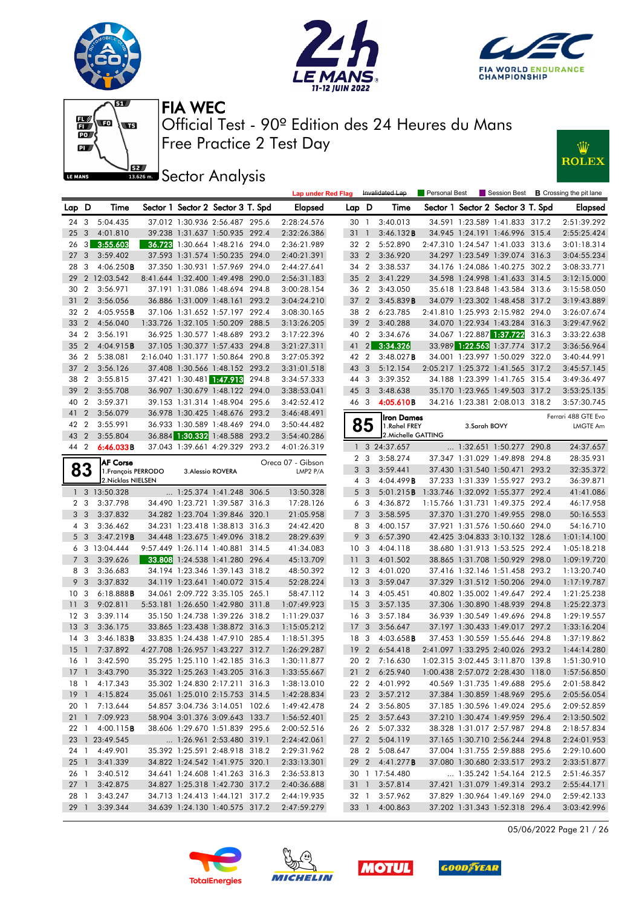# FIA WEC

Official Test - 90º Edition des 24 Heures du Mans

Free Practice 2 Test Day

## Sector Analysis

Lap under Red Flag | Invalidated Lap | Personal Best | Session Best | **B** Crossing the pit lane

| Lap | D | Time | Sector 1 | Sector 2 | Sector 3 | T. Spd | Elapsed |
|---|---|---|---|---|---|---|---|
| 24 | 3 | 5:04.435 | 37.012 | 1:30.936 | 2:56.487 | 295.6 | 2:28:24.576 |
| 25 | 3 | 4:01.810 | 39.238 | 1:31.637 | 1:50.935 | 292.4 | 2:32:26.386 |
| 26 | 3 | 3:55.603 | 36.723 | 1:30.664 | 1:48.216 | 294.0 | 2:36:21.989 |
| 27 | 3 | 3:59.402 | 37.593 | 1:31.574 | 1:50.235 | 294.0 | 2:40:21.391 |
| 28 | 3 | 4:06.250**B** | 37.350 | 1:30.931 | 1:57.969 | 294.0 | 2:44:27.641 |
| 29 | 2 | 12:03.542 | 8:41.644 | 1:32.400 | 1:49.498 | 290.0 | 2:56:31.183 |
| 30 | 2 | 3:56.971 | 37.191 | 1:31.086 | 1:48.694 | 294.8 | 3:00:28.154 |
| 31 | 2 | 3:56.056 | 36.886 | 1:31.009 | 1:48.161 | 293.2 | 3:04:24.210 |
| 32 | 2 | 4:05.955**B** | 37.106 | 1:31.652 | 1:57.197 | 292.4 | 3:08:30.165 |
| 33 | 2 | 4:56.040 | 1:33.726 | 1:32.105 | 1:50.209 | 288.5 | 3:13:26.205 |
| 34 | 2 | 3:56.191 | 36.925 | 1:30.577 | 1:48.689 | 293.2 | 3:17:22.396 |
| 35 | 2 | 4:04.915**B** | 37.105 | 1:30.377 | 1:57.433 | 294.8 | 3:21:27.311 |
| 36 | 2 | 5:38.081 | 2:16.040 | 1:31.177 | 1:50.864 | 290.8 | 3:27:05.392 |
| 37 | 2 | 3:56.126 | 37.408 | 1:30.566 | 1:48.152 | 293.2 | 3:31:01.518 |
| 38 | 2 | 3:55.815 | 37.421 | 1:30.481 | 1:47.913 | 294.8 | 3:34:57.333 |
| 39 | 2 | 3:55.708 | 36.907 | 1:30.679 | 1:48.122 | 294.0 | 3:38:53.041 |
| 40 | 2 | 3:59.371 | 39.153 | 1:31.314 | 1:48.904 | 295.6 | 3:42:52.412 |
| 41 | 2 | 3:56.079 | 36.978 | 1:30.425 | 1:48.676 | 293.2 | 3:46:48.491 |
| 42 | 2 | 3:55.991 | 36.933 | 1:30.589 | 1:48.469 | 294.0 | 3:50:44.482 |
| 43 | 2 | 3:55.804 | 36.884 | 1:30.332 | 1:48.588 | 293.2 | 3:54:40.286 |
| 44 | 2 | 6:46.033**B** | 37.043 | 1:39.661 | 4:29.329 | 293.2 | 4:01:26.319 |

**83** AF Corse — Oreca 07 - Gibson — LMP2 P/A
1.François PERRODO, 2.Nicklas NIELSEN, 3.Alessio ROVERA

| Lap | D | Time | Sector 1 | Sector 2 | Sector 3 | T. Spd | Elapsed |
|---|---|---|---|---|---|---|---|
| 1 | 3 | 13:50.328 | ... | 1:25.374 | 1:41.248 | 306.5 | 13:50.328 |
| 2 | 3 | 3:37.798 | 34.490 | 1:23.721 | 1:39.587 | 316.3 | 17:28.126 |
| 3 | 3 | 3:37.832 | 34.282 | 1:23.704 | 1:39.846 | 320.1 | 21:05.958 |
| 4 | 3 | 3:36.462 | 34.231 | 1:23.418 | 1:38.813 | 316.3 | 24:42.420 |
| 5 | 3 | 3:47.219**B** | 34.448 | 1:23.675 | 1:49.096 | 318.2 | 28:29.639 |
| 6 | 3 | 13:04.444 | 9:57.449 | 1:26.114 | 1:40.881 | 314.5 | 41:34.083 |
| 7 | 3 | 3:39.626 | 33.808 | 1:24.538 | 1:41.280 | 296.4 | 45:13.709 |
| 8 | 3 | 3:36.683 | 34.194 | 1:23.346 | 1:39.143 | 318.2 | 48:50.392 |
| 9 | 3 | 3:37.832 | 34.119 | 1:23.641 | 1:40.072 | 315.4 | 52:28.224 |
| 10 | 3 | 6:18.888**B** | 34.061 | 2:09.722 | 3:35.105 | 265.1 | 58:47.112 |
| 11 | 3 | 9:02.811 | 5:53.181 | 1:26.650 | 1:42.980 | 311.8 | 1:07:49.923 |
| 12 | 3 | 3:39.114 | 35.150 | 1:24.738 | 1:39.226 | 318.2 | 1:11:29.037 |
| 13 | 3 | 3:36.175 | 33.865 | 1:23.438 | 1:38.872 | 316.3 | 1:15:05.212 |
| 14 | 3 | 3:46.183**B** | 33.835 | 1:24.438 | 1:47.910 | 285.4 | 1:18:51.395 |
| 15 | 1 | 7:37.892 | 4:27.708 | 1:26.957 | 1:43.227 | 312.7 | 1:26:29.287 |
| 16 | 1 | 3:42.590 | 35.295 | 1:25.110 | 1:42.185 | 316.3 | 1:30:11.877 |
| 17 | 1 | 3:43.790 | 35.322 | 1:25.263 | 1:43.205 | 316.3 | 1:33:55.667 |
| 18 | 1 | 4:17.343 | 35.302 | 1:24.830 | 2:17.211 | 316.3 | 1:38:13.010 |
| 19 | 1 | 4:15.824 | 35.061 | 1:25.010 | 2:15.753 | 314.5 | 1:42:28.834 |
| 20 | 1 | 7:13.644 | 54.857 | 3:04.736 | 3:14.051 | 102.6 | 1:49:42.478 |
| 21 | 1 | 7:09.923 | 58.904 | 3:01.376 | 3:09.643 | 133.7 | 1:56:52.401 |
| 22 | 1 | 4:00.115**B** | 38.606 | 1:29.670 | 1:51.839 | 295.6 | 2:00:52.516 |
| 23 | 1 | 23:49.545 | ... | 1:26.961 | 2:53.480 | 319.1 | 2:24:42.061 |
| 24 | 1 | 4:49.901 | 35.392 | 1:25.591 | 2:48.918 | 318.2 | 2:29:31.962 |
| 25 | 1 | 3:41.339 | 34.822 | 1:24.542 | 1:41.975 | 320.1 | 2:33:13.301 |
| 26 | 1 | 3:40.512 | 34.641 | 1:24.608 | 1:41.263 | 316.3 | 2:36:53.813 |
| 27 | 1 | 3:42.875 | 34.827 | 1:25.318 | 1:42.730 | 317.2 | 2:40:36.688 |
| 28 | 1 | 3:43.247 | 34.713 | 1:24.413 | 1:44.121 | 317.2 | 2:44:19.935 |
| 29 | 1 | 3:39.344 | 34.639 | 1:24.130 | 1:40.575 | 317.2 | 2:47:59.279 |
| 30 | 1 | 3:40.013 | 34.591 | 1:23.589 | 1:41.833 | 317.2 | 2:51:39.292 |
| 31 | 1 | 3:46.132**B** | 34.945 | 1:24.191 | 1:46.996 | 315.4 | 2:55:25.424 |
| 32 | 2 | 5:52.890 | 2:47.310 | 1:24.547 | 1:41.033 | 313.6 | 3:01:18.314 |
| 33 | 2 | 3:36.920 | 34.297 | 1:23.549 | 1:39.074 | 316.3 | 3:04:55.234 |
| 34 | 2 | 3:38.537 | 34.176 | 1:24.086 | 1:40.275 | 302.2 | 3:08:33.771 |
| 35 | 2 | 3:41.229 | 34.598 | 1:24.998 | 1:41.633 | 314.5 | 3:12:15.000 |
| 36 | 2 | 3:43.050 | 35.618 | 1:23.848 | 1:43.584 | 313.6 | 3:15:58.050 |
| 37 | 2 | 3:45.839**B** | 34.079 | 1:23.302 | 1:48.458 | 317.2 | 3:19:43.889 |
| 38 | 2 | 6:23.785 | 2:41.810 | 1:25.993 | 2:15.982 | 294.0 | 3:26:07.674 |
| 39 | 2 | 3:40.288 | 34.070 | 1:22.934 | 1:43.284 | 316.3 | 3:29:47.962 |
| 40 | 2 | 3:34.676 | 34.067 | 1:22.887 | 1:37.722 | 316.3 | 3:33:22.638 |
| 41 | 2 | 3:34.326 | 33.989 | 1:22.563 | 1:37.774 | 317.2 | 3:36:56.964 |
| 42 | 2 | 3:48.027**B** | 34.001 | 1:23.997 | 1:50.029 | 322.0 | 3:40:44.991 |
| 43 | 3 | 5:12.154 | 2:05.217 | 1:25.372 | 1:41.565 | 317.2 | 3:45:57.145 |
| 44 | 3 | 3:39.352 | 34.188 | 1:23.399 | 1:41.765 | 315.4 | 3:49:36.497 |
| 45 | 3 | 3:48.638 | 35.170 | 1:23.965 | 1:49.503 | 317.2 | 3:53:25.135 |
| 46 | 3 | 4:05.610**B** | 34.216 | 1:23.381 | 2:08.013 | 318.2 | 3:57:30.745 |

**85** Iron Dames — Ferrari 488 GTE Evo — LMGTE Am
1.Rahel FREY, 2.Michelle GATTING, 3.Sarah BOVY

| Lap | D | Time | Sector 1 | Sector 2 | Sector 3 | T. Spd | Elapsed |
|---|---|---|---|---|---|---|---|
| 1 | 3 | 24:37.657 | ... | 1:32.651 | 1:50.277 | 290.8 | 24:37.657 |
| 2 | 3 | 3:58.274 | 37.347 | 1:31.029 | 1:49.898 | 294.8 | 28:35.931 |
| 3 | 3 | 3:59.441 | 37.430 | 1:31.540 | 1:50.471 | 293.2 | 32:35.372 |
| 4 | 3 | 4:04.499**B** | 37.233 | 1:31.339 | 1:55.927 | 293.2 | 36:39.871 |
| 5 | 3 | 5:01.215**B** | 1:33.746 | 1:32.092 | 1:55.377 | 292.4 | 41:41.086 |
| 6 | 3 | 4:36.872 | 1:15.766 | 1:31.731 | 1:49.375 | 292.4 | 46:17.958 |
| 7 | 3 | 3:58.595 | 37.370 | 1:31.270 | 1:49.955 | 298.0 | 50:16.553 |
| 8 | 3 | 4:00.157 | 37.921 | 1:31.576 | 1:50.660 | 294.0 | 54:16.710 |
| 9 | 3 | 6:57.390 | 42.425 | 3:04.833 | 3:10.132 | 128.6 | 1:01:14.100 |
| 10 | 3 | 4:04.118 | 38.680 | 1:31.913 | 1:53.525 | 292.4 | 1:05:18.218 |
| 11 | 3 | 4:01.502 | 38.865 | 1:31.708 | 1:50.929 | 298.0 | 1:09:19.720 |
| 12 | 3 | 4:01.020 | 37.416 | 1:32.146 | 1:51.458 | 293.2 | 1:13:20.740 |
| 13 | 3 | 3:59.047 | 37.329 | 1:31.512 | 1:50.206 | 294.0 | 1:17:19.787 |
| 14 | 3 | 4:05.451 | 40.802 | 1:35.002 | 1:49.647 | 292.4 | 1:21:25.238 |
| 15 | 3 | 3:57.135 | 37.306 | 1:30.890 | 1:48.939 | 294.8 | 1:25:22.373 |
| 16 | 3 | 3:57.184 | 36.939 | 1:30.549 | 1:49.696 | 294.8 | 1:29:19.557 |
| 17 | 3 | 3:56.647 | 37.197 | 1:30.433 | 1:49.017 | 297.2 | 1:33:16.204 |
| 18 | 3 | 4:03.658**B** | 37.453 | 1:30.559 | 1:55.646 | 294.8 | 1:37:19.862 |
| 19 | 2 | 6:54.418 | 2:41.097 | 1:33.295 | 2:40.026 | 293.2 | 1:44:14.280 |
| 20 | 2 | 7:16.630 | 1:02.315 | 3:02.445 | 3:11.870 | 139.8 | 1:51:30.910 |
| 21 | 2 | 6:25.940 | 1:00.438 | 2:57.072 | 2:28.430 | 118.0 | 1:57:56.850 |
| 22 | 2 | 4:01.992 | 40.569 | 1:31.735 | 1:49.688 | 295.6 | 2:01:58.842 |
| 23 | 2 | 3:57.212 | 37.384 | 1:30.859 | 1:48.969 | 295.6 | 2:05:56.054 |
| 24 | 2 | 3:56.805 | 37.185 | 1:30.596 | 1:49.024 | 295.6 | 2:09:52.859 |
| 25 | 2 | 3:57.643 | 37.210 | 1:30.474 | 1:49.959 | 296.4 | 2:13:50.502 |
| 26 | 2 | 5:07.332 | 38.328 | 1:31.017 | 2:57.987 | 294.8 | 2:18:57.834 |
| 27 | 2 | 5:04.119 | 37.165 | 1:30.710 | 2:56.244 | 294.8 | 2:24:01.953 |
| 28 | 2 | 5:08.647 | 37.004 | 1:31.755 | 2:59.888 | 295.6 | 2:29:10.600 |
| 29 | 2 | 4:41.277**B** | 37.080 | 1:30.680 | 2:33.517 | 293.2 | 2:33:51.877 |
| 30 | 1 | 17:54.480 | ... | 1:35.242 | 1:54.164 | 212.5 | 2:51:46.357 |
| 31 | 1 | 3:57.814 | 37.421 | 1:31.079 | 1:49.314 | 293.2 | 2:55:44.171 |
| 32 | 1 | 3:57.962 | 37.829 | 1:30.964 | 1:49.169 | 294.0 | 2:59:42.133 |
| 33 | 1 | 4:00.863 | 37.202 | 1:31.343 | 1:52.318 | 296.4 | 3:03:42.996 |

05/06/2022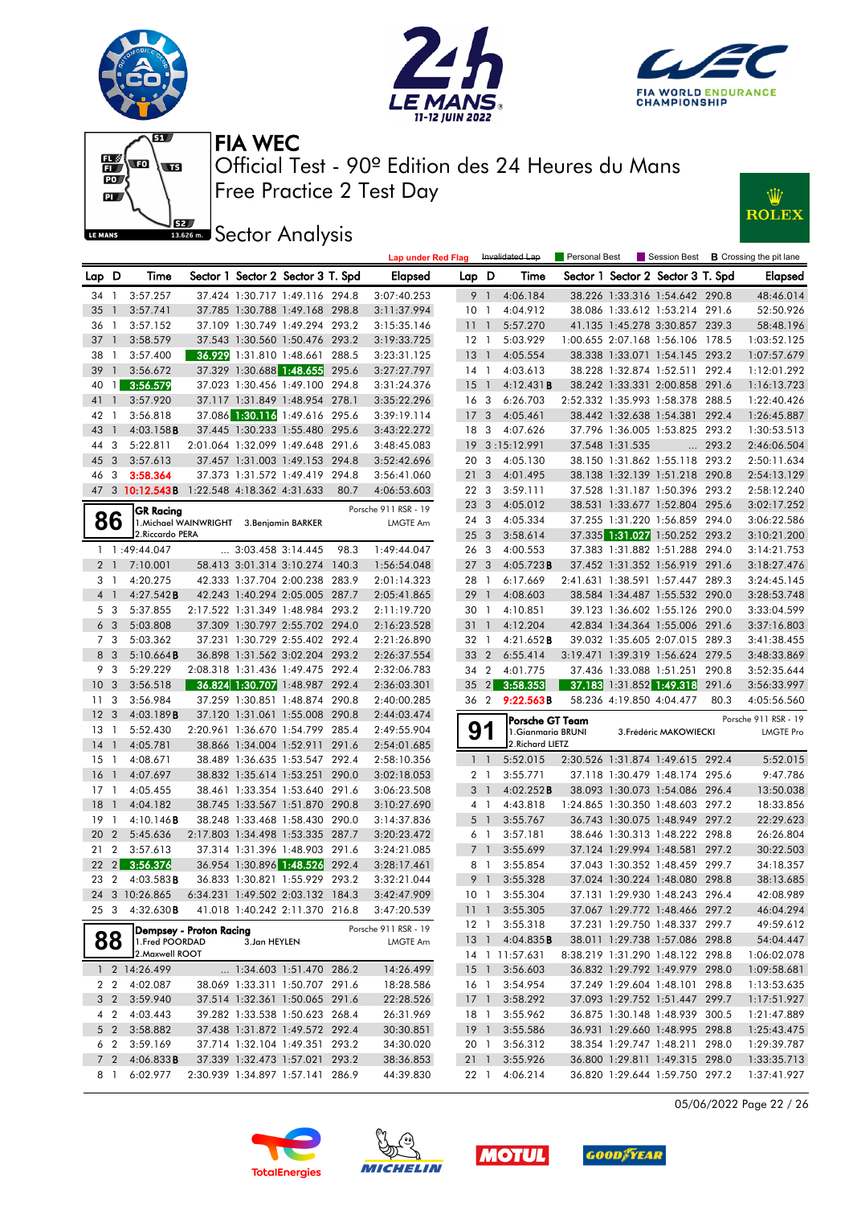# FIA WEC

## Official Test - 90º Edition des 24 Heures du Mans

## Free Practice 2 Test Day

## Sector Analysis

Lap under Red Flag | Invalidated Lap | Personal Best | Session Best | B Crossing the pit lane

| Lap | D | Time | Sector 1 | Sector 2 | Sector 3 | T. Spd | Elapsed |
|---|---|---|---|---|---|---|---|
| 34 | 1 | 3:57.257 | 37.424 | 1:30.717 | 1:49.116 | 294.8 | 3:07:40.253 |
| 35 | 1 | 3:57.741 | 37.785 | 1:30.788 | 1:49.168 | 298.8 | 3:11:37.994 |
| 36 | 1 | 3:57.152 | 37.109 | 1:30.749 | 1:49.294 | 293.2 | 3:15:35.146 |
| 37 | 1 | 3:58.579 | 37.543 | 1:30.560 | 1:50.476 | 293.2 | 3:19:33.725 |
| 38 | 1 | 3:57.400 | 36.929 | 1:31.810 | 1:48.661 | 288.5 | 3:23:31.125 |
| 39 | 1 | 3:56.672 | 37.329 | 1:30.688 | 1:48.655 | 295.6 | 3:27:27.797 |
| 40 | 1 | 3:56.579 | 37.023 | 1:30.456 | 1:49.100 | 294.8 | 3:31:24.376 |
| 41 | 1 | 3:57.920 | 37.117 | 1:31.849 | 1:48.954 | 278.1 | 3:35:22.296 |
| 42 | 1 | 3:56.818 | 37.086 | 1:30.116 | 1:49.616 | 295.6 | 3:39:19.114 |
| 43 | 1 | 4:03.158B | 37.445 | 1:30.233 | 1:55.480 | 295.6 | 3:43:22.272 |
| 44 | 3 | 5:22.811 | 2:01.064 | 1:32.099 | 1:49.648 | 291.6 | 3:48:45.083 |
| 45 | 3 | 3:57.613 | 37.457 | 1:31.003 | 1:49.153 | 294.8 | 3:52:42.696 |
| 46 | 3 | 3:58.364 | 37.373 | 1:31.572 | 1:49.419 | 294.8 | 3:56:41.060 |
| 47 | 3 | 10:12.543B | 1:22.548 | 4:18.362 | 4:31.633 | 80.7 | 4:06:53.603 |

### 86 GR Racing — Porsche 911 RSR - 19 — LMGTE Am

1.Michael WAINWRIGHT, 2.Riccardo PERA, 3.Benjamin BARKER

| Lap | D | Time | Sector 1 | Sector 2 | Sector 3 | T. Spd | Elapsed |
|---|---|---|---|---|---|---|---|
| 1 | 1 | :49:44.047 | ... | 3:03.458 | 3:14.445 | 98.3 | 1:49:44.047 |
| 2 | 1 | 7:10.001 | 58.413 | 3:01.314 | 3:10.274 | 140.3 | 1:56:54.048 |
| 3 | 1 | 4:20.275 | 42.333 | 1:37.704 | 2:00.238 | 283.9 | 2:01:14.323 |
| 4 | 1 | 4:27.542B | 42.243 | 1:40.294 | 2:05.005 | 287.7 | 2:05:41.865 |
| 5 | 3 | 5:37.855 | 2:17.522 | 1:31.349 | 1:48.984 | 293.2 | 2:11:19.720 |
| 6 | 3 | 5:03.808 | 37.309 | 1:30.797 | 2:55.702 | 294.0 | 2:16:23.528 |
| 7 | 3 | 5:03.362 | 37.231 | 1:30.729 | 2:55.402 | 292.4 | 2:21:26.890 |
| 8 | 3 | 5:10.664B | 36.898 | 1:31.562 | 3:02.204 | 293.2 | 2:26:37.554 |
| 9 | 3 | 5:29.229 | 2:08.318 | 1:31.436 | 1:49.475 | 292.4 | 2:32:06.783 |
| 10 | 3 | 3:56.518 | 36.824 | 1:30.707 | 1:48.987 | 292.4 | 2:36:03.301 |
| 11 | 3 | 3:56.984 | 37.259 | 1:30.851 | 1:48.874 | 290.8 | 2:40:00.285 |
| 12 | 3 | 4:03.189B | 37.120 | 1:31.061 | 1:55.008 | 290.8 | 2:44:03.474 |
| 13 | 1 | 5:52.430 | 2:20.961 | 1:36.670 | 1:54.799 | 285.4 | 2:49:55.904 |
| 14 | 1 | 4:05.781 | 38.866 | 1:34.004 | 1:52.911 | 291.6 | 2:54:01.685 |
| 15 | 1 | 4:08.671 | 38.489 | 1:36.635 | 1:53.547 | 292.4 | 2:58:10.356 |
| 16 | 1 | 4:07.697 | 38.832 | 1:35.614 | 1:53.251 | 290.0 | 3:02:18.053 |
| 17 | 1 | 4:05.455 | 38.461 | 1:33.354 | 1:53.640 | 291.6 | 3:06:23.508 |
| 18 | 1 | 4:04.182 | 38.745 | 1:33.567 | 1:51.870 | 290.8 | 3:10:27.690 |
| 19 | 1 | 4:10.146B | 38.248 | 1:33.468 | 1:58.430 | 290.0 | 3:14:37.836 |
| 20 | 2 | 5:45.636 | 2:17.803 | 1:34.498 | 1:53.335 | 287.7 | 3:20:23.472 |
| 21 | 2 | 3:57.613 | 37.314 | 1:31.396 | 1:48.903 | 291.6 | 3:24:21.085 |
| 22 | 2 | 3:56.376 | 36.954 | 1:30.896 | 1:48.526 | 292.4 | 3:28:17.461 |
| 23 | 2 | 4:03.583B | 36.833 | 1:30.821 | 1:55.929 | 293.2 | 3:32:21.044 |
| 24 | 3 | 10:26.865 | 6:34.231 | 1:49.502 | 2:03.132 | 184.3 | 3:42:47.909 |
| 25 | 3 | 4:32.630B | 41.018 | 1:40.242 | 2:11.370 | 216.8 | 3:47:20.539 |

### 88 Dempsey - Proton Racing — Porsche 911 RSR - 19 — LMGTE Am

1.Fred POORDAD, 2.Maxwell ROOT, 3.Jan HEYLEN

| Lap | D | Time | Sector 1 | Sector 2 | Sector 3 | T. Spd | Elapsed |
|---|---|---|---|---|---|---|---|
| 1 | 2 | 14:26.499 | ... | 1:34.603 | 1:51.470 | 286.2 | 14:26.499 |
| 2 | 2 | 4:02.087 | 38.069 | 1:33.311 | 1:50.707 | 291.6 | 18:28.586 |
| 3 | 2 | 3:59.940 | 37.514 | 1:32.361 | 1:50.065 | 291.6 | 22:28.526 |
| 4 | 2 | 4:03.443 | 39.282 | 1:33.538 | 1:50.623 | 268.4 | 26:31.969 |
| 5 | 2 | 3:58.882 | 37.438 | 1:31.872 | 1:49.572 | 292.4 | 30:30.851 |
| 6 | 2 | 3:59.169 | 37.714 | 1:32.104 | 1:49.351 | 293.2 | 34:30.020 |
| 7 | 2 | 4:06.833B | 37.339 | 1:32.473 | 1:57.021 | 293.2 | 38:36.853 |
| 8 | 1 | 6:02.977 | 2:30.939 | 1:34.897 | 1:57.141 | 286.9 | 44:39.830 |
| 9 | 1 | 4:06.184 | 38.226 | 1:33.316 | 1:54.642 | 290.8 | 48:46.014 |
| 10 | 1 | 4:04.912 | 38.086 | 1:33.612 | 1:53.214 | 291.6 | 52:50.926 |
| 11 | 1 | 5:57.270 | 41.135 | 1:45.278 | 3:30.857 | 239.3 | 58:48.196 |
| 12 | 1 | 5:03.929 | 1:00.655 | 2:07.168 | 1:56.106 | 178.5 | 1:03:52.125 |
| 13 | 1 | 4:05.554 | 38.338 | 1:33.071 | 1:54.145 | 293.2 | 1:07:57.679 |
| 14 | 1 | 4:03.613 | 38.228 | 1:32.874 | 1:52.511 | 292.4 | 1:12:01.292 |
| 15 | 1 | 4:12.431B | 38.242 | 1:33.331 | 2:00.858 | 291.6 | 1:16:13.723 |
| 16 | 3 | 6:26.703 | 2:52.332 | 1:35.993 | 1:58.378 | 288.5 | 1:22:40.426 |
| 17 | 3 | 4:05.461 | 38.442 | 1:32.638 | 1:54.381 | 292.4 | 1:26:45.887 |
| 18 | 3 | 4:07.626 | 37.796 | 1:36.005 | 1:53.825 | 292.4 | 1:30:53.513 |
| 19 | 3 | :15:12.991 | 37.548 | 1:31.535 | ... | 293.2 | 2:46:06.504 |
| 20 | 3 | 4:05.130 | 38.150 | 1:31.862 | 1:55.118 | 293.2 | 2:50:11.634 |
| 21 | 3 | 4:01.495 | 38.138 | 1:32.139 | 1:51.218 | 290.8 | 2:54:13.129 |
| 22 | 3 | 3:59.111 | 37.528 | 1:31.187 | 1:50.396 | 293.2 | 2:58:12.240 |
| 23 | 3 | 4:05.012 | 38.531 | 1:33.677 | 1:52.804 | 295.6 | 3:02:17.252 |
| 24 | 3 | 4:05.334 | 37.255 | 1:31.220 | 1:56.859 | 294.0 | 3:06:22.586 |
| 25 | 3 | 3:58.614 | 37.335 | 1:31.027 | 1:50.252 | 293.2 | 3:10:21.200 |
| 26 | 3 | 4:00.553 | 37.383 | 1:31.882 | 1:51.288 | 294.0 | 3:14:21.753 |
| 27 | 3 | 4:05.723B | 37.452 | 1:31.352 | 1:56.919 | 291.6 | 3:18:27.476 |
| 28 | 1 | 6:17.669 | 2:41.631 | 1:38.591 | 1:57.447 | 289.3 | 3:24:45.145 |
| 29 | 1 | 4:08.603 | 38.584 | 1:34.487 | 1:55.532 | 290.0 | 3:28:53.748 |
| 30 | 1 | 4:10.851 | 39.123 | 1:36.602 | 1:55.126 | 290.0 | 3:33:04.599 |
| 31 | 1 | 4:12.204 | 42.834 | 1:34.364 | 1:55.006 | 291.6 | 3:37:16.803 |
| 32 | 1 | 4:21.652B | 39.032 | 1:35.605 | 2:07.015 | 289.3 | 3:41:38.455 |
| 33 | 2 | 6:55.414 | 3:19.471 | 1:39.319 | 1:56.624 | 279.5 | 3:48:33.869 |
| 34 | 2 | 4:01.775 | 37.436 | 1:33.088 | 1:51.251 | 290.8 | 3:52:35.644 |
| 35 | 2 | 3:58.353 | 37.183 | 1:31.852 | 1:49.318 | 291.6 | 3:56:33.997 |
| 36 | 2 | 9:22.563B | 58.236 | 4:19.850 | 4:04.477 | 80.3 | 4:05:56.560 |

### 91 Porsche GT Team — Porsche 911 RSR - 19 — LMGTE Pro

1.Gianmaria BRUNI, 2.Richard LIETZ, 3.Frédéric MAKOWIECKI

| Lap | D | Time | Sector 1 | Sector 2 | Sector 3 | T. Spd | Elapsed |
|---|---|---|---|---|---|---|---|
| 1 | 1 | 5:52.015 | 2:30.526 | 1:31.874 | 1:49.615 | 292.4 | 5:52.015 |
| 2 | 1 | 3:55.771 | 37.118 | 1:30.479 | 1:48.174 | 295.6 | 9:47.786 |
| 3 | 1 | 4:02.252B | 38.093 | 1:30.073 | 1:54.086 | 296.4 | 13:50.038 |
| 4 | 1 | 4:43.818 | 1:24.865 | 1:30.350 | 1:48.603 | 297.2 | 18:33.856 |
| 5 | 1 | 3:55.767 | 36.743 | 1:30.075 | 1:48.949 | 297.2 | 22:29.623 |
| 6 | 1 | 3:57.181 | 38.646 | 1:30.313 | 1:48.222 | 298.8 | 26:26.804 |
| 7 | 1 | 3:55.699 | 37.124 | 1:29.994 | 1:48.581 | 297.2 | 30:22.503 |
| 8 | 1 | 3:55.854 | 37.043 | 1:30.352 | 1:48.459 | 299.7 | 34:18.357 |
| 9 | 1 | 3:55.328 | 37.024 | 1:30.224 | 1:48.080 | 298.8 | 38:13.685 |
| 10 | 1 | 3:55.304 | 37.131 | 1:29.930 | 1:48.243 | 296.4 | 42:08.989 |
| 11 | 1 | 3:55.305 | 37.067 | 1:29.772 | 1:48.466 | 297.2 | 46:04.294 |
| 12 | 1 | 3:55.318 | 37.231 | 1:29.750 | 1:48.337 | 299.7 | 49:59.612 |
| 13 | 1 | 4:04.835B | 38.011 | 1:29.738 | 1:57.086 | 298.8 | 54:04.447 |
| 14 | 1 | 11:57.631 | 8:38.219 | 1:31.290 | 1:48.122 | 298.8 | 1:06:02.078 |
| 15 | 1 | 3:56.603 | 36.832 | 1:29.792 | 1:49.979 | 298.0 | 1:09:58.681 |
| 16 | 1 | 3:54.954 | 37.249 | 1:29.604 | 1:48.101 | 298.8 | 1:13:53.635 |
| 17 | 1 | 3:58.292 | 37.093 | 1:29.752 | 1:51.447 | 299.7 | 1:17:51.927 |
| 18 | 1 | 3:55.962 | 36.875 | 1:30.148 | 1:48.939 | 300.5 | 1:21:47.889 |
| 19 | 1 | 3:55.586 | 36.931 | 1:29.660 | 1:48.995 | 298.8 | 1:25:43.475 |
| 20 | 1 | 3:56.312 | 38.354 | 1:29.747 | 1:48.211 | 298.0 | 1:29:39.787 |
| 21 | 1 | 3:55.926 | 36.800 | 1:29.811 | 1:49.315 | 298.0 | 1:33:35.713 |
| 22 | 1 | 4:06.214 | 36.820 | 1:29.644 | 1:59.750 | 297.2 | 1:37:41.927 |

05/06/2022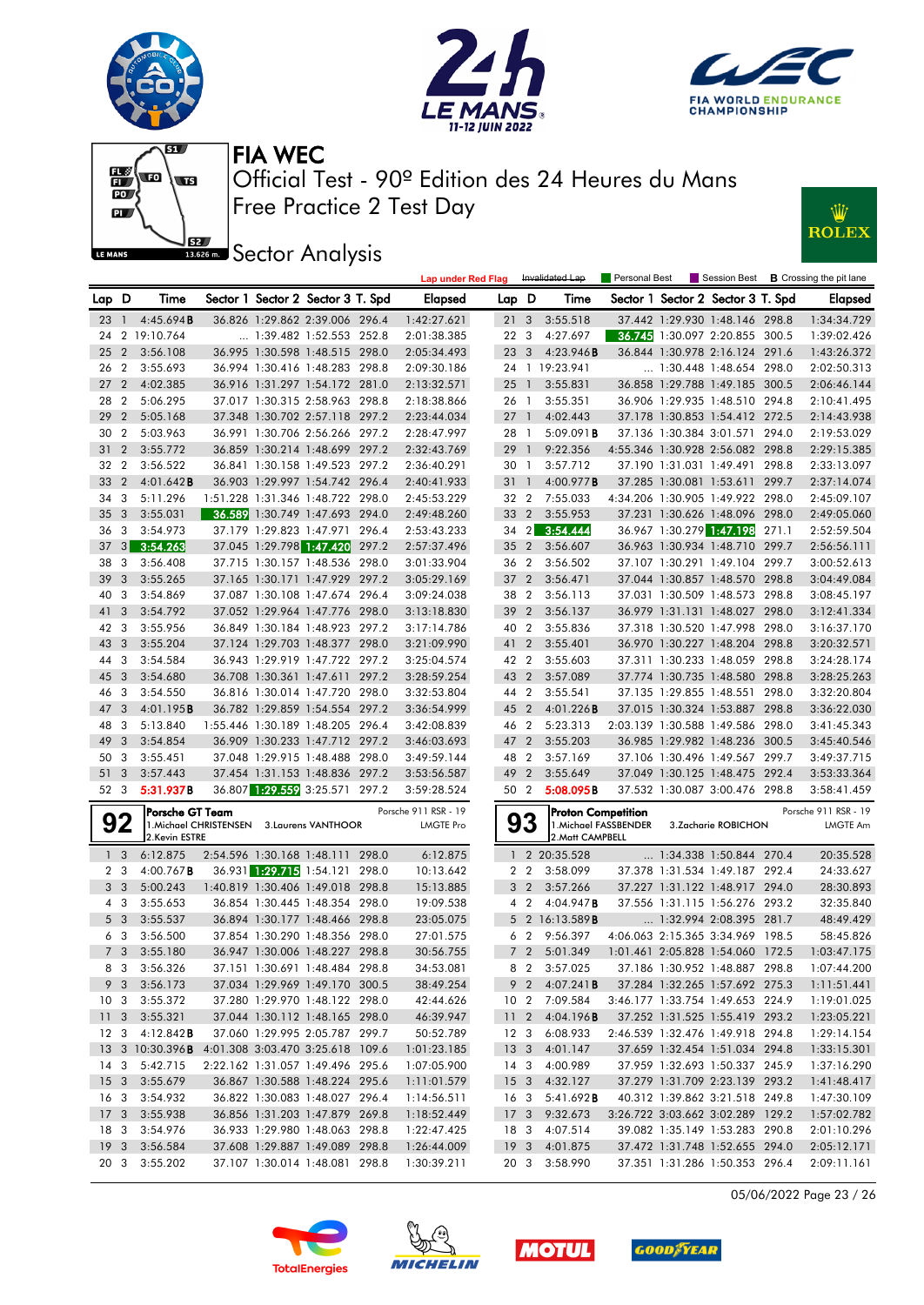# FIA WEC

## Official Test - 90º Edition des 24 Heures du Mans
## Free Practice 2 Test Day

## Sector Analysis

Lap under Red Flag | Invalidated Lap | Personal Best | Session Best | B Crossing the pit lane

| Lap | D | Time | Sector 1 | Sector 2 | Sector 3 | T. Spd | Elapsed | Lap | D | Time | Sector 1 | Sector 2 | Sector 3 | T. Spd | Elapsed |
|---|---|---|---|---|---|---|---|---|---|---|---|---|---|---|---|
| 23 | 1 | 4:45.694B | 36.826 | 1:29.862 | 2:39.006 | 296.4 | 1:42:27.621 | 21 | 3 | 3:55.518 | 37.442 | 1:29.930 | 1:48.146 | 298.8 | 1:34:34.729 |
| 24 | 2 | 19:10.764 | ... | 1:39.482 | 1:52.553 | 252.8 | 2:01:38.385 | 22 | 3 | 4:27.697 | 36.745 | 1:30.097 | 2:20.855 | 300.5 | 1:39:02.426 |
| 25 | 2 | 3:56.108 | 36.995 | 1:30.598 | 1:48.515 | 298.0 | 2:05:34.493 | 23 | 3 | 4:23.946B | 36.844 | 1:30.978 | 2:16.124 | 291.6 | 1:43:26.372 |
| 26 | 2 | 3:55.693 | 36.994 | 1:30.416 | 1:48.283 | 298.8 | 2:09:30.186 | 24 | 1 | 19:23.941 | ... | 1:30.448 | 1:48.654 | 298.0 | 2:02:50.313 |
| 27 | 2 | 4:02.385 | 36.916 | 1:31.297 | 1:54.172 | 281.0 | 2:13:32.571 | 25 | 1 | 3:55.831 | 36.858 | 1:29.788 | 1:49.185 | 300.5 | 2:06:46.144 |
| 28 | 2 | 5:06.295 | 37.017 | 1:30.315 | 2:58.963 | 298.8 | 2:18:38.866 | 26 | 1 | 3:55.351 | 36.906 | 1:29.935 | 1:48.510 | 294.8 | 2:10:41.495 |
| 29 | 2 | 5:05.168 | 37.348 | 1:30.702 | 2:57.118 | 297.2 | 2:23:44.034 | 27 | 1 | 4:02.443 | 37.178 | 1:30.853 | 1:54.412 | 272.5 | 2:14:43.938 |
| 30 | 2 | 5:03.963 | 36.991 | 1:30.706 | 2:56.266 | 297.2 | 2:28:47.997 | 28 | 1 | 5:09.091B | 37.136 | 1:30.384 | 3:01.571 | 294.0 | 2:19:53.029 |
| 31 | 2 | 3:55.772 | 36.859 | 1:30.214 | 1:48.699 | 297.2 | 2:32:43.769 | 29 | 1 | 9:22.356 | 4:55.346 | 1:30.928 | 2:56.082 | 298.8 | 2:29:15.385 |
| 32 | 2 | 3:56.522 | 36.841 | 1:30.158 | 1:49.523 | 297.2 | 2:36:40.291 | 30 | 1 | 3:57.712 | 37.190 | 1:31.031 | 1:49.491 | 298.8 | 2:33:13.097 |
| 33 | 2 | 4:01.642B | 36.903 | 1:29.997 | 1:54.742 | 296.4 | 2:40:41.933 | 31 | 1 | 4:00.977B | 37.285 | 1:30.081 | 1:53.611 | 299.7 | 2:37:14.074 |
| 34 | 3 | 5:11.296 | 1:51.228 | 1:31.346 | 1:48.722 | 298.0 | 2:45:53.229 | 32 | 2 | 7:55.033 | 4:34.206 | 1:30.905 | 1:49.922 | 298.0 | 2:45:09.107 |
| 35 | 3 | 3:55.031 | 36.589 | 1:30.749 | 1:47.693 | 294.0 | 2:49:48.260 | 33 | 2 | 3:55.953 | 37.231 | 1:30.626 | 1:48.096 | 298.0 | 2:49:05.060 |
| 36 | 3 | 3:54.973 | 37.179 | 1:29.823 | 1:47.971 | 296.4 | 2:53:43.233 | 34 | 2 | 3:54.444 | 36.967 | 1:30.279 | 1:47.198 | 271.1 | 2:52:59.504 |
| 37 | 3 | 3:54.263 | 37.045 | 1:29.798 | 1:47.420 | 297.2 | 2:57:37.496 | 35 | 2 | 3:56.607 | 36.963 | 1:30.934 | 1:48.710 | 299.7 | 2:56:56.111 |
| 38 | 3 | 3:56.408 | 37.715 | 1:30.157 | 1:48.536 | 298.0 | 3:01:33.904 | 36 | 2 | 3:56.502 | 37.107 | 1:30.291 | 1:49.104 | 299.7 | 3:00:52.613 |
| 39 | 3 | 3:55.265 | 37.165 | 1:30.171 | 1:47.929 | 297.2 | 3:05:29.169 | 37 | 2 | 3:56.471 | 37.044 | 1:30.857 | 1:48.570 | 298.8 | 3:04:49.084 |
| 40 | 3 | 3:54.869 | 37.087 | 1:30.108 | 1:47.674 | 296.4 | 3:09:24.038 | 38 | 2 | 3:56.113 | 37.031 | 1:30.509 | 1:48.573 | 298.8 | 3:08:45.197 |
| 41 | 3 | 3:54.792 | 37.052 | 1:29.964 | 1:47.776 | 298.0 | 3:13:18.830 | 39 | 2 | 3:56.137 | 36.979 | 1:31.131 | 1:48.027 | 298.0 | 3:12:41.334 |
| 42 | 3 | 3:55.956 | 36.849 | 1:30.184 | 1:48.923 | 297.2 | 3:17:14.786 | 40 | 2 | 3:55.836 | 37.318 | 1:30.520 | 1:47.998 | 298.0 | 3:16:37.170 |
| 43 | 3 | 3:55.204 | 37.124 | 1:29.703 | 1:48.377 | 298.0 | 3:21:09.990 | 41 | 2 | 3:55.401 | 36.970 | 1:30.227 | 1:48.204 | 298.8 | 3:20:32.571 |
| 44 | 3 | 3:54.584 | 36.943 | 1:29.919 | 1:47.722 | 297.2 | 3:25:04.574 | 42 | 2 | 3:55.603 | 37.311 | 1:30.233 | 1:48.059 | 298.8 | 3:24:28.174 |
| 45 | 3 | 3:54.680 | 36.708 | 1:30.361 | 1:47.611 | 297.2 | 3:28:59.254 | 43 | 2 | 3:57.089 | 37.774 | 1:30.735 | 1:48.580 | 298.8 | 3:28:25.263 |
| 46 | 3 | 3:54.550 | 36.816 | 1:30.014 | 1:47.720 | 298.0 | 3:32:53.804 | 44 | 2 | 3:55.541 | 37.135 | 1:29.855 | 1:48.551 | 298.0 | 3:32:20.804 |
| 47 | 3 | 4:01.195B | 36.782 | 1:29.859 | 1:54.554 | 297.2 | 3:36:54.999 | 45 | 2 | 4:01.226B | 37.015 | 1:30.324 | 1:53.887 | 298.8 | 3:36:22.030 |
| 48 | 3 | 5:13.840 | 1:55.446 | 1:30.189 | 1:48.205 | 296.4 | 3:42:08.839 | 46 | 2 | 5:23.313 | 2:03.139 | 1:30.588 | 1:49.586 | 298.0 | 3:41:45.343 |
| 49 | 3 | 3:54.854 | 36.909 | 1:30.233 | 1:47.712 | 297.2 | 3:46:03.693 | 47 | 2 | 3:55.203 | 36.985 | 1:29.982 | 1:48.236 | 300.5 | 3:45:40.546 |
| 50 | 3 | 3:55.451 | 37.048 | 1:29.915 | 1:48.488 | 298.0 | 3:49:59.144 | 48 | 2 | 3:57.169 | 37.106 | 1:30.496 | 1:49.567 | 299.7 | 3:49:37.715 |
| 51 | 3 | 3:57.443 | 37.454 | 1:31.153 | 1:48.836 | 297.2 | 3:53:56.587 | 49 | 2 | 3:55.649 | 37.049 | 1:30.125 | 1:48.475 | 292.4 | 3:53:33.364 |
| 52 | 3 | 5:31.937B | 36.807 | 1:29.559 | 3:25.571 | 297.2 | 3:59:28.524 | 50 | 2 | 5:08.095B | 37.532 | 1:30.087 | 3:00.476 | 298.8 | 3:58:41.459 |

**92** — Porsche GT Team — Porsche 911 RSR - 19 — LMGTE Pro
1.Michael CHRISTENSEN 2.Kevin ESTRE 3.Laurens VANTHOOR

**93** — Proton Competition — Porsche 911 RSR - 19 — LMGTE Am
1.Michael FASSBENDER 2.Matt CAMPBELL 3.Zacharie ROBICHON

| Lap | D | Time | Sector 1 | Sector 2 | Sector 3 | T. Spd | Elapsed | Lap | D | Time | Sector 1 | Sector 2 | Sector 3 | T. Spd | Elapsed |
|---|---|---|---|---|---|---|---|---|---|---|---|---|---|---|---|
| 1 | 3 | 6:12.875 | 2:54.596 | 1:30.168 | 1:48.111 | 298.0 | 6:12.875 | 1 | 2 | 20:35.528 | ... | 1:34.338 | 1:50.844 | 270.4 | 20:35.528 |
| 2 | 3 | 4:00.767B | 36.931 | 1:29.715 | 1:54.121 | 298.0 | 10:13.642 | 2 | 2 | 3:58.099 | 37.378 | 1:31.534 | 1:49.187 | 292.4 | 24:33.627 |
| 3 | 3 | 5:00.243 | 1:40.819 | 1:30.406 | 1:49.018 | 298.8 | 15:13.885 | 3 | 2 | 3:57.266 | 37.227 | 1:31.122 | 1:48.917 | 294.0 | 28:30.893 |
| 4 | 3 | 3:55.653 | 36.854 | 1:30.445 | 1:48.354 | 298.0 | 19:09.538 | 4 | 2 | 4:04.947B | 37.556 | 1:31.115 | 1:56.276 | 293.2 | 32:35.840 |
| 5 | 3 | 3:55.537 | 36.894 | 1:30.177 | 1:48.466 | 298.8 | 23:05.075 | 5 | 2 | 16:13.589B | ... | 1:32.994 | 2:08.395 | 281.7 | 48:49.429 |
| 6 | 3 | 3:56.500 | 37.854 | 1:30.290 | 1:48.356 | 298.0 | 27:01.575 | 6 | 2 | 9:56.397 | 4:06.063 | 2:15.365 | 3:34.969 | 198.5 | 58:45.826 |
| 7 | 3 | 3:55.180 | 36.947 | 1:30.006 | 1:48.227 | 298.8 | 30:56.755 | 7 | 2 | 5:01.349 | 1:01.461 | 2:05.828 | 1:54.060 | 172.5 | 1:03:47.175 |
| 8 | 3 | 3:56.326 | 37.151 | 1:30.691 | 1:48.484 | 298.8 | 34:53.081 | 8 | 2 | 3:57.025 | 37.186 | 1:30.952 | 1:48.887 | 298.8 | 1:07:44.200 |
| 9 | 3 | 3:56.173 | 37.034 | 1:29.969 | 1:49.170 | 300.5 | 38:49.254 | 9 | 2 | 4:07.241B | 37.284 | 1:32.265 | 1:57.692 | 275.3 | 1:11:51.441 |
| 10 | 3 | 3:55.372 | 37.280 | 1:29.970 | 1:48.122 | 298.0 | 42:44.626 | 10 | 2 | 7:09.584 | 3:46.177 | 1:33.754 | 1:49.653 | 224.9 | 1:19:01.025 |
| 11 | 3 | 3:55.321 | 37.044 | 1:30.112 | 1:48.165 | 298.0 | 46:39.947 | 11 | 2 | 4:04.196B | 37.252 | 1:31.525 | 1:55.419 | 293.2 | 1:23:05.221 |
| 12 | 3 | 4:12.842B | 37.060 | 1:29.995 | 2:05.787 | 299.7 | 50:52.789 | 12 | 3 | 6:08.933 | 2:46.539 | 1:32.476 | 1:49.918 | 294.8 | 1:29:14.154 |
| 13 | 3 | 10:30.396B | 4:01.308 | 3:03.470 | 3:25.618 | 109.6 | 1:01:23.185 | 13 | 3 | 4:01.147 | 37.659 | 1:32.454 | 1:51.034 | 294.8 | 1:33:15.301 |
| 14 | 3 | 5:42.715 | 2:22.162 | 1:31.057 | 1:49.496 | 295.6 | 1:07:05.900 | 14 | 3 | 4:00.989 | 37.959 | 1:32.693 | 1:50.337 | 245.9 | 1:37:16.290 |
| 15 | 3 | 3:55.679 | 36.867 | 1:30.588 | 1:48.224 | 295.6 | 1:11:01.579 | 15 | 3 | 4:32.127 | 37.279 | 1:31.709 | 2:23.139 | 293.2 | 1:41:48.417 |
| 16 | 3 | 3:54.932 | 36.822 | 1:30.083 | 1:48.027 | 296.4 | 1:14:56.511 | 16 | 3 | 5:41.692B | 40.312 | 1:39.862 | 3:21.518 | 249.8 | 1:47:30.109 |
| 17 | 3 | 3:55.938 | 36.856 | 1:31.203 | 1:47.879 | 269.8 | 1:18:52.449 | 17 | 3 | 9:32.673 | 3:26.722 | 3:03.662 | 3:02.289 | 129.2 | 1:57:02.782 |
| 18 | 3 | 3:54.976 | 36.933 | 1:29.980 | 1:48.063 | 298.8 | 1:22:47.425 | 18 | 3 | 4:07.514 | 39.082 | 1:35.149 | 1:53.283 | 290.8 | 2:01:10.296 |
| 19 | 3 | 3:56.584 | 37.608 | 1:29.887 | 1:49.089 | 298.8 | 1:26:44.009 | 19 | 3 | 4:01.875 | 37.472 | 1:31.748 | 1:52.655 | 294.0 | 2:05:12.171 |
| 20 | 3 | 3:55.202 | 37.107 | 1:30.014 | 1:48.081 | 298.8 | 1:30:39.211 | 20 | 3 | 3:58.990 | 37.351 | 1:31.286 | 1:50.353 | 296.4 | 2:09:11.161 |

05/06/2022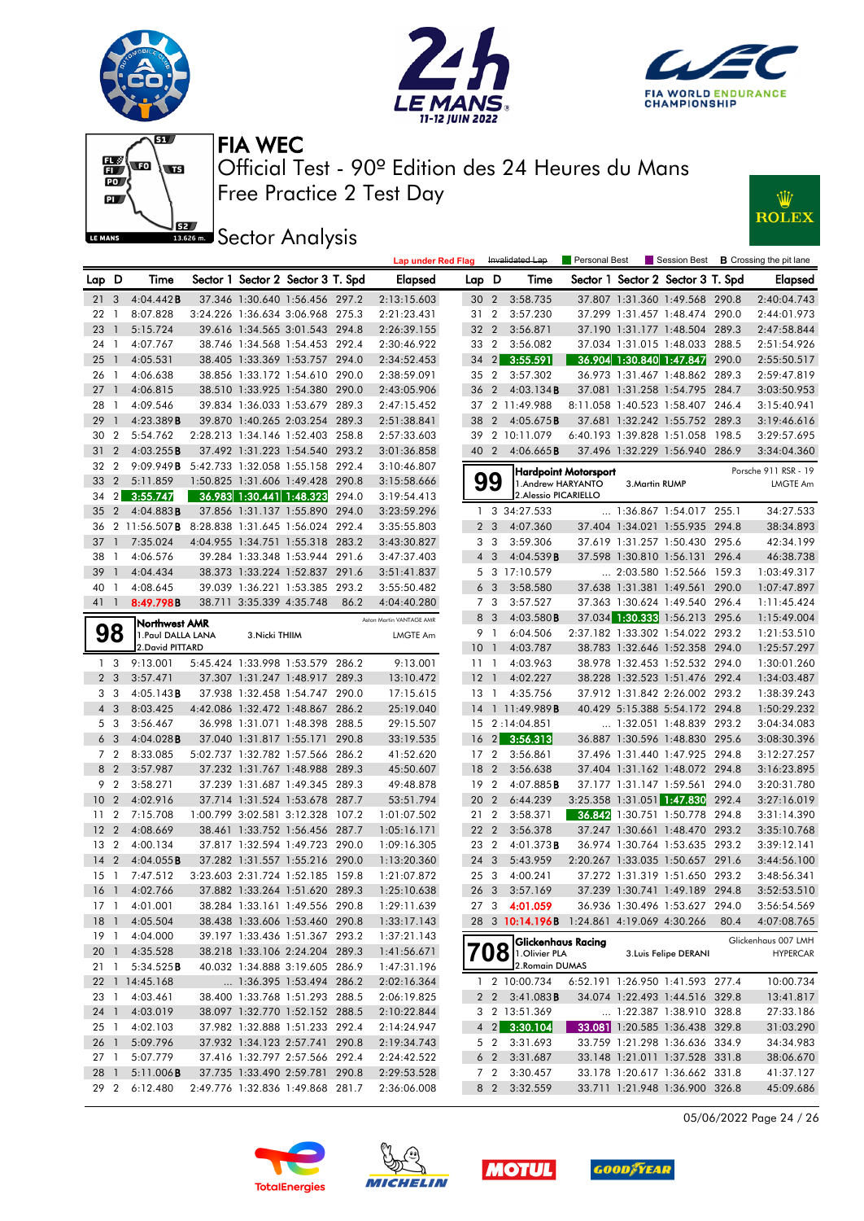# FIA WEC

Official Test - 90º Edition des 24 Heures du Mans

Free Practice 2 Test Day

## Sector Analysis

Lap under Red Flag | Invalidated Lap | Personal Best | Session Best | **B** Crossing the pit lane

| Lap | D | Time | Sector 1 | Sector 2 | Sector 3 | T. Spd | Elapsed |
|---|---|---|---|---|---|---|---|
| 21 | 3 | 4:04.442**B** | 37.346 | 1:30.640 | 1:56.456 | 297.2 | 2:13:15.603 |
| 22 | 1 | 8:07.828 | 3:24.226 | 1:36.634 | 3:06.968 | 275.3 | 2:21:23.431 |
| 23 | 1 | 5:15.724 | 39.616 | 1:34.565 | 3:01.543 | 294.8 | 2:26:39.155 |
| 24 | 1 | 4:07.767 | 38.746 | 1:34.568 | 1:54.453 | 292.4 | 2:30:46.922 |
| 25 | 1 | 4:05.531 | 38.405 | 1:33.369 | 1:53.757 | 294.0 | 2:34:52.453 |
| 26 | 1 | 4:06.638 | 38.856 | 1:33.172 | 1:54.610 | 290.0 | 2:38:59.091 |
| 27 | 1 | 4:06.815 | 38.510 | 1:33.925 | 1:54.380 | 290.0 | 2:43:05.906 |
| 28 | 1 | 4:09.546 | 39.834 | 1:36.033 | 1:53.679 | 289.3 | 2:47:15.452 |
| 29 | 1 | 4:23.389**B** | 39.870 | 1:40.265 | 2:03.254 | 289.3 | 2:51:38.841 |
| 30 | 2 | 5:54.762 | 2:28.213 | 1:34.146 | 1:52.403 | 258.8 | 2:57:33.603 |
| 31 | 2 | 4:03.255**B** | 37.492 | 1:31.223 | 1:54.540 | 293.2 | 3:01:36.858 |
| 32 | 2 | 9:09.949**B** | 5:42.733 | 1:32.058 | 1:55.158 | 292.4 | 3:10:46.807 |
| 33 | 2 | 5:11.859 | 1:50.825 | 1:31.606 | 1:49.428 | 290.8 | 3:15:58.666 |
| 34 | 2 | 3:55.747 | 36.983 | 1:30.441 | 1:48.323 | 294.0 | 3:19:54.413 |
| 35 | 2 | 4:04.883**B** | 37.856 | 1:31.137 | 1:55.890 | 294.0 | 3:23:59.296 |
| 36 | 2 | 11:56.507**B** | 8:28.838 | 1:31.645 | 1:56.024 | 292.4 | 3:35:55.803 |
| 37 | 1 | 7:35.024 | 4:04.955 | 1:34.751 | 1:55.318 | 283.2 | 3:43:30.827 |
| 38 | 1 | 4:06.576 | 39.284 | 1:33.348 | 1:53.944 | 291.6 | 3:47:37.403 |
| 39 | 1 | 4:04.434 | 38.373 | 1:33.224 | 1:52.837 | 291.6 | 3:51:41.837 |
| 40 | 1 | 4:08.645 | 39.039 | 1:36.221 | 1:53.385 | 293.2 | 3:55:50.482 |
| 41 | 1 | 8:49.798**B** | 38.711 | 3:35.339 | 4:35.748 | 86.2 | 4:04:40.280 |

### 98 Northwest AMR — Aston Martin VANTAGE AMR — LMGTE Am
1.Paul DALLA LANA, 2.David PITTARD, 3.Nicki THIIM

| Lap | D | Time | Sector 1 | Sector 2 | Sector 3 | T. Spd | Elapsed |
|---|---|---|---|---|---|---|---|
| 1 | 3 | 9:13.001 | 5:45.424 | 1:33.998 | 1:53.579 | 286.2 | 9:13.001 |
| 2 | 3 | 3:57.471 | 37.307 | 1:31.247 | 1:48.917 | 289.3 | 13:10.472 |
| 3 | 3 | 4:05.143**B** | 37.938 | 1:32.458 | 1:54.747 | 290.0 | 17:15.615 |
| 4 | 3 | 8:03.425 | 4:42.086 | 1:32.472 | 1:48.867 | 286.2 | 25:19.040 |
| 5 | 3 | 3:56.467 | 36.998 | 1:31.071 | 1:48.398 | 288.5 | 29:15.507 |
| 6 | 3 | 4:04.028**B** | 37.040 | 1:31.817 | 1:55.171 | 290.8 | 33:19.535 |
| 7 | 2 | 8:33.085 | 5:02.737 | 1:32.782 | 1:57.566 | 286.2 | 41:52.620 |
| 8 | 2 | 3:57.987 | 37.232 | 1:31.767 | 1:48.988 | 289.3 | 45:50.607 |
| 9 | 2 | 3:58.271 | 37.239 | 1:31.687 | 1:49.345 | 289.3 | 49:48.878 |
| 10 | 2 | 4:02.916 | 37.714 | 1:31.524 | 1:53.678 | 287.7 | 53:51.794 |
| 11 | 2 | 7:15.708 | 1:00.799 | 3:02.581 | 3:12.328 | 107.2 | 1:01:07.502 |
| 12 | 2 | 4:08.669 | 38.461 | 1:33.752 | 1:56.456 | 287.7 | 1:05:16.171 |
| 13 | 2 | 4:00.134 | 37.817 | 1:32.594 | 1:49.723 | 290.0 | 1:09:16.305 |
| 14 | 2 | 4:04.055**B** | 37.282 | 1:31.557 | 1:55.216 | 290.0 | 1:13:20.360 |
| 15 | 1 | 7:47.512 | 3:23.603 | 2:31.724 | 1:52.185 | 159.8 | 1:21:07.872 |
| 16 | 1 | 4:02.766 | 37.882 | 1:33.264 | 1:51.620 | 289.3 | 1:25:10.638 |
| 17 | 1 | 4:01.001 | 38.284 | 1:33.161 | 1:49.556 | 290.8 | 1:29:11.639 |
| 18 | 1 | 4:05.504 | 38.438 | 1:33.606 | 1:53.460 | 290.8 | 1:33:17.143 |
| 19 | 1 | 4:04.000 | 39.197 | 1:33.436 | 1:51.367 | 293.2 | 1:37:21.143 |
| 20 | 1 | 4:35.528 | 38.218 | 1:33.106 | 2:24.204 | 289.3 | 1:41:56.671 |
| 21 | 1 | 5:34.525**B** | 40.032 | 1:34.888 | 3:19.605 | 286.9 | 1:47:31.196 |
| 22 | 1 | 14:45.168 | ... | 1:36.395 | 1:53.494 | 286.2 | 2:02:16.364 |
| 23 | 1 | 4:03.461 | 38.400 | 1:33.768 | 1:51.293 | 288.5 | 2:06:19.825 |
| 24 | 1 | 4:03.019 | 38.097 | 1:32.770 | 1:52.152 | 288.5 | 2:10:22.844 |
| 25 | 1 | 4:02.103 | 37.982 | 1:32.888 | 1:51.233 | 292.4 | 2:14:24.947 |
| 26 | 1 | 5:09.796 | 37.932 | 1:34.123 | 2:57.741 | 290.8 | 2:19:34.743 |
| 27 | 1 | 5:07.779 | 37.416 | 1:32.797 | 2:57.566 | 292.4 | 2:24:42.522 |
| 28 | 1 | 5:11.006**B** | 37.735 | 1:33.490 | 2:59.781 | 290.8 | 2:29:53.528 |
| 29 | 2 | 6:12.480 | 2:49.776 | 1:32.836 | 1:49.868 | 281.7 | 2:36:06.008 |
| 30 | 2 | 3:58.735 | 37.807 | 1:31.360 | 1:49.568 | 290.8 | 2:40:04.743 |
| 31 | 2 | 3:57.230 | 37.299 | 1:31.457 | 1:48.474 | 290.0 | 2:44:01.973 |
| 32 | 2 | 3:56.871 | 37.190 | 1:31.177 | 1:48.504 | 289.3 | 2:47:58.844 |
| 33 | 2 | 3:56.082 | 37.034 | 1:31.015 | 1:48.033 | 288.5 | 2:51:54.926 |
| 34 | 2 | 3:55.591 | 36.904 | 1:30.840 | 1:47.847 | 290.0 | 2:55:50.517 |
| 35 | 2 | 3:57.302 | 36.973 | 1:31.467 | 1:48.862 | 289.3 | 2:59:47.819 |
| 36 | 2 | 4:03.134**B** | 37.081 | 1:31.258 | 1:54.795 | 284.7 | 3:03:50.953 |
| 37 | 2 | 11:49.988 | 8:11.058 | 1:40.523 | 1:58.407 | 246.4 | 3:15:40.941 |
| 38 | 2 | 4:05.675**B** | 37.681 | 1:32.242 | 1:55.752 | 289.3 | 3:19:46.616 |
| 39 | 2 | 10:11.079 | 6:40.193 | 1:39.828 | 1:51.058 | 198.5 | 3:29:57.695 |
| 40 | 2 | 4:06.665**B** | 37.496 | 1:32.229 | 1:56.940 | 286.9 | 3:34:04.360 |

### 99 Hardpoint Motorsport — Porsche 911 RSR - 19 — LMGTE Am
1.Andrew HARYANTO, 2.Alessio PICARIELLO, 3.Martin RUMP

| Lap | D | Time | Sector 1 | Sector 2 | Sector 3 | T. Spd | Elapsed |
|---|---|---|---|---|---|---|---|
| 1 | 3 | 34:27.533 | ... | 1:36.867 | 1:54.017 | 255.1 | 34:27.533 |
| 2 | 3 | 4:07.360 | 37.404 | 1:34.021 | 1:55.935 | 294.8 | 38:34.893 |
| 3 | 3 | 3:59.306 | 37.619 | 1:31.257 | 1:50.430 | 295.6 | 42:34.199 |
| 4 | 3 | 4:04.539**B** | 37.598 | 1:30.810 | 1:56.131 | 296.4 | 46:38.738 |
| 5 | 3 | 17:10.579 | ... | 2:03.580 | 1:52.566 | 159.3 | 1:03:49.317 |
| 6 | 3 | 3:58.580 | 37.638 | 1:31.381 | 1:49.561 | 290.0 | 1:07:47.897 |
| 7 | 3 | 3:57.527 | 37.363 | 1:30.624 | 1:49.540 | 296.4 | 1:11:45.424 |
| 8 | 3 | 4:03.580**B** | 37.034 | 1:30.333 | 1:56.213 | 295.6 | 1:15:49.004 |
| 9 | 1 | 6:04.506 | 2:37.182 | 1:33.302 | 1:54.022 | 293.2 | 1:21:53.510 |
| 10 | 1 | 4:03.787 | 38.783 | 1:32.646 | 1:52.358 | 294.0 | 1:25:57.297 |
| 11 | 1 | 4:03.963 | 38.978 | 1:32.453 | 1:52.532 | 294.0 | 1:30:01.260 |
| 12 | 1 | 4:02.227 | 38.228 | 1:32.523 | 1:51.476 | 292.4 | 1:34:03.487 |
| 13 | 1 | 4:35.756 | 37.912 | 1:31.842 | 2:26.002 | 293.2 | 1:38:39.243 |
| 14 | 1 | 11:49.989**B** | 40.429 | 5:15.388 | 5:54.172 | 294.8 | 1:50:29.232 |
| 15 | 2 | 1:14:04.851 | ... | 1:32.051 | 1:48.839 | 293.2 | 3:04:34.083 |
| 16 | 2 | 3:56.313 | 36.887 | 1:30.596 | 1:48.830 | 295.6 | 3:08:30.396 |
| 17 | 2 | 3:56.861 | 37.496 | 1:31.440 | 1:47.925 | 294.8 | 3:12:27.257 |
| 18 | 2 | 3:56.638 | 37.404 | 1:31.162 | 1:48.072 | 294.8 | 3:16:23.895 |
| 19 | 2 | 4:07.885**B** | 37.177 | 1:31.147 | 1:59.561 | 294.0 | 3:20:31.780 |
| 20 | 2 | 6:44.239 | 3:25.358 | 1:31.051 | 1:47.830 | 292.4 | 3:27:16.019 |
| 21 | 2 | 3:58.371 | 36.842 | 1:30.751 | 1:50.778 | 294.8 | 3:31:14.390 |
| 22 | 2 | 3:56.378 | 37.247 | 1:30.661 | 1:48.470 | 293.2 | 3:35:10.768 |
| 23 | 2 | 4:01.373**B** | 36.974 | 1:30.764 | 1:53.635 | 293.2 | 3:39:12.141 |
| 24 | 3 | 5:43.959 | 2:20.267 | 1:33.035 | 1:50.657 | 291.6 | 3:44:56.100 |
| 25 | 3 | 4:00.241 | 37.272 | 1:31.319 | 1:51.650 | 293.2 | 3:48:56.341 |
| 26 | 3 | 3:57.169 | 37.239 | 1:30.741 | 1:49.189 | 294.8 | 3:52:53.510 |
| 27 | 3 | 4:01.059 | 36.936 | 1:30.496 | 1:53.627 | 294.0 | 3:56:54.569 |
| 28 | 3 | 10:14.196**B** | 1:24.861 | 4:19.069 | 4:30.266 | 80.4 | 4:07:08.765 |

### 708 Glickenhaus Racing — Glickenhaus 007 LMH — HYPERCAR
1.Olivier PLA, 2.Romain DUMAS, 3.Luis Felipe DERANI

| Lap | D | Time | Sector 1 | Sector 2 | Sector 3 | T. Spd | Elapsed |
|---|---|---|---|---|---|---|---|
| 1 | 2 | 10:00.734 | 6:52.191 | 1:26.950 | 1:41.593 | 277.4 | 10:00.734 |
| 2 | 2 | 3:41.083**B** | 34.074 | 1:22.493 | 1:44.516 | 329.8 | 13:41.817 |
| 3 | 2 | 13:51.369 | ... | 1:22.387 | 1:38.910 | 328.8 | 27:33.186 |
| 4 | 2 | 3:30.104 | 33.081 | 1:20.585 | 1:36.438 | 329.8 | 31:03.290 |
| 5 | 2 | 3:31.693 | 33.759 | 1:21.298 | 1:36.636 | 334.9 | 34:34.983 |
| 6 | 2 | 3:31.687 | 33.148 | 1:21.011 | 1:37.528 | 331.8 | 38:06.670 |
| 7 | 2 | 3:30.457 | 33.178 | 1:20.617 | 1:36.662 | 331.8 | 41:37.127 |
| 8 | 2 | 3:32.559 | 33.711 | 1:21.948 | 1:36.900 | 326.8 | 45:09.686 |

05/06/2022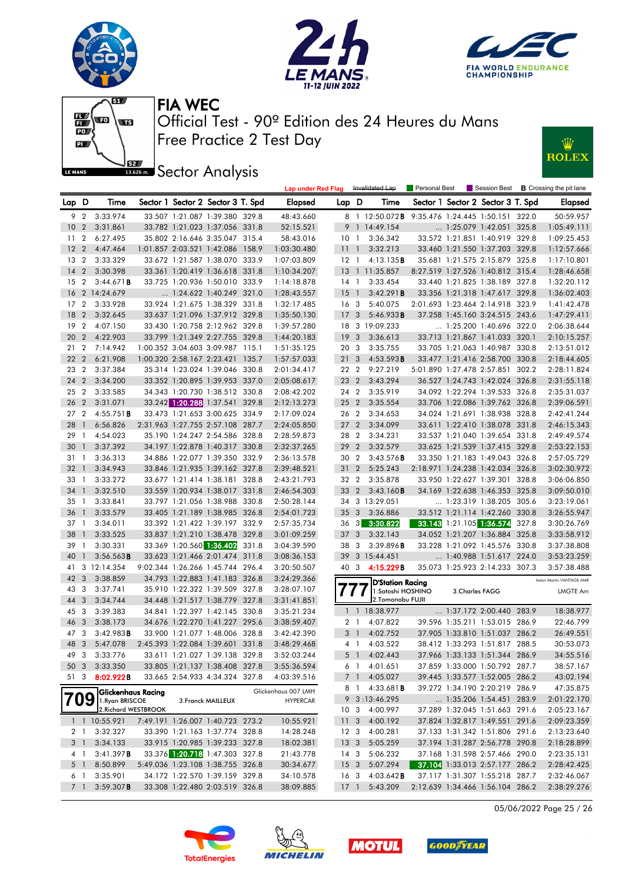# FIA WEC

## Official Test - 90º Edition des 24 Heures du Mans

## Free Practice 2 Test Day

## Sector Analysis

Lap under Red Flag | Invalidated Lap | Personal Best | Session Best | B Crossing the pit lane

| Lap | D | Time | Sector 1 | Sector 2 | Sector 3 | T. Spd | Elapsed |
|---|---|---|---|---|---|---|---|
| 9 | 2 | 3:33.974 | 33.507 | 1:21.087 | 1:39.380 | 329.8 | 48:43.660 |
| 10 | 2 | 3:31.861 | 33.782 | 1:21.023 | 1:37.056 | 331.8 | 52:15.521 |
| 11 | 2 | 6:27.495 | 35.802 | 2:16.646 | 3:35.047 | 315.4 | 58:43.016 |
| 12 | 2 | 4:47.464 | 1:01.857 | 2:03.521 | 1:42.086 | 158.9 | 1:03:30.480 |
| 13 | 2 | 3:33.329 | 33.672 | 1:21.587 | 1:38.070 | 333.9 | 1:07:03.809 |
| 14 | 2 | 3:30.398 | 33.361 | 1:20.419 | 1:36.618 | 331.8 | 1:10:34.207 |
| 15 | 2 | 3:44.671B | 33.725 | 1:20.936 | 1:50.010 | 333.9 | 1:14:18.878 |
| 16 | 2 | 14:24.679 | ... | 1:24.622 | 1:40.249 | 321.0 | 1:28:43.557 |
| 17 | 2 | 3:33.928 | 33.924 | 1:21.675 | 1:38.329 | 331.8 | 1:32:17.485 |
| 18 | 2 | 3:32.645 | 33.637 | 1:21.096 | 1:37.912 | 329.8 | 1:35:50.130 |
| 19 | 2 | 4:07.150 | 33.430 | 1:20.758 | 2:12.962 | 329.8 | 1:39:57.280 |
| 20 | 2 | 4:22.903 | 33.799 | 1:21.349 | 2:27.755 | 329.8 | 1:44:20.183 |
| 21 | 2 | 7:14.942 | 1:00.352 | 3:04.603 | 3:09.987 | 115.1 | 1:51:35.125 |
| 22 | 2 | 6:21.908 | 1:00.320 | 2:58.167 | 2:23.421 | 135.7 | 1:57:57.033 |
| 23 | 2 | 3:37.384 | 35.314 | 1:23.024 | 1:39.046 | 330.8 | 2:01:34.417 |
| 24 | 2 | 3:34.200 | 33.352 | 1:20.895 | 1:39.953 | 337.0 | 2:05:08.617 |
| 25 | 2 | 3:33.585 | 34.343 | 1:20.730 | 1:38.512 | 330.8 | 2:08:42.202 |
| 26 | 2 | 3:31.071 | 33.242 | 1:20.288 | 1:37.541 | 329.8 | 2:12:13.273 |
| 27 | 2 | 4:55.751B | 33.473 | 1:21.653 | 3:00.625 | 334.9 | 2:17:09.024 |
| 28 | 1 | 6:56.826 | 2:31.963 | 1:27.755 | 2:57.108 | 287.7 | 2:24:05.850 |
| 29 | 1 | 4:54.023 | 35.190 | 1:24.247 | 2:54.586 | 328.8 | 2:28:59.873 |
| 30 | 1 | 3:37.392 | 34.197 | 1:22.878 | 1:40.317 | 330.8 | 2:32:37.265 |
| 31 | 1 | 3:36.313 | 34.886 | 1:22.077 | 1:39.350 | 332.9 | 2:36:13.578 |
| 32 | 1 | 3:34.943 | 33.846 | 1:21.935 | 1:39.162 | 327.8 | 2:39:48.521 |
| 33 | 1 | 3:33.272 | 33.677 | 1:21.414 | 1:38.181 | 328.8 | 2:43:21.793 |
| 34 | 1 | 3:32.510 | 33.559 | 1:20.934 | 1:38.017 | 331.8 | 2:46:54.303 |
| 35 | 1 | 3:33.841 | 33.797 | 1:21.056 | 1:38.988 | 330.8 | 2:50:28.144 |
| 36 | 1 | 3:33.579 | 33.405 | 1:21.189 | 1:38.985 | 326.8 | 2:54:01.723 |
| 37 | 1 | 3:34.011 | 33.392 | 1:21.422 | 1:39.197 | 332.9 | 2:57:35.734 |
| 38 | 1 | 3:33.525 | 33.837 | 1:21.210 | 1:38.478 | 329.8 | 3:01:09.259 |
| 39 | 1 | 3:30.331 | 33.369 | 1:20.560 | 1:36.402 | 331.8 | 3:04:39.590 |
| 40 | 1 | 3:56.563B | 33.623 | 1:21.466 | 2:01.474 | 311.8 | 3:08:36.153 |
| 41 | 3 | 12:14.354 | 9:02.344 | 1:26.266 | 1:45.744 | 296.4 | 3:20:50.507 |
| 42 | 3 | 3:38.859 | 34.793 | 1:22.883 | 1:41.183 | 326.8 | 3:24:29.366 |
| 43 | 3 | 3:37.741 | 35.910 | 1:22.322 | 1:39.509 | 327.8 | 3:28:07.107 |
| 44 | 3 | 3:34.744 | 34.448 | 1:21.517 | 1:38.779 | 327.8 | 3:31:41.851 |
| 45 | 3 | 3:39.383 | 34.841 | 1:22.397 | 1:42.145 | 330.8 | 3:35:21.234 |
| 46 | 3 | 3:38.173 | 34.676 | 1:22.270 | 1:41.227 | 295.6 | 3:38:59.407 |
| 47 | 3 | 3:42.983B | 33.900 | 1:21.077 | 1:48.006 | 328.8 | 3:42:42.390 |
| 48 | 3 | 5:47.078 | 2:45.393 | 1:22.084 | 1:39.601 | 331.8 | 3:48:29.468 |
| 49 | 3 | 3:33.776 | 33.611 | 1:21.027 | 1:39.138 | 329.8 | 3:52:03.244 |
| 50 | 3 | 3:33.350 | 33.805 | 1:21.137 | 1:38.408 | 327.8 | 3:55:36.594 |
| 51 | 3 | 8:02.922B | 33.665 | 2:54.933 | 4:34.324 | 327.8 | 4:03:39.516 |

### 709 Glickenhaus Racing — Glickenhaus 007 LMH — HYPERCAR
1.Ryan BRISCOE / 2.Richard WESTBROOK / 3.Franck MAILLEUX

| Lap | D | Time | Sector 1 | Sector 2 | Sector 3 | T. Spd | Elapsed |
|---|---|---|---|---|---|---|---|
| 1 | 1 | 10:55.921 | 7:49.191 | 1:26.007 | 1:40.723 | 273.2 | 10:55.921 |
| 2 | 1 | 3:32.327 | 33.390 | 1:21.163 | 1:37.774 | 328.8 | 14:28.248 |
| 3 | 1 | 3:34.133 | 33.915 | 1:20.985 | 1:39.233 | 327.8 | 18:02.381 |
| 4 | 1 | 3:41.397B | 33.376 | 1:20.718 | 1:47.303 | 327.8 | 21:43.778 |
| 5 | 1 | 8:50.899 | 5:49.036 | 1:23.108 | 1:38.755 | 326.8 | 30:34.677 |
| 6 | 1 | 3:35.901 | 34.172 | 1:22.570 | 1:39.159 | 329.8 | 34:10.578 |
| 7 | 1 | 3:59.307B | 33.308 | 1:22.480 | 2:03.519 | 326.8 | 38:09.885 |
| 8 | 1 | 12:50.072B | 9:35.476 | 1:24.445 | 1:50.151 | 322.0 | 50:59.957 |
| 9 | 1 | 14:49.154 | ... | 1:25.079 | 1:42.051 | 325.8 | 1:05:49.111 |
| 10 | 1 | 3:36.342 | 33.572 | 1:21.851 | 1:40.919 | 329.8 | 1:09:25.453 |
| 11 | 1 | 3:32.213 | 33.460 | 1:21.550 | 1:37.203 | 329.8 | 1:12:57.666 |
| 12 | 1 | 4:13.135B | 35.681 | 1:21.575 | 2:15.879 | 325.8 | 1:17:10.801 |
| 13 | 1 | 11:35.857 | 8:27.519 | 1:27.526 | 1:40.812 | 315.4 | 1:28:46.658 |
| 14 | 1 | 3:33.454 | 33.440 | 1:21.825 | 1:38.189 | 327.8 | 1:32:20.112 |
| 15 | 1 | 3:42.291B | 33.356 | 1:21.318 | 1:47.617 | 329.8 | 1:36:02.403 |
| 16 | 3 | 5:40.075 | 2:01.693 | 1:23.464 | 2:14.918 | 323.9 | 1:41:42.478 |
| 17 | 3 | 5:46.933B | 37.258 | 1:45.160 | 3:24.515 | 243.6 | 1:47:29.411 |
| 18 | 3 | 19:09.233 | ... | 1:25.200 | 1:40.696 | 322.0 | 2:06:38.644 |
| 19 | 3 | 3:36.613 | 33.713 | 1:21.867 | 1:41.033 | 320.1 | 2:10:15.257 |
| 20 | 3 | 3:35.755 | 33.705 | 1:21.063 | 1:40.987 | 330.8 | 2:13:51.012 |
| 21 | 3 | 4:53.593B | 33.477 | 1:21.416 | 2:58.700 | 330.8 | 2:18:44.605 |
| 22 | 2 | 9:27.219 | 5:01.890 | 1:27.478 | 2:57.851 | 302.2 | 2:28:11.824 |
| 23 | 2 | 3:43.294 | 36.527 | 1:24.743 | 1:42.024 | 326.8 | 2:31:55.118 |
| 24 | 2 | 3:35.919 | 34.092 | 1:22.294 | 1:39.533 | 326.8 | 2:35:31.037 |
| 25 | 2 | 3:35.554 | 33.706 | 1:22.086 | 1:39.762 | 326.8 | 2:39:06.591 |
| 26 | 2 | 3:34.653 | 34.024 | 1:21.691 | 1:38.938 | 328.8 | 2:42:41.244 |
| 27 | 2 | 3:34.099 | 33.611 | 1:22.410 | 1:38.078 | 331.8 | 2:46:15.343 |
| 28 | 2 | 3:34.231 | 33.537 | 1:21.040 | 1:39.654 | 331.8 | 2:49:49.574 |
| 29 | 2 | 3:32.579 | 33.625 | 1:21.539 | 1:37.415 | 329.8 | 2:53:22.153 |
| 30 | 2 | 3:43.576B | 33.350 | 1:21.183 | 1:49.043 | 326.8 | 2:57:05.729 |
| 31 | 2 | 5:25.243 | 2:18.971 | 1:24.238 | 1:42.034 | 326.8 | 3:02:30.972 |
| 32 | 2 | 3:35.878 | 33.950 | 1:22.627 | 1:39.301 | 328.8 | 3:06:06.850 |
| 33 | 2 | 3:43.160B | 34.169 | 1:22.638 | 1:46.353 | 325.8 | 3:09:50.010 |
| 34 | 3 | 13:29.051 | ... | 1:23.319 | 1:38.205 | 305.6 | 3:23:19.061 |
| 35 | 3 | 3:36.886 | 33.512 | 1:21.114 | 1:42.260 | 330.8 | 3:26:55.947 |
| 36 | 3 | 3:30.822 | 33.143 | 1:21.105 | 1:36.574 | 327.8 | 3:30:26.769 |
| 37 | 3 | 3:32.143 | 34.052 | 1:21.207 | 1:36.884 | 325.8 | 3:33:58.912 |
| 38 | 3 | 3:39.896B | 33.228 | 1:21.092 | 1:45.576 | 330.8 | 3:37:38.808 |
| 39 | 3 | 15:44.451 | ... | 1:40.988 | 1:51.617 | 224.0 | 3:53:23.259 |
| 40 | 3 | 4:15.229B | 35.073 | 1:25.923 | 2:14.233 | 307.3 | 3:57:38.488 |

### 777 D'Station Racing — Aston Martin VANTAGE AMR — LMGTE Am
1.Satoshi HOSHINO / 2.Tomonobu FUJII / 3.Charles FAGG

| Lap | D | Time | Sector 1 | Sector 2 | Sector 3 | T. Spd | Elapsed |
|---|---|---|---|---|---|---|---|
| 1 | 1 | 18:38.977 | ... | 1:37.172 | 2:00.440 | 283.9 | 18:38.977 |
| 2 | 1 | 4:07.822 | 39.596 | 1:35.211 | 1:53.015 | 286.9 | 22:46.799 |
| 3 | 1 | 4:02.752 | 37.905 | 1:33.810 | 1:51.037 | 286.2 | 26:49.551 |
| 4 | 1 | 4:03.522 | 38.412 | 1:33.293 | 1:51.817 | 288.5 | 30:53.073 |
| 5 | 1 | 4:02.443 | 37.966 | 1:33.133 | 1:51.344 | 286.9 | 34:55.516 |
| 6 | 1 | 4:01.651 | 37.859 | 1:33.000 | 1:50.792 | 287.7 | 38:57.167 |
| 7 | 1 | 4:05.027 | 39.445 | 1:33.577 | 1:52.005 | 286.2 | 43:02.194 |
| 8 | 1 | 4:33.681B | 39.272 | 1:34.190 | 2:20.219 | 286.9 | 47:35.875 |
| 9 | 3 | 1:13:46.295 | ... | 1:35.206 | 1:54.451 | 283.9 | 2:01:22.170 |
| 10 | 3 | 4:00.997 | 37.289 | 1:32.045 | 1:51.663 | 291.6 | 2:05:23.167 |
| 11 | 3 | 4:00.192 | 37.824 | 1:32.817 | 1:49.551 | 291.6 | 2:09:23.359 |
| 12 | 3 | 4:00.281 | 37.133 | 1:31.342 | 1:51.806 | 291.6 | 2:13:23.640 |
| 13 | 3 | 5:05.259 | 37.194 | 1:31.287 | 2:56.778 | 290.8 | 2:18:28.899 |
| 14 | 3 | 5:06.232 | 37.168 | 1:31.598 | 2:57.466 | 290.0 | 2:23:35.131 |
| 15 | 3 | 5:07.294 | 37.104 | 1:33.013 | 2:57.177 | 286.2 | 2:28:42.425 |
| 16 | 3 | 4:03.642B | 37.117 | 1:31.307 | 1:55.218 | 287.7 | 2:32:46.067 |
| 17 | 1 | 5:43.209 | 2:12.639 | 1:34.466 | 1:56.104 | 286.2 | 2:38:29.276 |

05/06/2022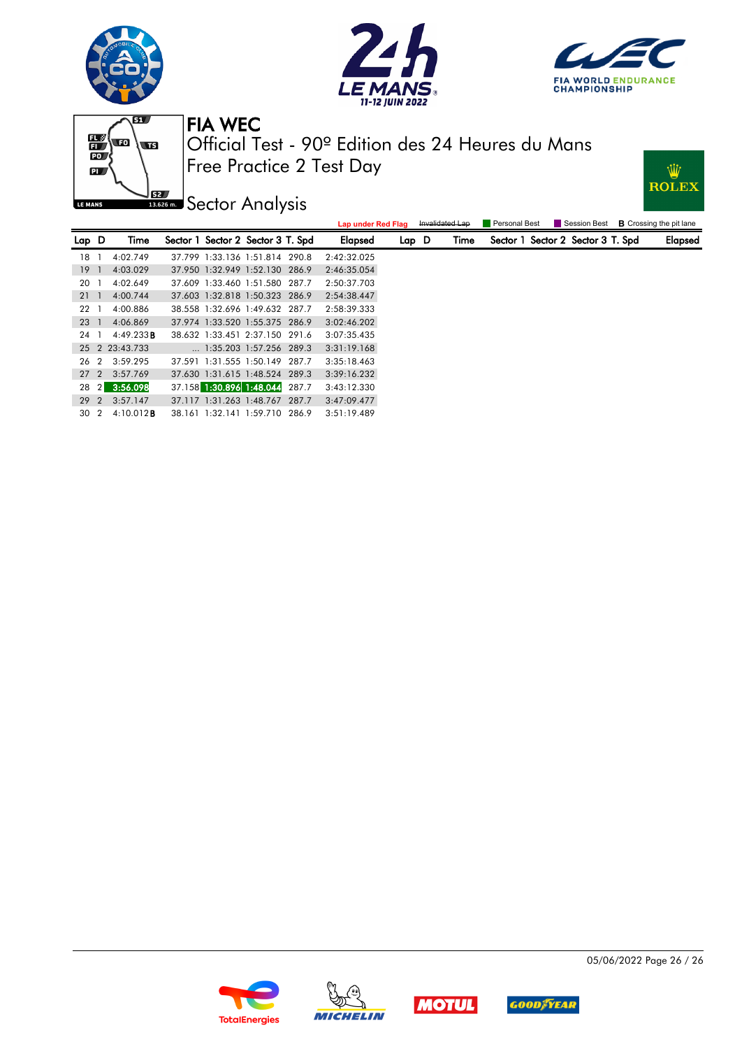# FIA WEC

## Official Test - 90º Edition des 24 Heures du Mans

## Free Practice 2 Test Day

## Sector Analysis

Lap under Red Flag | ~~Invalidated Lap~~ | Personal Best | Session Best | **B** Crossing the pit lane

| Lap | D | Time | Sector 1 | Sector 2 | Sector 3 | T. Spd | Elapsed |
|---|---|---|---|---|---|---|---|
| 18 | 1 | 4:02.749 | 37.799 | 1:33.136 | 1:51.814 | 290.8 | 2:42:32.025 |
| 19 | 1 | 4:03.029 | 37.950 | 1:32.949 | 1:52.130 | 286.9 | 2:46:35.054 |
| 20 | 1 | 4:02.649 | 37.609 | 1:33.460 | 1:51.580 | 287.7 | 2:50:37.703 |
| 21 | 1 | 4:00.744 | 37.603 | 1:32.818 | 1:50.323 | 286.9 | 2:54:38.447 |
| 22 | 1 | 4:00.886 | 38.558 | 1:32.696 | 1:49.632 | 287.7 | 2:58:39.333 |
| 23 | 1 | 4:06.869 | 37.974 | 1:33.520 | 1:55.375 | 286.9 | 3:02:46.202 |
| 24 | 1 | 4:49.233**B** | 38.632 | 1:33.451 | 2:37.150 | 291.6 | 3:07:35.435 |
| 25 | 2 | 23:43.733 | ... | 1:35.203 | 1:57.256 | 289.3 | 3:31:19.168 |
| 26 | 2 | 3:59.295 | 37.591 | 1:31.555 | 1:50.149 | 287.7 | 3:35:18.463 |
| 27 | 2 | 3:57.769 | 37.630 | 1:31.615 | 1:48.524 | 289.3 | 3:39:16.232 |
| 28 | 2 | 3:56.098 | 37.158 | 1:30.896 | 1:48.044 | 287.7 | 3:43:12.330 |
| 29 | 2 | 3:57.147 | 37.117 | 1:31.263 | 1:48.767 | 287.7 | 3:47:09.477 |
| 30 | 2 | 4:10.012**B** | 38.161 | 1:32.141 | 1:59.710 | 286.9 | 3:51:19.489 |

05/06/2022